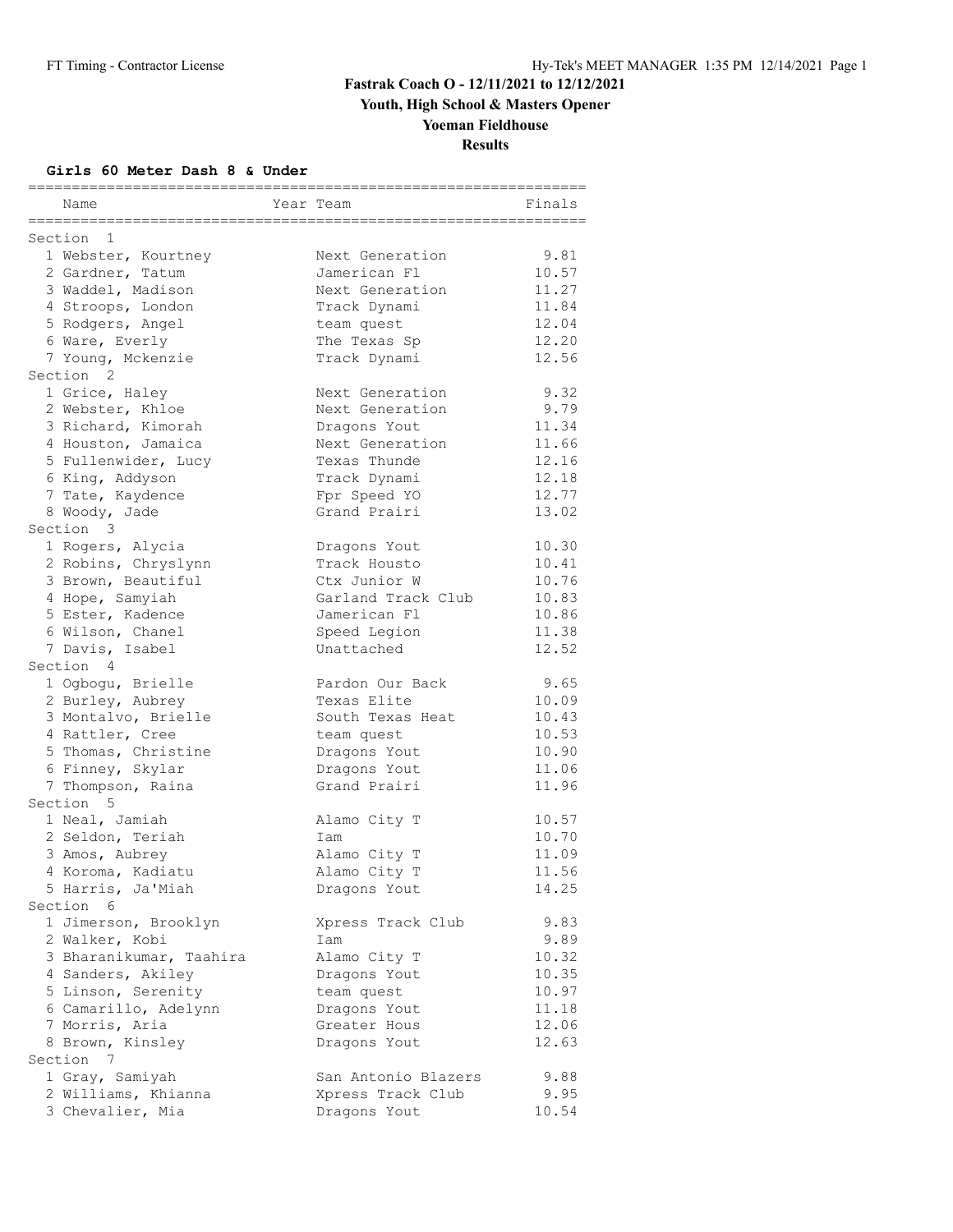# Fastrak Coach O - 12/11/2021 to 12/12/2021

## Youth, High School & Masters Opener

## Yoeman Fieldhouse

## Results

### Girls 60 Meter Dash 8 & Under

| Name | Year | Team | Finals |
|---|---|---|---|
| **Section 1** | | | |
| 1 Webster, Kourtney | | Next Generation | 9.81 |
| 2 Gardner, Tatum | | Jamerican Fl | 10.57 |
| 3 Waddel, Madison | | Next Generation | 11.27 |
| 4 Stroops, London | | Track Dynami | 11.84 |
| 5 Rodgers, Angel | | team quest | 12.04 |
| 6 Ware, Everly | | The Texas Sp | 12.20 |
| 7 Young, Mckenzie | | Track Dynami | 12.56 |
| **Section 2** | | | |
| 1 Grice, Haley | | Next Generation | 9.32 |
| 2 Webster, Khloe | | Next Generation | 9.79 |
| 3 Richard, Kimorah | | Dragons Yout | 11.34 |
| 4 Houston, Jamaica | | Next Generation | 11.66 |
| 5 Fullenwider, Lucy | | Texas Thunde | 12.16 |
| 6 King, Addyson | | Track Dynami | 12.18 |
| 7 Tate, Kaydence | | Fpr Speed YO | 12.77 |
| 8 Woody, Jade | | Grand Prairi | 13.02 |
| **Section 3** | | | |
| 1 Rogers, Alycia | | Dragons Yout | 10.30 |
| 2 Robins, Chryslynn | | Track Housto | 10.41 |
| 3 Brown, Beautiful | | Ctx Junior W | 10.76 |
| 4 Hope, Samyiah | | Garland Track Club | 10.83 |
| 5 Ester, Kadence | | Jamerican Fl | 10.86 |
| 6 Wilson, Chanel | | Speed Legion | 11.38 |
| 7 Davis, Isabel | | Unattached | 12.52 |
| **Section 4** | | | |
| 1 Ogbogu, Brielle | | Pardon Our Back | 9.65 |
| 2 Burley, Aubrey | | Texas Elite | 10.09 |
| 3 Montalvo, Brielle | | South Texas Heat | 10.43 |
| 4 Rattler, Cree | | team quest | 10.53 |
| 5 Thomas, Christine | | Dragons Yout | 10.90 |
| 6 Finney, Skylar | | Dragons Yout | 11.06 |
| 7 Thompson, Raina | | Grand Prairi | 11.96 |
| **Section 5** | | | |
| 1 Neal, Jamiah | | Alamo City T | 10.57 |
| 2 Seldon, Teriah | | Iam | 10.70 |
| 3 Amos, Aubrey | | Alamo City T | 11.09 |
| 4 Koroma, Kadiatu | | Alamo City T | 11.56 |
| 5 Harris, Ja'Miah | | Dragons Yout | 14.25 |
| **Section 6** | | | |
| 1 Jimerson, Brooklyn | | Xpress Track Club | 9.83 |
| 2 Walker, Kobi | | Iam | 9.89 |
| 3 Bharanikumar, Taahira | | Alamo City T | 10.32 |
| 4 Sanders, Akiley | | Dragons Yout | 10.35 |
| 5 Linson, Serenity | | team quest | 10.97 |
| 6 Camarillo, Adelynn | | Dragons Yout | 11.18 |
| 7 Morris, Aria | | Greater Hous | 12.06 |
| 8 Brown, Kinsley | | Dragons Yout | 12.63 |
| **Section 7** | | | |
| 1 Gray, Samiyah | | San Antonio Blazers | 9.88 |
| 2 Williams, Khianna | | Xpress Track Club | 9.95 |
| 3 Chevalier, Mia | | Dragons Yout | 10.54 |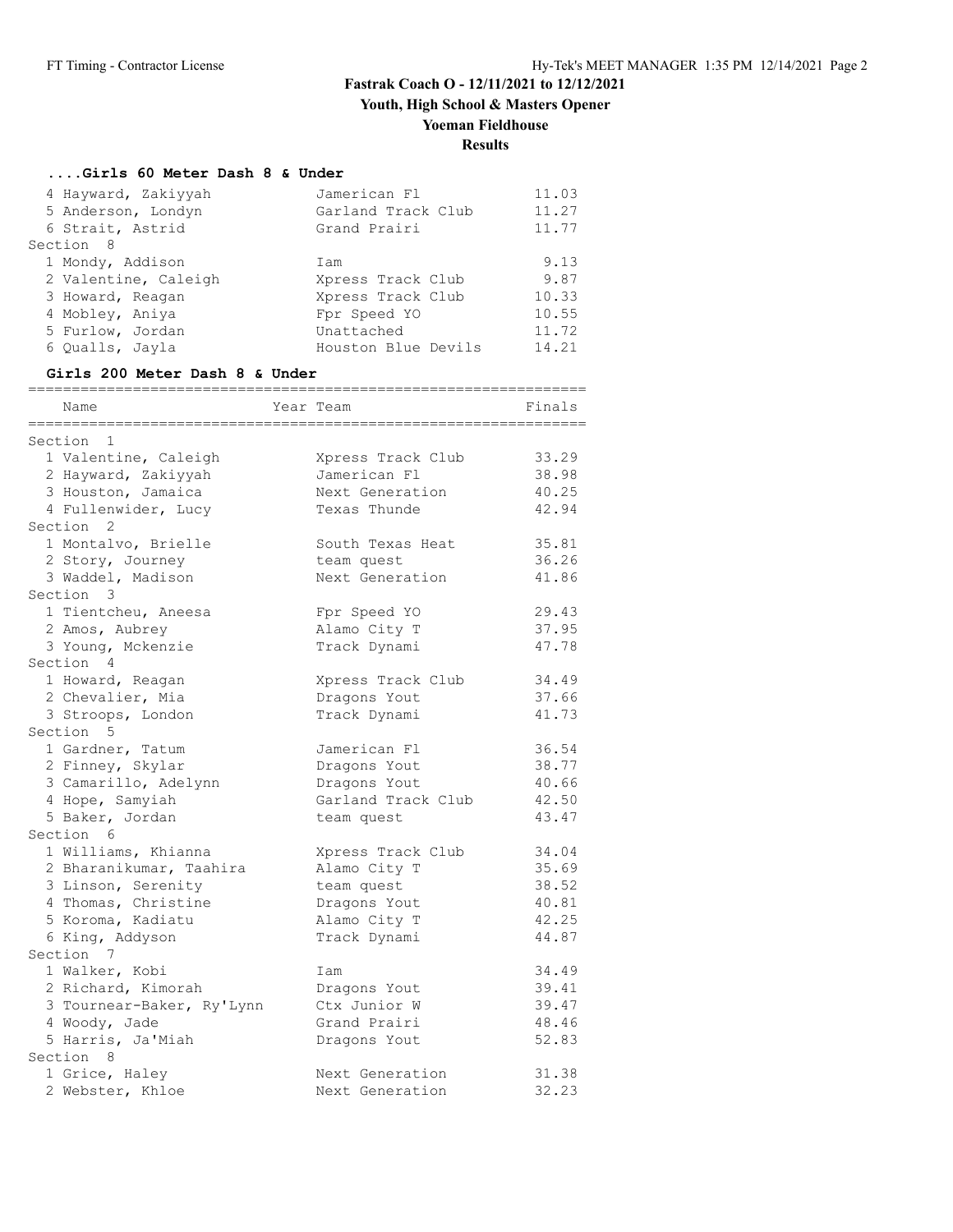# Fastrak Coach O - 12/11/2021 to 12/12/2021

## Youth, High School & Masters Opener

## Yoeman Fieldhouse

## Results

### ....Girls 60 Meter Dash 8 & Under

| Place | Name | Team | Finals |
|---|---|---|---|
| 4 | Hayward, Zakiyyah | Jamerican Fl | 11.03 |
| 5 | Anderson, Londyn | Garland Track Club | 11.27 |
| 6 | Strait, Astrid | Grand Prairi | 11.77 |
| **Section 8** | | | |
| 1 | Mondy, Addison | Iam | 9.13 |
| 2 | Valentine, Caleigh | Xpress Track Club | 9.87 |
| 3 | Howard, Reagan | Xpress Track Club | 10.33 |
| 4 | Mobley, Aniya | Fpr Speed YO | 10.55 |
| 5 | Furlow, Jordan | Unattached | 11.72 |
| 6 | Qualls, Jayla | Houston Blue Devils | 14.21 |

### Girls 200 Meter Dash 8 & Under

| Place | Name | Year | Team | Finals |
|---|---|---|---|---|
| **Section 1** | | | | |
| 1 | Valentine, Caleigh | | Xpress Track Club | 33.29 |
| 2 | Hayward, Zakiyyah | | Jamerican Fl | 38.98 |
| 3 | Houston, Jamaica | | Next Generation | 40.25 |
| 4 | Fullenwider, Lucy | | Texas Thunde | 42.94 |
| **Section 2** | | | | |
| 1 | Montalvo, Brielle | | South Texas Heat | 35.81 |
| 2 | Story, Journey | | team quest | 36.26 |
| 3 | Waddel, Madison | | Next Generation | 41.86 |
| **Section 3** | | | | |
| 1 | Tientcheu, Aneesa | | Fpr Speed YO | 29.43 |
| 2 | Amos, Aubrey | | Alamo City T | 37.95 |
| 3 | Young, Mckenzie | | Track Dynami | 47.78 |
| **Section 4** | | | | |
| 1 | Howard, Reagan | | Xpress Track Club | 34.49 |
| 2 | Chevalier, Mia | | Dragons Yout | 37.66 |
| 3 | Stroops, London | | Track Dynami | 41.73 |
| **Section 5** | | | | |
| 1 | Gardner, Tatum | | Jamerican Fl | 36.54 |
| 2 | Finney, Skylar | | Dragons Yout | 38.77 |
| 3 | Camarillo, Adelynn | | Dragons Yout | 40.66 |
| 4 | Hope, Samyiah | | Garland Track Club | 42.50 |
| 5 | Baker, Jordan | | team quest | 43.47 |
| **Section 6** | | | | |
| 1 | Williams, Khianna | | Xpress Track Club | 34.04 |
| 2 | Bharanikumar, Taahira | | Alamo City T | 35.69 |
| 3 | Linson, Serenity | | team quest | 38.52 |
| 4 | Thomas, Christine | | Dragons Yout | 40.81 |
| 5 | Koroma, Kadiatu | | Alamo City T | 42.25 |
| 6 | King, Addyson | | Track Dynami | 44.87 |
| **Section 7** | | | | |
| 1 | Walker, Kobi | | Iam | 34.49 |
| 2 | Richard, Kimorah | | Dragons Yout | 39.41 |
| 3 | Tournear-Baker, Ry'Lynn | | Ctx Junior W | 39.47 |
| 4 | Woody, Jade | | Grand Prairi | 48.46 |
| 5 | Harris, Ja'Miah | | Dragons Yout | 52.83 |
| **Section 8** | | | | |
| 1 | Grice, Haley | | Next Generation | 31.38 |
| 2 | Webster, Khloe | | Next Generation | 32.23 |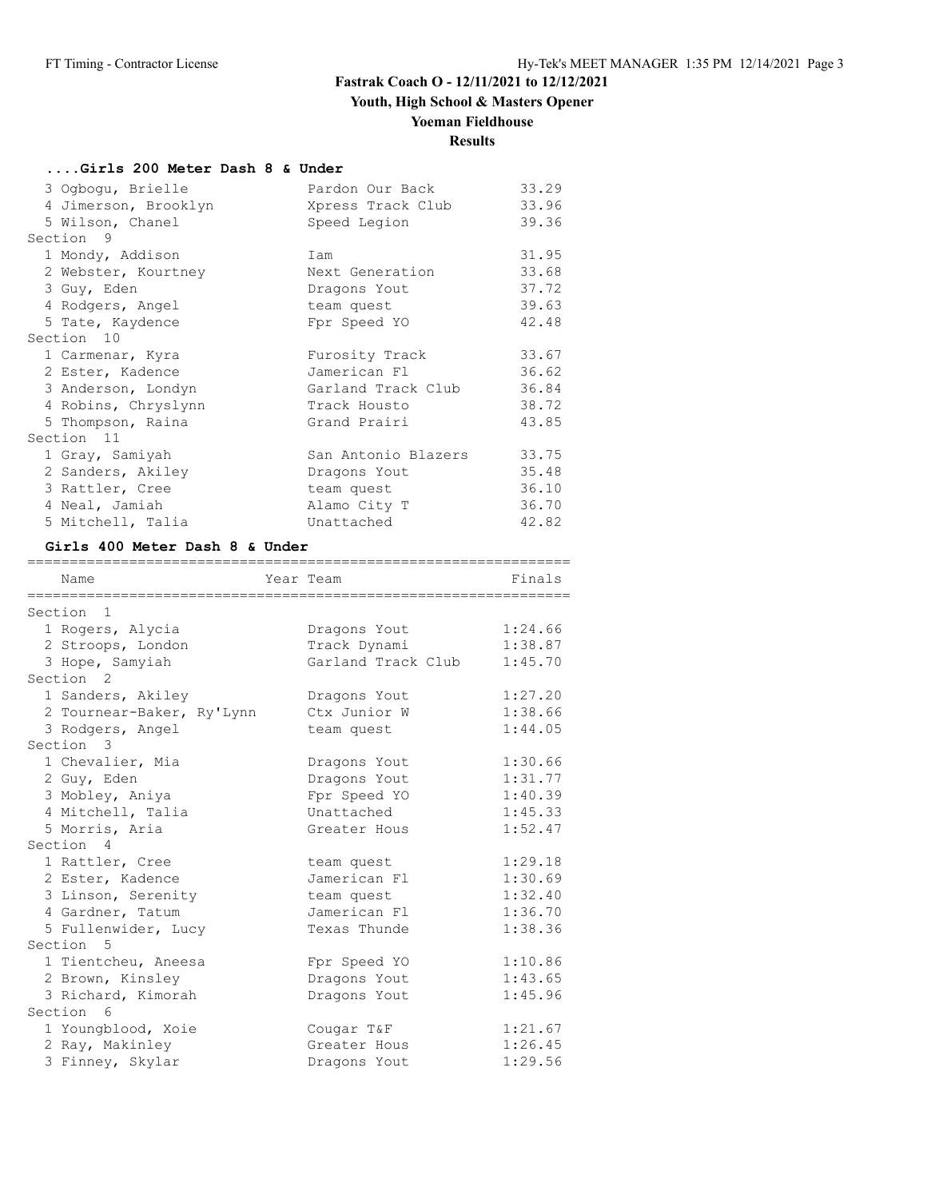# Fastrak Coach O - 12/11/2021 to 12/12/2021

## Youth, High School & Masters Opener

## Yoeman Fieldhouse

## Results

### ....Girls 200 Meter Dash 8 & Under

| Place | Name | Year | Team | Finals |
|---|---|---|---|---|
| 3 | Ogbogu, Brielle | | Pardon Our Back | 33.29 |
| 4 | Jimerson, Brooklyn | | Xpress Track Club | 33.96 |
| 5 | Wilson, Chanel | | Speed Legion | 39.36 |
| **Section 9** | | | | |
| 1 | Mondy, Addison | | Iam | 31.95 |
| 2 | Webster, Kourtney | | Next Generation | 33.68 |
| 3 | Guy, Eden | | Dragons Yout | 37.72 |
| 4 | Rodgers, Angel | | team quest | 39.63 |
| 5 | Tate, Kaydence | | Fpr Speed YO | 42.48 |
| **Section 10** | | | | |
| 1 | Carmenar, Kyra | | Furosity Track | 33.67 |
| 2 | Ester, Kadence | | Jamerican Fl | 36.62 |
| 3 | Anderson, Londyn | | Garland Track Club | 36.84 |
| 4 | Robins, Chryslynn | | Track Housto | 38.72 |
| 5 | Thompson, Raina | | Grand Prairi | 43.85 |
| **Section 11** | | | | |
| 1 | Gray, Samiyah | | San Antonio Blazers | 33.75 |
| 2 | Sanders, Akiley | | Dragons Yout | 35.48 |
| 3 | Rattler, Cree | | team quest | 36.10 |
| 4 | Neal, Jamiah | | Alamo City T | 36.70 |
| 5 | Mitchell, Talia | | Unattached | 42.82 |

### Girls 400 Meter Dash 8 & Under

| Place | Name | Year | Team | Finals |
|---|---|---|---|---|
| **Section 1** | | | | |
| 1 | Rogers, Alycia | | Dragons Yout | 1:24.66 |
| 2 | Stroops, London | | Track Dynami | 1:38.87 |
| 3 | Hope, Samyiah | | Garland Track Club | 1:45.70 |
| **Section 2** | | | | |
| 1 | Sanders, Akiley | | Dragons Yout | 1:27.20 |
| 2 | Tournear-Baker, Ry'Lynn | | Ctx Junior W | 1:38.66 |
| 3 | Rodgers, Angel | | team quest | 1:44.05 |
| **Section 3** | | | | |
| 1 | Chevalier, Mia | | Dragons Yout | 1:30.66 |
| 2 | Guy, Eden | | Dragons Yout | 1:31.77 |
| 3 | Mobley, Aniya | | Fpr Speed YO | 1:40.39 |
| 4 | Mitchell, Talia | | Unattached | 1:45.33 |
| 5 | Morris, Aria | | Greater Hous | 1:52.47 |
| **Section 4** | | | | |
| 1 | Rattler, Cree | | team quest | 1:29.18 |
| 2 | Ester, Kadence | | Jamerican Fl | 1:30.69 |
| 3 | Linson, Serenity | | team quest | 1:32.40 |
| 4 | Gardner, Tatum | | Jamerican Fl | 1:36.70 |
| 5 | Fullenwider, Lucy | | Texas Thunde | 1:38.36 |
| **Section 5** | | | | |
| 1 | Tientcheu, Aneesa | | Fpr Speed YO | 1:10.86 |
| 2 | Brown, Kinsley | | Dragons Yout | 1:43.65 |
| 3 | Richard, Kimorah | | Dragons Yout | 1:45.96 |
| **Section 6** | | | | |
| 1 | Youngblood, Xoie | | Cougar T&F | 1:21.67 |
| 2 | Ray, Makinley | | Greater Hous | 1:26.45 |
| 3 | Finney, Skylar | | Dragons Yout | 1:29.56 |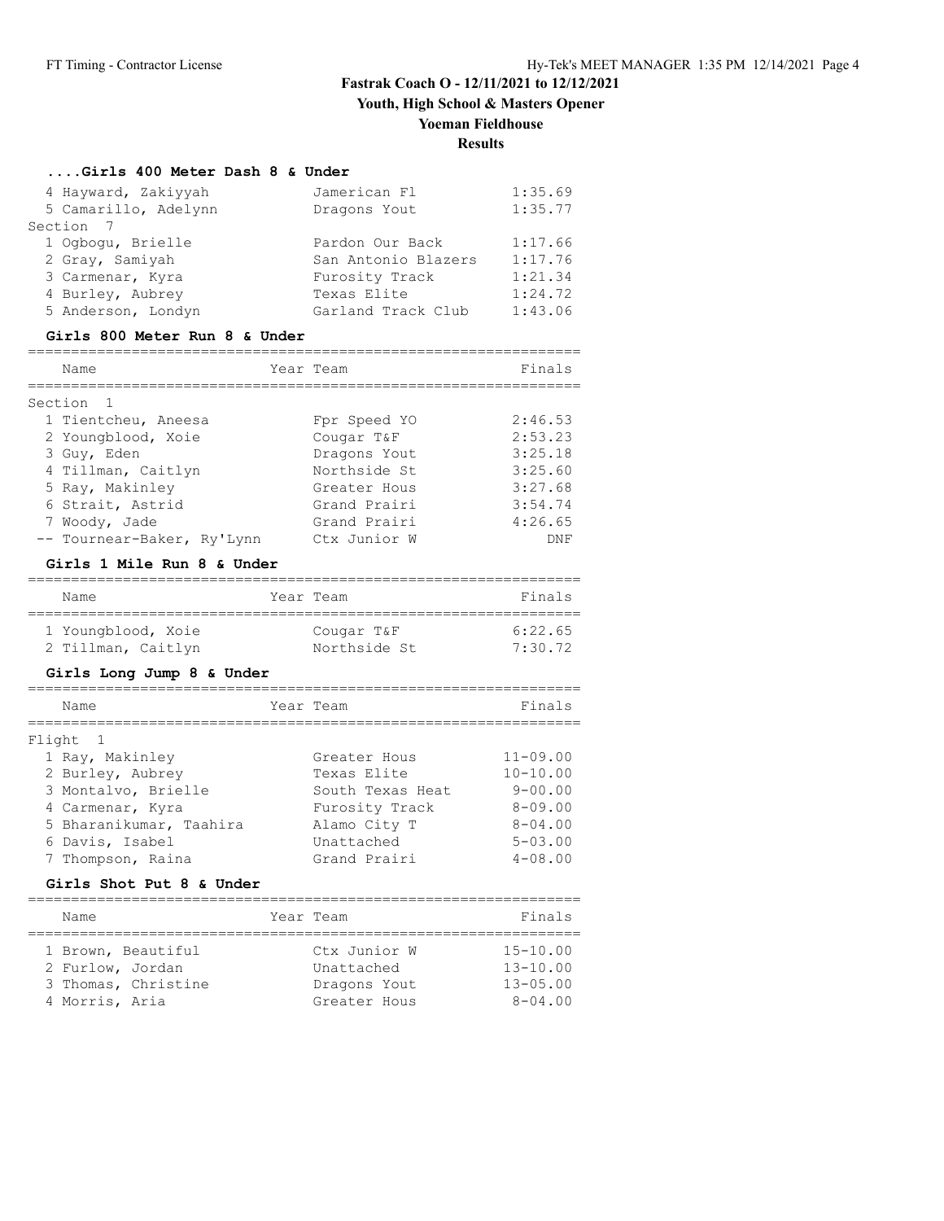## Fastrak Coach O - 12/11/2021 to 12/12/2021

### Youth, High School & Masters Opener

### Yoeman Fieldhouse

### Results

#### ....Girls 400 Meter Dash 8 & Under

| Place | Name | Team | Finals |
|---|---|---|---|
| 4 | Hayward, Zakiyyah | Jamerican Fl | 1:35.69 |
| 5 | Camarillo, Adelynn | Dragons Yout | 1:35.77 |
| **Section 7** | | | |
| 1 | Ogbogu, Brielle | Pardon Our Back | 1:17.66 |
| 2 | Gray, Samiyah | San Antonio Blazers | 1:17.76 |
| 3 | Carmenar, Kyra | Furosity Track | 1:21.34 |
| 4 | Burley, Aubrey | Texas Elite | 1:24.72 |
| 5 | Anderson, Londyn | Garland Track Club | 1:43.06 |

#### Girls 800 Meter Run 8 & Under

| Place | Name | Year | Team | Finals |
|---|---|---|---|---|
| **Section 1** | | | | |
| 1 | Tientcheu, Aneesa | | Fpr Speed YO | 2:46.53 |
| 2 | Youngblood, Xoie | | Cougar T&F | 2:53.23 |
| 3 | Guy, Eden | | Dragons Yout | 3:25.18 |
| 4 | Tillman, Caitlyn | | Northside St | 3:25.60 |
| 5 | Ray, Makinley | | Greater Hous | 3:27.68 |
| 6 | Strait, Astrid | | Grand Prairi | 3:54.74 |
| 7 | Woody, Jade | | Grand Prairi | 4:26.65 |
| -- | Tournear-Baker, Ry'Lynn | | Ctx Junior W | DNF |

#### Girls 1 Mile Run 8 & Under

| Place | Name | Year | Team | Finals |
|---|---|---|---|---|
| 1 | Youngblood, Xoie | | Cougar T&F | 6:22.65 |
| 2 | Tillman, Caitlyn | | Northside St | 7:30.72 |

#### Girls Long Jump 8 & Under

| Place | Name | Year | Team | Finals |
|---|---|---|---|---|
| **Flight 1** | | | | |
| 1 | Ray, Makinley | | Greater Hous | 11-09.00 |
| 2 | Burley, Aubrey | | Texas Elite | 10-10.00 |
| 3 | Montalvo, Brielle | | South Texas Heat | 9-00.00 |
| 4 | Carmenar, Kyra | | Furosity Track | 8-09.00 |
| 5 | Bharanikumar, Taahira | | Alamo City T | 8-04.00 |
| 6 | Davis, Isabel | | Unattached | 5-03.00 |
| 7 | Thompson, Raina | | Grand Prairi | 4-08.00 |

#### Girls Shot Put 8 & Under

| Place | Name | Year | Team | Finals |
|---|---|---|---|---|
| 1 | Brown, Beautiful | | Ctx Junior W | 15-10.00 |
| 2 | Furlow, Jordan | | Unattached | 13-10.00 |
| 3 | Thomas, Christine | | Dragons Yout | 13-05.00 |
| 4 | Morris, Aria | | Greater Hous | 8-04.00 |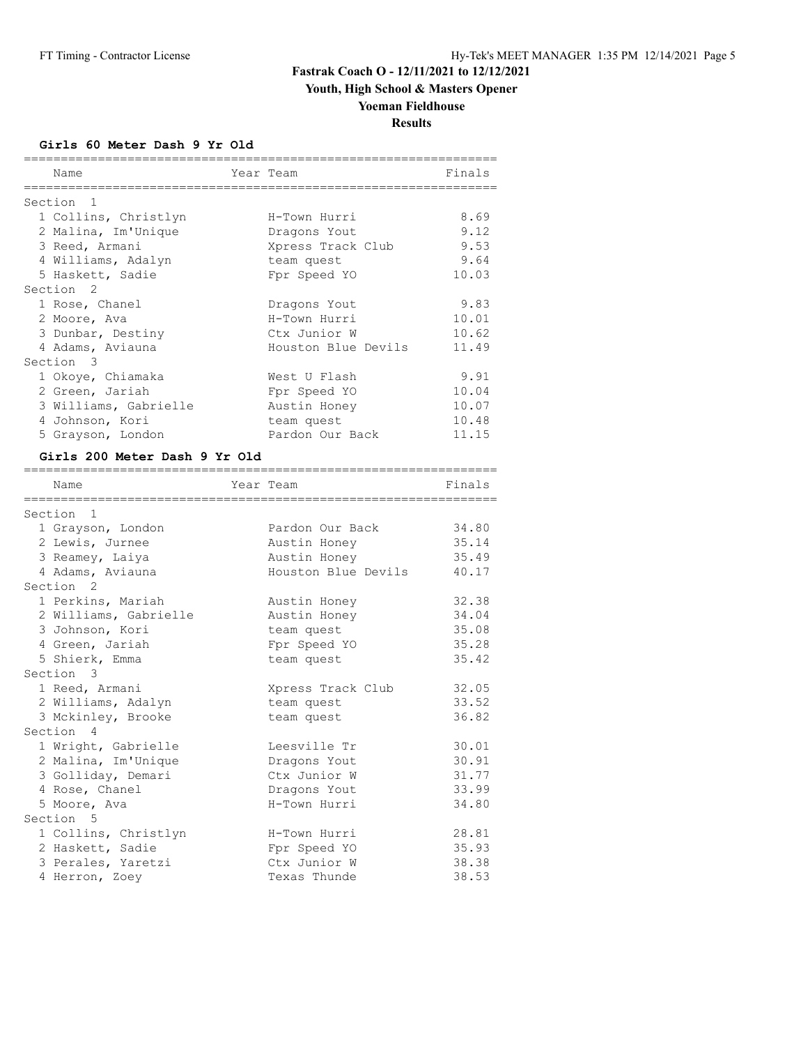# Fastrak Coach O - 12/11/2021 to 12/12/2021

## Youth, High School & Masters Opener

## Yoeman Fieldhouse

## Results

### Girls 60 Meter Dash 9 Yr Old

| Name | Year | Team | Finals |
|---|---|---|---|
| **Section 1** | | | |
| 1 Collins, Christlyn | | H-Town Hurri | 8.69 |
| 2 Malina, Im'Unique | | Dragons Yout | 9.12 |
| 3 Reed, Armani | | Xpress Track Club | 9.53 |
| 4 Williams, Adalyn | | team quest | 9.64 |
| 5 Haskett, Sadie | | Fpr Speed YO | 10.03 |
| **Section 2** | | | |
| 1 Rose, Chanel | | Dragons Yout | 9.83 |
| 2 Moore, Ava | | H-Town Hurri | 10.01 |
| 3 Dunbar, Destiny | | Ctx Junior W | 10.62 |
| 4 Adams, Aviauna | | Houston Blue Devils | 11.49 |
| **Section 3** | | | |
| 1 Okoye, Chiamaka | | West U Flash | 9.91 |
| 2 Green, Jariah | | Fpr Speed YO | 10.04 |
| 3 Williams, Gabrielle | | Austin Honey | 10.07 |
| 4 Johnson, Kori | | team quest | 10.48 |
| 5 Grayson, London | | Pardon Our Back | 11.15 |

### Girls 200 Meter Dash 9 Yr Old

| Name | Year | Team | Finals |
|---|---|---|---|
| **Section 1** | | | |
| 1 Grayson, London | | Pardon Our Back | 34.80 |
| 2 Lewis, Jurnee | | Austin Honey | 35.14 |
| 3 Reamey, Laiya | | Austin Honey | 35.49 |
| 4 Adams, Aviauna | | Houston Blue Devils | 40.17 |
| **Section 2** | | | |
| 1 Perkins, Mariah | | Austin Honey | 32.38 |
| 2 Williams, Gabrielle | | Austin Honey | 34.04 |
| 3 Johnson, Kori | | team quest | 35.08 |
| 4 Green, Jariah | | Fpr Speed YO | 35.28 |
| 5 Shierk, Emma | | team quest | 35.42 |
| **Section 3** | | | |
| 1 Reed, Armani | | Xpress Track Club | 32.05 |
| 2 Williams, Adalyn | | team quest | 33.52 |
| 3 Mckinley, Brooke | | team quest | 36.82 |
| **Section 4** | | | |
| 1 Wright, Gabrielle | | Leesville Tr | 30.01 |
| 2 Malina, Im'Unique | | Dragons Yout | 30.91 |
| 3 Golliday, Demari | | Ctx Junior W | 31.77 |
| 4 Rose, Chanel | | Dragons Yout | 33.99 |
| 5 Moore, Ava | | H-Town Hurri | 34.80 |
| **Section 5** | | | |
| 1 Collins, Christlyn | | H-Town Hurri | 28.81 |
| 2 Haskett, Sadie | | Fpr Speed YO | 35.93 |
| 3 Perales, Yaretzi | | Ctx Junior W | 38.38 |
| 4 Herron, Zoey | | Texas Thunde | 38.53 |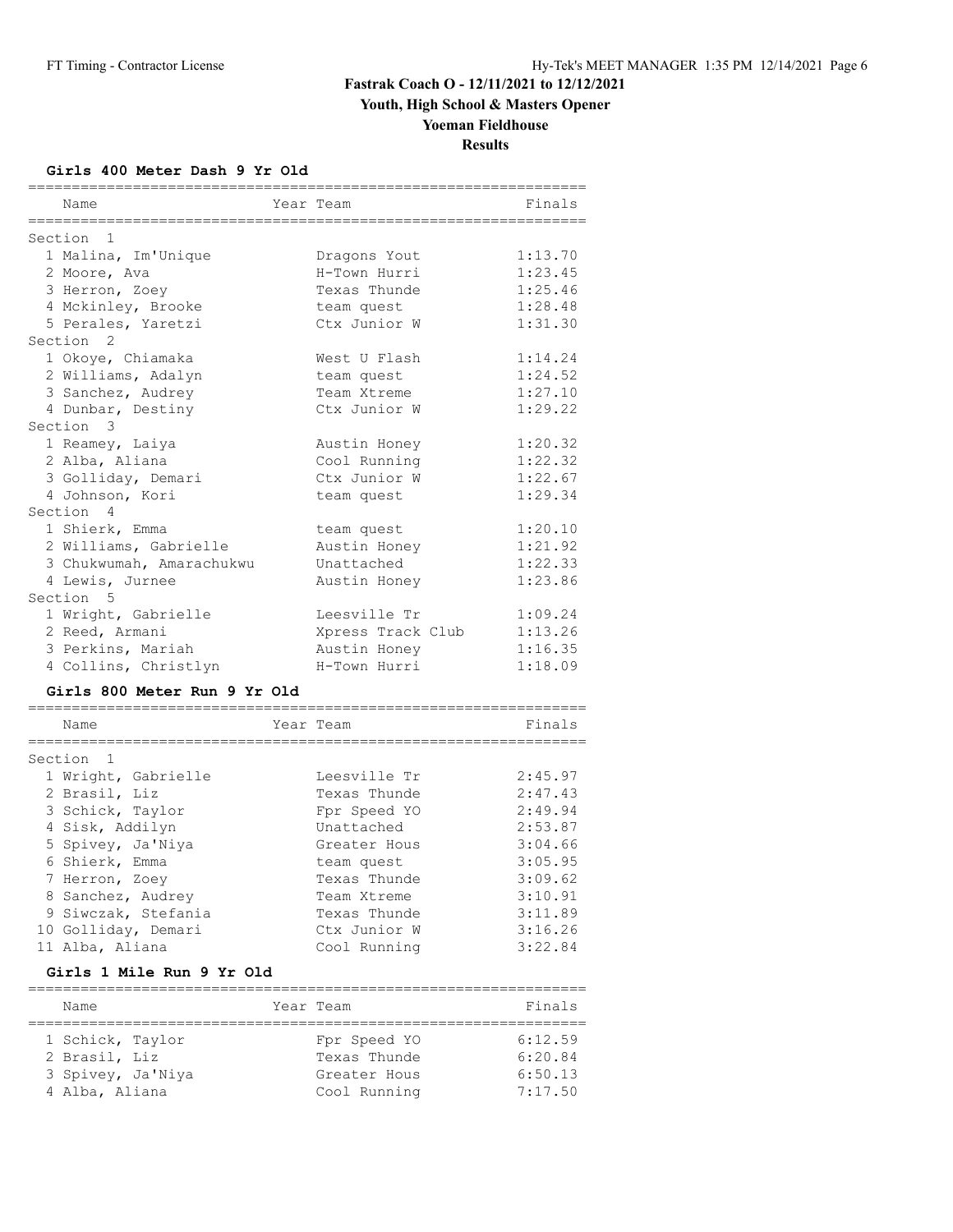# Fastrak Coach O - 12/11/2021 to 12/12/2021

## Youth, High School & Masters Opener

## Yoeman Fieldhouse

## Results

### Girls 400 Meter Dash 9 Yr Old

| Place | Name | Year | Team | Finals |
|---|---|---|---|---|
| **Section 1** | | | | |
| 1 | Malina, Im'Unique | | Dragons Yout | 1:13.70 |
| 2 | Moore, Ava | | H-Town Hurri | 1:23.45 |
| 3 | Herron, Zoey | | Texas Thunde | 1:25.46 |
| 4 | Mckinley, Brooke | | team quest | 1:28.48 |
| 5 | Perales, Yaretzi | | Ctx Junior W | 1:31.30 |
| **Section 2** | | | | |
| 1 | Okoye, Chiamaka | | West U Flash | 1:14.24 |
| 2 | Williams, Adalyn | | team quest | 1:24.52 |
| 3 | Sanchez, Audrey | | Team Xtreme | 1:27.10 |
| 4 | Dunbar, Destiny | | Ctx Junior W | 1:29.22 |
| **Section 3** | | | | |
| 1 | Reamey, Laiya | | Austin Honey | 1:20.32 |
| 2 | Alba, Aliana | | Cool Running | 1:22.32 |
| 3 | Golliday, Demari | | Ctx Junior W | 1:22.67 |
| 4 | Johnson, Kori | | team quest | 1:29.34 |
| **Section 4** | | | | |
| 1 | Shierk, Emma | | team quest | 1:20.10 |
| 2 | Williams, Gabrielle | | Austin Honey | 1:21.92 |
| 3 | Chukwumah, Amarachukwu | | Unattached | 1:22.33 |
| 4 | Lewis, Jurnee | | Austin Honey | 1:23.86 |
| **Section 5** | | | | |
| 1 | Wright, Gabrielle | | Leesville Tr | 1:09.24 |
| 2 | Reed, Armani | | Xpress Track Club | 1:13.26 |
| 3 | Perkins, Mariah | | Austin Honey | 1:16.35 |
| 4 | Collins, Christlyn | | H-Town Hurri | 1:18.09 |

### Girls 800 Meter Run 9 Yr Old

| Place | Name | Year | Team | Finals |
|---|---|---|---|---|
| **Section 1** | | | | |
| 1 | Wright, Gabrielle | | Leesville Tr | 2:45.97 |
| 2 | Brasil, Liz | | Texas Thunde | 2:47.43 |
| 3 | Schick, Taylor | | Fpr Speed YO | 2:49.94 |
| 4 | Sisk, Addilyn | | Unattached | 2:53.87 |
| 5 | Spivey, Ja'Niya | | Greater Hous | 3:04.66 |
| 6 | Shierk, Emma | | team quest | 3:05.95 |
| 7 | Herron, Zoey | | Texas Thunde | 3:09.62 |
| 8 | Sanchez, Audrey | | Team Xtreme | 3:10.91 |
| 9 | Siwczak, Stefania | | Texas Thunde | 3:11.89 |
| 10 | Golliday, Demari | | Ctx Junior W | 3:16.26 |
| 11 | Alba, Aliana | | Cool Running | 3:22.84 |

### Girls 1 Mile Run 9 Yr Old

| Place | Name | Year | Team | Finals |
|---|---|---|---|---|
| 1 | Schick, Taylor | | Fpr Speed YO | 6:12.59 |
| 2 | Brasil, Liz | | Texas Thunde | 6:20.84 |
| 3 | Spivey, Ja'Niya | | Greater Hous | 6:50.13 |
| 4 | Alba, Aliana | | Cool Running | 7:17.50 |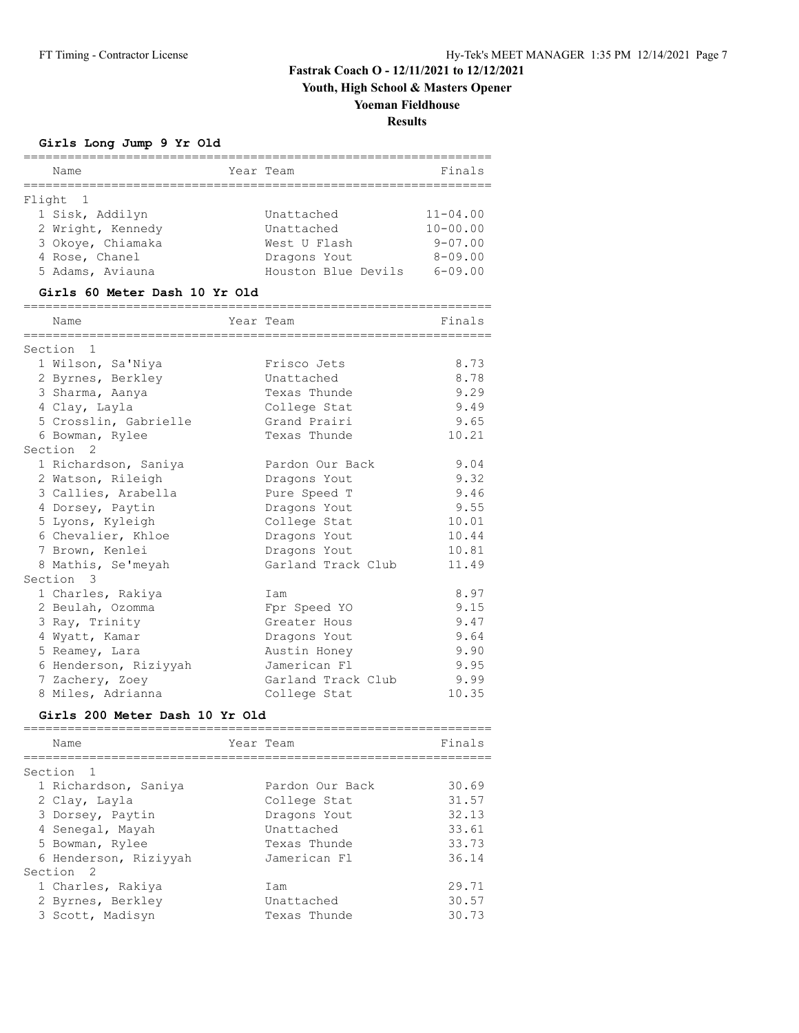# Fastrak Coach O - 12/11/2021 to 12/12/2021

## Youth, High School & Masters Opener

## Yoeman Fieldhouse

## Results

### Girls Long Jump 9 Yr Old

| Name | Year | Team | Finals |
|---|---|---|---|
| **Flight 1** | | | |
| 1 Sisk, Addilyn | | Unattached | 11-04.00 |
| 2 Wright, Kennedy | | Unattached | 10-00.00 |
| 3 Okoye, Chiamaka | | West U Flash | 9-07.00 |
| 4 Rose, Chanel | | Dragons Yout | 8-09.00 |
| 5 Adams, Aviauna | | Houston Blue Devils | 6-09.00 |

### Girls 60 Meter Dash 10 Yr Old

| Name | Year | Team | Finals |
|---|---|---|---|
| **Section 1** | | | |
| 1 Wilson, Sa'Niya | | Frisco Jets | 8.73 |
| 2 Byrnes, Berkley | | Unattached | 8.78 |
| 3 Sharma, Aanya | | Texas Thunde | 9.29 |
| 4 Clay, Layla | | College Stat | 9.49 |
| 5 Crosslin, Gabrielle | | Grand Prairi | 9.65 |
| 6 Bowman, Rylee | | Texas Thunde | 10.21 |
| **Section 2** | | | |
| 1 Richardson, Saniya | | Pardon Our Back | 9.04 |
| 2 Watson, Rileigh | | Dragons Yout | 9.32 |
| 3 Callies, Arabella | | Pure Speed T | 9.46 |
| 4 Dorsey, Paytin | | Dragons Yout | 9.55 |
| 5 Lyons, Kyleigh | | College Stat | 10.01 |
| 6 Chevalier, Khloe | | Dragons Yout | 10.44 |
| 7 Brown, Kenlei | | Dragons Yout | 10.81 |
| 8 Mathis, Se'meyah | | Garland Track Club | 11.49 |
| **Section 3** | | | |
| 1 Charles, Rakiya | | Iam | 8.97 |
| 2 Beulah, Ozomma | | Fpr Speed YO | 9.15 |
| 3 Ray, Trinity | | Greater Hous | 9.47 |
| 4 Wyatt, Kamar | | Dragons Yout | 9.64 |
| 5 Reamey, Lara | | Austin Honey | 9.90 |
| 6 Henderson, Riziyyah | | Jamerican Fl | 9.95 |
| 7 Zachery, Zoey | | Garland Track Club | 9.99 |
| 8 Miles, Adrianna | | College Stat | 10.35 |

### Girls 200 Meter Dash 10 Yr Old

| Name | Year | Team | Finals |
|---|---|---|---|
| **Section 1** | | | |
| 1 Richardson, Saniya | | Pardon Our Back | 30.69 |
| 2 Clay, Layla | | College Stat | 31.57 |
| 3 Dorsey, Paytin | | Dragons Yout | 32.13 |
| 4 Senegal, Mayah | | Unattached | 33.61 |
| 5 Bowman, Rylee | | Texas Thunde | 33.73 |
| 6 Henderson, Riziyyah | | Jamerican Fl | 36.14 |
| **Section 2** | | | |
| 1 Charles, Rakiya | | Iam | 29.71 |
| 2 Byrnes, Berkley | | Unattached | 30.57 |
| 3 Scott, Madisyn | | Texas Thunde | 30.73 |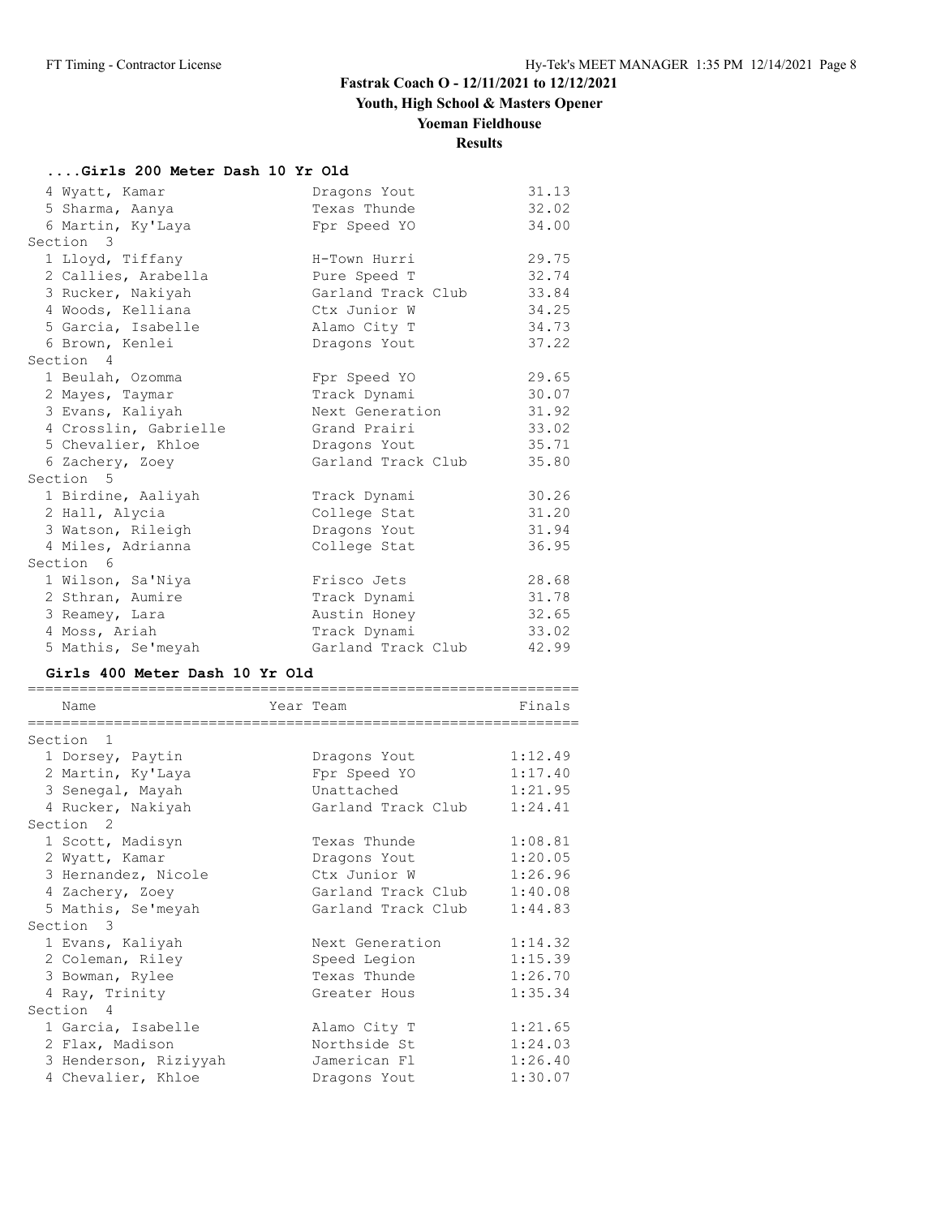# Fastrak Coach O - 12/11/2021 to 12/12/2021

## Youth, High School & Masters Opener

## Yoeman Fieldhouse

## Results

### ....Girls 200 Meter Dash 10 Yr Old

| Place | Name | Year | Team | Finals |
|---|---|---|---|---|
| 4 | Wyatt, Kamar | | Dragons Yout | 31.13 |
| 5 | Sharma, Aanya | | Texas Thunde | 32.02 |
| 6 | Martin, Ky'Laya | | Fpr Speed YO | 34.00 |
| **Section 3** | | | | |
| 1 | Lloyd, Tiffany | | H-Town Hurri | 29.75 |
| 2 | Callies, Arabella | | Pure Speed T | 32.74 |
| 3 | Rucker, Nakiyah | | Garland Track Club | 33.84 |
| 4 | Woods, Kelliana | | Ctx Junior W | 34.25 |
| 5 | Garcia, Isabelle | | Alamo City T | 34.73 |
| 6 | Brown, Kenlei | | Dragons Yout | 37.22 |
| **Section 4** | | | | |
| 1 | Beulah, Ozomma | | Fpr Speed YO | 29.65 |
| 2 | Mayes, Taymar | | Track Dynami | 30.07 |
| 3 | Evans, Kaliyah | | Next Generation | 31.92 |
| 4 | Crosslin, Gabrielle | | Grand Prairi | 33.02 |
| 5 | Chevalier, Khloe | | Dragons Yout | 35.71 |
| 6 | Zachery, Zoey | | Garland Track Club | 35.80 |
| **Section 5** | | | | |
| 1 | Birdine, Aaliyah | | Track Dynami | 30.26 |
| 2 | Hall, Alycia | | College Stat | 31.20 |
| 3 | Watson, Rileigh | | Dragons Yout | 31.94 |
| 4 | Miles, Adrianna | | College Stat | 36.95 |
| **Section 6** | | | | |
| 1 | Wilson, Sa'Niya | | Frisco Jets | 28.68 |
| 2 | Sthran, Aumire | | Track Dynami | 31.78 |
| 3 | Reamey, Lara | | Austin Honey | 32.65 |
| 4 | Moss, Ariah | | Track Dynami | 33.02 |
| 5 | Mathis, Se'meyah | | Garland Track Club | 42.99 |

### Girls 400 Meter Dash 10 Yr Old

| Place | Name | Year | Team | Finals |
|---|---|---|---|---|
| **Section 1** | | | | |
| 1 | Dorsey, Paytin | | Dragons Yout | 1:12.49 |
| 2 | Martin, Ky'Laya | | Fpr Speed YO | 1:17.40 |
| 3 | Senegal, Mayah | | Unattached | 1:21.95 |
| 4 | Rucker, Nakiyah | | Garland Track Club | 1:24.41 |
| **Section 2** | | | | |
| 1 | Scott, Madisyn | | Texas Thunde | 1:08.81 |
| 2 | Wyatt, Kamar | | Dragons Yout | 1:20.05 |
| 3 | Hernandez, Nicole | | Ctx Junior W | 1:26.96 |
| 4 | Zachery, Zoey | | Garland Track Club | 1:40.08 |
| 5 | Mathis, Se'meyah | | Garland Track Club | 1:44.83 |
| **Section 3** | | | | |
| 1 | Evans, Kaliyah | | Next Generation | 1:14.32 |
| 2 | Coleman, Riley | | Speed Legion | 1:15.39 |
| 3 | Bowman, Rylee | | Texas Thunde | 1:26.70 |
| 4 | Ray, Trinity | | Greater Hous | 1:35.34 |
| **Section 4** | | | | |
| 1 | Garcia, Isabelle | | Alamo City T | 1:21.65 |
| 2 | Flax, Madison | | Northside St | 1:24.03 |
| 3 | Henderson, Riziyyah | | Jamerican Fl | 1:26.40 |
| 4 | Chevalier, Khloe | | Dragons Yout | 1:30.07 |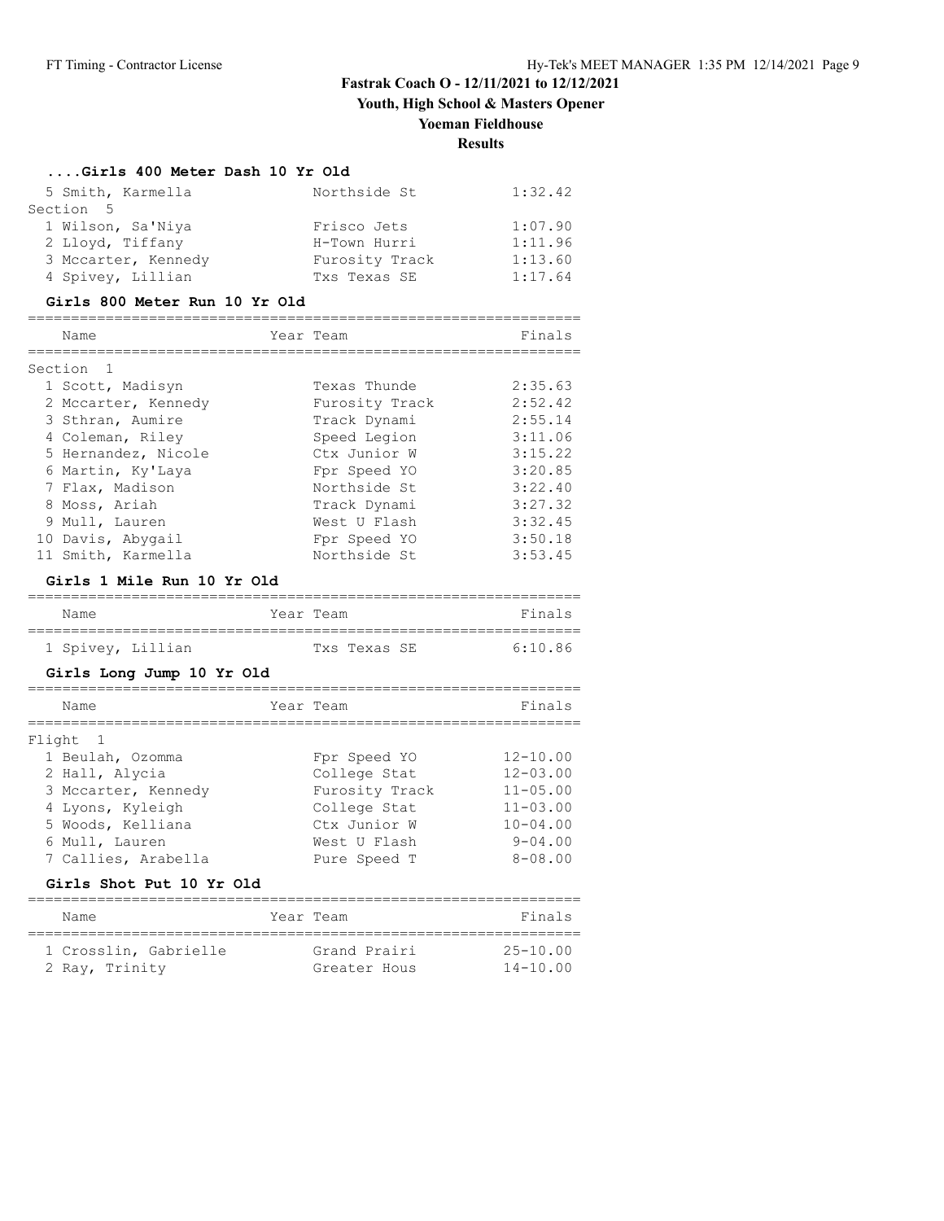# Fastrak Coach O - 12/11/2021 to 12/12/2021

## Youth, High School & Masters Opener

## Yoeman Fieldhouse

## Results

### ....Girls 400 Meter Dash 10 Yr Old

| Name | Year | Team | Finals |
|---|---|---|---|
| 5 Smith, Karmella | | Northside St | 1:32.42 |
| **Section 5** | | | |
| 1 Wilson, Sa'Niya | | Frisco Jets | 1:07.90 |
| 2 Lloyd, Tiffany | | H-Town Hurri | 1:11.96 |
| 3 Mccarter, Kennedy | | Furosity Track | 1:13.60 |
| 4 Spivey, Lillian | | Txs Texas SE | 1:17.64 |

### Girls 800 Meter Run 10 Yr Old

| Name | Year | Team | Finals |
|---|---|---|---|
| **Section 1** | | | |
| 1 Scott, Madisyn | | Texas Thunde | 2:35.63 |
| 2 Mccarter, Kennedy | | Furosity Track | 2:52.42 |
| 3 Sthran, Aumire | | Track Dynami | 2:55.14 |
| 4 Coleman, Riley | | Speed Legion | 3:11.06 |
| 5 Hernandez, Nicole | | Ctx Junior W | 3:15.22 |
| 6 Martin, Ky'Laya | | Fpr Speed YO | 3:20.85 |
| 7 Flax, Madison | | Northside St | 3:22.40 |
| 8 Moss, Ariah | | Track Dynami | 3:27.32 |
| 9 Mull, Lauren | | West U Flash | 3:32.45 |
| 10 Davis, Abygail | | Fpr Speed YO | 3:50.18 |
| 11 Smith, Karmella | | Northside St | 3:53.45 |

### Girls 1 Mile Run 10 Yr Old

| Name | Year | Team | Finals |
|---|---|---|---|
| 1 Spivey, Lillian | | Txs Texas SE | 6:10.86 |

### Girls Long Jump 10 Yr Old

| Name | Year | Team | Finals |
|---|---|---|---|
| **Flight 1** | | | |
| 1 Beulah, Ozomma | | Fpr Speed YO | 12-10.00 |
| 2 Hall, Alycia | | College Stat | 12-03.00 |
| 3 Mccarter, Kennedy | | Furosity Track | 11-05.00 |
| 4 Lyons, Kyleigh | | College Stat | 11-03.00 |
| 5 Woods, Kelliana | | Ctx Junior W | 10-04.00 |
| 6 Mull, Lauren | | West U Flash | 9-04.00 |
| 7 Callies, Arabella | | Pure Speed T | 8-08.00 |

### Girls Shot Put 10 Yr Old

| Name | Year | Team | Finals |
|---|---|---|---|
| 1 Crosslin, Gabrielle | | Grand Prairi | 25-10.00 |
| 2 Ray, Trinity | | Greater Hous | 14-10.00 |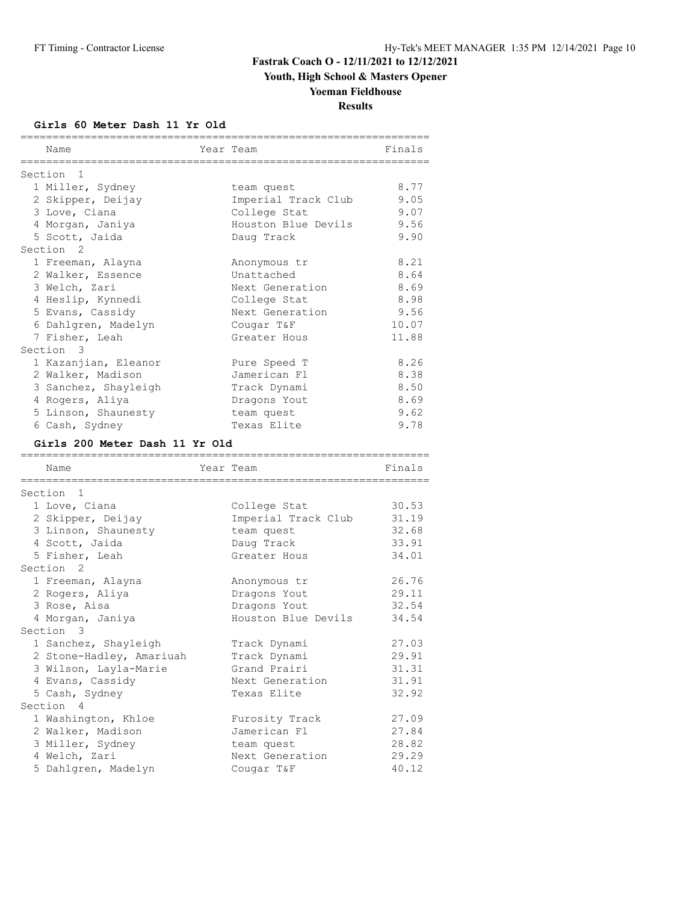# Fastrak Coach O - 12/11/2021 to 12/12/2021

## Youth, High School & Masters Opener

## Yoeman Fieldhouse

## Results

### Girls 60 Meter Dash 11 Yr Old

| Place | Name | Year | Team | Finals |
|---|---|---|---|---|
| **Section 1** | | | | |
| 1 | Miller, Sydney | | team quest | 8.77 |
| 2 | Skipper, Deijay | | Imperial Track Club | 9.05 |
| 3 | Love, Ciana | | College Stat | 9.07 |
| 4 | Morgan, Janiya | | Houston Blue Devils | 9.56 |
| 5 | Scott, Jaida | | Daug Track | 9.90 |
| **Section 2** | | | | |
| 1 | Freeman, Alayna | | Anonymous tr | 8.21 |
| 2 | Walker, Essence | | Unattached | 8.64 |
| 3 | Welch, Zari | | Next Generation | 8.69 |
| 4 | Heslip, Kynnedi | | College Stat | 8.98 |
| 5 | Evans, Cassidy | | Next Generation | 9.56 |
| 6 | Dahlgren, Madelyn | | Cougar T&F | 10.07 |
| 7 | Fisher, Leah | | Greater Hous | 11.88 |
| **Section 3** | | | | |
| 1 | Kazanjian, Eleanor | | Pure Speed T | 8.26 |
| 2 | Walker, Madison | | Jamerican Fl | 8.38 |
| 3 | Sanchez, Shayleigh | | Track Dynami | 8.50 |
| 4 | Rogers, Aliya | | Dragons Yout | 8.69 |
| 5 | Linson, Shaunesty | | team quest | 9.62 |
| 6 | Cash, Sydney | | Texas Elite | 9.78 |

### Girls 200 Meter Dash 11 Yr Old

| Place | Name | Year | Team | Finals |
|---|---|---|---|---|
| **Section 1** | | | | |
| 1 | Love, Ciana | | College Stat | 30.53 |
| 2 | Skipper, Deijay | | Imperial Track Club | 31.19 |
| 3 | Linson, Shaunesty | | team quest | 32.68 |
| 4 | Scott, Jaida | | Daug Track | 33.91 |
| 5 | Fisher, Leah | | Greater Hous | 34.01 |
| **Section 2** | | | | |
| 1 | Freeman, Alayna | | Anonymous tr | 26.76 |
| 2 | Rogers, Aliya | | Dragons Yout | 29.11 |
| 3 | Rose, Aisa | | Dragons Yout | 32.54 |
| 4 | Morgan, Janiya | | Houston Blue Devils | 34.54 |
| **Section 3** | | | | |
| 1 | Sanchez, Shayleigh | | Track Dynami | 27.03 |
| 2 | Stone-Hadley, Amariuah | | Track Dynami | 29.91 |
| 3 | Wilson, Layla-Marie | | Grand Prairi | 31.31 |
| 4 | Evans, Cassidy | | Next Generation | 31.91 |
| 5 | Cash, Sydney | | Texas Elite | 32.92 |
| **Section 4** | | | | |
| 1 | Washington, Khloe | | Furosity Track | 27.09 |
| 2 | Walker, Madison | | Jamerican Fl | 27.84 |
| 3 | Miller, Sydney | | team quest | 28.82 |
| 4 | Welch, Zari | | Next Generation | 29.29 |
| 5 | Dahlgren, Madelyn | | Cougar T&F | 40.12 |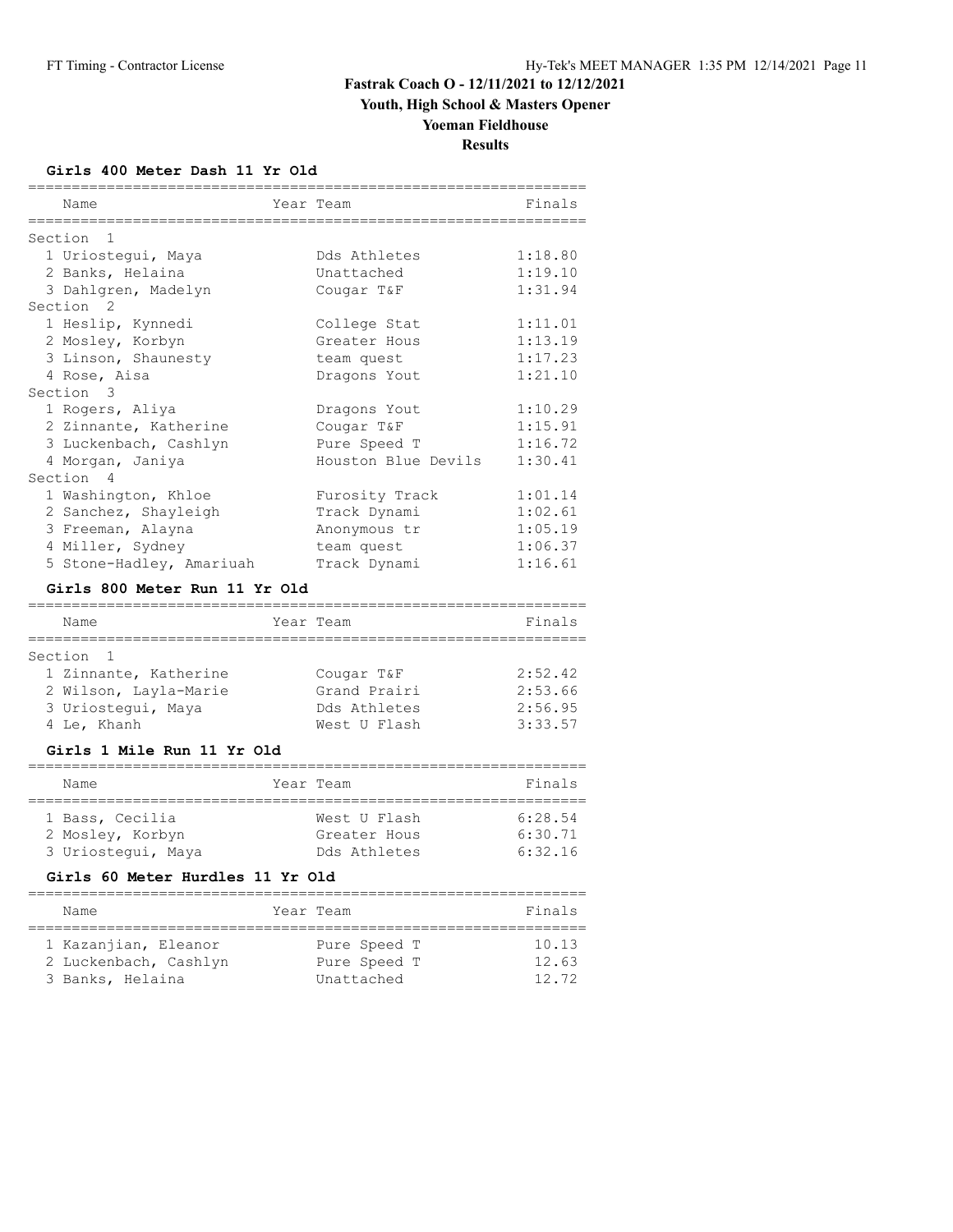# Fastrak Coach O - 12/11/2021 to 12/12/2021

## Youth, High School & Masters Opener

## Yoeman Fieldhouse

## Results

### Girls 400 Meter Dash 11 Yr Old

| Name | Year | Team | Finals |
|---|---|---|---|
| **Section 1** | | | |
| 1 Uriostegui, Maya | | Dds Athletes | 1:18.80 |
| 2 Banks, Helaina | | Unattached | 1:19.10 |
| 3 Dahlgren, Madelyn | | Cougar T&F | 1:31.94 |
| **Section 2** | | | |
| 1 Heslip, Kynnedi | | College Stat | 1:11.01 |
| 2 Mosley, Korbyn | | Greater Hous | 1:13.19 |
| 3 Linson, Shaunesty | | team quest | 1:17.23 |
| 4 Rose, Aisa | | Dragons Yout | 1:21.10 |
| **Section 3** | | | |
| 1 Rogers, Aliya | | Dragons Yout | 1:10.29 |
| 2 Zinnante, Katherine | | Cougar T&F | 1:15.91 |
| 3 Luckenbach, Cashlyn | | Pure Speed T | 1:16.72 |
| 4 Morgan, Janiya | | Houston Blue Devils | 1:30.41 |
| **Section 4** | | | |
| 1 Washington, Khloe | | Furosity Track | 1:01.14 |
| 2 Sanchez, Shayleigh | | Track Dynami | 1:02.61 |
| 3 Freeman, Alayna | | Anonymous tr | 1:05.19 |
| 4 Miller, Sydney | | team quest | 1:06.37 |
| 5 Stone-Hadley, Amariuah | | Track Dynami | 1:16.61 |

### Girls 800 Meter Run 11 Yr Old

| Name | Year | Team | Finals |
|---|---|---|---|
| **Section 1** | | | |
| 1 Zinnante, Katherine | | Cougar T&F | 2:52.42 |
| 2 Wilson, Layla-Marie | | Grand Prairi | 2:53.66 |
| 3 Uriostegui, Maya | | Dds Athletes | 2:56.95 |
| 4 Le, Khanh | | West U Flash | 3:33.57 |

### Girls 1 Mile Run 11 Yr Old

| Name | Year | Team | Finals |
|---|---|---|---|
| 1 Bass, Cecilia | | West U Flash | 6:28.54 |
| 2 Mosley, Korbyn | | Greater Hous | 6:30.71 |
| 3 Uriostegui, Maya | | Dds Athletes | 6:32.16 |

### Girls 60 Meter Hurdles 11 Yr Old

| Name | Year | Team | Finals |
|---|---|---|---|
| 1 Kazanjian, Eleanor | | Pure Speed T | 10.13 |
| 2 Luckenbach, Cashlyn | | Pure Speed T | 12.63 |
| 3 Banks, Helaina | | Unattached | 12.72 |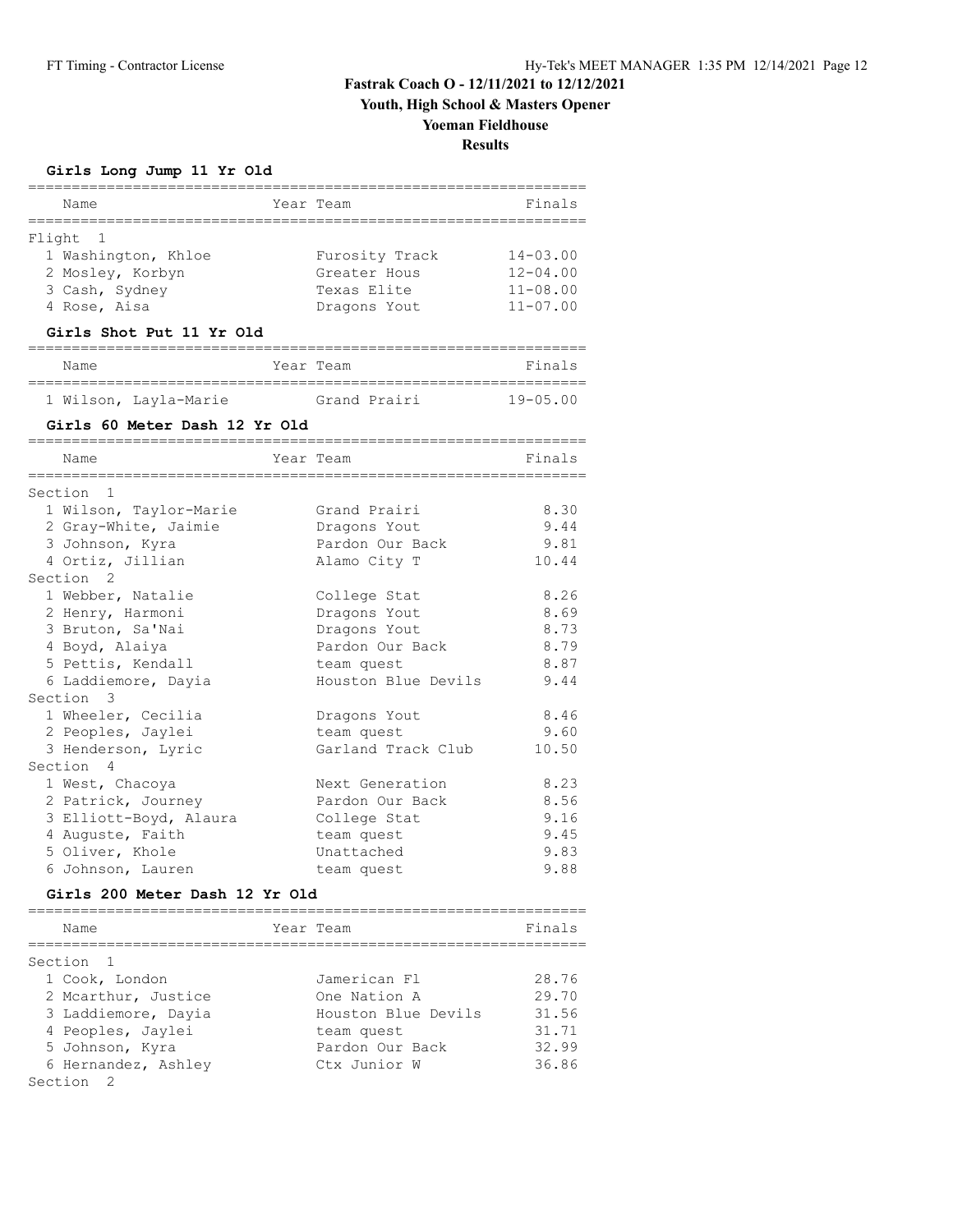# Fastrak Coach O - 12/11/2021 to 12/12/2021

## Youth, High School & Masters Opener

## Yoeman Fieldhouse

## Results

### Girls Long Jump 11 Yr Old

| Name | Year | Team | Finals |
|---|---|---|---|
| **Flight 1** | | | |
| 1 Washington, Khloe | | Furosity Track | 14-03.00 |
| 2 Mosley, Korbyn | | Greater Hous | 12-04.00 |
| 3 Cash, Sydney | | Texas Elite | 11-08.00 |
| 4 Rose, Aisa | | Dragons Yout | 11-07.00 |

### Girls Shot Put 11 Yr Old

| Name | Year | Team | Finals |
|---|---|---|---|
| 1 Wilson, Layla-Marie | | Grand Prairi | 19-05.00 |

### Girls 60 Meter Dash 12 Yr Old

| Name | Year | Team | Finals |
|---|---|---|---|
| **Section 1** | | | |
| 1 Wilson, Taylor-Marie | | Grand Prairi | 8.30 |
| 2 Gray-White, Jaimie | | Dragons Yout | 9.44 |
| 3 Johnson, Kyra | | Pardon Our Back | 9.81 |
| 4 Ortiz, Jillian | | Alamo City T | 10.44 |
| **Section 2** | | | |
| 1 Webber, Natalie | | College Stat | 8.26 |
| 2 Henry, Harmoni | | Dragons Yout | 8.69 |
| 3 Bruton, Sa'Nai | | Dragons Yout | 8.73 |
| 4 Boyd, Alaiya | | Pardon Our Back | 8.79 |
| 5 Pettis, Kendall | | team quest | 8.87 |
| 6 Laddiemore, Dayia | | Houston Blue Devils | 9.44 |
| **Section 3** | | | |
| 1 Wheeler, Cecilia | | Dragons Yout | 8.46 |
| 2 Peoples, Jaylei | | team quest | 9.60 |
| 3 Henderson, Lyric | | Garland Track Club | 10.50 |
| **Section 4** | | | |
| 1 West, Chacoya | | Next Generation | 8.23 |
| 2 Patrick, Journey | | Pardon Our Back | 8.56 |
| 3 Elliott-Boyd, Alaura | | College Stat | 9.16 |
| 4 Auguste, Faith | | team quest | 9.45 |
| 5 Oliver, Khole | | Unattached | 9.83 |
| 6 Johnson, Lauren | | team quest | 9.88 |

### Girls 200 Meter Dash 12 Yr Old

| Name | Year | Team | Finals |
|---|---|---|---|
| **Section 1** | | | |
| 1 Cook, London | | Jamerican Fl | 28.76 |
| 2 Mcarthur, Justice | | One Nation A | 29.70 |
| 3 Laddiemore, Dayia | | Houston Blue Devils | 31.56 |
| 4 Peoples, Jaylei | | team quest | 31.71 |
| 5 Johnson, Kyra | | Pardon Our Back | 32.99 |
| 6 Hernandez, Ashley | | Ctx Junior W | 36.86 |
| **Section 2** | | | |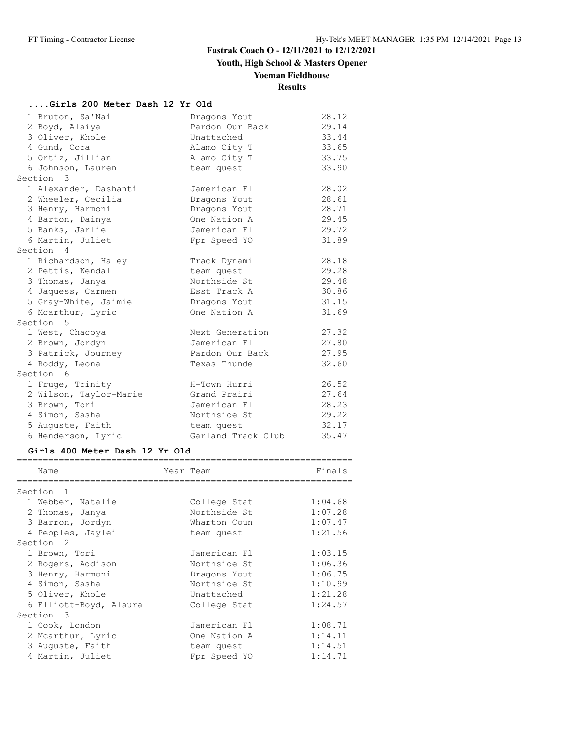# Fastrak Coach O - 12/11/2021 to 12/12/2021

## Youth, High School & Masters Opener

## Yoeman Fieldhouse

## Results

### ....Girls 200 Meter Dash 12 Yr Old

| Place | Name | Team | Finals |
|---|---|---|---|
| 1 | Bruton, Sa'Nai | Dragons Yout | 28.12 |
| 2 | Boyd, Alaiya | Pardon Our Back | 29.14 |
| 3 | Oliver, Khole | Unattached | 33.44 |
| 4 | Gund, Cora | Alamo City T | 33.65 |
| 5 | Ortiz, Jillian | Alamo City T | 33.75 |
| 6 | Johnson, Lauren | team quest | 33.90 |
| **Section 3** | | | |
| 1 | Alexander, Dashanti | Jamerican Fl | 28.02 |
| 2 | Wheeler, Cecilia | Dragons Yout | 28.61 |
| 3 | Henry, Harmoni | Dragons Yout | 28.71 |
| 4 | Barton, Dainya | One Nation A | 29.45 |
| 5 | Banks, Jarlie | Jamerican Fl | 29.72 |
| 6 | Martin, Juliet | Fpr Speed YO | 31.89 |
| **Section 4** | | | |
| 1 | Richardson, Haley | Track Dynami | 28.18 |
| 2 | Pettis, Kendall | team quest | 29.28 |
| 3 | Thomas, Janya | Northside St | 29.48 |
| 4 | Jaquess, Carmen | Esst Track A | 30.86 |
| 5 | Gray-White, Jaimie | Dragons Yout | 31.15 |
| 6 | Mcarthur, Lyric | One Nation A | 31.69 |
| **Section 5** | | | |
| 1 | West, Chacoya | Next Generation | 27.32 |
| 2 | Brown, Jordyn | Jamerican Fl | 27.80 |
| 3 | Patrick, Journey | Pardon Our Back | 27.95 |
| 4 | Roddy, Leona | Texas Thunde | 32.60 |
| **Section 6** | | | |
| 1 | Fruge, Trinity | H-Town Hurri | 26.52 |
| 2 | Wilson, Taylor-Marie | Grand Prairi | 27.64 |
| 3 | Brown, Tori | Jamerican Fl | 28.23 |
| 4 | Simon, Sasha | Northside St | 29.22 |
| 5 | Auguste, Faith | team quest | 32.17 |
| 6 | Henderson, Lyric | Garland Track Club | 35.47 |

### Girls 400 Meter Dash 12 Yr Old

| Place | Name | Year Team | Finals |
|---|---|---|---|
| **Section 1** | | | |
| 1 | Webber, Natalie | College Stat | 1:04.68 |
| 2 | Thomas, Janya | Northside St | 1:07.28 |
| 3 | Barron, Jordyn | Wharton Coun | 1:07.47 |
| 4 | Peoples, Jaylei | team quest | 1:21.56 |
| **Section 2** | | | |
| 1 | Brown, Tori | Jamerican Fl | 1:03.15 |
| 2 | Rogers, Addison | Northside St | 1:06.36 |
| 3 | Henry, Harmoni | Dragons Yout | 1:06.75 |
| 4 | Simon, Sasha | Northside St | 1:10.99 |
| 5 | Oliver, Khole | Unattached | 1:21.28 |
| 6 | Elliott-Boyd, Alaura | College Stat | 1:24.57 |
| **Section 3** | | | |
| 1 | Cook, London | Jamerican Fl | 1:08.71 |
| 2 | Mcarthur, Lyric | One Nation A | 1:14.11 |
| 3 | Auguste, Faith | team quest | 1:14.51 |
| 4 | Martin, Juliet | Fpr Speed YO | 1:14.71 |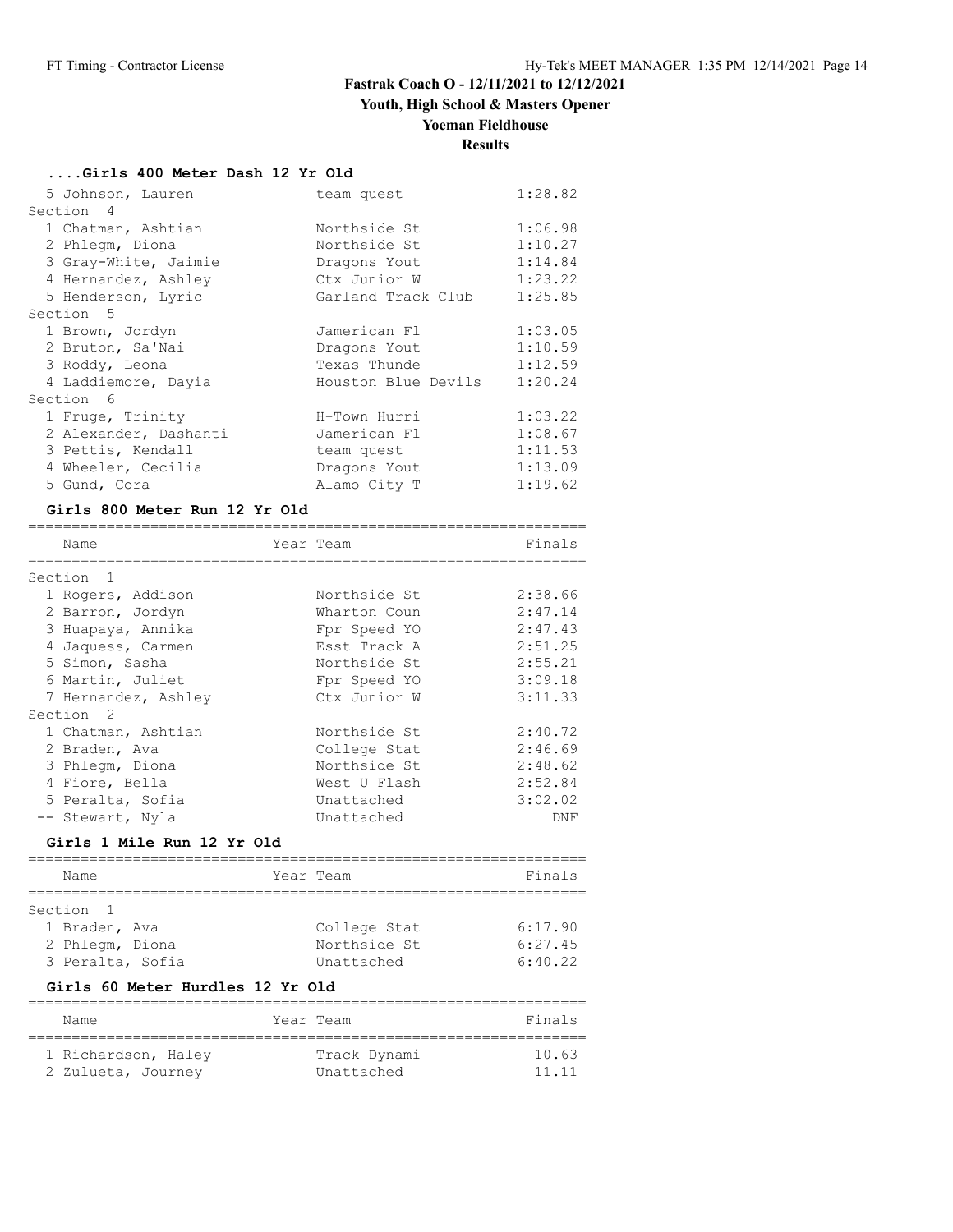# Fastrak Coach O - 12/11/2021 to 12/12/2021

## Youth, High School & Masters Opener

## Yoeman Fieldhouse

## Results

### ....Girls 400 Meter Dash 12 Yr Old

| Name | Team | Finals |
|---|---|---|
| 5 Johnson, Lauren | team quest | 1:28.82 |
| **Section 4** | | |
| 1 Chatman, Ashtian | Northside St | 1:06.98 |
| 2 Phlegm, Diona | Northside St | 1:10.27 |
| 3 Gray-White, Jaimie | Dragons Yout | 1:14.84 |
| 4 Hernandez, Ashley | Ctx Junior W | 1:23.22 |
| 5 Henderson, Lyric | Garland Track Club | 1:25.85 |
| **Section 5** | | |
| 1 Brown, Jordyn | Jamerican Fl | 1:03.05 |
| 2 Bruton, Sa'Nai | Dragons Yout | 1:10.59 |
| 3 Roddy, Leona | Texas Thunde | 1:12.59 |
| 4 Laddiemore, Dayia | Houston Blue Devils | 1:20.24 |
| **Section 6** | | |
| 1 Fruge, Trinity | H-Town Hurri | 1:03.22 |
| 2 Alexander, Dashanti | Jamerican Fl | 1:08.67 |
| 3 Pettis, Kendall | team quest | 1:11.53 |
| 4 Wheeler, Cecilia | Dragons Yout | 1:13.09 |
| 5 Gund, Cora | Alamo City T | 1:19.62 |

### Girls 800 Meter Run 12 Yr Old

| Name | Year Team | Finals |
|---|---|---|
| **Section 1** | | |
| 1 Rogers, Addison | Northside St | 2:38.66 |
| 2 Barron, Jordyn | Wharton Coun | 2:47.14 |
| 3 Huapaya, Annika | Fpr Speed YO | 2:47.43 |
| 4 Jaquess, Carmen | Esst Track A | 2:51.25 |
| 5 Simon, Sasha | Northside St | 2:55.21 |
| 6 Martin, Juliet | Fpr Speed YO | 3:09.18 |
| 7 Hernandez, Ashley | Ctx Junior W | 3:11.33 |
| **Section 2** | | |
| 1 Chatman, Ashtian | Northside St | 2:40.72 |
| 2 Braden, Ava | College Stat | 2:46.69 |
| 3 Phlegm, Diona | Northside St | 2:48.62 |
| 4 Fiore, Bella | West U Flash | 2:52.84 |
| 5 Peralta, Sofia | Unattached | 3:02.02 |
| -- Stewart, Nyla | Unattached | DNF |

### Girls 1 Mile Run 12 Yr Old

| Name | Year Team | Finals |
|---|---|---|
| **Section 1** | | |
| 1 Braden, Ava | College Stat | 6:17.90 |
| 2 Phlegm, Diona | Northside St | 6:27.45 |
| 3 Peralta, Sofia | Unattached | 6:40.22 |

### Girls 60 Meter Hurdles 12 Yr Old

| Name | Year Team | Finals |
|---|---|---|
| 1 Richardson, Haley | Track Dynami | 10.63 |
| 2 Zulueta, Journey | Unattached | 11.11 |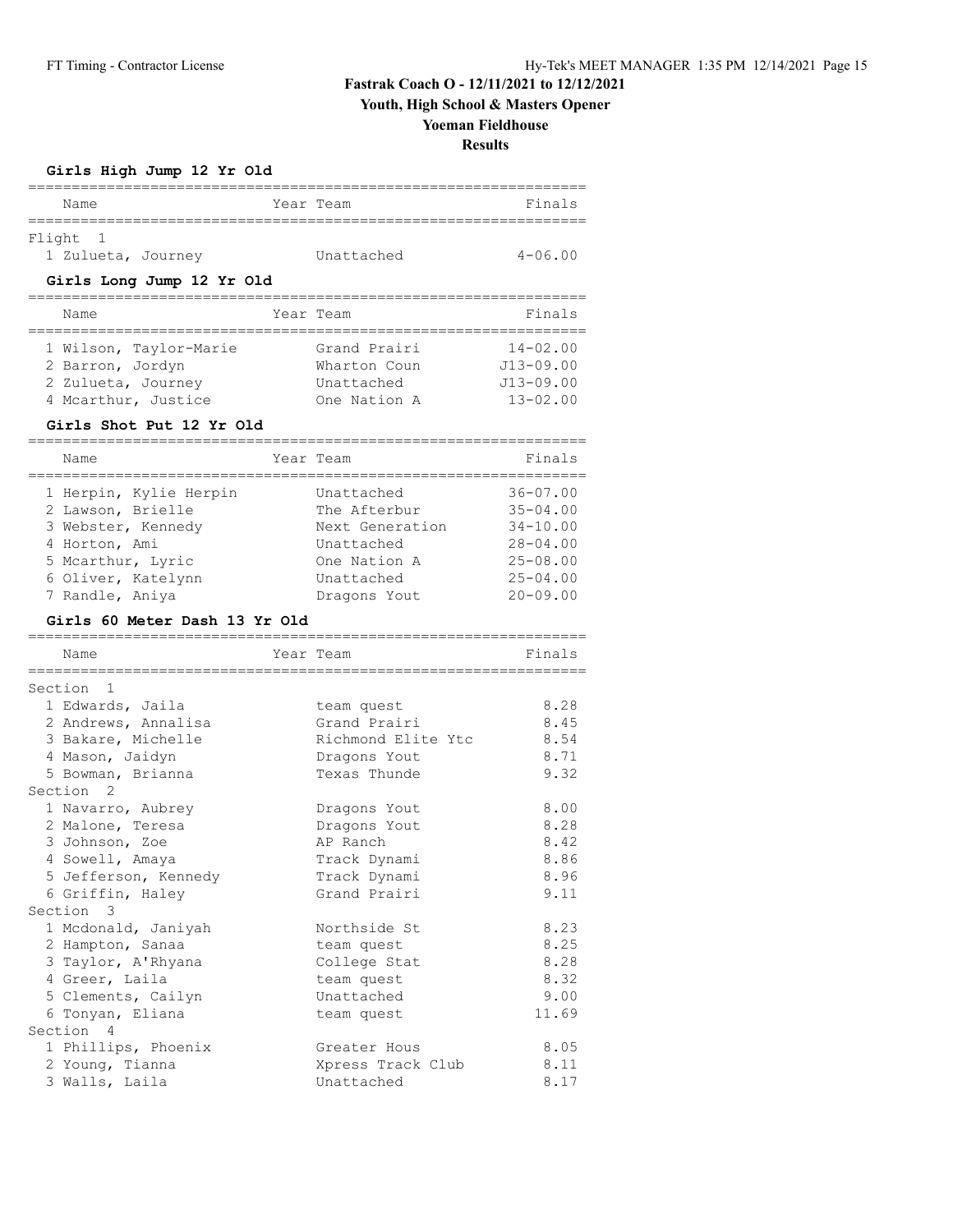# Fastrak Coach O - 12/11/2021 to 12/12/2021

## Youth, High School & Masters Opener

## Yoeman Fieldhouse

## Results

### Girls High Jump 12 Yr Old

| Name | Year | Team | Finals |
|---|---|---|---|
| **Flight 1** | | | |
| 1 Zulueta, Journey | | Unattached | 4-06.00 |

### Girls Long Jump 12 Yr Old

| Name | Year | Team | Finals |
|---|---|---|---|
| 1 Wilson, Taylor-Marie | | Grand Prairi | 14-02.00 |
| 2 Barron, Jordyn | | Wharton Coun | J13-09.00 |
| 2 Zulueta, Journey | | Unattached | J13-09.00 |
| 4 Mcarthur, Justice | | One Nation A | 13-02.00 |

### Girls Shot Put 12 Yr Old

| Name | Year | Team | Finals |
|---|---|---|---|
| 1 Herpin, Kylie Herpin | | Unattached | 36-07.00 |
| 2 Lawson, Brielle | | The Afterbur | 35-04.00 |
| 3 Webster, Kennedy | | Next Generation | 34-10.00 |
| 4 Horton, Ami | | Unattached | 28-04.00 |
| 5 Mcarthur, Lyric | | One Nation A | 25-08.00 |
| 6 Oliver, Katelynn | | Unattached | 25-04.00 |
| 7 Randle, Aniya | | Dragons Yout | 20-09.00 |

### Girls 60 Meter Dash 13 Yr Old

| Name | Year | Team | Finals |
|---|---|---|---|
| **Section 1** | | | |
| 1 Edwards, Jaila | | team quest | 8.28 |
| 2 Andrews, Annalisa | | Grand Prairi | 8.45 |
| 3 Bakare, Michelle | | Richmond Elite Ytc | 8.54 |
| 4 Mason, Jaidyn | | Dragons Yout | 8.71 |
| 5 Bowman, Brianna | | Texas Thunde | 9.32 |
| **Section 2** | | | |
| 1 Navarro, Aubrey | | Dragons Yout | 8.00 |
| 2 Malone, Teresa | | Dragons Yout | 8.28 |
| 3 Johnson, Zoe | | AP Ranch | 8.42 |
| 4 Sowell, Amaya | | Track Dynami | 8.86 |
| 5 Jefferson, Kennedy | | Track Dynami | 8.96 |
| 6 Griffin, Haley | | Grand Prairi | 9.11 |
| **Section 3** | | | |
| 1 Mcdonald, Janiyah | | Northside St | 8.23 |
| 2 Hampton, Sanaa | | team quest | 8.25 |
| 3 Taylor, A'Rhyana | | College Stat | 8.28 |
| 4 Greer, Laila | | team quest | 8.32 |
| 5 Clements, Cailyn | | Unattached | 9.00 |
| 6 Tonyan, Eliana | | team quest | 11.69 |
| **Section 4** | | | |
| 1 Phillips, Phoenix | | Greater Hous | 8.05 |
| 2 Young, Tianna | | Xpress Track Club | 8.11 |
| 3 Walls, Laila | | Unattached | 8.17 |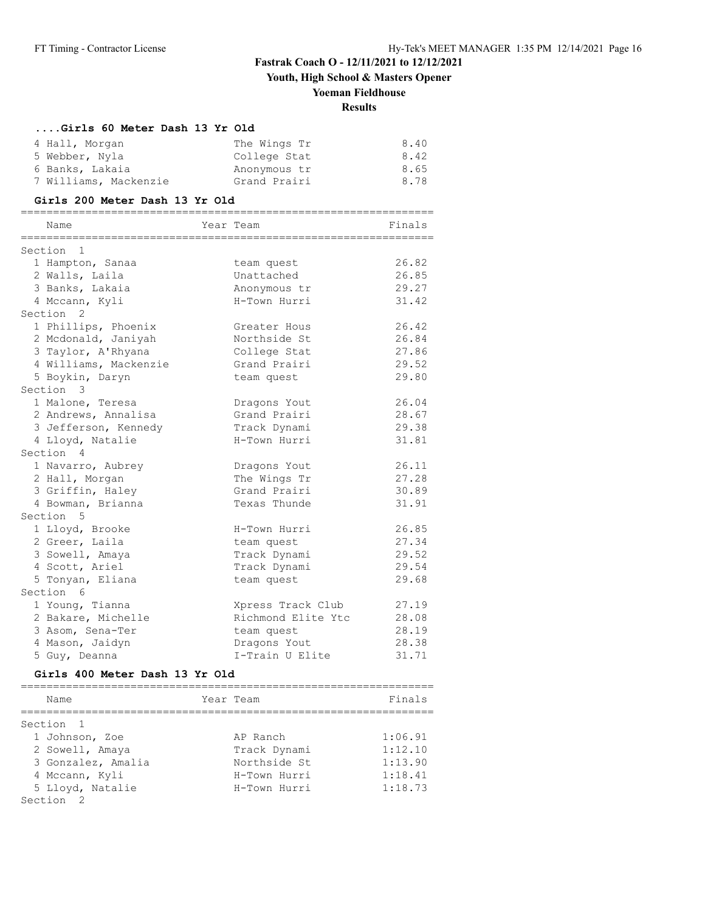# Fastrak Coach O - 12/11/2021 to 12/12/2021

## Youth, High School & Masters Opener

## Yoeman Fieldhouse

## Results

### ....Girls 60 Meter Dash 13 Yr Old

| Name | Year | Team | Finals |
|---|---|---|---|
| 4 Hall, Morgan | | The Wings Tr | 8.40 |
| 5 Webber, Nyla | | College Stat | 8.42 |
| 6 Banks, Lakaia | | Anonymous tr | 8.65 |
| 7 Williams, Mackenzie | | Grand Prairi | 8.78 |

### Girls 200 Meter Dash 13 Yr Old

| Name | Year | Team | Finals |
|---|---|---|---|
| **Section 1** | | | |
| 1 Hampton, Sanaa | | team quest | 26.82 |
| 2 Walls, Laila | | Unattached | 26.85 |
| 3 Banks, Lakaia | | Anonymous tr | 29.27 |
| 4 Mccann, Kyli | | H-Town Hurri | 31.42 |
| **Section 2** | | | |
| 1 Phillips, Phoenix | | Greater Hous | 26.42 |
| 2 Mcdonald, Janiyah | | Northside St | 26.84 |
| 3 Taylor, A'Rhyana | | College Stat | 27.86 |
| 4 Williams, Mackenzie | | Grand Prairi | 29.52 |
| 5 Boykin, Daryn | | team quest | 29.80 |
| **Section 3** | | | |
| 1 Malone, Teresa | | Dragons Yout | 26.04 |
| 2 Andrews, Annalisa | | Grand Prairi | 28.67 |
| 3 Jefferson, Kennedy | | Track Dynami | 29.38 |
| 4 Lloyd, Natalie | | H-Town Hurri | 31.81 |
| **Section 4** | | | |
| 1 Navarro, Aubrey | | Dragons Yout | 26.11 |
| 2 Hall, Morgan | | The Wings Tr | 27.28 |
| 3 Griffin, Haley | | Grand Prairi | 30.89 |
| 4 Bowman, Brianna | | Texas Thunde | 31.91 |
| **Section 5** | | | |
| 1 Lloyd, Brooke | | H-Town Hurri | 26.85 |
| 2 Greer, Laila | | team quest | 27.34 |
| 3 Sowell, Amaya | | Track Dynami | 29.52 |
| 4 Scott, Ariel | | Track Dynami | 29.54 |
| 5 Tonyan, Eliana | | team quest | 29.68 |
| **Section 6** | | | |
| 1 Young, Tianna | | Xpress Track Club | 27.19 |
| 2 Bakare, Michelle | | Richmond Elite Ytc | 28.08 |
| 3 Asom, Sena-Ter | | team quest | 28.19 |
| 4 Mason, Jaidyn | | Dragons Yout | 28.38 |
| 5 Guy, Deanna | | I-Train U Elite | 31.71 |

### Girls 400 Meter Dash 13 Yr Old

| Name | Year | Team | Finals |
|---|---|---|---|
| **Section 1** | | | |
| 1 Johnson, Zoe | | AP Ranch | 1:06.91 |
| 2 Sowell, Amaya | | Track Dynami | 1:12.10 |
| 3 Gonzalez, Amalia | | Northside St | 1:13.90 |
| 4 Mccann, Kyli | | H-Town Hurri | 1:18.41 |
| 5 Lloyd, Natalie | | H-Town Hurri | 1:18.73 |
| **Section 2** | | | |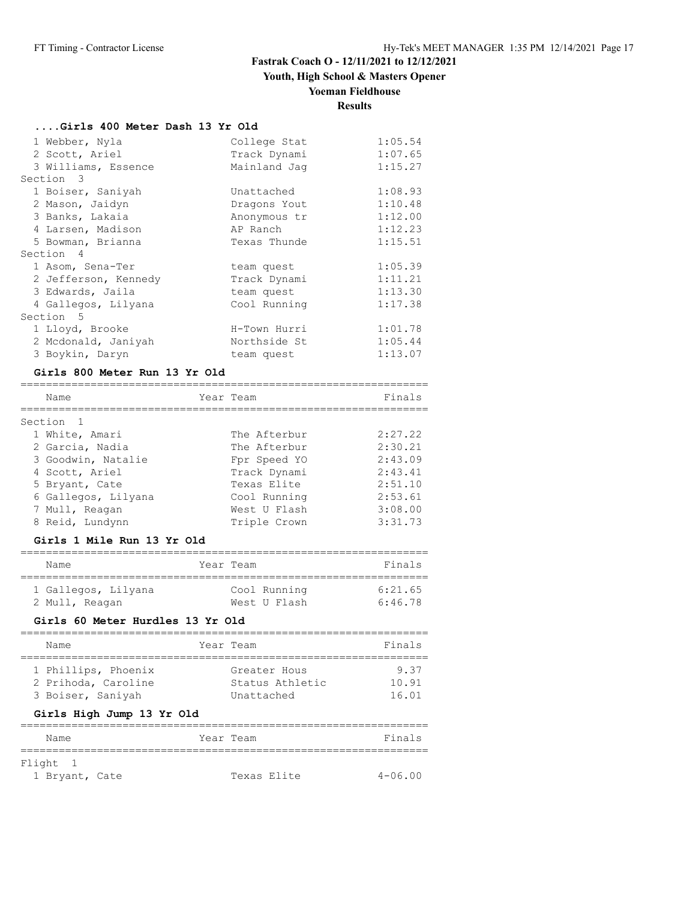# Fastrak Coach O - 12/11/2021 to 12/12/2021

## Youth, High School & Masters Opener

## Yoeman Fieldhouse

## Results

### ....Girls 400 Meter Dash 13 Yr Old

| Place | Name | Team | Finals |
|---|---|---|---|
| 1 | Webber, Nyla | College Stat | 1:05.54 |
| 2 | Scott, Ariel | Track Dynami | 1:07.65 |
| 3 | Williams, Essence | Mainland Jag | 1:15.27 |
| **Section 3** | | | |
| 1 | Boiser, Saniyah | Unattached | 1:08.93 |
| 2 | Mason, Jaidyn | Dragons Yout | 1:10.48 |
| 3 | Banks, Lakaia | Anonymous tr | 1:12.00 |
| 4 | Larsen, Madison | AP Ranch | 1:12.23 |
| 5 | Bowman, Brianna | Texas Thunde | 1:15.51 |
| **Section 4** | | | |
| 1 | Asom, Sena-Ter | team quest | 1:05.39 |
| 2 | Jefferson, Kennedy | Track Dynami | 1:11.21 |
| 3 | Edwards, Jaila | team quest | 1:13.30 |
| 4 | Gallegos, Lilyana | Cool Running | 1:17.38 |
| **Section 5** | | | |
| 1 | Lloyd, Brooke | H-Town Hurri | 1:01.78 |
| 2 | Mcdonald, Janiyah | Northside St | 1:05.44 |
| 3 | Boykin, Daryn | team quest | 1:13.07 |

### Girls 800 Meter Run 13 Yr Old

| Place | Name | Year | Team | Finals |
|---|---|---|---|---|
| **Section 1** | | | | |
| 1 | White, Amari | | The Afterbur | 2:27.22 |
| 2 | Garcia, Nadia | | The Afterbur | 2:30.21 |
| 3 | Goodwin, Natalie | | Fpr Speed YO | 2:43.09 |
| 4 | Scott, Ariel | | Track Dynami | 2:43.41 |
| 5 | Bryant, Cate | | Texas Elite | 2:51.10 |
| 6 | Gallegos, Lilyana | | Cool Running | 2:53.61 |
| 7 | Mull, Reagan | | West U Flash | 3:08.00 |
| 8 | Reid, Lundynn | | Triple Crown | 3:31.73 |

### Girls 1 Mile Run 13 Yr Old

| Place | Name | Year | Team | Finals |
|---|---|---|---|---|
| 1 | Gallegos, Lilyana | | Cool Running | 6:21.65 |
| 2 | Mull, Reagan | | West U Flash | 6:46.78 |

### Girls 60 Meter Hurdles 13 Yr Old

| Place | Name | Year | Team | Finals |
|---|---|---|---|---|
| 1 | Phillips, Phoenix | | Greater Hous | 9.37 |
| 2 | Prihoda, Caroline | | Status Athletic | 10.91 |
| 3 | Boiser, Saniyah | | Unattached | 16.01 |

### Girls High Jump 13 Yr Old

| Place | Name | Year | Team | Finals |
|---|---|---|---|---|
| **Flight 1** | | | | |
| 1 | Bryant, Cate | | Texas Elite | 4-06.00 |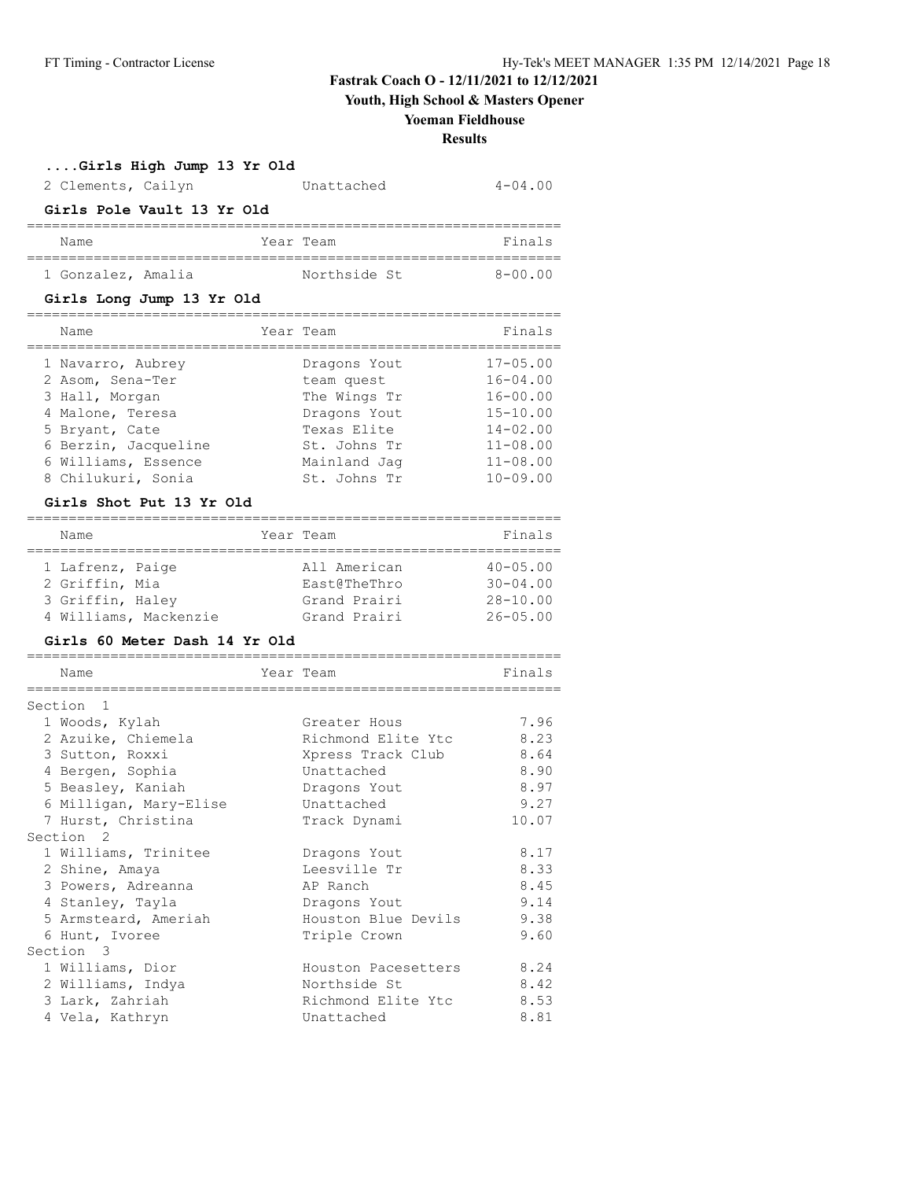## Fastrak Coach O - 12/11/2021 to 12/12/2021

**Youth, High School & Masters Opener**

**Yoeman Fieldhouse**

**Results**

### ....Girls High Jump 13 Yr Old

| Place | Name | Year | Team | Finals |
|---|---|---|---|---|
| 2 | Clements, Cailyn | | Unattached | 4-04.00 |

### Girls Pole Vault 13 Yr Old

| Place | Name | Year | Team | Finals |
|---|---|---|---|---|
| 1 | Gonzalez, Amalia | | Northside St | 8-00.00 |

### Girls Long Jump 13 Yr Old

| Place | Name | Year | Team | Finals |
|---|---|---|---|---|
| 1 | Navarro, Aubrey | | Dragons Yout | 17-05.00 |
| 2 | Asom, Sena-Ter | | team quest | 16-04.00 |
| 3 | Hall, Morgan | | The Wings Tr | 16-00.00 |
| 4 | Malone, Teresa | | Dragons Yout | 15-10.00 |
| 5 | Bryant, Cate | | Texas Elite | 14-02.00 |
| 6 | Berzin, Jacqueline | | St. Johns Tr | 11-08.00 |
| 6 | Williams, Essence | | Mainland Jag | 11-08.00 |
| 8 | Chilukuri, Sonia | | St. Johns Tr | 10-09.00 |

### Girls Shot Put 13 Yr Old

| Place | Name | Year | Team | Finals |
|---|---|---|---|---|
| 1 | Lafrenz, Paige | | All American | 40-05.00 |
| 2 | Griffin, Mia | | East@TheThro | 30-04.00 |
| 3 | Griffin, Haley | | Grand Prairi | 28-10.00 |
| 4 | Williams, Mackenzie | | Grand Prairi | 26-05.00 |

### Girls 60 Meter Dash 14 Yr Old

| Place | Name | Year | Team | Finals |
|---|---|---|---|---|
| **Section 1** | | | | |
| 1 | Woods, Kylah | | Greater Hous | 7.96 |
| 2 | Azuike, Chiemela | | Richmond Elite Ytc | 8.23 |
| 3 | Sutton, Roxxi | | Xpress Track Club | 8.64 |
| 4 | Bergen, Sophia | | Unattached | 8.90 |
| 5 | Beasley, Kaniah | | Dragons Yout | 8.97 |
| 6 | Milligan, Mary-Elise | | Unattached | 9.27 |
| 7 | Hurst, Christina | | Track Dynami | 10.07 |
| **Section 2** | | | | |
| 1 | Williams, Trinitee | | Dragons Yout | 8.17 |
| 2 | Shine, Amaya | | Leesville Tr | 8.33 |
| 3 | Powers, Adreanna | | AP Ranch | 8.45 |
| 4 | Stanley, Tayla | | Dragons Yout | 9.14 |
| 5 | Armsteard, Ameriah | | Houston Blue Devils | 9.38 |
| 6 | Hunt, Ivoree | | Triple Crown | 9.60 |
| **Section 3** | | | | |
| 1 | Williams, Dior | | Houston Pacesetters | 8.24 |
| 2 | Williams, Indya | | Northside St | 8.42 |
| 3 | Lark, Zahriah | | Richmond Elite Ytc | 8.53 |
| 4 | Vela, Kathryn | | Unattached | 8.81 |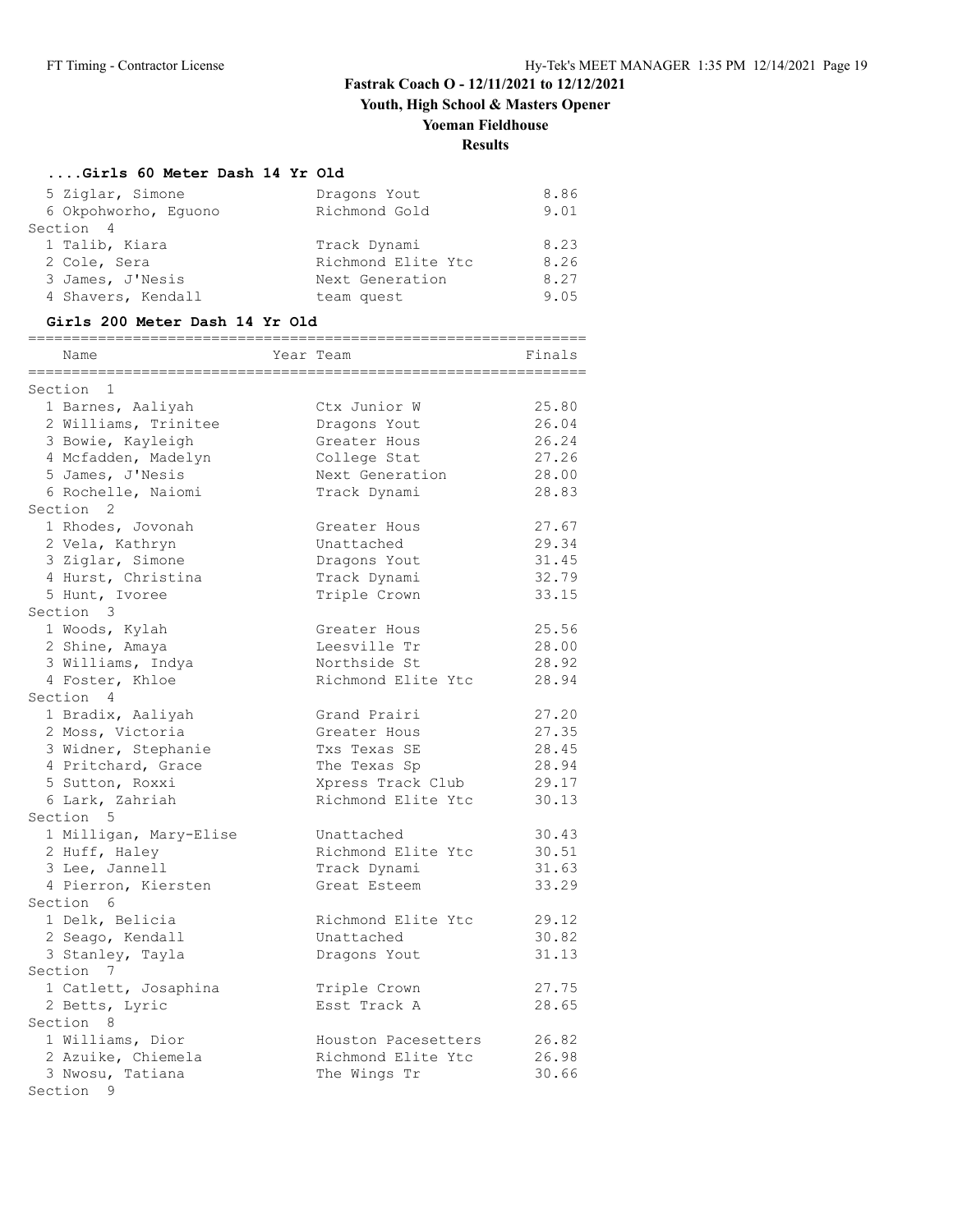## Fastrak Coach O - 12/11/2021 to 12/12/2021

### Youth, High School & Masters Opener

### Yoeman Fieldhouse

### Results

#### ....Girls 60 Meter Dash 14 Yr Old

| Name | Team | Finals |
|---|---|---|
| 5 Ziglar, Simone | Dragons Yout | 8.86 |
| 6 Okpohworho, Eguono | Richmond Gold | 9.01 |
| **Section 4** | | |
| 1 Talib, Kiara | Track Dynami | 8.23 |
| 2 Cole, Sera | Richmond Elite Ytc | 8.26 |
| 3 James, J'Nesis | Next Generation | 8.27 |
| 4 Shavers, Kendall | team quest | 9.05 |

#### Girls 200 Meter Dash 14 Yr Old

| Name | Year Team | Finals |
|---|---|---|
| **Section 1** | | |
| 1 Barnes, Aaliyah | Ctx Junior W | 25.80 |
| 2 Williams, Trinitee | Dragons Yout | 26.04 |
| 3 Bowie, Kayleigh | Greater Hous | 26.24 |
| 4 Mcfadden, Madelyn | College Stat | 27.26 |
| 5 James, J'Nesis | Next Generation | 28.00 |
| 6 Rochelle, Naiomi | Track Dynami | 28.83 |
| **Section 2** | | |
| 1 Rhodes, Jovonah | Greater Hous | 27.67 |
| 2 Vela, Kathryn | Unattached | 29.34 |
| 3 Ziglar, Simone | Dragons Yout | 31.45 |
| 4 Hurst, Christina | Track Dynami | 32.79 |
| 5 Hunt, Ivoree | Triple Crown | 33.15 |
| **Section 3** | | |
| 1 Woods, Kylah | Greater Hous | 25.56 |
| 2 Shine, Amaya | Leesville Tr | 28.00 |
| 3 Williams, Indya | Northside St | 28.92 |
| 4 Foster, Khloe | Richmond Elite Ytc | 28.94 |
| **Section 4** | | |
| 1 Bradix, Aaliyah | Grand Prairi | 27.20 |
| 2 Moss, Victoria | Greater Hous | 27.35 |
| 3 Widner, Stephanie | Txs Texas SE | 28.45 |
| 4 Pritchard, Grace | The Texas Sp | 28.94 |
| 5 Sutton, Roxxi | Xpress Track Club | 29.17 |
| 6 Lark, Zahriah | Richmond Elite Ytc | 30.13 |
| **Section 5** | | |
| 1 Milligan, Mary-Elise | Unattached | 30.43 |
| 2 Huff, Haley | Richmond Elite Ytc | 30.51 |
| 3 Lee, Jannell | Track Dynami | 31.63 |
| 4 Pierron, Kiersten | Great Esteem | 33.29 |
| **Section 6** | | |
| 1 Delk, Belicia | Richmond Elite Ytc | 29.12 |
| 2 Seago, Kendall | Unattached | 30.82 |
| 3 Stanley, Tayla | Dragons Yout | 31.13 |
| **Section 7** | | |
| 1 Catlett, Josaphina | Triple Crown | 27.75 |
| 2 Betts, Lyric | Esst Track A | 28.65 |
| **Section 8** | | |
| 1 Williams, Dior | Houston Pacesetters | 26.82 |
| 2 Azuike, Chiemela | Richmond Elite Ytc | 26.98 |
| 3 Nwosu, Tatiana | The Wings Tr | 30.66 |
| **Section 9** | | |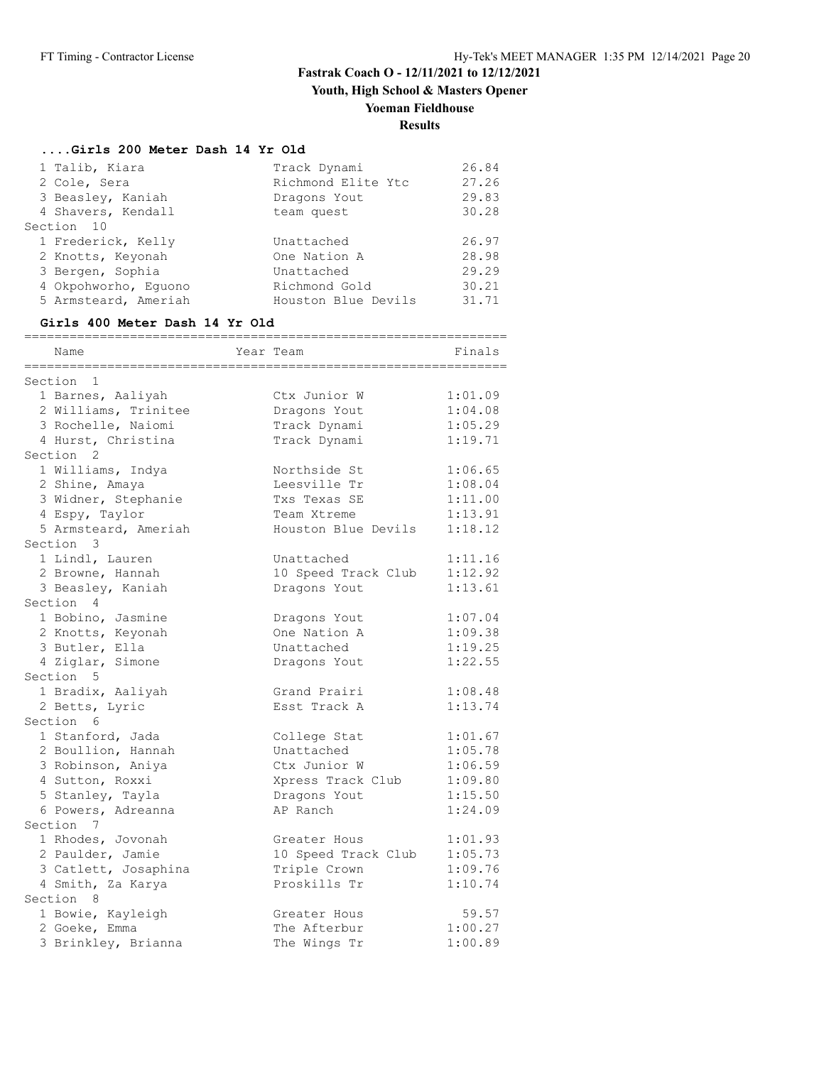# Fastrak Coach O - 12/11/2021 to 12/12/2021

## Youth, High School & Masters Opener

## Yoeman Fieldhouse

## Results

### ....Girls 200 Meter Dash 14 Yr Old

| Name | Team | Finals |
|---|---|---|
| 1 Talib, Kiara | Track Dynami | 26.84 |
| 2 Cole, Sera | Richmond Elite Ytc | 27.26 |
| 3 Beasley, Kaniah | Dragons Yout | 29.83 |
| 4 Shavers, Kendall | team quest | 30.28 |
| **Section 10** | | |
| 1 Frederick, Kelly | Unattached | 26.97 |
| 2 Knotts, Keyonah | One Nation A | 28.98 |
| 3 Bergen, Sophia | Unattached | 29.29 |
| 4 Okpohworho, Eguono | Richmond Gold | 30.21 |
| 5 Armsteard, Ameriah | Houston Blue Devils | 31.71 |

### Girls 400 Meter Dash 14 Yr Old

| Name | Year Team | Finals |
|---|---|---|
| **Section 1** | | |
| 1 Barnes, Aaliyah | Ctx Junior W | 1:01.09 |
| 2 Williams, Trinitee | Dragons Yout | 1:04.08 |
| 3 Rochelle, Naiomi | Track Dynami | 1:05.29 |
| 4 Hurst, Christina | Track Dynami | 1:19.71 |
| **Section 2** | | |
| 1 Williams, Indya | Northside St | 1:06.65 |
| 2 Shine, Amaya | Leesville Tr | 1:08.04 |
| 3 Widner, Stephanie | Txs Texas SE | 1:11.00 |
| 4 Espy, Taylor | Team Xtreme | 1:13.91 |
| 5 Armsteard, Ameriah | Houston Blue Devils | 1:18.12 |
| **Section 3** | | |
| 1 Lindl, Lauren | Unattached | 1:11.16 |
| 2 Browne, Hannah | 10 Speed Track Club | 1:12.92 |
| 3 Beasley, Kaniah | Dragons Yout | 1:13.61 |
| **Section 4** | | |
| 1 Bobino, Jasmine | Dragons Yout | 1:07.04 |
| 2 Knotts, Keyonah | One Nation A | 1:09.38 |
| 3 Butler, Ella | Unattached | 1:19.25 |
| 4 Ziglar, Simone | Dragons Yout | 1:22.55 |
| **Section 5** | | |
| 1 Bradix, Aaliyah | Grand Prairi | 1:08.48 |
| 2 Betts, Lyric | Esst Track A | 1:13.74 |
| **Section 6** | | |
| 1 Stanford, Jada | College Stat | 1:01.67 |
| 2 Boullion, Hannah | Unattached | 1:05.78 |
| 3 Robinson, Aniya | Ctx Junior W | 1:06.59 |
| 4 Sutton, Roxxi | Xpress Track Club | 1:09.80 |
| 5 Stanley, Tayla | Dragons Yout | 1:15.50 |
| 6 Powers, Adreanna | AP Ranch | 1:24.09 |
| **Section 7** | | |
| 1 Rhodes, Jovonah | Greater Hous | 1:01.93 |
| 2 Paulder, Jamie | 10 Speed Track Club | 1:05.73 |
| 3 Catlett, Josaphina | Triple Crown | 1:09.76 |
| 4 Smith, Za Karya | Proskills Tr | 1:10.74 |
| **Section 8** | | |
| 1 Bowie, Kayleigh | Greater Hous | 59.57 |
| 2 Goeke, Emma | The Afterbur | 1:00.27 |
| 3 Brinkley, Brianna | The Wings Tr | 1:00.89 |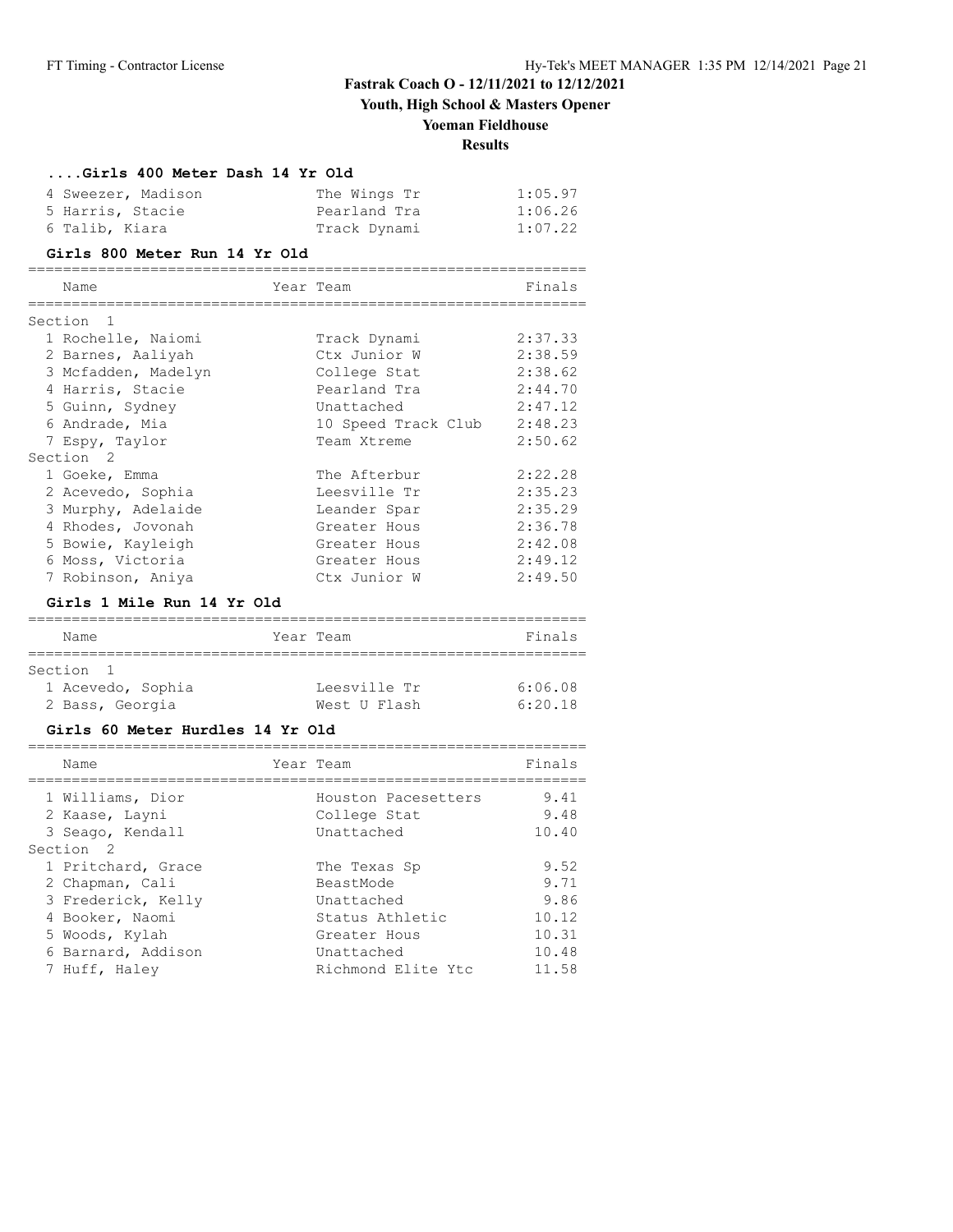Fastrak Coach O - 12/11/2021 to 12/12/2021

Youth, High School & Masters Opener

Yoeman Fieldhouse

Results

### ....Girls 400 Meter Dash 14 Yr Old

| Name | Year | Team | Finals |
|---|---|---|---|
| 4 Sweezer, Madison | | The Wings Tr | 1:05.97 |
| 5 Harris, Stacie | | Pearland Tra | 1:06.26 |
| 6 Talib, Kiara | | Track Dynami | 1:07.22 |

### Girls 800 Meter Run 14 Yr Old

| Name | Year | Team | Finals |
|---|---|---|---|
| **Section 1** | | | |
| 1 Rochelle, Naiomi | | Track Dynami | 2:37.33 |
| 2 Barnes, Aaliyah | | Ctx Junior W | 2:38.59 |
| 3 Mcfadden, Madelyn | | College Stat | 2:38.62 |
| 4 Harris, Stacie | | Pearland Tra | 2:44.70 |
| 5 Guinn, Sydney | | Unattached | 2:47.12 |
| 6 Andrade, Mia | | 10 Speed Track Club | 2:48.23 |
| 7 Espy, Taylor | | Team Xtreme | 2:50.62 |
| **Section 2** | | | |
| 1 Goeke, Emma | | The Afterbur | 2:22.28 |
| 2 Acevedo, Sophia | | Leesville Tr | 2:35.23 |
| 3 Murphy, Adelaide | | Leander Spar | 2:35.29 |
| 4 Rhodes, Jovonah | | Greater Hous | 2:36.78 |
| 5 Bowie, Kayleigh | | Greater Hous | 2:42.08 |
| 6 Moss, Victoria | | Greater Hous | 2:49.12 |
| 7 Robinson, Aniya | | Ctx Junior W | 2:49.50 |

### Girls 1 Mile Run 14 Yr Old

| Name | Year | Team | Finals |
|---|---|---|---|
| **Section 1** | | | |
| 1 Acevedo, Sophia | | Leesville Tr | 6:06.08 |
| 2 Bass, Georgia | | West U Flash | 6:20.18 |

### Girls 60 Meter Hurdles 14 Yr Old

| Name | Year | Team | Finals |
|---|---|---|---|
| 1 Williams, Dior | | Houston Pacesetters | 9.41 |
| 2 Kaase, Layni | | College Stat | 9.48 |
| 3 Seago, Kendall | | Unattached | 10.40 |
| **Section 2** | | | |
| 1 Pritchard, Grace | | The Texas Sp | 9.52 |
| 2 Chapman, Cali | | BeastMode | 9.71 |
| 3 Frederick, Kelly | | Unattached | 9.86 |
| 4 Booker, Naomi | | Status Athletic | 10.12 |
| 5 Woods, Kylah | | Greater Hous | 10.31 |
| 6 Barnard, Addison | | Unattached | 10.48 |
| 7 Huff, Haley | | Richmond Elite Ytc | 11.58 |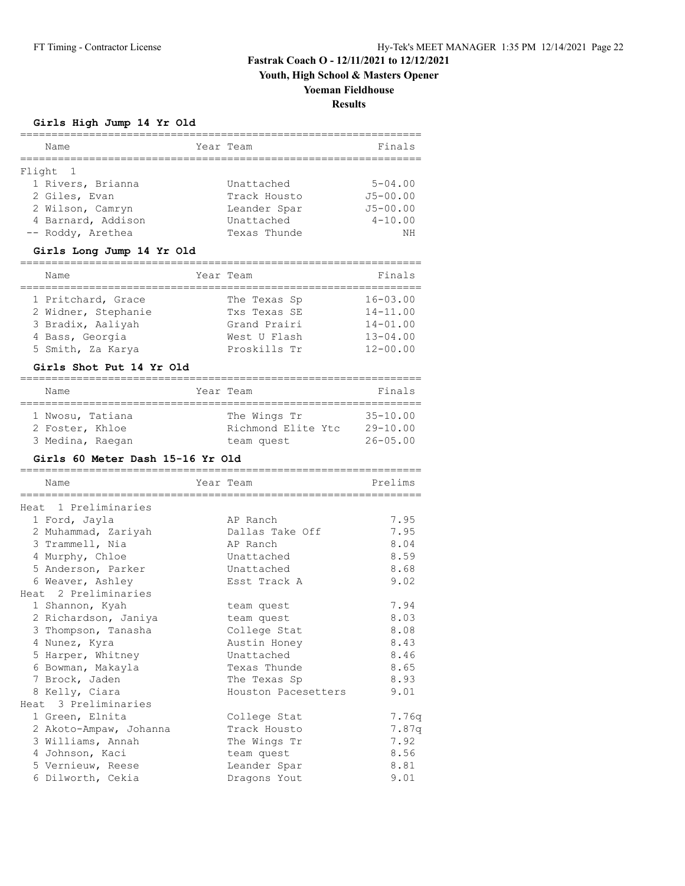# Fastrak Coach O - 12/11/2021 to 12/12/2021

## Youth, High School & Masters Opener

## Yoeman Fieldhouse

## Results

### Girls High Jump 14 Yr Old

| Place | Name | Year | Team | Finals |
|---|---|---|---|---|
| **Flight 1** | | | | |
| 1 | Rivers, Brianna | | Unattached | 5-04.00 |
| 2 | Giles, Evan | | Track Housto | J5-00.00 |
| 2 | Wilson, Camryn | | Leander Spar | J5-00.00 |
| 4 | Barnard, Addison | | Unattached | 4-10.00 |
| -- | Roddy, Arethea | | Texas Thunde | NH |

### Girls Long Jump 14 Yr Old

| Place | Name | Year | Team | Finals |
|---|---|---|---|---|
| 1 | Pritchard, Grace | | The Texas Sp | 16-03.00 |
| 2 | Widner, Stephanie | | Txs Texas SE | 14-11.00 |
| 3 | Bradix, Aaliyah | | Grand Prairi | 14-01.00 |
| 4 | Bass, Georgia | | West U Flash | 13-04.00 |
| 5 | Smith, Za Karya | | Proskills Tr | 12-00.00 |

### Girls Shot Put 14 Yr Old

| Place | Name | Year | Team | Finals |
|---|---|---|---|---|
| 1 | Nwosu, Tatiana | | The Wings Tr | 35-10.00 |
| 2 | Foster, Khloe | | Richmond Elite Ytc | 29-10.00 |
| 3 | Medina, Raegan | | team quest | 26-05.00 |

### Girls 60 Meter Dash 15-16 Yr Old

| Place | Name | Year | Team | Prelims |
|---|---|---|---|---|
| **Heat 1 Preliminaries** | | | | |
| 1 | Ford, Jayla | | AP Ranch | 7.95 |
| 2 | Muhammad, Zariyah | | Dallas Take Off | 7.95 |
| 3 | Trammell, Nia | | AP Ranch | 8.04 |
| 4 | Murphy, Chloe | | Unattached | 8.59 |
| 5 | Anderson, Parker | | Unattached | 8.68 |
| 6 | Weaver, Ashley | | Esst Track A | 9.02 |
| **Heat 2 Preliminaries** | | | | |
| 1 | Shannon, Kyah | | team quest | 7.94 |
| 2 | Richardson, Janiya | | team quest | 8.03 |
| 3 | Thompson, Tanasha | | College Stat | 8.08 |
| 4 | Nunez, Kyra | | Austin Honey | 8.43 |
| 5 | Harper, Whitney | | Unattached | 8.46 |
| 6 | Bowman, Makayla | | Texas Thunde | 8.65 |
| 7 | Brock, Jaden | | The Texas Sp | 8.93 |
| 8 | Kelly, Ciara | | Houston Pacesetters | 9.01 |
| **Heat 3 Preliminaries** | | | | |
| 1 | Green, Elnita | | College Stat | 7.76q |
| 2 | Akoto-Ampaw, Johanna | | Track Housto | 7.87q |
| 3 | Williams, Annah | | The Wings Tr | 7.92 |
| 4 | Johnson, Kaci | | team quest | 8.56 |
| 5 | Vernieuw, Reese | | Leander Spar | 8.81 |
| 6 | Dilworth, Cekia | | Dragons Yout | 9.01 |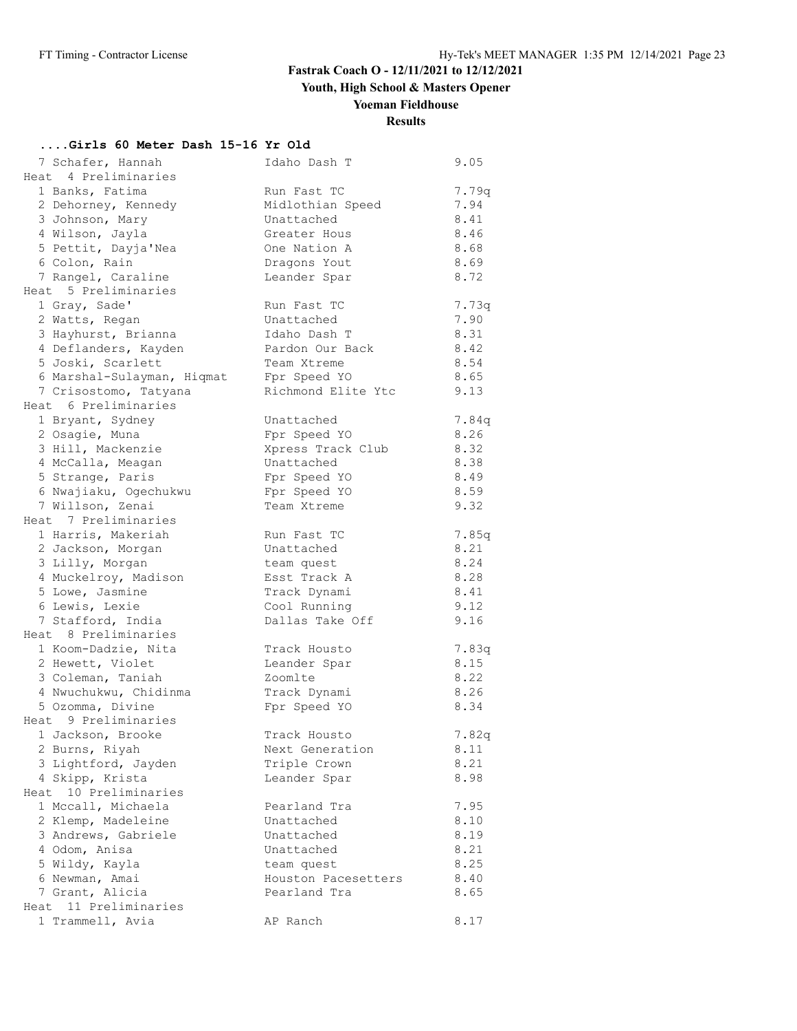## Fastrak Coach O - 12/11/2021 to 12/12/2021

### Youth, High School & Masters Opener

### Yoeman Fieldhouse

### Results

#### ....Girls 60 Meter Dash 15-16 Yr Old

| Place | Name | Team | Time |
|---|---|---|---|
| 7 | Schafer, Hannah | Idaho Dash T | 9.05 |
| **Heat 4 Preliminaries** | | | |
| 1 | Banks, Fatima | Run Fast TC | 7.79q |
| 2 | Dehorney, Kennedy | Midlothian Speed | 7.94 |
| 3 | Johnson, Mary | Unattached | 8.41 |
| 4 | Wilson, Jayla | Greater Hous | 8.46 |
| 5 | Pettit, Dayja'Nea | One Nation A | 8.68 |
| 6 | Colon, Rain | Dragons Yout | 8.69 |
| 7 | Rangel, Caraline | Leander Spar | 8.72 |
| **Heat 5 Preliminaries** | | | |
| 1 | Gray, Sade' | Run Fast TC | 7.73q |
| 2 | Watts, Regan | Unattached | 7.90 |
| 3 | Hayhurst, Brianna | Idaho Dash T | 8.31 |
| 4 | Deflanders, Kayden | Pardon Our Back | 8.42 |
| 5 | Joski, Scarlett | Team Xtreme | 8.54 |
| 6 | Marshal-Sulayman, Hiqmat | Fpr Speed YO | 8.65 |
| 7 | Crisostomo, Tatyana | Richmond Elite Ytc | 9.13 |
| **Heat 6 Preliminaries** | | | |
| 1 | Bryant, Sydney | Unattached | 7.84q |
| 2 | Osagie, Muna | Fpr Speed YO | 8.26 |
| 3 | Hill, Mackenzie | Xpress Track Club | 8.32 |
| 4 | McCalla, Meagan | Unattached | 8.38 |
| 5 | Strange, Paris | Fpr Speed YO | 8.49 |
| 6 | Nwajiaku, Ogechukwu | Fpr Speed YO | 8.59 |
| 7 | Willson, Zenai | Team Xtreme | 9.32 |
| **Heat 7 Preliminaries** | | | |
| 1 | Harris, Makeriah | Run Fast TC | 7.85q |
| 2 | Jackson, Morgan | Unattached | 8.21 |
| 3 | Lilly, Morgan | team quest | 8.24 |
| 4 | Muckelroy, Madison | Esst Track A | 8.28 |
| 5 | Lowe, Jasmine | Track Dynami | 8.41 |
| 6 | Lewis, Lexie | Cool Running | 9.12 |
| 7 | Stafford, India | Dallas Take Off | 9.16 |
| **Heat 8 Preliminaries** | | | |
| 1 | Koom-Dadzie, Nita | Track Housto | 7.83q |
| 2 | Hewett, Violet | Leander Spar | 8.15 |
| 3 | Coleman, Taniah | Zoomlte | 8.22 |
| 4 | Nwuchukwu, Chidinma | Track Dynami | 8.26 |
| 5 | Ozomma, Divine | Fpr Speed YO | 8.34 |
| **Heat 9 Preliminaries** | | | |
| 1 | Jackson, Brooke | Track Housto | 7.82q |
| 2 | Burns, Riyah | Next Generation | 8.11 |
| 3 | Lightford, Jayden | Triple Crown | 8.21 |
| 4 | Skipp, Krista | Leander Spar | 8.98 |
| **Heat 10 Preliminaries** | | | |
| 1 | Mccall, Michaela | Pearland Tra | 7.95 |
| 2 | Klemp, Madeleine | Unattached | 8.10 |
| 3 | Andrews, Gabriele | Unattached | 8.19 |
| 4 | Odom, Anisa | Unattached | 8.21 |
| 5 | Wildy, Kayla | team quest | 8.25 |
| 6 | Newman, Amai | Houston Pacesetters | 8.40 |
| 7 | Grant, Alicia | Pearland Tra | 8.65 |
| **Heat 11 Preliminaries** | | | |
| 1 | Trammell, Avia | AP Ranch | 8.17 |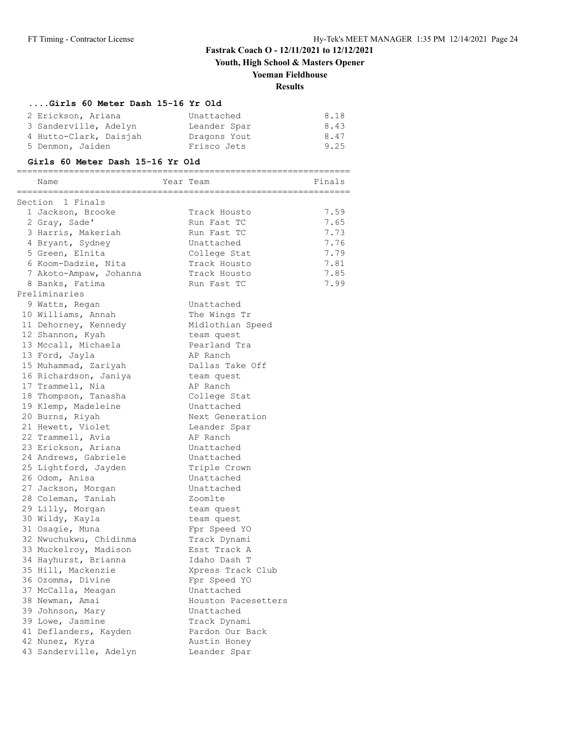Fastrak Coach O - 12/11/2021 to 12/12/2021

Youth, High School & Masters Opener

Yoeman Fieldhouse

Results

### ....Girls 60 Meter Dash 15-16 Yr Old

| Name | Team | Finals |
|---|---|---|
| 2 Erickson, Ariana | Unattached | 8.18 |
| 3 Sanderville, Adelyn | Leander Spar | 8.43 |
| 4 Hutto-Clark, Daisjah | Dragons Yout | 8.47 |
| 5 Denmon, Jaiden | Frisco Jets | 9.25 |

### Girls 60 Meter Dash 15-16 Yr Old

| Name | Year Team | Finals |
|---|---|---|
| **Section 1 Finals** | | |
| 1 Jackson, Brooke | Track Housto | 7.59 |
| 2 Gray, Sade' | Run Fast TC | 7.65 |
| 3 Harris, Makeriah | Run Fast TC | 7.73 |
| 4 Bryant, Sydney | Unattached | 7.76 |
| 5 Green, Elnita | College Stat | 7.79 |
| 6 Koom-Dadzie, Nita | Track Housto | 7.81 |
| 7 Akoto-Ampaw, Johanna | Track Housto | 7.85 |
| 8 Banks, Fatima | Run Fast TC | 7.99 |
| **Preliminaries** | | |
| 9 Watts, Regan | Unattached | |
| 10 Williams, Annah | The Wings Tr | |
| 11 Dehorney, Kennedy | Midlothian Speed | |
| 12 Shannon, Kyah | team quest | |
| 13 Mccall, Michaela | Pearland Tra | |
| 13 Ford, Jayla | AP Ranch | |
| 15 Muhammad, Zariyah | Dallas Take Off | |
| 16 Richardson, Janiya | team quest | |
| 17 Trammell, Nia | AP Ranch | |
| 18 Thompson, Tanasha | College Stat | |
| 19 Klemp, Madeleine | Unattached | |
| 20 Burns, Riyah | Next Generation | |
| 21 Hewett, Violet | Leander Spar | |
| 22 Trammell, Avia | AP Ranch | |
| 23 Erickson, Ariana | Unattached | |
| 24 Andrews, Gabriele | Unattached | |
| 25 Lightford, Jayden | Triple Crown | |
| 26 Odom, Anisa | Unattached | |
| 27 Jackson, Morgan | Unattached | |
| 28 Coleman, Taniah | Zoomlte | |
| 29 Lilly, Morgan | team quest | |
| 30 Wildy, Kayla | team quest | |
| 31 Osagie, Muna | Fpr Speed YO | |
| 32 Nwuchukwu, Chidinma | Track Dynami | |
| 33 Muckelroy, Madison | Esst Track A | |
| 34 Hayhurst, Brianna | Idaho Dash T | |
| 35 Hill, Mackenzie | Xpress Track Club | |
| 36 Ozomma, Divine | Fpr Speed YO | |
| 37 McCalla, Meagan | Unattached | |
| 38 Newman, Amai | Houston Pacesetters | |
| 39 Johnson, Mary | Unattached | |
| 39 Lowe, Jasmine | Track Dynami | |
| 41 Deflanders, Kayden | Pardon Our Back | |
| 42 Nunez, Kyra | Austin Honey | |
| 43 Sanderville, Adelyn | Leander Spar | |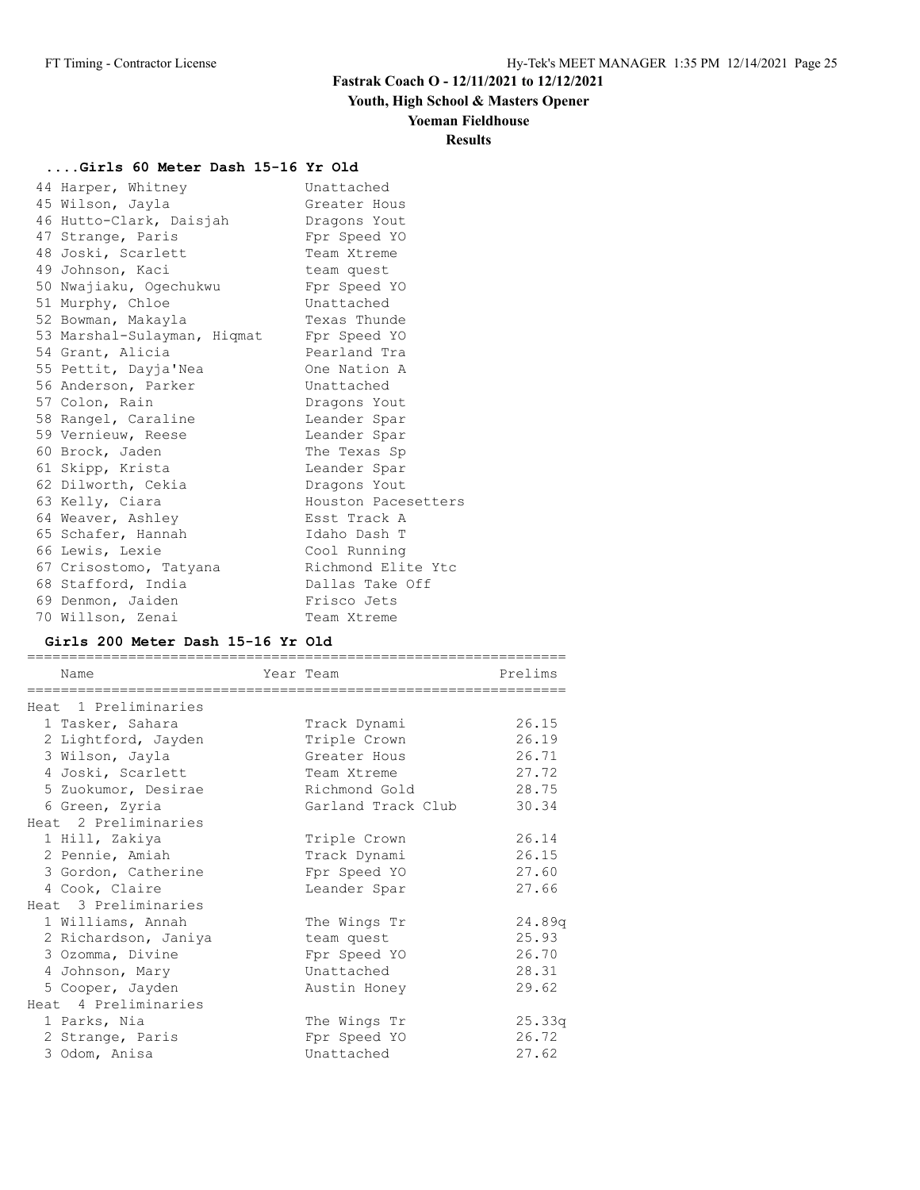# Fastrak Coach O - 12/11/2021 to 12/12/2021

## Youth, High School & Masters Opener

## Yoeman Fieldhouse

## Results

### ....Girls 60 Meter Dash 15-16 Yr Old

| Place | Name | Team |
|---|---|---|
| 44 | Harper, Whitney | Unattached |
| 45 | Wilson, Jayla | Greater Hous |
| 46 | Hutto-Clark, Daisjah | Dragons Yout |
| 47 | Strange, Paris | Fpr Speed YO |
| 48 | Joski, Scarlett | Team Xtreme |
| 49 | Johnson, Kaci | team quest |
| 50 | Nwajiaku, Ogechukwu | Fpr Speed YO |
| 51 | Murphy, Chloe | Unattached |
| 52 | Bowman, Makayla | Texas Thunde |
| 53 | Marshal-Sulayman, Hiqmat | Fpr Speed YO |
| 54 | Grant, Alicia | Pearland Tra |
| 55 | Pettit, Dayja'Nea | One Nation A |
| 56 | Anderson, Parker | Unattached |
| 57 | Colon, Rain | Dragons Yout |
| 58 | Rangel, Caraline | Leander Spar |
| 59 | Vernieuw, Reese | Leander Spar |
| 60 | Brock, Jaden | The Texas Sp |
| 61 | Skipp, Krista | Leander Spar |
| 62 | Dilworth, Cekia | Dragons Yout |
| 63 | Kelly, Ciara | Houston Pacesetters |
| 64 | Weaver, Ashley | Esst Track A |
| 65 | Schafer, Hannah | Idaho Dash T |
| 66 | Lewis, Lexie | Cool Running |
| 67 | Crisostomo, Tatyana | Richmond Elite Ytc |
| 68 | Stafford, India | Dallas Take Off |
| 69 | Denmon, Jaiden | Frisco Jets |
| 70 | Willson, Zenai | Team Xtreme |

### Girls 200 Meter Dash 15-16 Yr Old

| Place | Name | Year | Team | Prelims |
|---|---|---|---|---|
| **Heat 1 Preliminaries** | | | | |
| 1 | Tasker, Sahara | | Track Dynami | 26.15 |
| 2 | Lightford, Jayden | | Triple Crown | 26.19 |
| 3 | Wilson, Jayla | | Greater Hous | 26.71 |
| 4 | Joski, Scarlett | | Team Xtreme | 27.72 |
| 5 | Zuokumor, Desirae | | Richmond Gold | 28.75 |
| 6 | Green, Zyria | | Garland Track Club | 30.34 |
| **Heat 2 Preliminaries** | | | | |
| 1 | Hill, Zakiya | | Triple Crown | 26.14 |
| 2 | Pennie, Amiah | | Track Dynami | 26.15 |
| 3 | Gordon, Catherine | | Fpr Speed YO | 27.60 |
| 4 | Cook, Claire | | Leander Spar | 27.66 |
| **Heat 3 Preliminaries** | | | | |
| 1 | Williams, Annah | | The Wings Tr | 24.89q |
| 2 | Richardson, Janiya | | team quest | 25.93 |
| 3 | Ozomma, Divine | | Fpr Speed YO | 26.70 |
| 4 | Johnson, Mary | | Unattached | 28.31 |
| 5 | Cooper, Jayden | | Austin Honey | 29.62 |
| **Heat 4 Preliminaries** | | | | |
| 1 | Parks, Nia | | The Wings Tr | 25.33q |
| 2 | Strange, Paris | | Fpr Speed YO | 26.72 |
| 3 | Odom, Anisa | | Unattached | 27.62 |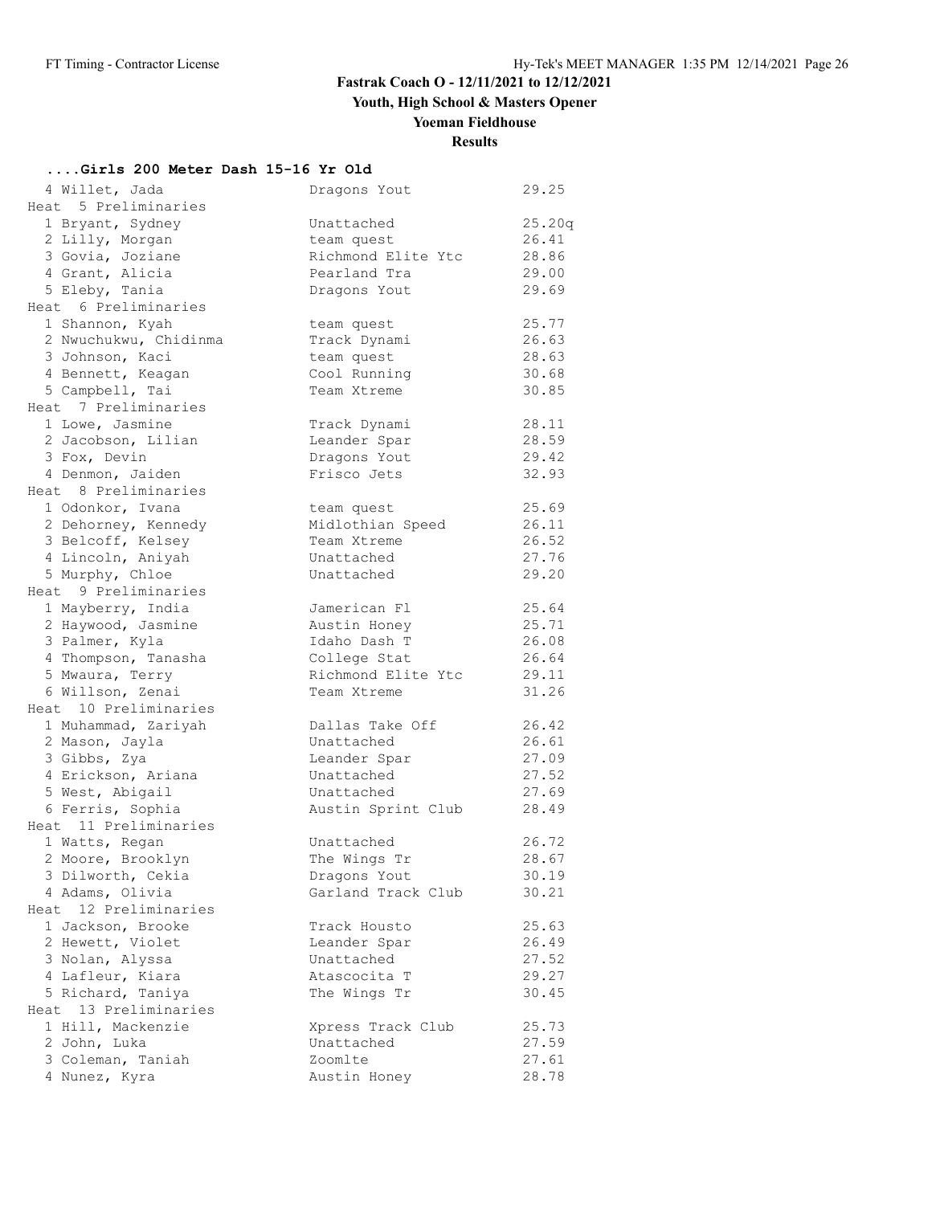## Fastrak Coach O - 12/11/2021 to 12/12/2021

**Youth, High School & Masters Opener**

**Yoeman Fieldhouse**

**Results**

### ....Girls 200 Meter Dash 15-16 Yr Old

| Place | Name | Team | Time |
|---|---|---|---|
| 4 | Willet, Jada | Dragons Yout | 29.25 |

**Heat 5 Preliminaries**

| Place | Name | Team | Time |
|---|---|---|---|
| 1 | Bryant, Sydney | Unattached | 25.20q |
| 2 | Lilly, Morgan | team quest | 26.41 |
| 3 | Govia, Joziane | Richmond Elite Ytc | 28.86 |
| 4 | Grant, Alicia | Pearland Tra | 29.00 |
| 5 | Eleby, Tania | Dragons Yout | 29.69 |

**Heat 6 Preliminaries**

| Place | Name | Team | Time |
|---|---|---|---|
| 1 | Shannon, Kyah | team quest | 25.77 |
| 2 | Nwuchukwu, Chidinma | Track Dynami | 26.63 |
| 3 | Johnson, Kaci | team quest | 28.63 |
| 4 | Bennett, Keagan | Cool Running | 30.68 |
| 5 | Campbell, Tai | Team Xtreme | 30.85 |

**Heat 7 Preliminaries**

| Place | Name | Team | Time |
|---|---|---|---|
| 1 | Lowe, Jasmine | Track Dynami | 28.11 |
| 2 | Jacobson, Lilian | Leander Spar | 28.59 |
| 3 | Fox, Devin | Dragons Yout | 29.42 |
| 4 | Denmon, Jaiden | Frisco Jets | 32.93 |

**Heat 8 Preliminaries**

| Place | Name | Team | Time |
|---|---|---|---|
| 1 | Odonkor, Ivana | team quest | 25.69 |
| 2 | Dehorney, Kennedy | Midlothian Speed | 26.11 |
| 3 | Belcoff, Kelsey | Team Xtreme | 26.52 |
| 4 | Lincoln, Aniyah | Unattached | 27.76 |
| 5 | Murphy, Chloe | Unattached | 29.20 |

**Heat 9 Preliminaries**

| Place | Name | Team | Time |
|---|---|---|---|
| 1 | Mayberry, India | Jamerican Fl | 25.64 |
| 2 | Haywood, Jasmine | Austin Honey | 25.71 |
| 3 | Palmer, Kyla | Idaho Dash T | 26.08 |
| 4 | Thompson, Tanasha | College Stat | 26.64 |
| 5 | Mwaura, Terry | Richmond Elite Ytc | 29.11 |
| 6 | Willson, Zenai | Team Xtreme | 31.26 |

**Heat 10 Preliminaries**

| Place | Name | Team | Time |
|---|---|---|---|
| 1 | Muhammad, Zariyah | Dallas Take Off | 26.42 |
| 2 | Mason, Jayla | Unattached | 26.61 |
| 3 | Gibbs, Zya | Leander Spar | 27.09 |
| 4 | Erickson, Ariana | Unattached | 27.52 |
| 5 | West, Abigail | Unattached | 27.69 |
| 6 | Ferris, Sophia | Austin Sprint Club | 28.49 |

**Heat 11 Preliminaries**

| Place | Name | Team | Time |
|---|---|---|---|
| 1 | Watts, Regan | Unattached | 26.72 |
| 2 | Moore, Brooklyn | The Wings Tr | 28.67 |
| 3 | Dilworth, Cekia | Dragons Yout | 30.19 |
| 4 | Adams, Olivia | Garland Track Club | 30.21 |

**Heat 12 Preliminaries**

| Place | Name | Team | Time |
|---|---|---|---|
| 1 | Jackson, Brooke | Track Housto | 25.63 |
| 2 | Hewett, Violet | Leander Spar | 26.49 |
| 3 | Nolan, Alyssa | Unattached | 27.52 |
| 4 | Lafleur, Kiara | Atascocita T | 29.27 |
| 5 | Richard, Taniya | The Wings Tr | 30.45 |

**Heat 13 Preliminaries**

| Place | Name | Team | Time |
|---|---|---|---|
| 1 | Hill, Mackenzie | Xpress Track Club | 25.73 |
| 2 | John, Luka | Unattached | 27.59 |
| 3 | Coleman, Taniah | Zoomlte | 27.61 |
| 4 | Nunez, Kyra | Austin Honey | 28.78 |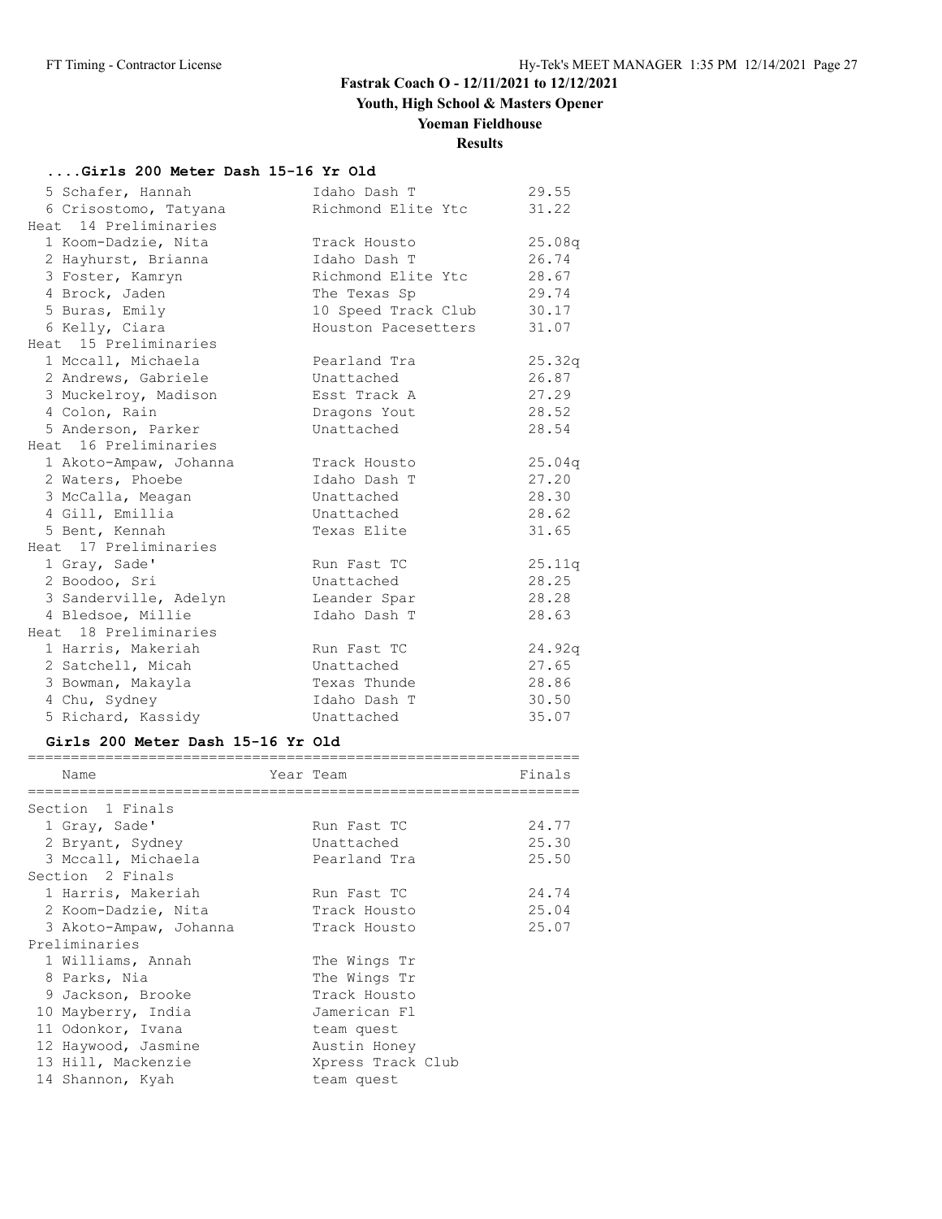**Fastrak Coach O - 12/11/2021 to 12/12/2021**

**Youth, High School & Masters Opener**

**Yoeman Fieldhouse**

**Results**

### ....Girls 200 Meter Dash 15-16 Yr Old

| Name | Team | Time |
|---|---|---|
| 5 Schafer, Hannah | Idaho Dash T | 29.55 |
| 6 Crisostomo, Tatyana | Richmond Elite Ytc | 31.22 |
| **Heat 14 Preliminaries** | | |
| 1 Koom-Dadzie, Nita | Track Housto | 25.08q |
| 2 Hayhurst, Brianna | Idaho Dash T | 26.74 |
| 3 Foster, Kamryn | Richmond Elite Ytc | 28.67 |
| 4 Brock, Jaden | The Texas Sp | 29.74 |
| 5 Buras, Emily | 10 Speed Track Club | 30.17 |
| 6 Kelly, Ciara | Houston Pacesetters | 31.07 |
| **Heat 15 Preliminaries** | | |
| 1 Mccall, Michaela | Pearland Tra | 25.32q |
| 2 Andrews, Gabriele | Unattached | 26.87 |
| 3 Muckelroy, Madison | Esst Track A | 27.29 |
| 4 Colon, Rain | Dragons Yout | 28.52 |
| 5 Anderson, Parker | Unattached | 28.54 |
| **Heat 16 Preliminaries** | | |
| 1 Akoto-Ampaw, Johanna | Track Housto | 25.04q |
| 2 Waters, Phoebe | Idaho Dash T | 27.20 |
| 3 McCalla, Meagan | Unattached | 28.30 |
| 4 Gill, Emillia | Unattached | 28.62 |
| 5 Bent, Kennah | Texas Elite | 31.65 |
| **Heat 17 Preliminaries** | | |
| 1 Gray, Sade' | Run Fast TC | 25.11q |
| 2 Boodoo, Sri | Unattached | 28.25 |
| 3 Sanderville, Adelyn | Leander Spar | 28.28 |
| 4 Bledsoe, Millie | Idaho Dash T | 28.63 |
| **Heat 18 Preliminaries** | | |
| 1 Harris, Makeriah | Run Fast TC | 24.92q |
| 2 Satchell, Micah | Unattached | 27.65 |
| 3 Bowman, Makayla | Texas Thunde | 28.86 |
| 4 Chu, Sydney | Idaho Dash T | 30.50 |
| 5 Richard, Kassidy | Unattached | 35.07 |

### Girls 200 Meter Dash 15-16 Yr Old

| Name | Year Team | Finals |
|---|---|---|
| **Section 1 Finals** | | |
| 1 Gray, Sade' | Run Fast TC | 24.77 |
| 2 Bryant, Sydney | Unattached | 25.30 |
| 3 Mccall, Michaela | Pearland Tra | 25.50 |
| **Section 2 Finals** | | |
| 1 Harris, Makeriah | Run Fast TC | 24.74 |
| 2 Koom-Dadzie, Nita | Track Housto | 25.04 |
| 3 Akoto-Ampaw, Johanna | Track Housto | 25.07 |
| **Preliminaries** | | |
| 1 Williams, Annah | The Wings Tr | |
| 8 Parks, Nia | The Wings Tr | |
| 9 Jackson, Brooke | Track Housto | |
| 10 Mayberry, India | Jamerican Fl | |
| 11 Odonkor, Ivana | team quest | |
| 12 Haywood, Jasmine | Austin Honey | |
| 13 Hill, Mackenzie | Xpress Track Club | |
| 14 Shannon, Kyah | team quest | |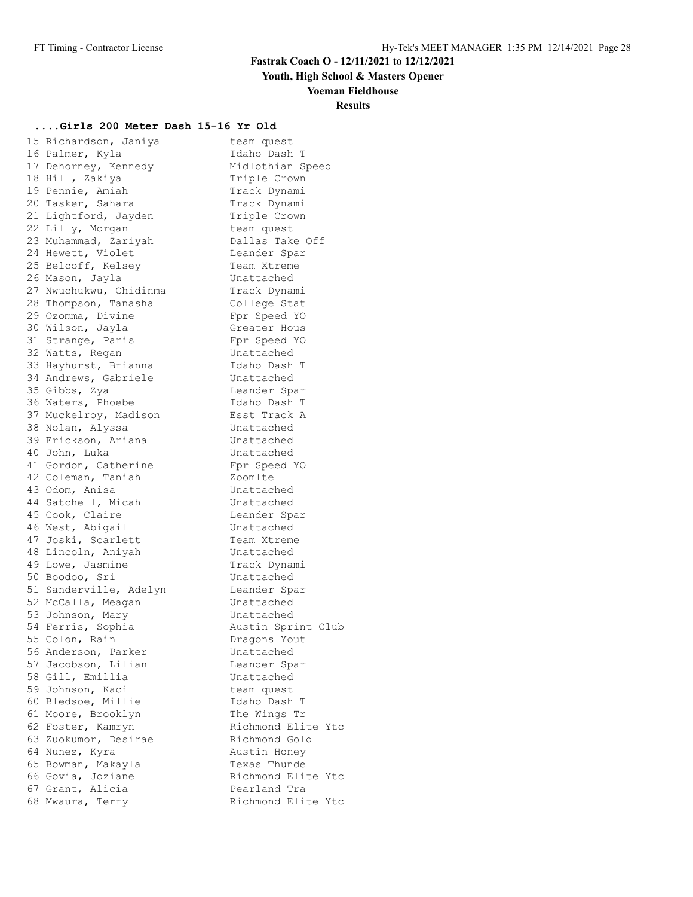**Fastrak Coach O - 12/11/2021 to 12/12/2021**

**Youth, High School & Masters Opener**

**Yoeman Fieldhouse**

**Results**

### ....Girls 200 Meter Dash 15-16 Yr Old

| | Name | Team |
|---|---|---|
| 15 | Richardson, Janiya | team quest |
| 16 | Palmer, Kyla | Idaho Dash T |
| 17 | Dehorney, Kennedy | Midlothian Speed |
| 18 | Hill, Zakiya | Triple Crown |
| 19 | Pennie, Amiah | Track Dynami |
| 20 | Tasker, Sahara | Track Dynami |
| 21 | Lightford, Jayden | Triple Crown |
| 22 | Lilly, Morgan | team quest |
| 23 | Muhammad, Zariyah | Dallas Take Off |
| 24 | Hewett, Violet | Leander Spar |
| 25 | Belcoff, Kelsey | Team Xtreme |
| 26 | Mason, Jayla | Unattached |
| 27 | Nwuchukwu, Chidinma | Track Dynami |
| 28 | Thompson, Tanasha | College Stat |
| 29 | Ozomma, Divine | Fpr Speed YO |
| 30 | Wilson, Jayla | Greater Hous |
| 31 | Strange, Paris | Fpr Speed YO |
| 32 | Watts, Regan | Unattached |
| 33 | Hayhurst, Brianna | Idaho Dash T |
| 34 | Andrews, Gabriele | Unattached |
| 35 | Gibbs, Zya | Leander Spar |
| 36 | Waters, Phoebe | Idaho Dash T |
| 37 | Muckelroy, Madison | Esst Track A |
| 38 | Nolan, Alyssa | Unattached |
| 39 | Erickson, Ariana | Unattached |
| 40 | John, Luka | Unattached |
| 41 | Gordon, Catherine | Fpr Speed YO |
| 42 | Coleman, Taniah | Zoomlte |
| 43 | Odom, Anisa | Unattached |
| 44 | Satchell, Micah | Unattached |
| 45 | Cook, Claire | Leander Spar |
| 46 | West, Abigail | Unattached |
| 47 | Joski, Scarlett | Team Xtreme |
| 48 | Lincoln, Aniyah | Unattached |
| 49 | Lowe, Jasmine | Track Dynami |
| 50 | Boodoo, Sri | Unattached |
| 51 | Sanderville, Adelyn | Leander Spar |
| 52 | McCalla, Meagan | Unattached |
| 53 | Johnson, Mary | Unattached |
| 54 | Ferris, Sophia | Austin Sprint Club |
| 55 | Colon, Rain | Dragons Yout |
| 56 | Anderson, Parker | Unattached |
| 57 | Jacobson, Lilian | Leander Spar |
| 58 | Gill, Emillia | Unattached |
| 59 | Johnson, Kaci | team quest |
| 60 | Bledsoe, Millie | Idaho Dash T |
| 61 | Moore, Brooklyn | The Wings Tr |
| 62 | Foster, Kamryn | Richmond Elite Ytc |
| 63 | Zuokumor, Desirae | Richmond Gold |
| 64 | Nunez, Kyra | Austin Honey |
| 65 | Bowman, Makayla | Texas Thunde |
| 66 | Govia, Joziane | Richmond Elite Ytc |
| 67 | Grant, Alicia | Pearland Tra |
| 68 | Mwaura, Terry | Richmond Elite Ytc |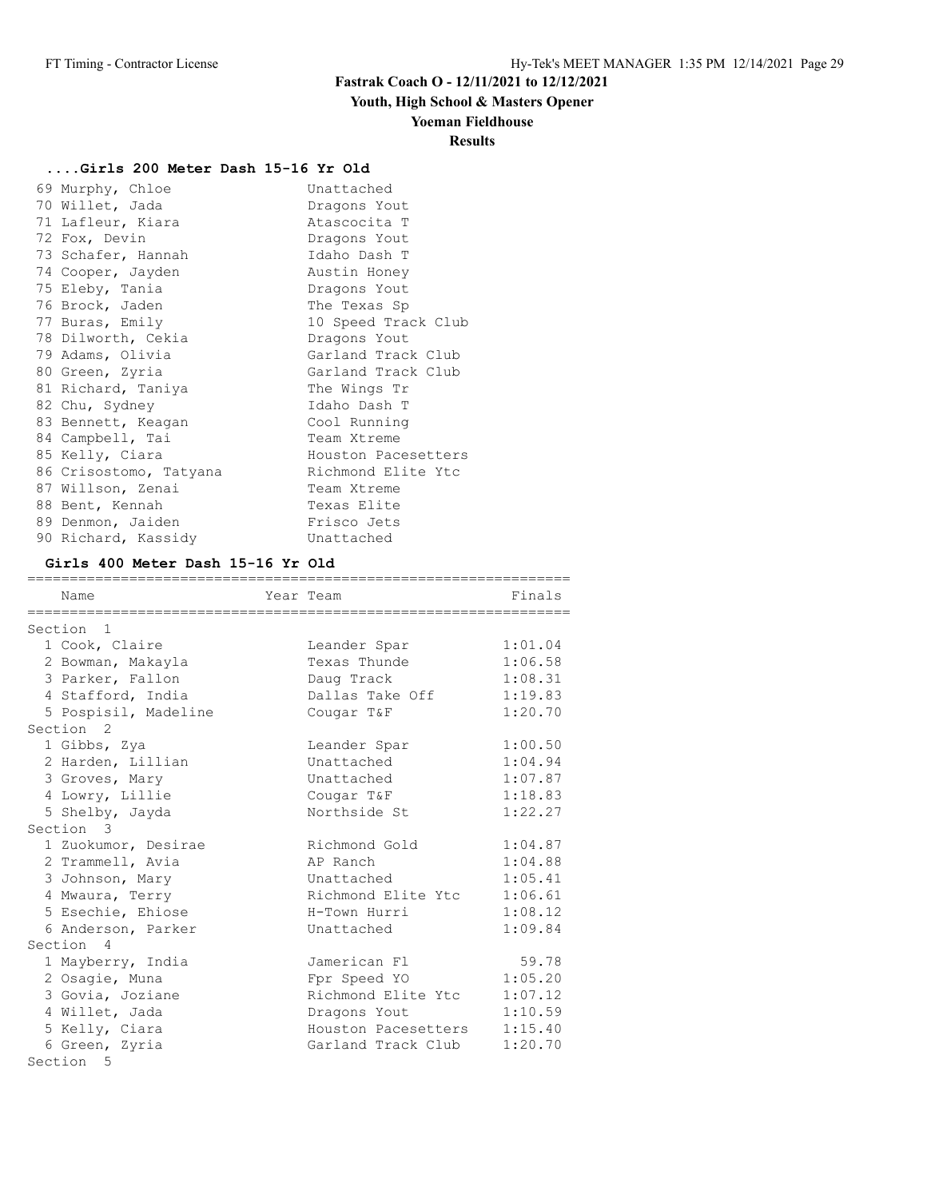# Fastrak Coach O - 12/11/2021 to 12/12/2021

## Youth, High School & Masters Opener

## Yoeman Fieldhouse

## Results

### ....Girls 200 Meter Dash 15-16 Yr Old

| Place | Name | Team |
|---|---|---|
| 69 | Murphy, Chloe | Unattached |
| 70 | Willet, Jada | Dragons Yout |
| 71 | Lafleur, Kiara | Atascocita T |
| 72 | Fox, Devin | Dragons Yout |
| 73 | Schafer, Hannah | Idaho Dash T |
| 74 | Cooper, Jayden | Austin Honey |
| 75 | Eleby, Tania | Dragons Yout |
| 76 | Brock, Jaden | The Texas Sp |
| 77 | Buras, Emily | 10 Speed Track Club |
| 78 | Dilworth, Cekia | Dragons Yout |
| 79 | Adams, Olivia | Garland Track Club |
| 80 | Green, Zyria | Garland Track Club |
| 81 | Richard, Taniya | The Wings Tr |
| 82 | Chu, Sydney | Idaho Dash T |
| 83 | Bennett, Keagan | Cool Running |
| 84 | Campbell, Tai | Team Xtreme |
| 85 | Kelly, Ciara | Houston Pacesetters |
| 86 | Crisostomo, Tatyana | Richmond Elite Ytc |
| 87 | Willson, Zenai | Team Xtreme |
| 88 | Bent, Kennah | Texas Elite |
| 89 | Denmon, Jaiden | Frisco Jets |
| 90 | Richard, Kassidy | Unattached |

### Girls 400 Meter Dash 15-16 Yr Old

| Place | Name | Year | Team | Finals |
|---|---|---|---|---|
| **Section 1** | | | | |
| 1 | Cook, Claire | | Leander Spar | 1:01.04 |
| 2 | Bowman, Makayla | | Texas Thunde | 1:06.58 |
| 3 | Parker, Fallon | | Daug Track | 1:08.31 |
| 4 | Stafford, India | | Dallas Take Off | 1:19.83 |
| 5 | Pospisil, Madeline | | Cougar T&F | 1:20.70 |
| **Section 2** | | | | |
| 1 | Gibbs, Zya | | Leander Spar | 1:00.50 |
| 2 | Harden, Lillian | | Unattached | 1:04.94 |
| 3 | Groves, Mary | | Unattached | 1:07.87 |
| 4 | Lowry, Lillie | | Cougar T&F | 1:18.83 |
| 5 | Shelby, Jayda | | Northside St | 1:22.27 |
| **Section 3** | | | | |
| 1 | Zuokumor, Desirae | | Richmond Gold | 1:04.87 |
| 2 | Trammell, Avia | | AP Ranch | 1:04.88 |
| 3 | Johnson, Mary | | Unattached | 1:05.41 |
| 4 | Mwaura, Terry | | Richmond Elite Ytc | 1:06.61 |
| 5 | Esechie, Ehiose | | H-Town Hurri | 1:08.12 |
| 6 | Anderson, Parker | | Unattached | 1:09.84 |
| **Section 4** | | | | |
| 1 | Mayberry, India | | Jamerican Fl | 59.78 |
| 2 | Osagie, Muna | | Fpr Speed YO | 1:05.20 |
| 3 | Govia, Joziane | | Richmond Elite Ytc | 1:07.12 |
| 4 | Willet, Jada | | Dragons Yout | 1:10.59 |
| 5 | Kelly, Ciara | | Houston Pacesetters | 1:15.40 |
| 6 | Green, Zyria | | Garland Track Club | 1:20.70 |
| **Section 5** | | | | |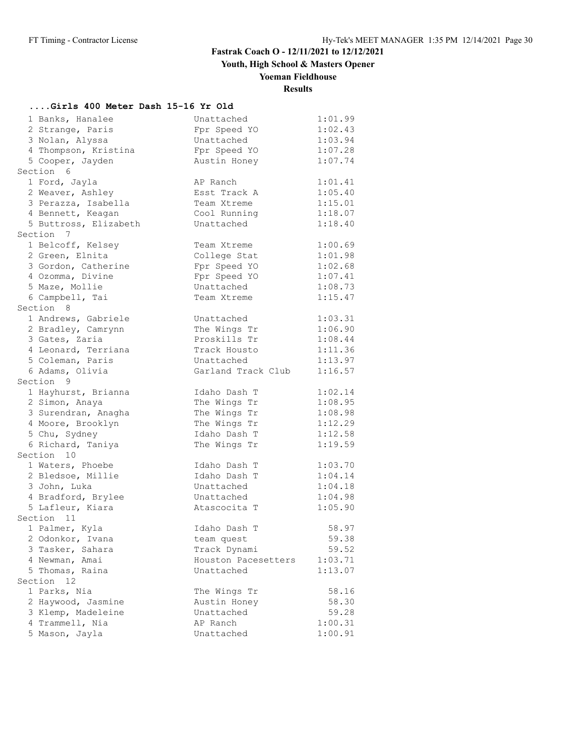# Fastrak Coach O - 12/11/2021 to 12/12/2021

## Youth, High School & Masters Opener

## Yoeman Fieldhouse

## Results

### ....Girls 400 Meter Dash 15-16 Yr Old

| Place | Name | Team | Time |
|---|---|---|---|
| 1 | Banks, Hanalee | Unattached | 1:01.99 |
| 2 | Strange, Paris | Fpr Speed YO | 1:02.43 |
| 3 | Nolan, Alyssa | Unattached | 1:03.94 |
| 4 | Thompson, Kristina | Fpr Speed YO | 1:07.28 |
| 5 | Cooper, Jayden | Austin Honey | 1:07.74 |

**Section 6**

| Place | Name | Team | Time |
|---|---|---|---|
| 1 | Ford, Jayla | AP Ranch | 1:01.41 |
| 2 | Weaver, Ashley | Esst Track A | 1:05.40 |
| 3 | Perazza, Isabella | Team Xtreme | 1:15.01 |
| 4 | Bennett, Keagan | Cool Running | 1:18.07 |
| 5 | Buttross, Elizabeth | Unattached | 1:18.40 |

**Section 7**

| Place | Name | Team | Time |
|---|---|---|---|
| 1 | Belcoff, Kelsey | Team Xtreme | 1:00.69 |
| 2 | Green, Elnita | College Stat | 1:01.98 |
| 3 | Gordon, Catherine | Fpr Speed YO | 1:02.68 |
| 4 | Ozomma, Divine | Fpr Speed YO | 1:07.41 |
| 5 | Maze, Mollie | Unattached | 1:08.73 |
| 6 | Campbell, Tai | Team Xtreme | 1:15.47 |

**Section 8**

| Place | Name | Team | Time |
|---|---|---|---|
| 1 | Andrews, Gabriele | Unattached | 1:03.31 |
| 2 | Bradley, Camrynn | The Wings Tr | 1:06.90 |
| 3 | Gates, Zaria | Proskills Tr | 1:08.44 |
| 4 | Leonard, Terriana | Track Housto | 1:11.36 |
| 5 | Coleman, Paris | Unattached | 1:13.97 |
| 6 | Adams, Olivia | Garland Track Club | 1:16.57 |

**Section 9**

| Place | Name | Team | Time |
|---|---|---|---|
| 1 | Hayhurst, Brianna | Idaho Dash T | 1:02.14 |
| 2 | Simon, Anaya | The Wings Tr | 1:08.95 |
| 3 | Surendran, Anagha | The Wings Tr | 1:08.98 |
| 4 | Moore, Brooklyn | The Wings Tr | 1:12.29 |
| 5 | Chu, Sydney | Idaho Dash T | 1:12.58 |
| 6 | Richard, Taniya | The Wings Tr | 1:19.59 |

**Section 10**

| Place | Name | Team | Time |
|---|---|---|---|
| 1 | Waters, Phoebe | Idaho Dash T | 1:03.70 |
| 2 | Bledsoe, Millie | Idaho Dash T | 1:04.14 |
| 3 | John, Luka | Unattached | 1:04.18 |
| 4 | Bradford, Brylee | Unattached | 1:04.98 |
| 5 | Lafleur, Kiara | Atascocita T | 1:05.90 |

**Section 11**

| Place | Name | Team | Time |
|---|---|---|---|
| 1 | Palmer, Kyla | Idaho Dash T | 58.97 |
| 2 | Odonkor, Ivana | team quest | 59.38 |
| 3 | Tasker, Sahara | Track Dynami | 59.52 |
| 4 | Newman, Amai | Houston Pacesetters | 1:03.71 |
| 5 | Thomas, Raina | Unattached | 1:13.07 |

**Section 12**

| Place | Name | Team | Time |
|---|---|---|---|
| 1 | Parks, Nia | The Wings Tr | 58.16 |
| 2 | Haywood, Jasmine | Austin Honey | 58.30 |
| 3 | Klemp, Madeleine | Unattached | 59.28 |
| 4 | Trammell, Nia | AP Ranch | 1:00.31 |
| 5 | Mason, Jayla | Unattached | 1:00.91 |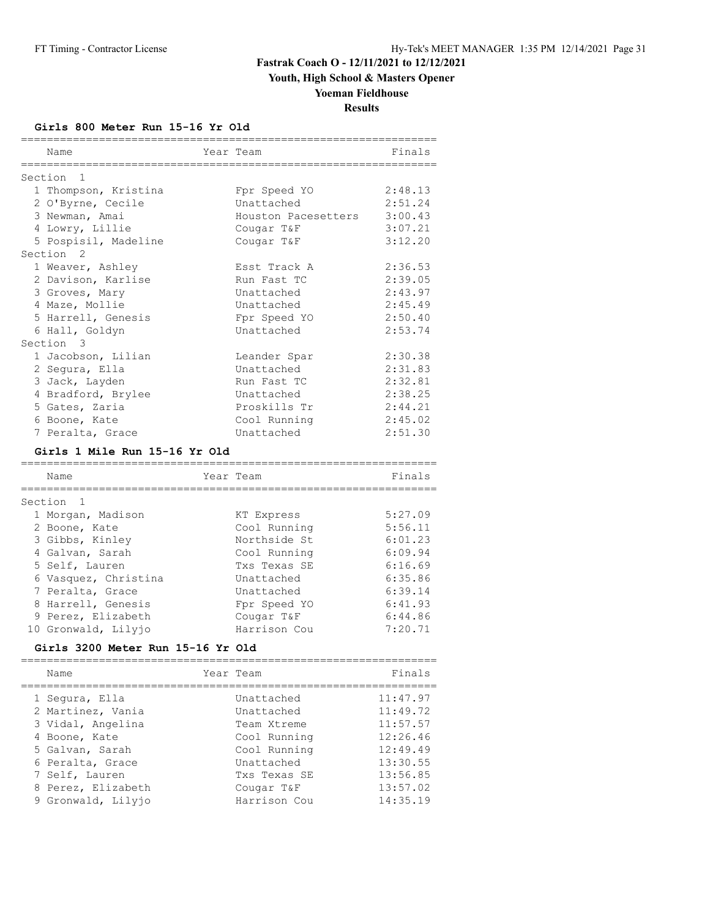# Fastrak Coach O - 12/11/2021 to 12/12/2021

## Youth, High School & Masters Opener

## Yoeman Fieldhouse

## Results

### Girls 800 Meter Run 15-16 Yr Old

| Place | Name | Year | Team | Finals |
|---|---|---|---|---|
| **Section 1** | | | | |
| 1 | Thompson, Kristina | | Fpr Speed YO | 2:48.13 |
| 2 | O'Byrne, Cecile | | Unattached | 2:51.24 |
| 3 | Newman, Amai | | Houston Pacesetters | 3:00.43 |
| 4 | Lowry, Lillie | | Cougar T&F | 3:07.21 |
| 5 | Pospisil, Madeline | | Cougar T&F | 3:12.20 |
| **Section 2** | | | | |
| 1 | Weaver, Ashley | | Esst Track A | 2:36.53 |
| 2 | Davison, Karlise | | Run Fast TC | 2:39.05 |
| 3 | Groves, Mary | | Unattached | 2:43.97 |
| 4 | Maze, Mollie | | Unattached | 2:45.49 |
| 5 | Harrell, Genesis | | Fpr Speed YO | 2:50.40 |
| 6 | Hall, Goldyn | | Unattached | 2:53.74 |
| **Section 3** | | | | |
| 1 | Jacobson, Lilian | | Leander Spar | 2:30.38 |
| 2 | Segura, Ella | | Unattached | 2:31.83 |
| 3 | Jack, Layden | | Run Fast TC | 2:32.81 |
| 4 | Bradford, Brylee | | Unattached | 2:38.25 |
| 5 | Gates, Zaria | | Proskills Tr | 2:44.21 |
| 6 | Boone, Kate | | Cool Running | 2:45.02 |
| 7 | Peralta, Grace | | Unattached | 2:51.30 |

### Girls 1 Mile Run 15-16 Yr Old

| Place | Name | Year | Team | Finals |
|---|---|---|---|---|
| **Section 1** | | | | |
| 1 | Morgan, Madison | | KT Express | 5:27.09 |
| 2 | Boone, Kate | | Cool Running | 5:56.11 |
| 3 | Gibbs, Kinley | | Northside St | 6:01.23 |
| 4 | Galvan, Sarah | | Cool Running | 6:09.94 |
| 5 | Self, Lauren | | Txs Texas SE | 6:16.69 |
| 6 | Vasquez, Christina | | Unattached | 6:35.86 |
| 7 | Peralta, Grace | | Unattached | 6:39.14 |
| 8 | Harrell, Genesis | | Fpr Speed YO | 6:41.93 |
| 9 | Perez, Elizabeth | | Cougar T&F | 6:44.86 |
| 10 | Gronwald, Lilyjo | | Harrison Cou | 7:20.71 |

### Girls 3200 Meter Run 15-16 Yr Old

| Place | Name | Year | Team | Finals |
|---|---|---|---|---|
| 1 | Segura, Ella | | Unattached | 11:47.97 |
| 2 | Martinez, Vania | | Unattached | 11:49.72 |
| 3 | Vidal, Angelina | | Team Xtreme | 11:57.57 |
| 4 | Boone, Kate | | Cool Running | 12:26.46 |
| 5 | Galvan, Sarah | | Cool Running | 12:49.49 |
| 6 | Peralta, Grace | | Unattached | 13:30.55 |
| 7 | Self, Lauren | | Txs Texas SE | 13:56.85 |
| 8 | Perez, Elizabeth | | Cougar T&F | 13:57.02 |
| 9 | Gronwald, Lilyjo | | Harrison Cou | 14:35.19 |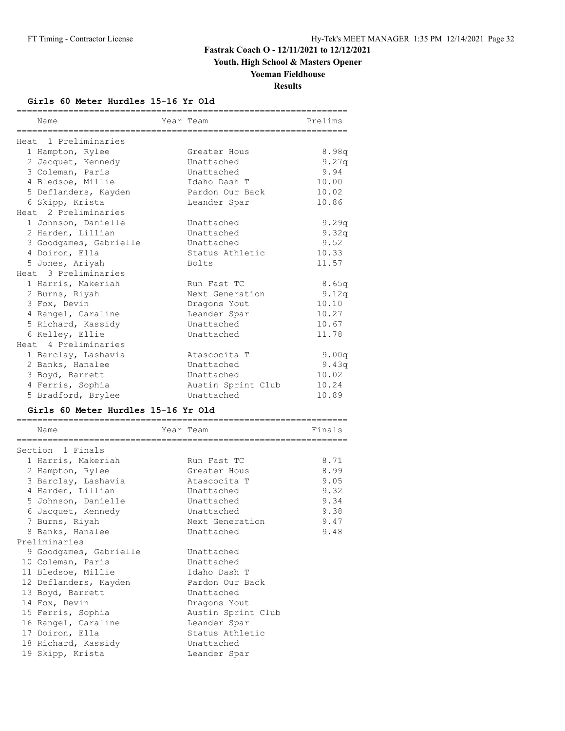# Fastrak Coach O - 12/11/2021 to 12/12/2021

## Youth, High School & Masters Opener

## Yoeman Fieldhouse

## Results

### Girls 60 Meter Hurdles 15-16 Yr Old

| Name | Year Team | Prelims |
|---|---|---|
| **Heat 1 Preliminaries** | | |
| 1 Hampton, Rylee | Greater Hous | 8.98q |
| 2 Jacquet, Kennedy | Unattached | 9.27q |
| 3 Coleman, Paris | Unattached | 9.94 |
| 4 Bledsoe, Millie | Idaho Dash T | 10.00 |
| 5 Deflanders, Kayden | Pardon Our Back | 10.02 |
| 6 Skipp, Krista | Leander Spar | 10.86 |
| **Heat 2 Preliminaries** | | |
| 1 Johnson, Danielle | Unattached | 9.29q |
| 2 Harden, Lillian | Unattached | 9.32q |
| 3 Goodgames, Gabrielle | Unattached | 9.52 |
| 4 Doiron, Ella | Status Athletic | 10.33 |
| 5 Jones, Ariyah | Bolts | 11.57 |
| **Heat 3 Preliminaries** | | |
| 1 Harris, Makeriah | Run Fast TC | 8.65q |
| 2 Burns, Riyah | Next Generation | 9.12q |
| 3 Fox, Devin | Dragons Yout | 10.10 |
| 4 Rangel, Caraline | Leander Spar | 10.27 |
| 5 Richard, Kassidy | Unattached | 10.67 |
| 6 Kelley, Ellie | Unattached | 11.78 |
| **Heat 4 Preliminaries** | | |
| 1 Barclay, Lashavia | Atascocita T | 9.00q |
| 2 Banks, Hanalee | Unattached | 9.43q |
| 3 Boyd, Barrett | Unattached | 10.02 |
| 4 Ferris, Sophia | Austin Sprint Club | 10.24 |
| 5 Bradford, Brylee | Unattached | 10.89 |

### Girls 60 Meter Hurdles 15-16 Yr Old

| Name | Year Team | Finals |
|---|---|---|
| **Section 1 Finals** | | |
| 1 Harris, Makeriah | Run Fast TC | 8.71 |
| 2 Hampton, Rylee | Greater Hous | 8.99 |
| 3 Barclay, Lashavia | Atascocita T | 9.05 |
| 4 Harden, Lillian | Unattached | 9.32 |
| 5 Johnson, Danielle | Unattached | 9.34 |
| 6 Jacquet, Kennedy | Unattached | 9.38 |
| 7 Burns, Riyah | Next Generation | 9.47 |
| 8 Banks, Hanalee | Unattached | 9.48 |
| **Preliminaries** | | |
| 9 Goodgames, Gabrielle | Unattached | |
| 10 Coleman, Paris | Unattached | |
| 11 Bledsoe, Millie | Idaho Dash T | |
| 12 Deflanders, Kayden | Pardon Our Back | |
| 13 Boyd, Barrett | Unattached | |
| 14 Fox, Devin | Dragons Yout | |
| 15 Ferris, Sophia | Austin Sprint Club | |
| 16 Rangel, Caraline | Leander Spar | |
| 17 Doiron, Ella | Status Athletic | |
| 18 Richard, Kassidy | Unattached | |
| 19 Skipp, Krista | Leander Spar | |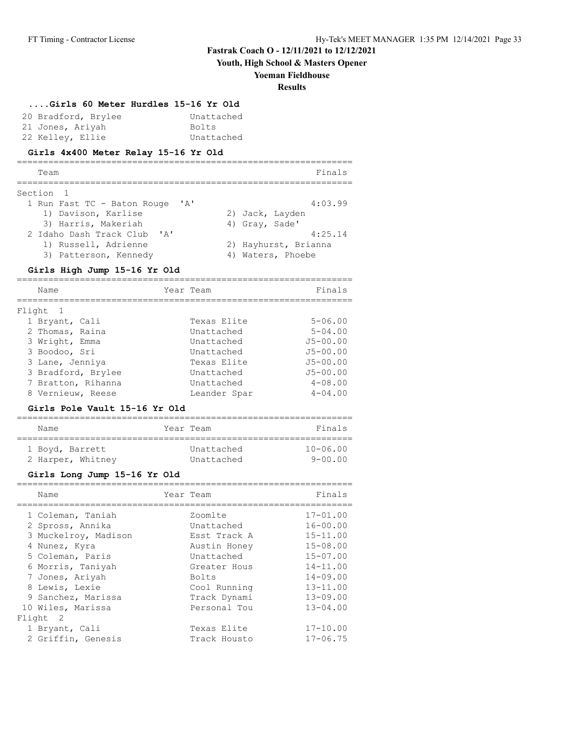**Fastrak Coach O - 12/11/2021 to 12/12/2021**
**Youth, High School & Masters Opener**
**Yoeman Fieldhouse**
**Results**

### ....Girls 60 Meter Hurdles 15-16 Yr Old

| Place | Name | Team |
|---|---|---|
| 20 | Bradford, Brylee | Unattached |
| 21 | Jones, Ariyah | Bolts |
| 22 | Kelley, Ellie | Unattached |

### Girls 4x400 Meter Relay 15-16 Yr Old

| Place | Team | Finals |
|---|---|---|
| **Section 1** | | |
| 1 | Run Fast TC - Baton Rouge 'A' | 4:03.99 |
| | 1) Davison, Karlise; 2) Jack, Layden; 3) Harris, Makeriah; 4) Gray, Sade' | |
| 2 | Idaho Dash Track Club 'A' | 4:25.14 |
| | 1) Russell, Adrienne; 2) Hayhurst, Brianna; 3) Patterson, Kennedy; 4) Waters, Phoebe | |

### Girls High Jump 15-16 Yr Old

| Place | Name | Year | Team | Finals |
|---|---|---|---|---|
| **Flight 1** | | | | |
| 1 | Bryant, Cali | | Texas Elite | 5-06.00 |
| 2 | Thomas, Raina | | Unattached | 5-04.00 |
| 3 | Wright, Emma | | Unattached | J5-00.00 |
| 3 | Boodoo, Sri | | Unattached | J5-00.00 |
| 3 | Lane, Jenniya | | Texas Elite | J5-00.00 |
| 3 | Bradford, Brylee | | Unattached | J5-00.00 |
| 7 | Bratton, Rihanna | | Unattached | 4-08.00 |
| 8 | Vernieuw, Reese | | Leander Spar | 4-04.00 |

### Girls Pole Vault 15-16 Yr Old

| Place | Name | Year | Team | Finals |
|---|---|---|---|---|
| 1 | Boyd, Barrett | | Unattached | 10-06.00 |
| 2 | Harper, Whitney | | Unattached | 9-00.00 |

### Girls Long Jump 15-16 Yr Old

| Place | Name | Year | Team | Finals |
|---|---|---|---|---|
| 1 | Coleman, Taniah | | Zoomlte | 17-01.00 |
| 2 | Spross, Annika | | Unattached | 16-00.00 |
| 3 | Muckelroy, Madison | | Esst Track A | 15-11.00 |
| 4 | Nunez, Kyra | | Austin Honey | 15-08.00 |
| 5 | Coleman, Paris | | Unattached | 15-07.00 |
| 6 | Morris, Taniyah | | Greater Hous | 14-11.00 |
| 7 | Jones, Ariyah | | Bolts | 14-09.00 |
| 8 | Lewis, Lexie | | Cool Running | 13-11.00 |
| 9 | Sanchez, Marissa | | Track Dynami | 13-09.00 |
| 10 | Wiles, Marissa | | Personal Tou | 13-04.00 |
| **Flight 2** | | | | |
| 1 | Bryant, Cali | | Texas Elite | 17-10.00 |
| 2 | Griffin, Genesis | | Track Housto | 17-06.75 |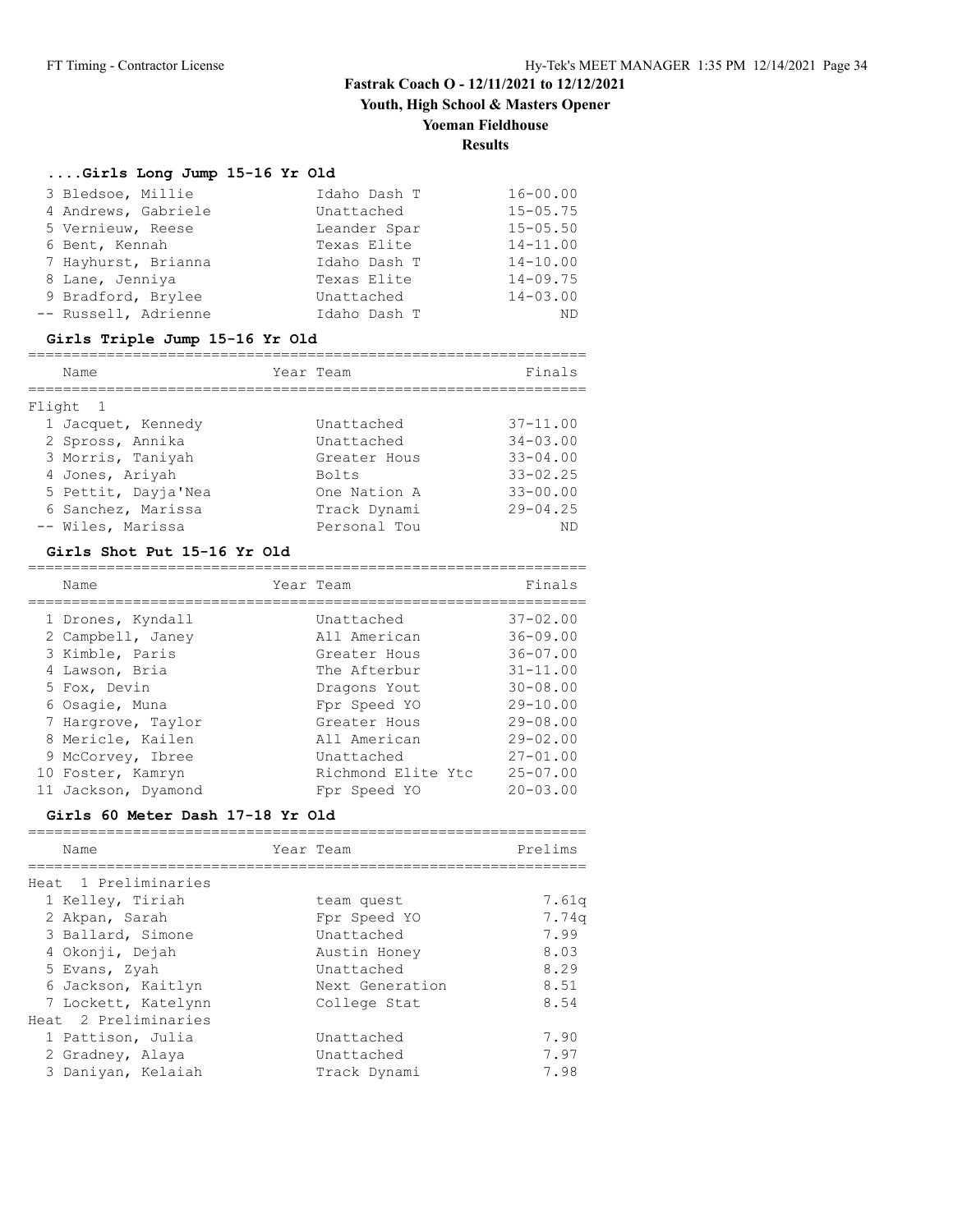## Fastrak Coach O - 12/11/2021 to 12/12/2021

### Youth, High School & Masters Opener

### Yoeman Fieldhouse

### Results

#### ....Girls Long Jump 15-16 Yr Old

| Place | Name | Team | Finals |
|---|---|---|---|
| 3 | Bledsoe, Millie | Idaho Dash T | 16-00.00 |
| 4 | Andrews, Gabriele | Unattached | 15-05.75 |
| 5 | Vernieuw, Reese | Leander Spar | 15-05.50 |
| 6 | Bent, Kennah | Texas Elite | 14-11.00 |
| 7 | Hayhurst, Brianna | Idaho Dash T | 14-10.00 |
| 8 | Lane, Jenniya | Texas Elite | 14-09.75 |
| 9 | Bradford, Brylee | Unattached | 14-03.00 |
| -- | Russell, Adrienne | Idaho Dash T | ND |

#### Girls Triple Jump 15-16 Yr Old

| Place | Name | Year | Team | Finals |
|---|---|---|---|---|
| Flight 1 | | | | |
| 1 | Jacquet, Kennedy | | Unattached | 37-11.00 |
| 2 | Spross, Annika | | Unattached | 34-03.00 |
| 3 | Morris, Taniyah | | Greater Hous | 33-04.00 |
| 4 | Jones, Ariyah | | Bolts | 33-02.25 |
| 5 | Pettit, Dayja'Nea | | One Nation A | 33-00.00 |
| 6 | Sanchez, Marissa | | Track Dynami | 29-04.25 |
| -- | Wiles, Marissa | | Personal Tou | ND |

#### Girls Shot Put 15-16 Yr Old

| Place | Name | Year | Team | Finals |
|---|---|---|---|---|
| 1 | Drones, Kyndall | | Unattached | 37-02.00 |
| 2 | Campbell, Janey | | All American | 36-09.00 |
| 3 | Kimble, Paris | | Greater Hous | 36-07.00 |
| 4 | Lawson, Bria | | The Afterbur | 31-11.00 |
| 5 | Fox, Devin | | Dragons Yout | 30-08.00 |
| 6 | Osagie, Muna | | Fpr Speed YO | 29-10.00 |
| 7 | Hargrove, Taylor | | Greater Hous | 29-08.00 |
| 8 | Mericle, Kailen | | All American | 29-02.00 |
| 9 | McCorvey, Ibree | | Unattached | 27-01.00 |
| 10 | Foster, Kamryn | | Richmond Elite Ytc | 25-07.00 |
| 11 | Jackson, Dyamond | | Fpr Speed YO | 20-03.00 |

#### Girls 60 Meter Dash 17-18 Yr Old

| Place | Name | Year | Team | Prelims |
|---|---|---|---|---|
| Heat 1 Preliminaries | | | | |
| 1 | Kelley, Tiriah | | team quest | 7.61q |
| 2 | Akpan, Sarah | | Fpr Speed YO | 7.74q |
| 3 | Ballard, Simone | | Unattached | 7.99 |
| 4 | Okonji, Dejah | | Austin Honey | 8.03 |
| 5 | Evans, Zyah | | Unattached | 8.29 |
| 6 | Jackson, Kaitlyn | | Next Generation | 8.51 |
| 7 | Lockett, Katelynn | | College Stat | 8.54 |
| Heat 2 Preliminaries | | | | |
| 1 | Pattison, Julia | | Unattached | 7.90 |
| 2 | Gradney, Alaya | | Unattached | 7.97 |
| 3 | Daniyan, Kelaiah | | Track Dynami | 7.98 |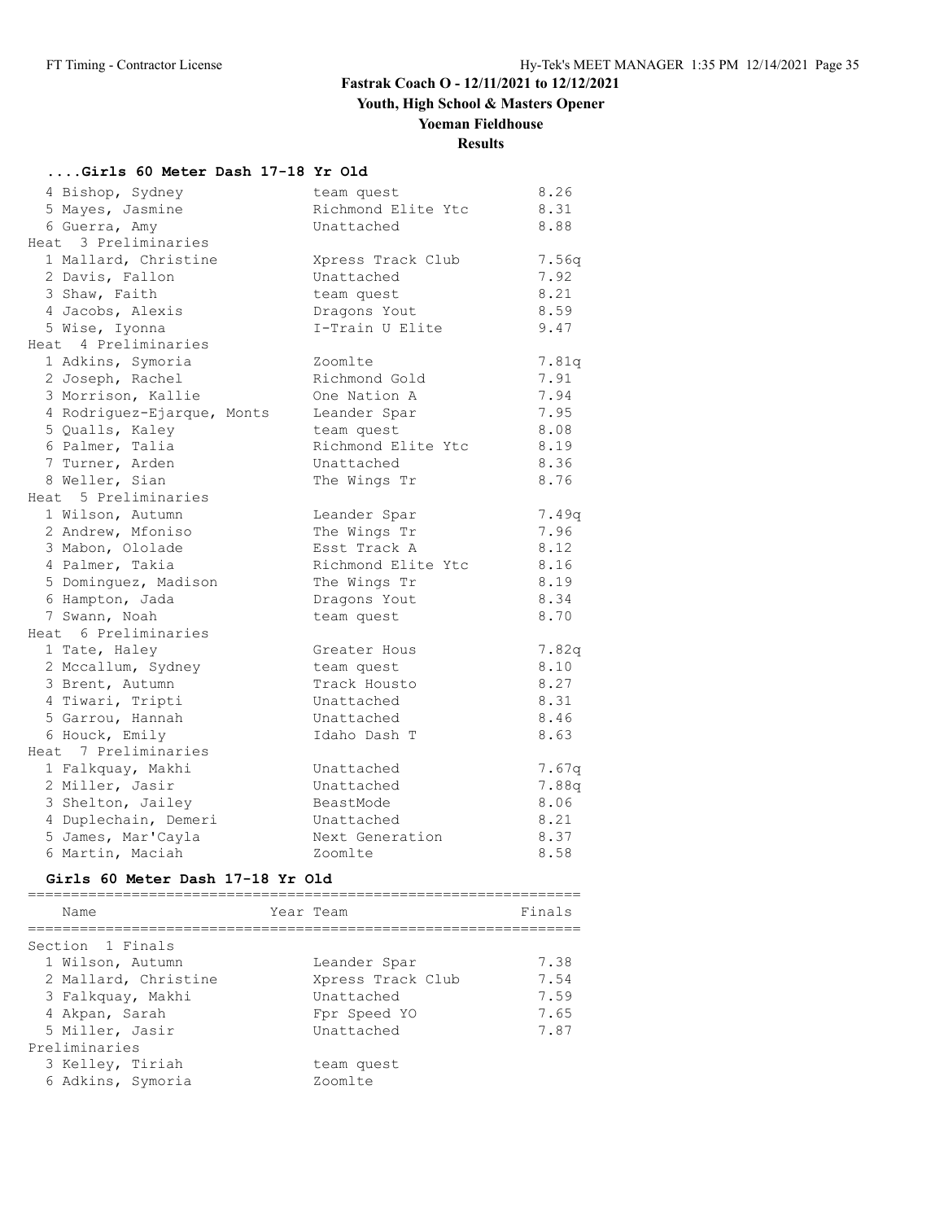**Fastrak Coach O - 12/11/2021 to 12/12/2021**

**Youth, High School & Masters Opener**

**Yoeman Fieldhouse**

**Results**

### ....Girls 60 Meter Dash 17-18 Yr Old

| Place | Name | Team | Prelims |
|---|---|---|---|
| 4 | Bishop, Sydney | team quest | 8.26 |
| 5 | Mayes, Jasmine | Richmond Elite Ytc | 8.31 |
| 6 | Guerra, Amy | Unattached | 8.88 |
| **Heat 3 Preliminaries** | | | |
| 1 | Mallard, Christine | Xpress Track Club | 7.56q |
| 2 | Davis, Fallon | Unattached | 7.92 |
| 3 | Shaw, Faith | team quest | 8.21 |
| 4 | Jacobs, Alexis | Dragons Yout | 8.59 |
| 5 | Wise, Iyonna | I-Train U Elite | 9.47 |
| **Heat 4 Preliminaries** | | | |
| 1 | Adkins, Symoria | Zoomlte | 7.81q |
| 2 | Joseph, Rachel | Richmond Gold | 7.91 |
| 3 | Morrison, Kallie | One Nation A | 7.94 |
| 4 | Rodriguez-Ejarque, Monts | Leander Spar | 7.95 |
| 5 | Qualls, Kaley | team quest | 8.08 |
| 6 | Palmer, Talia | Richmond Elite Ytc | 8.19 |
| 7 | Turner, Arden | Unattached | 8.36 |
| 8 | Weller, Sian | The Wings Tr | 8.76 |
| **Heat 5 Preliminaries** | | | |
| 1 | Wilson, Autumn | Leander Spar | 7.49q |
| 2 | Andrew, Mfoniso | The Wings Tr | 7.96 |
| 3 | Mabon, Ololade | Esst Track A | 8.12 |
| 4 | Palmer, Takia | Richmond Elite Ytc | 8.16 |
| 5 | Dominguez, Madison | The Wings Tr | 8.19 |
| 6 | Hampton, Jada | Dragons Yout | 8.34 |
| 7 | Swann, Noah | team quest | 8.70 |
| **Heat 6 Preliminaries** | | | |
| 1 | Tate, Haley | Greater Hous | 7.82q |
| 2 | Mccallum, Sydney | team quest | 8.10 |
| 3 | Brent, Autumn | Track Housto | 8.27 |
| 4 | Tiwari, Tripti | Unattached | 8.31 |
| 5 | Garrou, Hannah | Unattached | 8.46 |
| 6 | Houck, Emily | Idaho Dash T | 8.63 |
| **Heat 7 Preliminaries** | | | |
| 1 | Falkquay, Makhi | Unattached | 7.67q |
| 2 | Miller, Jasir | Unattached | 7.88q |
| 3 | Shelton, Jailey | BeastMode | 8.06 |
| 4 | Duplechain, Demeri | Unattached | 8.21 |
| 5 | James, Mar'Cayla | Next Generation | 8.37 |
| 6 | Martin, Maciah | Zoomlte | 8.58 |

### Girls 60 Meter Dash 17-18 Yr Old

| Place | Name | Year | Team | Finals |
|---|---|---|---|---|
| **Section 1 Finals** | | | | |
| 1 | Wilson, Autumn | | Leander Spar | 7.38 |
| 2 | Mallard, Christine | | Xpress Track Club | 7.54 |
| 3 | Falkquay, Makhi | | Unattached | 7.59 |
| 4 | Akpan, Sarah | | Fpr Speed YO | 7.65 |
| 5 | Miller, Jasir | | Unattached | 7.87 |
| **Preliminaries** | | | | |
| 3 | Kelley, Tiriah | | team quest | |
| 6 | Adkins, Symoria | | Zoomlte | |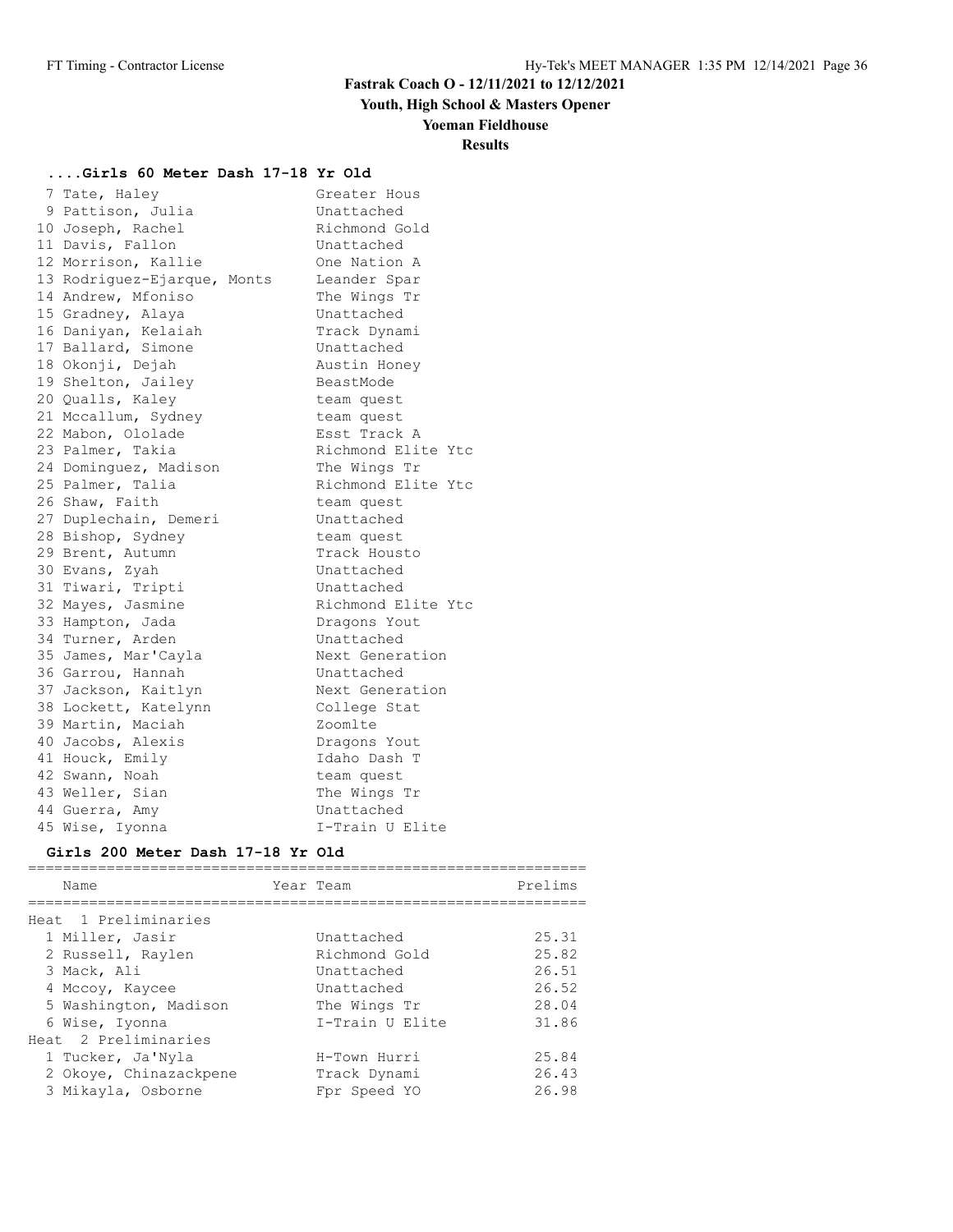# Fastrak Coach O - 12/11/2021 to 12/12/2021

## Youth, High School & Masters Opener

## Yoeman Fieldhouse

## Results

### ....Girls 60 Meter Dash 17-18 Yr Old

| Place | Name | Team |
|---|---|---|
| 7 | Tate, Haley | Greater Hous |
| 9 | Pattison, Julia | Unattached |
| 10 | Joseph, Rachel | Richmond Gold |
| 11 | Davis, Fallon | Unattached |
| 12 | Morrison, Kallie | One Nation A |
| 13 | Rodriguez-Ejarque, Monts | Leander Spar |
| 14 | Andrew, Mfoniso | The Wings Tr |
| 15 | Gradney, Alaya | Unattached |
| 16 | Daniyan, Kelaiah | Track Dynami |
| 17 | Ballard, Simone | Unattached |
| 18 | Okonji, Dejah | Austin Honey |
| 19 | Shelton, Jailey | BeastMode |
| 20 | Qualls, Kaley | team quest |
| 21 | Mccallum, Sydney | team quest |
| 22 | Mabon, Ololade | Esst Track A |
| 23 | Palmer, Takia | Richmond Elite Ytc |
| 24 | Dominguez, Madison | The Wings Tr |
| 25 | Palmer, Talia | Richmond Elite Ytc |
| 26 | Shaw, Faith | team quest |
| 27 | Duplechain, Demeri | Unattached |
| 28 | Bishop, Sydney | team quest |
| 29 | Brent, Autumn | Track Housto |
| 30 | Evans, Zyah | Unattached |
| 31 | Tiwari, Tripti | Unattached |
| 32 | Mayes, Jasmine | Richmond Elite Ytc |
| 33 | Hampton, Jada | Dragons Yout |
| 34 | Turner, Arden | Unattached |
| 35 | James, Mar'Cayla | Next Generation |
| 36 | Garrou, Hannah | Unattached |
| 37 | Jackson, Kaitlyn | Next Generation |
| 38 | Lockett, Katelynn | College Stat |
| 39 | Martin, Maciah | Zoomlte |
| 40 | Jacobs, Alexis | Dragons Yout |
| 41 | Houck, Emily | Idaho Dash T |
| 42 | Swann, Noah | team quest |
| 43 | Weller, Sian | The Wings Tr |
| 44 | Guerra, Amy | Unattached |
| 45 | Wise, Iyonna | I-Train U Elite |

### Girls 200 Meter Dash 17-18 Yr Old

| Place | Name | Year | Team | Prelims |
|---|---|---|---|---|
| **Heat 1 Preliminaries** | | | | |
| 1 | Miller, Jasir | | Unattached | 25.31 |
| 2 | Russell, Raylen | | Richmond Gold | 25.82 |
| 3 | Mack, Ali | | Unattached | 26.51 |
| 4 | Mccoy, Kaycee | | Unattached | 26.52 |
| 5 | Washington, Madison | | The Wings Tr | 28.04 |
| 6 | Wise, Iyonna | | I-Train U Elite | 31.86 |
| **Heat 2 Preliminaries** | | | | |
| 1 | Tucker, Ja'Nyla | | H-Town Hurri | 25.84 |
| 2 | Okoye, Chinazackpene | | Track Dynami | 26.43 |
| 3 | Mikayla, Osborne | | Fpr Speed YO | 26.98 |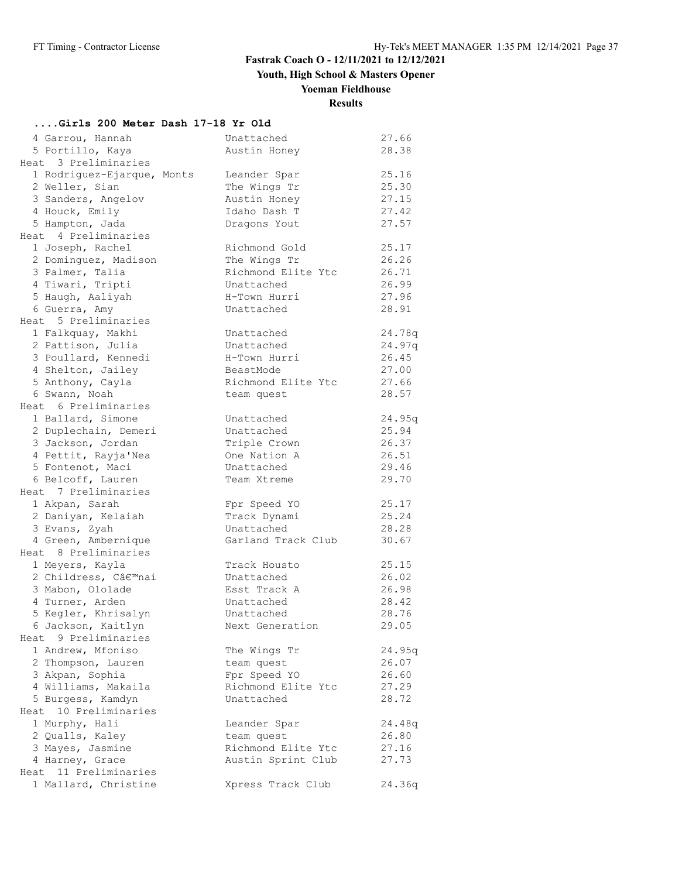# Fastrak Coach O - 12/11/2021 to 12/12/2021

## Youth, High School & Masters Opener

## Yoeman Fieldhouse

## Results

### ....Girls 200 Meter Dash 17-18 Yr Old

```
  4 Garrou, Hannah              Unattached              27.66
  5 Portillo, Kaya              Austin Honey            28.38
Heat  3 Preliminaries
  1 Rodriguez-Ejarque, Monts    Leander Spar            25.16
  2 Weller, Sian                The Wings Tr            25.30
  3 Sanders, Angelov            Austin Honey            27.15
  4 Houck, Emily                Idaho Dash T            27.42
  5 Hampton, Jada               Dragons Yout            27.57
Heat  4 Preliminaries
  1 Joseph, Rachel              Richmond Gold           25.17
  2 Dominguez, Madison          The Wings Tr            26.26
  3 Palmer, Talia               Richmond Elite Ytc      26.71
  4 Tiwari, Tripti              Unattached              26.99
  5 Haugh, Aaliyah              H-Town Hurri            27.96
  6 Guerra, Amy                 Unattached              28.91
Heat  5 Preliminaries
  1 Falkquay, Makhi             Unattached              24.78q
  2 Pattison, Julia             Unattached              24.97q
  3 Poullard, Kennedi           H-Town Hurri            26.45
  4 Shelton, Jailey             BeastMode               27.00
  5 Anthony, Cayla              Richmond Elite Ytc      27.66
  6 Swann, Noah                 team quest              28.57
Heat  6 Preliminaries
  1 Ballard, Simone             Unattached              24.95q
  2 Duplechain, Demeri          Unattached              25.94
  3 Jackson, Jordan             Triple Crown            26.37
  4 Pettit, Rayja'Nea           One Nation A            26.51
  5 Fontenot, Maci              Unattached              29.46
  6 Belcoff, Lauren             Team Xtreme             29.70
Heat  7 Preliminaries
  1 Akpan, Sarah                Fpr Speed YO            25.17
  2 Daniyan, Kelaiah            Track Dynami            25.24
  3 Evans, Zyah                 Unattached              28.28
  4 Green, Ambernique           Garland Track Club      30.67
Heat  8 Preliminaries
  1 Meyers, Kayla               Track Housto            25.15
  2 Childress, Câ€™nai          Unattached              26.02
  3 Mabon, Ololade              Esst Track A            26.98
  4 Turner, Arden               Unattached              28.42
  5 Kegler, Khrisalyn           Unattached              28.76
  6 Jackson, Kaitlyn            Next Generation         29.05
Heat  9 Preliminaries
  1 Andrew, Mfoniso             The Wings Tr            24.95q
  2 Thompson, Lauren            team quest              26.07
  3 Akpan, Sophia               Fpr Speed YO            26.60
  4 Williams, Makaila           Richmond Elite Ytc      27.29
  5 Burgess, Kamdyn             Unattached              28.72
Heat  10 Preliminaries
  1 Murphy, Hali                Leander Spar            24.48q
  2 Qualls, Kaley               team quest              26.80
  3 Mayes, Jasmine              Richmond Elite Ytc      27.16
  4 Harney, Grace               Austin Sprint Club      27.73
Heat  11 Preliminaries
  1 Mallard, Christine          Xpress Track Club       24.36q
```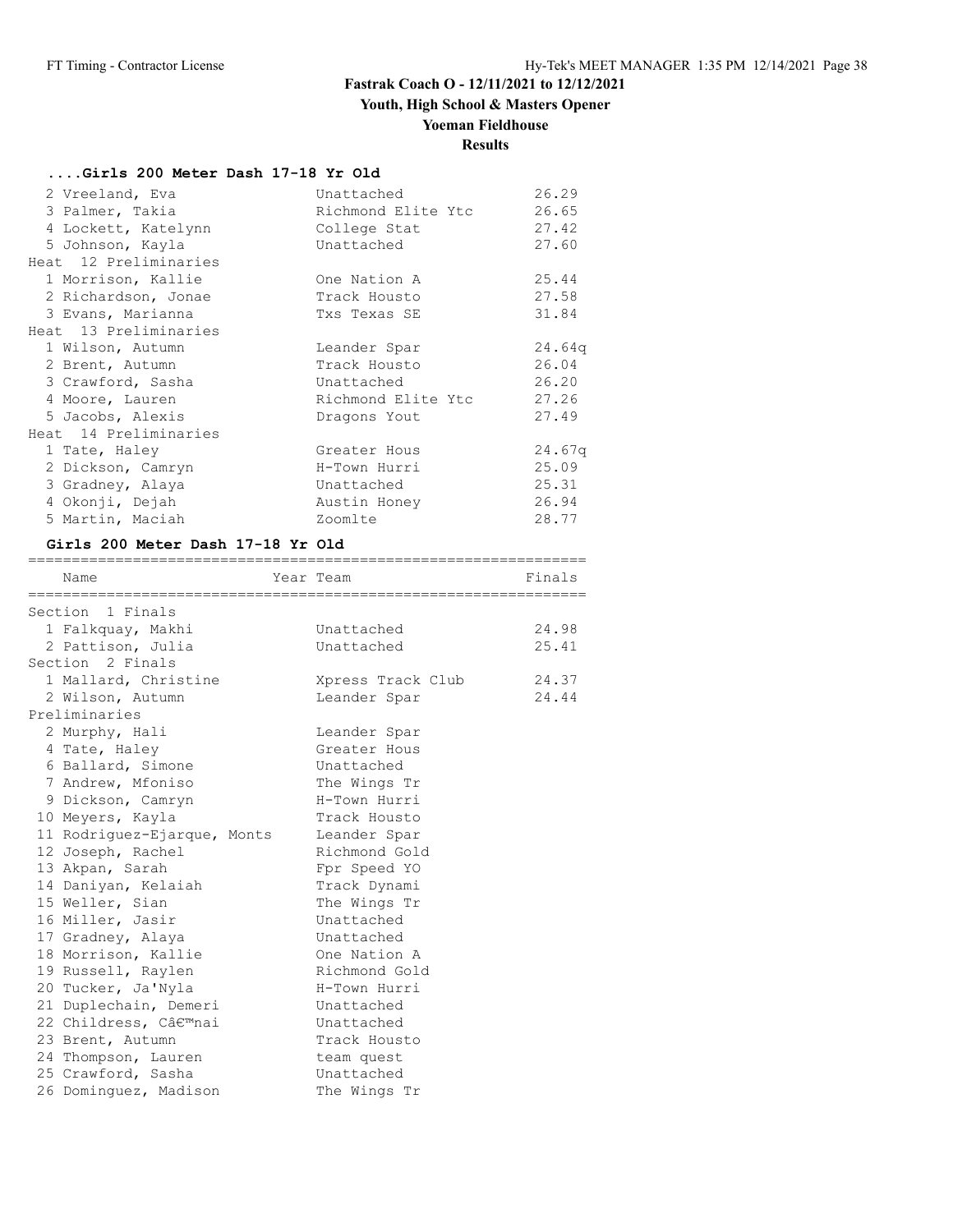# Fastrak Coach O - 12/11/2021 to 12/12/2021

## Youth, High School & Masters Opener

## Yoeman Fieldhouse

## Results

### ....Girls 200 Meter Dash 17-18 Yr Old

| Place | Name | Team | Time |
|---|---|---|---|
| 2 | Vreeland, Eva | Unattached | 26.29 |
| 3 | Palmer, Takia | Richmond Elite Ytc | 26.65 |
| 4 | Lockett, Katelynn | College Stat | 27.42 |
| 5 | Johnson, Kayla | Unattached | 27.60 |
| **Heat 12 Preliminaries** | | | |
| 1 | Morrison, Kallie | One Nation A | 25.44 |
| 2 | Richardson, Jonae | Track Housto | 27.58 |
| 3 | Evans, Marianna | Txs Texas SE | 31.84 |
| **Heat 13 Preliminaries** | | | |
| 1 | Wilson, Autumn | Leander Spar | 24.64q |
| 2 | Brent, Autumn | Track Housto | 26.04 |
| 3 | Crawford, Sasha | Unattached | 26.20 |
| 4 | Moore, Lauren | Richmond Elite Ytc | 27.26 |
| 5 | Jacobs, Alexis | Dragons Yout | 27.49 |
| **Heat 14 Preliminaries** | | | |
| 1 | Tate, Haley | Greater Hous | 24.67q |
| 2 | Dickson, Camryn | H-Town Hurri | 25.09 |
| 3 | Gradney, Alaya | Unattached | 25.31 |
| 4 | Okonji, Dejah | Austin Honey | 26.94 |
| 5 | Martin, Maciah | Zoomlte | 28.77 |

### Girls 200 Meter Dash 17-18 Yr Old

| Place | Name | Year Team | Finals |
|---|---|---|---|
| **Section 1 Finals** | | | |
| 1 | Falkquay, Makhi | Unattached | 24.98 |
| 2 | Pattison, Julia | Unattached | 25.41 |
| **Section 2 Finals** | | | |
| 1 | Mallard, Christine | Xpress Track Club | 24.37 |
| 2 | Wilson, Autumn | Leander Spar | 24.44 |
| **Preliminaries** | | | |
| 2 | Murphy, Hali | Leander Spar | |
| 4 | Tate, Haley | Greater Hous | |
| 6 | Ballard, Simone | Unattached | |
| 7 | Andrew, Mfoniso | The Wings Tr | |
| 9 | Dickson, Camryn | H-Town Hurri | |
| 10 | Meyers, Kayla | Track Housto | |
| 11 | Rodriguez-Ejarque, Monts | Leander Spar | |
| 12 | Joseph, Rachel | Richmond Gold | |
| 13 | Akpan, Sarah | Fpr Speed YO | |
| 14 | Daniyan, Kelaiah | Track Dynami | |
| 15 | Weller, Sian | The Wings Tr | |
| 16 | Miller, Jasir | Unattached | |
| 17 | Gradney, Alaya | Unattached | |
| 18 | Morrison, Kallie | One Nation A | |
| 19 | Russell, Raylen | Richmond Gold | |
| 20 | Tucker, Ja'Nyla | H-Town Hurri | |
| 21 | Duplechain, Demeri | Unattached | |
| 22 | Childress, Câ€™nai | Unattached | |
| 23 | Brent, Autumn | Track Housto | |
| 24 | Thompson, Lauren | team quest | |
| 25 | Crawford, Sasha | Unattached | |
| 26 | Dominguez, Madison | The Wings Tr | |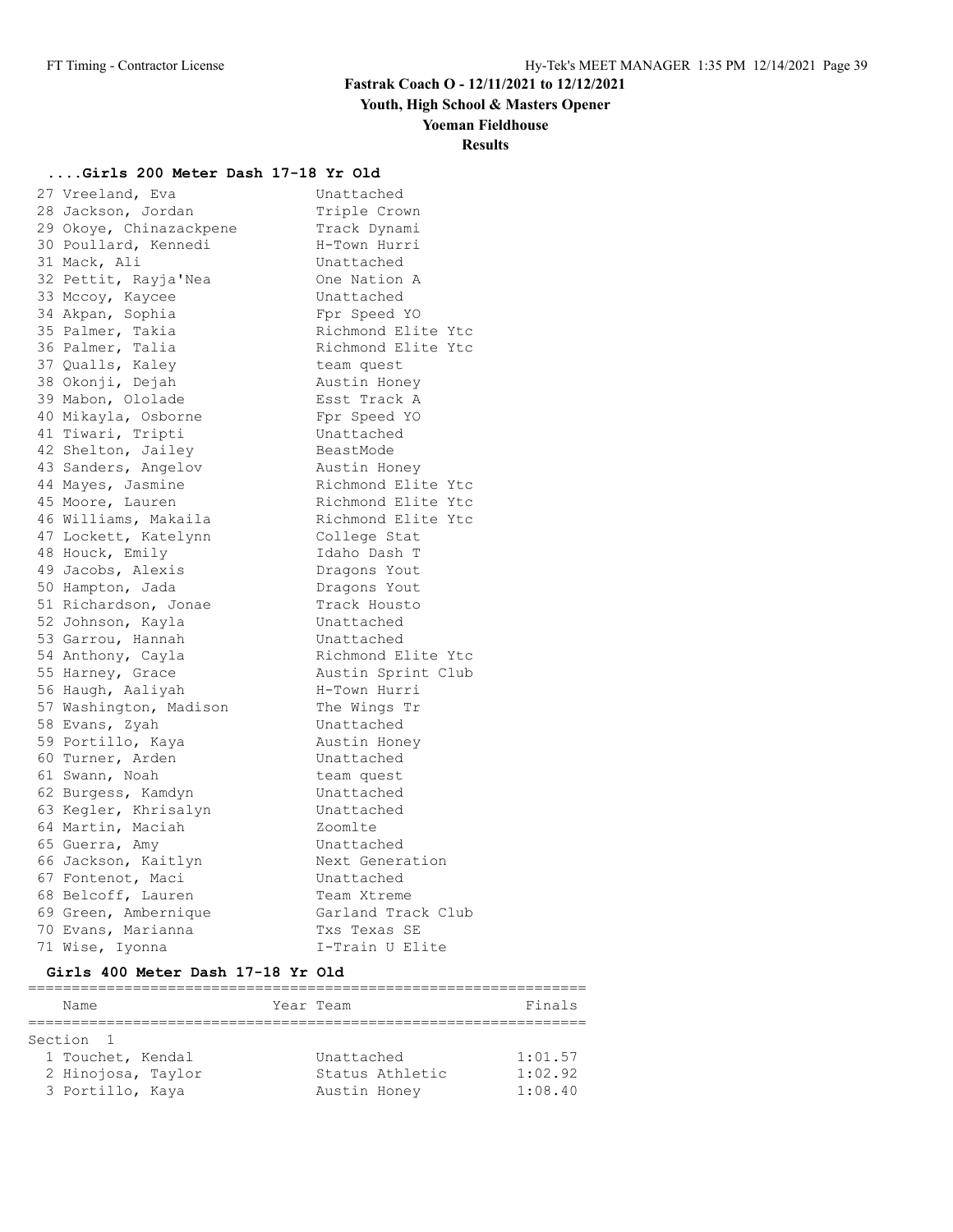# Fastrak Coach O - 12/11/2021 to 12/12/2021

## Youth, High School & Masters Opener

## Yoeman Fieldhouse

## Results

### ....Girls 200 Meter Dash 17-18 Yr Old

| Place | Name | Team |
|---|---|---|
| 27 | Vreeland, Eva | Unattached |
| 28 | Jackson, Jordan | Triple Crown |
| 29 | Okoye, Chinazackpene | Track Dynami |
| 30 | Poullard, Kennedi | H-Town Hurri |
| 31 | Mack, Ali | Unattached |
| 32 | Pettit, Rayja'Nea | One Nation A |
| 33 | Mccoy, Kaycee | Unattached |
| 34 | Akpan, Sophia | Fpr Speed YO |
| 35 | Palmer, Takia | Richmond Elite Ytc |
| 36 | Palmer, Talia | Richmond Elite Ytc |
| 37 | Qualls, Kaley | team quest |
| 38 | Okonji, Dejah | Austin Honey |
| 39 | Mabon, Ololade | Esst Track A |
| 40 | Mikayla, Osborne | Fpr Speed YO |
| 41 | Tiwari, Tripti | Unattached |
| 42 | Shelton, Jailey | BeastMode |
| 43 | Sanders, Angelov | Austin Honey |
| 44 | Mayes, Jasmine | Richmond Elite Ytc |
| 45 | Moore, Lauren | Richmond Elite Ytc |
| 46 | Williams, Makaila | Richmond Elite Ytc |
| 47 | Lockett, Katelynn | College Stat |
| 48 | Houck, Emily | Idaho Dash T |
| 49 | Jacobs, Alexis | Dragons Yout |
| 50 | Hampton, Jada | Dragons Yout |
| 51 | Richardson, Jonae | Track Housto |
| 52 | Johnson, Kayla | Unattached |
| 53 | Garrou, Hannah | Unattached |
| 54 | Anthony, Cayla | Richmond Elite Ytc |
| 55 | Harney, Grace | Austin Sprint Club |
| 56 | Haugh, Aaliyah | H-Town Hurri |
| 57 | Washington, Madison | The Wings Tr |
| 58 | Evans, Zyah | Unattached |
| 59 | Portillo, Kaya | Austin Honey |
| 60 | Turner, Arden | Unattached |
| 61 | Swann, Noah | team quest |
| 62 | Burgess, Kamdyn | Unattached |
| 63 | Kegler, Khrisalyn | Unattached |
| 64 | Martin, Maciah | Zoomlte |
| 65 | Guerra, Amy | Unattached |
| 66 | Jackson, Kaitlyn | Next Generation |
| 67 | Fontenot, Maci | Unattached |
| 68 | Belcoff, Lauren | Team Xtreme |
| 69 | Green, Ambernique | Garland Track Club |
| 70 | Evans, Marianna | Txs Texas SE |
| 71 | Wise, Iyonna | I-Train U Elite |

### Girls 400 Meter Dash 17-18 Yr Old

Section 1

| Place | Name | Year | Team | Finals |
|---|---|---|---|---|
| 1 | Touchet, Kendal | | Unattached | 1:01.57 |
| 2 | Hinojosa, Taylor | | Status Athletic | 1:02.92 |
| 3 | Portillo, Kaya | | Austin Honey | 1:08.40 |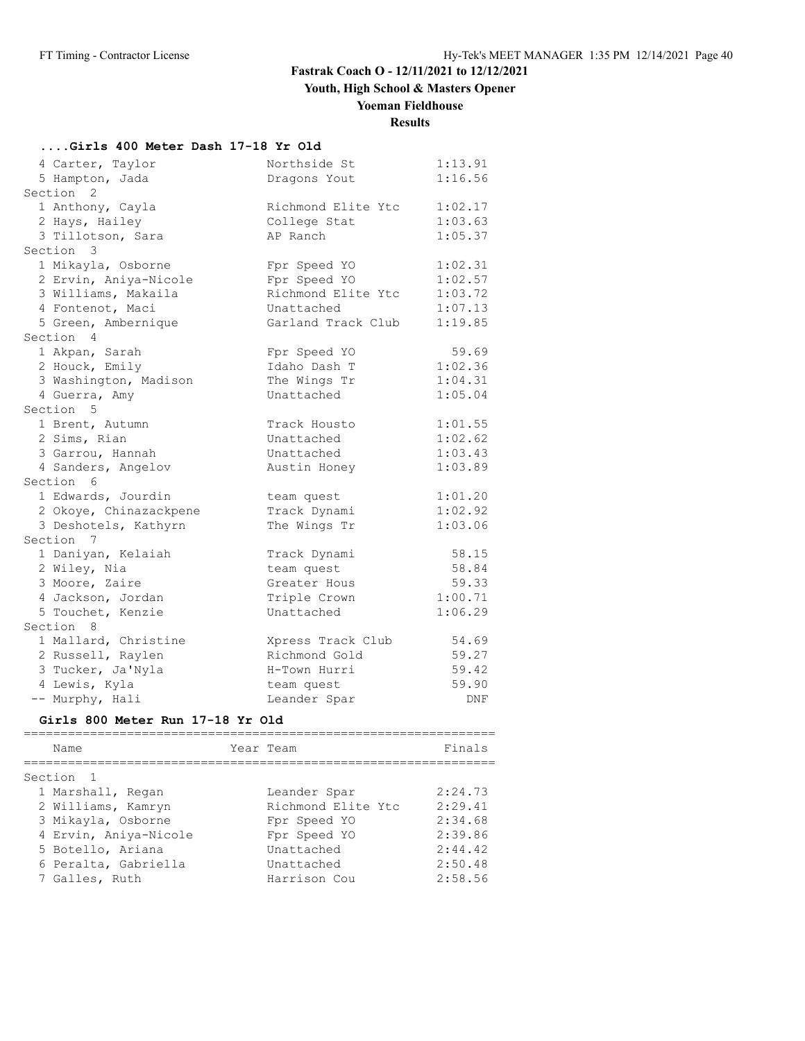# Fastrak Coach O - 12/11/2021 to 12/12/2021

## Youth, High School & Masters Opener

## Yoeman Fieldhouse

## Results

### ....Girls 400 Meter Dash 17-18 Yr Old

| Place | Name | Team | Finals |
|---|---|---|---|
| 4 | Carter, Taylor | Northside St | 1:13.91 |
| 5 | Hampton, Jada | Dragons Yout | 1:16.56 |
| **Section 2** | | | |
| 1 | Anthony, Cayla | Richmond Elite Ytc | 1:02.17 |
| 2 | Hays, Hailey | College Stat | 1:03.63 |
| 3 | Tillotson, Sara | AP Ranch | 1:05.37 |
| **Section 3** | | | |
| 1 | Mikayla, Osborne | Fpr Speed YO | 1:02.31 |
| 2 | Ervin, Aniya-Nicole | Fpr Speed YO | 1:02.57 |
| 3 | Williams, Makaila | Richmond Elite Ytc | 1:03.72 |
| 4 | Fontenot, Maci | Unattached | 1:07.13 |
| 5 | Green, Ambernique | Garland Track Club | 1:19.85 |
| **Section 4** | | | |
| 1 | Akpan, Sarah | Fpr Speed YO | 59.69 |
| 2 | Houck, Emily | Idaho Dash T | 1:02.36 |
| 3 | Washington, Madison | The Wings Tr | 1:04.31 |
| 4 | Guerra, Amy | Unattached | 1:05.04 |
| **Section 5** | | | |
| 1 | Brent, Autumn | Track Housto | 1:01.55 |
| 2 | Sims, Rian | Unattached | 1:02.62 |
| 3 | Garrou, Hannah | Unattached | 1:03.43 |
| 4 | Sanders, Angelov | Austin Honey | 1:03.89 |
| **Section 6** | | | |
| 1 | Edwards, Jourdin | team quest | 1:01.20 |
| 2 | Okoye, Chinazackpene | Track Dynami | 1:02.92 |
| 3 | Deshotels, Kathyrn | The Wings Tr | 1:03.06 |
| **Section 7** | | | |
| 1 | Daniyan, Kelaiah | Track Dynami | 58.15 |
| 2 | Wiley, Nia | team quest | 58.84 |
| 3 | Moore, Zaire | Greater Hous | 59.33 |
| 4 | Jackson, Jordan | Triple Crown | 1:00.71 |
| 5 | Touchet, Kenzie | Unattached | 1:06.29 |
| **Section 8** | | | |
| 1 | Mallard, Christine | Xpress Track Club | 54.69 |
| 2 | Russell, Raylen | Richmond Gold | 59.27 |
| 3 | Tucker, Ja'Nyla | H-Town Hurri | 59.42 |
| 4 | Lewis, Kyla | team quest | 59.90 |
| -- | Murphy, Hali | Leander Spar | DNF |

### Girls 800 Meter Run 17-18 Yr Old

| Place | Name | Year | Team | Finals |
|---|---|---|---|---|
| **Section 1** | | | | |
| 1 | Marshall, Regan | | Leander Spar | 2:24.73 |
| 2 | Williams, Kamryn | | Richmond Elite Ytc | 2:29.41 |
| 3 | Mikayla, Osborne | | Fpr Speed YO | 2:34.68 |
| 4 | Ervin, Aniya-Nicole | | Fpr Speed YO | 2:39.86 |
| 5 | Botello, Ariana | | Unattached | 2:44.42 |
| 6 | Peralta, Gabriella | | Unattached | 2:50.48 |
| 7 | Galles, Ruth | | Harrison Cou | 2:58.56 |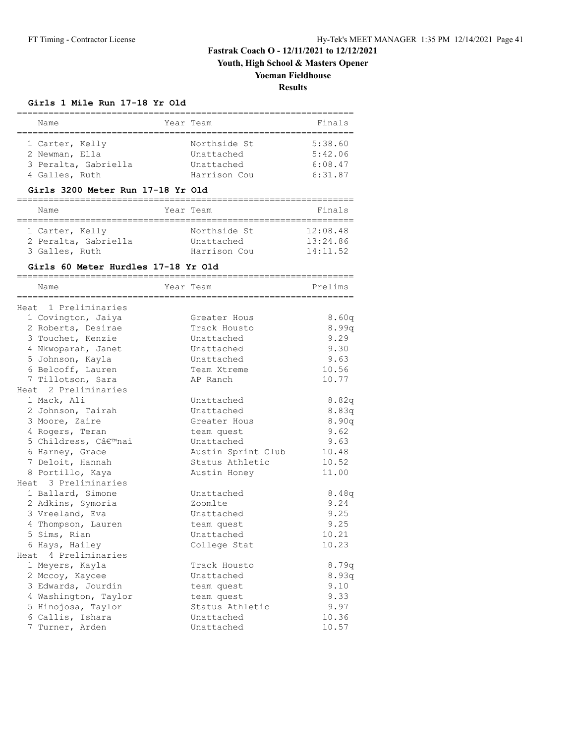# Fastrak Coach O - 12/11/2021 to 12/12/2021

## Youth, High School & Masters Opener

## Yoeman Fieldhouse

## Results

### Girls 1 Mile Run 17-18 Yr Old

| | Name | Year | Team | Finals |
|---|---|---|---|---|
| 1 | Carter, Kelly | | Northside St | 5:38.60 |
| 2 | Newman, Ella | | Unattached | 5:42.06 |
| 3 | Peralta, Gabriella | | Unattached | 6:08.47 |
| 4 | Galles, Ruth | | Harrison Cou | 6:31.87 |

### Girls 3200 Meter Run 17-18 Yr Old

| | Name | Year | Team | Finals |
|---|---|---|---|---|
| 1 | Carter, Kelly | | Northside St | 12:08.48 |
| 2 | Peralta, Gabriella | | Unattached | 13:24.86 |
| 3 | Galles, Ruth | | Harrison Cou | 14:11.52 |

### Girls 60 Meter Hurdles 17-18 Yr Old

| | Name | Year | Team | Prelims |
|---|---|---|---|---|
| **Heat 1 Preliminaries** | | | | |
| 1 | Covington, Jaiya | | Greater Hous | 8.60q |
| 2 | Roberts, Desirae | | Track Housto | 8.99q |
| 3 | Touchet, Kenzie | | Unattached | 9.29 |
| 4 | Nkwoparah, Janet | | Unattached | 9.30 |
| 5 | Johnson, Kayla | | Unattached | 9.63 |
| 6 | Belcoff, Lauren | | Team Xtreme | 10.56 |
| 7 | Tillotson, Sara | | AP Ranch | 10.77 |
| **Heat 2 Preliminaries** | | | | |
| 1 | Mack, Ali | | Unattached | 8.82q |
| 2 | Johnson, Tairah | | Unattached | 8.83q |
| 3 | Moore, Zaire | | Greater Hous | 8.90q |
| 4 | Rogers, Teran | | team quest | 9.62 |
| 5 | Childress, Câ€™nai | | Unattached | 9.63 |
| 6 | Harney, Grace | | Austin Sprint Club | 10.48 |
| 7 | Deloit, Hannah | | Status Athletic | 10.52 |
| 8 | Portillo, Kaya | | Austin Honey | 11.00 |
| **Heat 3 Preliminaries** | | | | |
| 1 | Ballard, Simone | | Unattached | 8.48q |
| 2 | Adkins, Symoria | | Zoomlte | 9.24 |
| 3 | Vreeland, Eva | | Unattached | 9.25 |
| 4 | Thompson, Lauren | | team quest | 9.25 |
| 5 | Sims, Rian | | Unattached | 10.21 |
| 6 | Hays, Hailey | | College Stat | 10.23 |
| **Heat 4 Preliminaries** | | | | |
| 1 | Meyers, Kayla | | Track Housto | 8.79q |
| 2 | Mccoy, Kaycee | | Unattached | 8.93q |
| 3 | Edwards, Jourdin | | team quest | 9.10 |
| 4 | Washington, Taylor | | team quest | 9.33 |
| 5 | Hinojosa, Taylor | | Status Athletic | 9.97 |
| 6 | Callis, Ishara | | Unattached | 10.36 |
| 7 | Turner, Arden | | Unattached | 10.57 |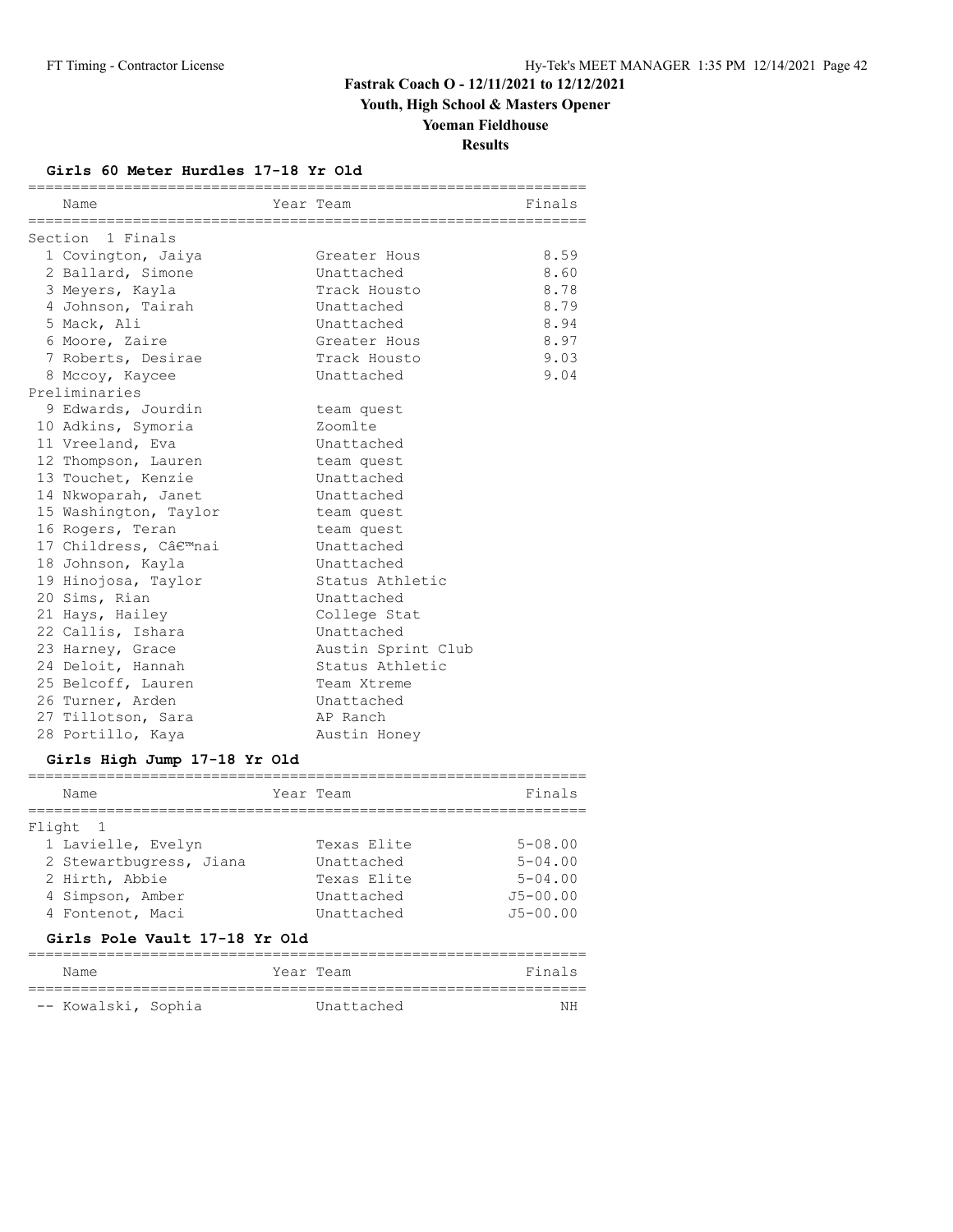# Fastrak Coach O - 12/11/2021 to 12/12/2021

## Youth, High School & Masters Opener

## Yoeman Fieldhouse

## Results

### Girls 60 Meter Hurdles 17-18 Yr Old

| Name | Year | Team | Finals |
|---|---|---|---|
| **Section 1 Finals** | | | |
| 1 Covington, Jaiya | | Greater Hous | 8.59 |
| 2 Ballard, Simone | | Unattached | 8.60 |
| 3 Meyers, Kayla | | Track Housto | 8.78 |
| 4 Johnson, Tairah | | Unattached | 8.79 |
| 5 Mack, Ali | | Unattached | 8.94 |
| 6 Moore, Zaire | | Greater Hous | 8.97 |
| 7 Roberts, Desirae | | Track Housto | 9.03 |
| 8 Mccoy, Kaycee | | Unattached | 9.04 |
| **Preliminaries** | | | |
| 9 Edwards, Jourdin | | team quest | |
| 10 Adkins, Symoria | | Zoomlte | |
| 11 Vreeland, Eva | | Unattached | |
| 12 Thompson, Lauren | | team quest | |
| 13 Touchet, Kenzie | | Unattached | |
| 14 Nkwoparah, Janet | | Unattached | |
| 15 Washington, Taylor | | team quest | |
| 16 Rogers, Teran | | team quest | |
| 17 Childress, Câ€™nai | | Unattached | |
| 18 Johnson, Kayla | | Unattached | |
| 19 Hinojosa, Taylor | | Status Athletic | |
| 20 Sims, Rian | | Unattached | |
| 21 Hays, Hailey | | College Stat | |
| 22 Callis, Ishara | | Unattached | |
| 23 Harney, Grace | | Austin Sprint Club | |
| 24 Deloit, Hannah | | Status Athletic | |
| 25 Belcoff, Lauren | | Team Xtreme | |
| 26 Turner, Arden | | Unattached | |
| 27 Tillotson, Sara | | AP Ranch | |
| 28 Portillo, Kaya | | Austin Honey | |

### Girls High Jump 17-18 Yr Old

| Name | Year | Team | Finals |
|---|---|---|---|
| **Flight 1** | | | |
| 1 Lavielle, Evelyn | | Texas Elite | 5-08.00 |
| 2 Stewartbugress, Jiana | | Unattached | 5-04.00 |
| 2 Hirth, Abbie | | Texas Elite | 5-04.00 |
| 4 Simpson, Amber | | Unattached | J5-00.00 |
| 4 Fontenot, Maci | | Unattached | J5-00.00 |

### Girls Pole Vault 17-18 Yr Old

| Name | Year | Team | Finals |
|---|---|---|---|
| -- Kowalski, Sophia | | Unattached | NH |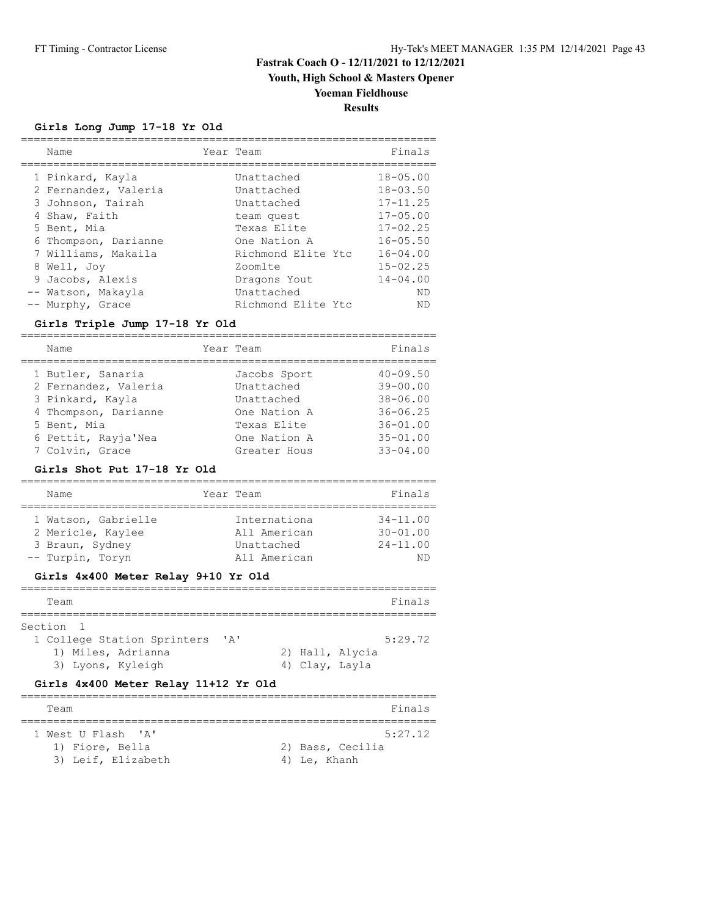# Fastrak Coach O - 12/11/2021 to 12/12/2021

## Youth, High School & Masters Opener

## Yoeman Fieldhouse

## Results

### Girls Long Jump 17-18 Yr Old

| Place | Name | Year | Team | Finals |
|---|---|---|---|---|
| 1 | Pinkard, Kayla | | Unattached | 18-05.00 |
| 2 | Fernandez, Valeria | | Unattached | 18-03.50 |
| 3 | Johnson, Tairah | | Unattached | 17-11.25 |
| 4 | Shaw, Faith | | team quest | 17-05.00 |
| 5 | Bent, Mia | | Texas Elite | 17-02.25 |
| 6 | Thompson, Darianne | | One Nation A | 16-05.50 |
| 7 | Williams, Makaila | | Richmond Elite Ytc | 16-04.00 |
| 8 | Well, Joy | | Zoomlte | 15-02.25 |
| 9 | Jacobs, Alexis | | Dragons Yout | 14-04.00 |
| -- | Watson, Makayla | | Unattached | ND |
| -- | Murphy, Grace | | Richmond Elite Ytc | ND |

### Girls Triple Jump 17-18 Yr Old

| Place | Name | Year | Team | Finals |
|---|---|---|---|---|
| 1 | Butler, Sanaria | | Jacobs Sport | 40-09.50 |
| 2 | Fernandez, Valeria | | Unattached | 39-00.00 |
| 3 | Pinkard, Kayla | | Unattached | 38-06.00 |
| 4 | Thompson, Darianne | | One Nation A | 36-06.25 |
| 5 | Bent, Mia | | Texas Elite | 36-01.00 |
| 6 | Pettit, Rayja'Nea | | One Nation A | 35-01.00 |
| 7 | Colvin, Grace | | Greater Hous | 33-04.00 |

### Girls Shot Put 17-18 Yr Old

| Place | Name | Year | Team | Finals |
|---|---|---|---|---|
| 1 | Watson, Gabrielle | | Internationa | 34-11.00 |
| 2 | Mericle, Kaylee | | All American | 30-01.00 |
| 3 | Braun, Sydney | | Unattached | 24-11.00 |
| -- | Turpin, Toryn | | All American | ND |

### Girls 4x400 Meter Relay 9+10 Yr Old

| Place | Team | Finals |
|---|---|---|
| Section 1 | | |
| 1 | College Station Sprinters 'A' | 5:29.72 |
| | 1) Miles, Adrianna 2) Hall, Alycia 3) Lyons, Kyleigh 4) Clay, Layla | |

### Girls 4x400 Meter Relay 11+12 Yr Old

| Place | Team | Finals |
|---|---|---|
| 1 | West U Flash 'A' | 5:27.12 |
| | 1) Fiore, Bella 2) Bass, Cecilia 3) Leif, Elizabeth 4) Le, Khanh | |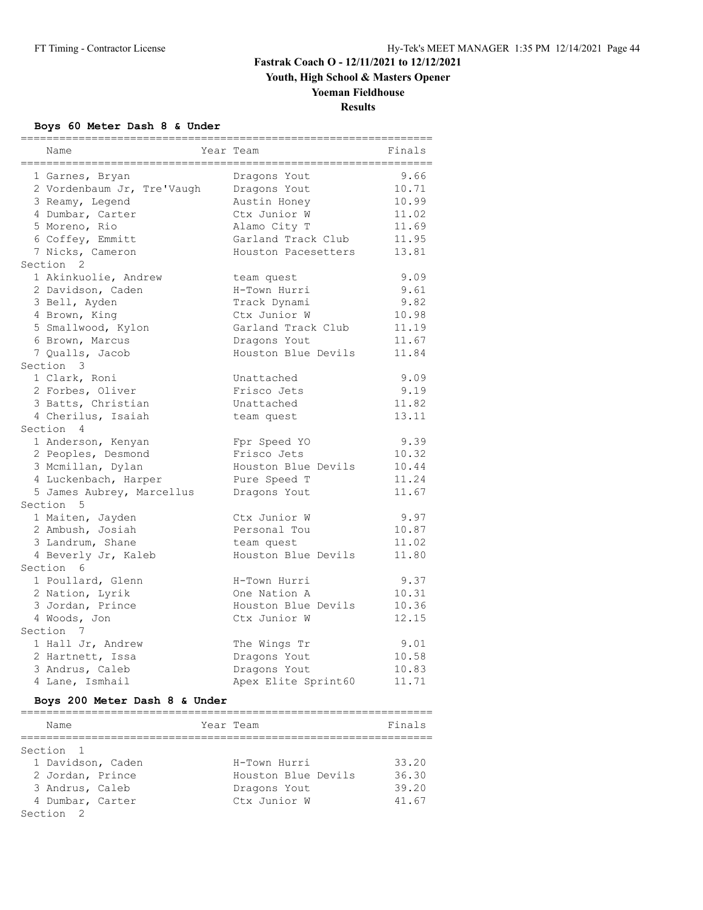# Fastrak Coach O - 12/11/2021 to 12/12/2021

## Youth, High School & Masters Opener

## Yoeman Fieldhouse

## Results

### Boys 60 Meter Dash 8 & Under

| Place | Name | Year | Team | Finals |
|---|---|---|---|---|
| 1 | Garnes, Bryan | | Dragons Yout | 9.66 |
| 2 | Vordenbaum Jr, Tre'Vaugh | | Dragons Yout | 10.71 |
| 3 | Reamy, Legend | | Austin Honey | 10.99 |
| 4 | Dumbar, Carter | | Ctx Junior W | 11.02 |
| 5 | Moreno, Rio | | Alamo City T | 11.69 |
| 6 | Coffey, Emmitt | | Garland Track Club | 11.95 |
| 7 | Nicks, Cameron | | Houston Pacesetters | 13.81 |
| **Section 2** | | | | |
| 1 | Akinkuolie, Andrew | | team quest | 9.09 |
| 2 | Davidson, Caden | | H-Town Hurri | 9.61 |
| 3 | Bell, Ayden | | Track Dynami | 9.82 |
| 4 | Brown, King | | Ctx Junior W | 10.98 |
| 5 | Smallwood, Kylon | | Garland Track Club | 11.19 |
| 6 | Brown, Marcus | | Dragons Yout | 11.67 |
| 7 | Qualls, Jacob | | Houston Blue Devils | 11.84 |
| **Section 3** | | | | |
| 1 | Clark, Roni | | Unattached | 9.09 |
| 2 | Forbes, Oliver | | Frisco Jets | 9.19 |
| 3 | Batts, Christian | | Unattached | 11.82 |
| 4 | Cherilus, Isaiah | | team quest | 13.11 |
| **Section 4** | | | | |
| 1 | Anderson, Kenyan | | Fpr Speed YO | 9.39 |
| 2 | Peoples, Desmond | | Frisco Jets | 10.32 |
| 3 | Mcmillan, Dylan | | Houston Blue Devils | 10.44 |
| 4 | Luckenbach, Harper | | Pure Speed T | 11.24 |
| 5 | James Aubrey, Marcellus | | Dragons Yout | 11.67 |
| **Section 5** | | | | |
| 1 | Maiten, Jayden | | Ctx Junior W | 9.97 |
| 2 | Ambush, Josiah | | Personal Tou | 10.87 |
| 3 | Landrum, Shane | | team quest | 11.02 |
| 4 | Beverly Jr, Kaleb | | Houston Blue Devils | 11.80 |
| **Section 6** | | | | |
| 1 | Poullard, Glenn | | H-Town Hurri | 9.37 |
| 2 | Nation, Lyrik | | One Nation A | 10.31 |
| 3 | Jordan, Prince | | Houston Blue Devils | 10.36 |
| 4 | Woods, Jon | | Ctx Junior W | 12.15 |
| **Section 7** | | | | |
| 1 | Hall Jr, Andrew | | The Wings Tr | 9.01 |
| 2 | Hartnett, Issa | | Dragons Yout | 10.58 |
| 3 | Andrus, Caleb | | Dragons Yout | 10.83 |
| 4 | Lane, Ismhail | | Apex Elite Sprint60 | 11.71 |

### Boys 200 Meter Dash 8 & Under

| Place | Name | Year | Team | Finals |
|---|---|---|---|---|
| **Section 1** | | | | |
| 1 | Davidson, Caden | | H-Town Hurri | 33.20 |
| 2 | Jordan, Prince | | Houston Blue Devils | 36.30 |
| 3 | Andrus, Caleb | | Dragons Yout | 39.20 |
| 4 | Dumbar, Carter | | Ctx Junior W | 41.67 |
| **Section 2** | | | | |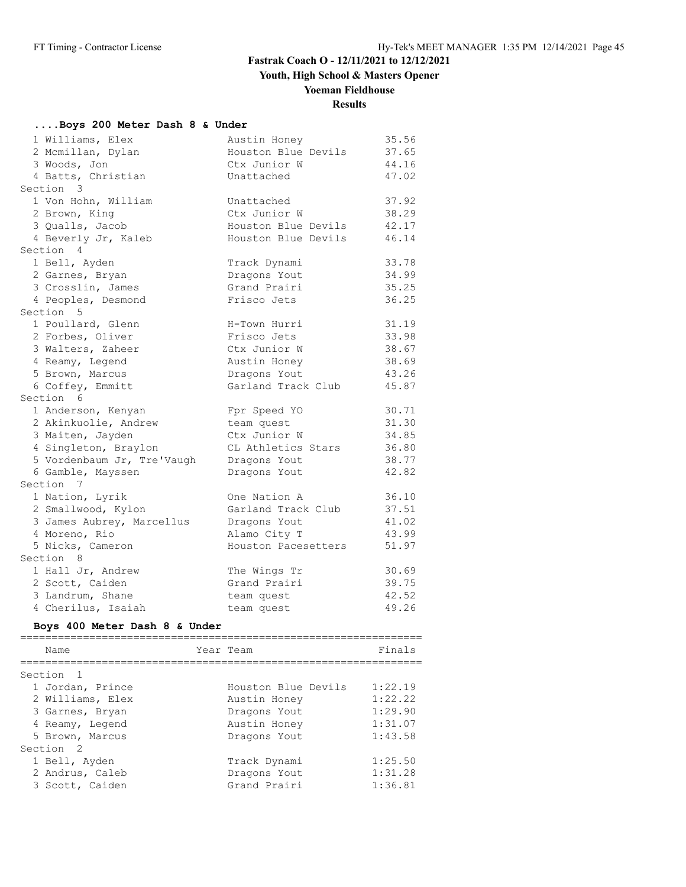## Fastrak Coach O - 12/11/2021 to 12/12/2021

### Youth, High School & Masters Opener

### Yoeman Fieldhouse

### Results

#### ....Boys 200 Meter Dash 8 & Under

| Place | Name | Team | Finals |
|---|---|---|---|
| 1 | Williams, Elex | Austin Honey | 35.56 |
| 2 | Mcmillan, Dylan | Houston Blue Devils | 37.65 |
| 3 | Woods, Jon | Ctx Junior W | 44.16 |
| 4 | Batts, Christian | Unattached | 47.02 |
| **Section 3** | | | |
| 1 | Von Hohn, William | Unattached | 37.92 |
| 2 | Brown, King | Ctx Junior W | 38.29 |
| 3 | Qualls, Jacob | Houston Blue Devils | 42.17 |
| 4 | Beverly Jr, Kaleb | Houston Blue Devils | 46.14 |
| **Section 4** | | | |
| 1 | Bell, Ayden | Track Dynami | 33.78 |
| 2 | Garnes, Bryan | Dragons Yout | 34.99 |
| 3 | Crosslin, James | Grand Prairi | 35.25 |
| 4 | Peoples, Desmond | Frisco Jets | 36.25 |
| **Section 5** | | | |
| 1 | Poullard, Glenn | H-Town Hurri | 31.19 |
| 2 | Forbes, Oliver | Frisco Jets | 33.98 |
| 3 | Walters, Zaheer | Ctx Junior W | 38.67 |
| 4 | Reamy, Legend | Austin Honey | 38.69 |
| 5 | Brown, Marcus | Dragons Yout | 43.26 |
| 6 | Coffey, Emmitt | Garland Track Club | 45.87 |
| **Section 6** | | | |
| 1 | Anderson, Kenyan | Fpr Speed YO | 30.71 |
| 2 | Akinkuolie, Andrew | team quest | 31.30 |
| 3 | Maiten, Jayden | Ctx Junior W | 34.85 |
| 4 | Singleton, Braylon | CL Athletics Stars | 36.80 |
| 5 | Vordenbaum Jr, Tre'Vaugh | Dragons Yout | 38.77 |
| 6 | Gamble, Mayssen | Dragons Yout | 42.82 |
| **Section 7** | | | |
| 1 | Nation, Lyrik | One Nation A | 36.10 |
| 2 | Smallwood, Kylon | Garland Track Club | 37.51 |
| 3 | James Aubrey, Marcellus | Dragons Yout | 41.02 |
| 4 | Moreno, Rio | Alamo City T | 43.99 |
| 5 | Nicks, Cameron | Houston Pacesetters | 51.97 |
| **Section 8** | | | |
| 1 | Hall Jr, Andrew | The Wings Tr | 30.69 |
| 2 | Scott, Caiden | Grand Prairi | 39.75 |
| 3 | Landrum, Shane | team quest | 42.52 |
| 4 | Cherilus, Isaiah | team quest | 49.26 |

#### Boys 400 Meter Dash 8 & Under

| Place | Name | Year | Team | Finals |
|---|---|---|---|---|
| **Section 1** | | | | |
| 1 | Jordan, Prince | | Houston Blue Devils | 1:22.19 |
| 2 | Williams, Elex | | Austin Honey | 1:22.22 |
| 3 | Garnes, Bryan | | Dragons Yout | 1:29.90 |
| 4 | Reamy, Legend | | Austin Honey | 1:31.07 |
| 5 | Brown, Marcus | | Dragons Yout | 1:43.58 |
| **Section 2** | | | | |
| 1 | Bell, Ayden | | Track Dynami | 1:25.50 |
| 2 | Andrus, Caleb | | Dragons Yout | 1:31.28 |
| 3 | Scott, Caiden | | Grand Prairi | 1:36.81 |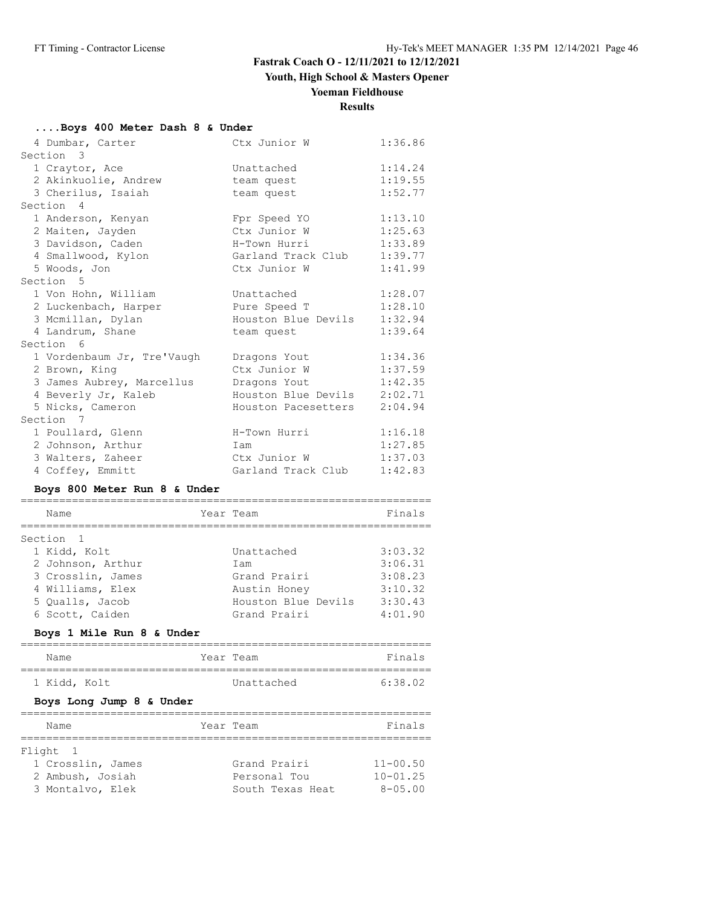## Fastrak Coach O - 12/11/2021 to 12/12/2021

## Youth, High School & Masters Opener

## Yoeman Fieldhouse

## Results

### ....Boys 400 Meter Dash 8 & Under

| Name | Year Team | Finals |
|---|---|---|
| 4 Dumbar, Carter | Ctx Junior W | 1:36.86 |
| **Section 3** | | |
| 1 Craytor, Ace | Unattached | 1:14.24 |
| 2 Akinkuolie, Andrew | team quest | 1:19.55 |
| 3 Cherilus, Isaiah | team quest | 1:52.77 |
| **Section 4** | | |
| 1 Anderson, Kenyan | Fpr Speed YO | 1:13.10 |
| 2 Maiten, Jayden | Ctx Junior W | 1:25.63 |
| 3 Davidson, Caden | H-Town Hurri | 1:33.89 |
| 4 Smallwood, Kylon | Garland Track Club | 1:39.77 |
| 5 Woods, Jon | Ctx Junior W | 1:41.99 |
| **Section 5** | | |
| 1 Von Hohn, William | Unattached | 1:28.07 |
| 2 Luckenbach, Harper | Pure Speed T | 1:28.10 |
| 3 Mcmillan, Dylan | Houston Blue Devils | 1:32.94 |
| 4 Landrum, Shane | team quest | 1:39.64 |
| **Section 6** | | |
| 1 Vordenbaum Jr, Tre'Vaugh | Dragons Yout | 1:34.36 |
| 2 Brown, King | Ctx Junior W | 1:37.59 |
| 3 James Aubrey, Marcellus | Dragons Yout | 1:42.35 |
| 4 Beverly Jr, Kaleb | Houston Blue Devils | 2:02.71 |
| 5 Nicks, Cameron | Houston Pacesetters | 2:04.94 |
| **Section 7** | | |
| 1 Poullard, Glenn | H-Town Hurri | 1:16.18 |
| 2 Johnson, Arthur | Iam | 1:27.85 |
| 3 Walters, Zaheer | Ctx Junior W | 1:37.03 |
| 4 Coffey, Emmitt | Garland Track Club | 1:42.83 |

### Boys 800 Meter Run 8 & Under

| Name | Year Team | Finals |
|---|---|---|
| **Section 1** | | |
| 1 Kidd, Kolt | Unattached | 3:03.32 |
| 2 Johnson, Arthur | Iam | 3:06.31 |
| 3 Crosslin, James | Grand Prairi | 3:08.23 |
| 4 Williams, Elex | Austin Honey | 3:10.32 |
| 5 Qualls, Jacob | Houston Blue Devils | 3:30.43 |
| 6 Scott, Caiden | Grand Prairi | 4:01.90 |

### Boys 1 Mile Run 8 & Under

| Name | Year Team | Finals |
|---|---|---|
| 1 Kidd, Kolt | Unattached | 6:38.02 |

### Boys Long Jump 8 & Under

| Name | Year Team | Finals |
|---|---|---|
| **Flight 1** | | |
| 1 Crosslin, James | Grand Prairi | 11-00.50 |
| 2 Ambush, Josiah | Personal Tou | 10-01.25 |
| 3 Montalvo, Elek | South Texas Heat | 8-05.00 |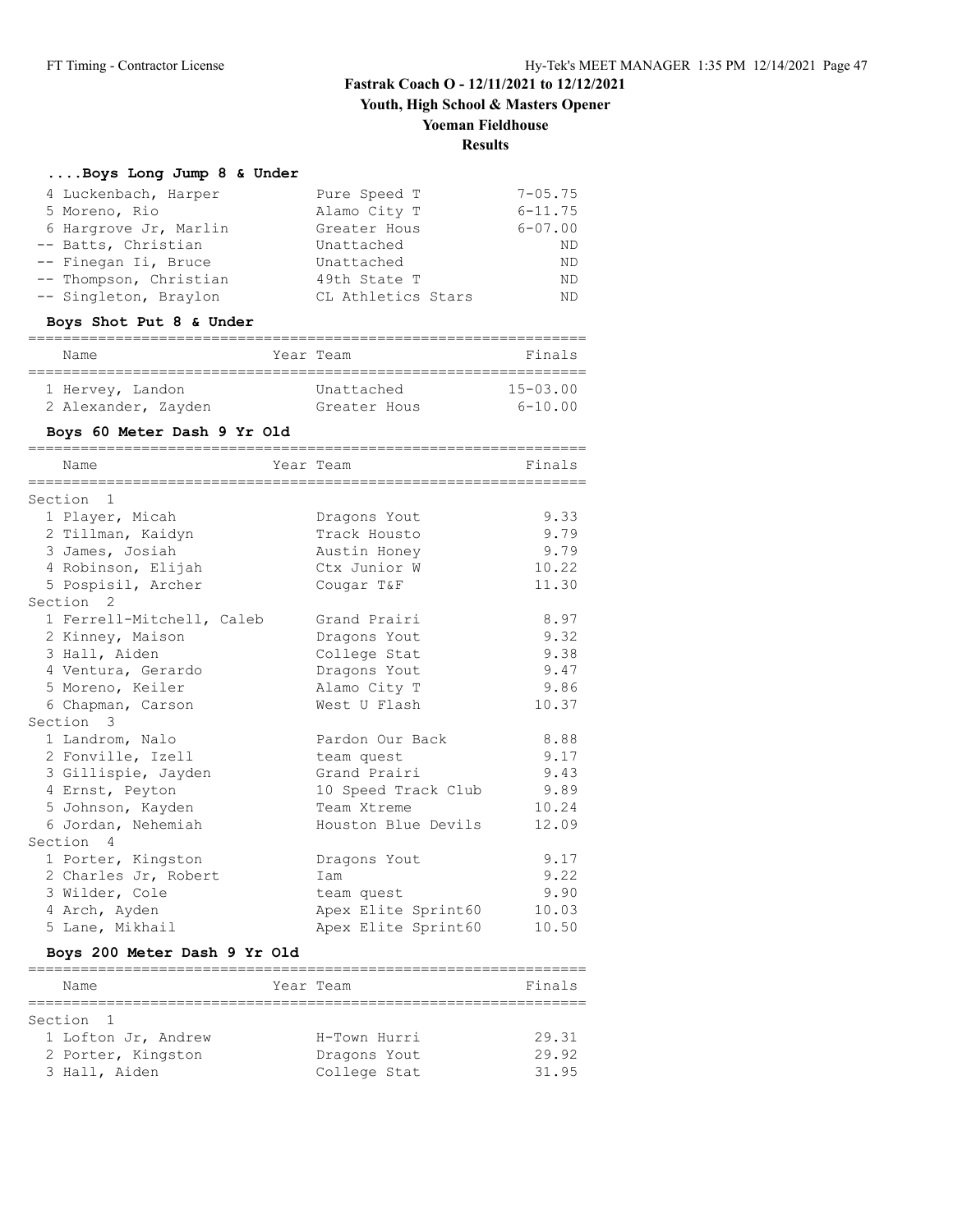# Fastrak Coach O - 12/11/2021 to 12/12/2021

## Youth, High School & Masters Opener

## Yoeman Fieldhouse

## Results

### ....Boys Long Jump 8 & Under

| Place | Name | Team | Finals |
|---|---|---|---|
| 4 | Luckenbach, Harper | Pure Speed T | 7-05.75 |
| 5 | Moreno, Rio | Alamo City T | 6-11.75 |
| 6 | Hargrove Jr, Marlin | Greater Hous | 6-07.00 |
| -- | Batts, Christian | Unattached | ND |
| -- | Finegan Ii, Bruce | Unattached | ND |
| -- | Thompson, Christian | 49th State T | ND |
| -- | Singleton, Braylon | CL Athletics Stars | ND |

### Boys Shot Put 8 & Under

| Place | Name | Year Team | Finals |
|---|---|---|---|
| 1 | Hervey, Landon | Unattached | 15-03.00 |
| 2 | Alexander, Zayden | Greater Hous | 6-10.00 |

### Boys 60 Meter Dash 9 Yr Old

| Place | Name | Year Team | Finals |
|---|---|---|---|
| **Section 1** | | | |
| 1 | Player, Micah | Dragons Yout | 9.33 |
| 2 | Tillman, Kaidyn | Track Housto | 9.79 |
| 3 | James, Josiah | Austin Honey | 9.79 |
| 4 | Robinson, Elijah | Ctx Junior W | 10.22 |
| 5 | Pospisil, Archer | Cougar T&F | 11.30 |
| **Section 2** | | | |
| 1 | Ferrell-Mitchell, Caleb | Grand Prairi | 8.97 |
| 2 | Kinney, Maison | Dragons Yout | 9.32 |
| 3 | Hall, Aiden | College Stat | 9.38 |
| 4 | Ventura, Gerardo | Dragons Yout | 9.47 |
| 5 | Moreno, Keiler | Alamo City T | 9.86 |
| 6 | Chapman, Carson | West U Flash | 10.37 |
| **Section 3** | | | |
| 1 | Landrom, Nalo | Pardon Our Back | 8.88 |
| 2 | Fonville, Izell | team quest | 9.17 |
| 3 | Gillispie, Jayden | Grand Prairi | 9.43 |
| 4 | Ernst, Peyton | 10 Speed Track Club | 9.89 |
| 5 | Johnson, Kayden | Team Xtreme | 10.24 |
| 6 | Jordan, Nehemiah | Houston Blue Devils | 12.09 |
| **Section 4** | | | |
| 1 | Porter, Kingston | Dragons Yout | 9.17 |
| 2 | Charles Jr, Robert | Iam | 9.22 |
| 3 | Wilder, Cole | team quest | 9.90 |
| 4 | Arch, Ayden | Apex Elite Sprint60 | 10.03 |
| 5 | Lane, Mikhail | Apex Elite Sprint60 | 10.50 |

### Boys 200 Meter Dash 9 Yr Old

| Place | Name | Year Team | Finals |
|---|---|---|---|
| **Section 1** | | | |
| 1 | Lofton Jr, Andrew | H-Town Hurri | 29.31 |
| 2 | Porter, Kingston | Dragons Yout | 29.92 |
| 3 | Hall, Aiden | College Stat | 31.95 |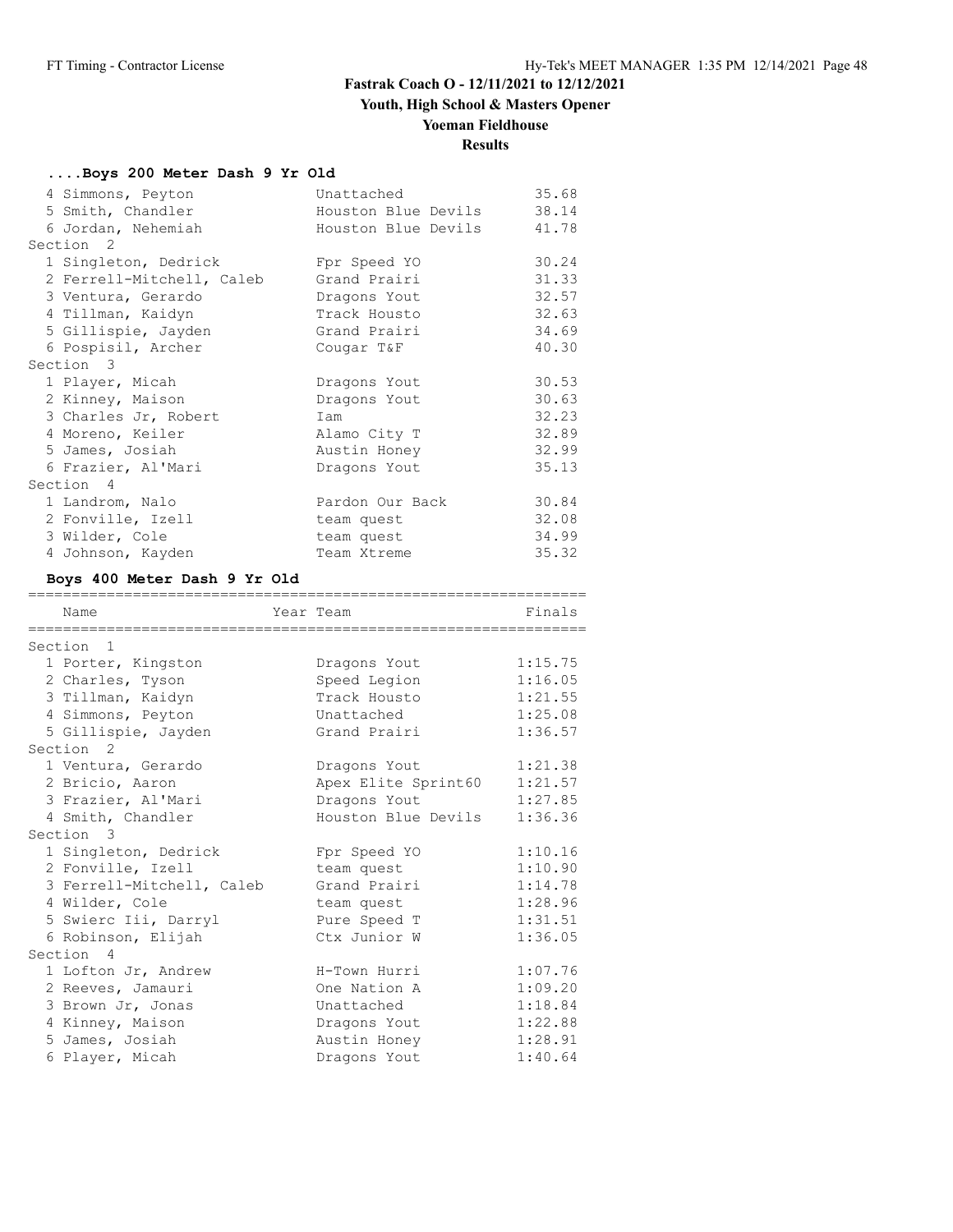**Fastrak Coach O - 12/11/2021 to 12/12/2021**

**Youth, High School & Masters Opener**

**Yoeman Fieldhouse**

**Results**

### ....Boys 200 Meter Dash 9 Yr Old

| Name | Year | Team | Finals |
|---|---|---|---|
| 4 Simmons, Peyton | | Unattached | 35.68 |
| 5 Smith, Chandler | | Houston Blue Devils | 38.14 |
| 6 Jordan, Nehemiah | | Houston Blue Devils | 41.78 |
| **Section 2** | | | |
| 1 Singleton, Dedrick | | Fpr Speed YO | 30.24 |
| 2 Ferrell-Mitchell, Caleb | | Grand Prairi | 31.33 |
| 3 Ventura, Gerardo | | Dragons Yout | 32.57 |
| 4 Tillman, Kaidyn | | Track Housto | 32.63 |
| 5 Gillispie, Jayden | | Grand Prairi | 34.69 |
| 6 Pospisil, Archer | | Cougar T&F | 40.30 |
| **Section 3** | | | |
| 1 Player, Micah | | Dragons Yout | 30.53 |
| 2 Kinney, Maison | | Dragons Yout | 30.63 |
| 3 Charles Jr, Robert | | Iam | 32.23 |
| 4 Moreno, Keiler | | Alamo City T | 32.89 |
| 5 James, Josiah | | Austin Honey | 32.99 |
| 6 Frazier, Al'Mari | | Dragons Yout | 35.13 |
| **Section 4** | | | |
| 1 Landrom, Nalo | | Pardon Our Back | 30.84 |
| 2 Fonville, Izell | | team quest | 32.08 |
| 3 Wilder, Cole | | team quest | 34.99 |
| 4 Johnson, Kayden | | Team Xtreme | 35.32 |

### Boys 400 Meter Dash 9 Yr Old

| Name | Year | Team | Finals |
|---|---|---|---|
| **Section 1** | | | |
| 1 Porter, Kingston | | Dragons Yout | 1:15.75 |
| 2 Charles, Tyson | | Speed Legion | 1:16.05 |
| 3 Tillman, Kaidyn | | Track Housto | 1:21.55 |
| 4 Simmons, Peyton | | Unattached | 1:25.08 |
| 5 Gillispie, Jayden | | Grand Prairi | 1:36.57 |
| **Section 2** | | | |
| 1 Ventura, Gerardo | | Dragons Yout | 1:21.38 |
| 2 Bricio, Aaron | | Apex Elite Sprint60 | 1:21.57 |
| 3 Frazier, Al'Mari | | Dragons Yout | 1:27.85 |
| 4 Smith, Chandler | | Houston Blue Devils | 1:36.36 |
| **Section 3** | | | |
| 1 Singleton, Dedrick | | Fpr Speed YO | 1:10.16 |
| 2 Fonville, Izell | | team quest | 1:10.90 |
| 3 Ferrell-Mitchell, Caleb | | Grand Prairi | 1:14.78 |
| 4 Wilder, Cole | | team quest | 1:28.96 |
| 5 Swierc Iii, Darryl | | Pure Speed T | 1:31.51 |
| 6 Robinson, Elijah | | Ctx Junior W | 1:36.05 |
| **Section 4** | | | |
| 1 Lofton Jr, Andrew | | H-Town Hurri | 1:07.76 |
| 2 Reeves, Jamauri | | One Nation A | 1:09.20 |
| 3 Brown Jr, Jonas | | Unattached | 1:18.84 |
| 4 Kinney, Maison | | Dragons Yout | 1:22.88 |
| 5 James, Josiah | | Austin Honey | 1:28.91 |
| 6 Player, Micah | | Dragons Yout | 1:40.64 |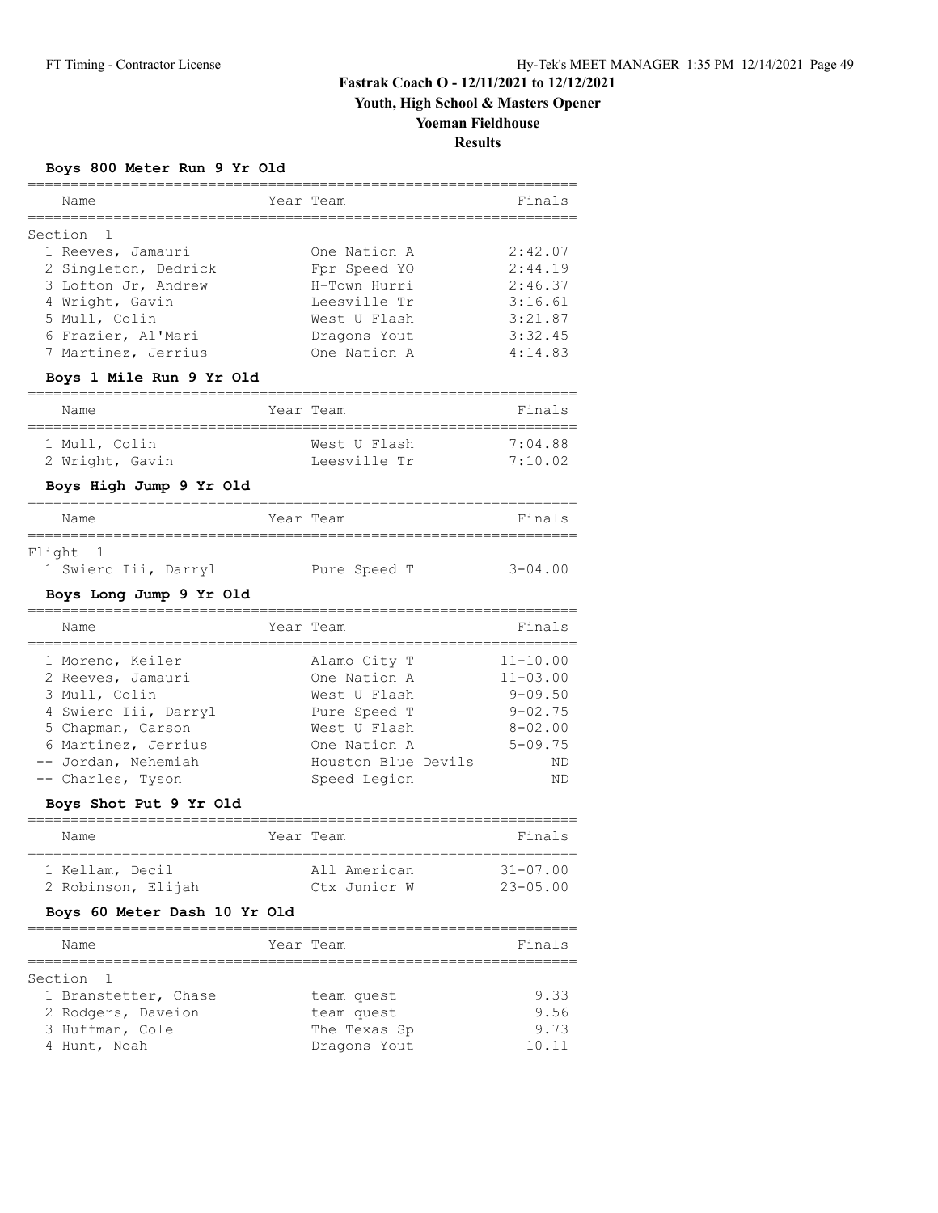# Fastrak Coach O - 12/11/2021 to 12/12/2021

## Youth, High School & Masters Opener

## Yoeman Fieldhouse

## Results

### Boys 800 Meter Run 9 Yr Old

| Name | Year | Team | Finals |
|---|---|---|---|
| **Section 1** | | | |
| 1 Reeves, Jamauri | | One Nation A | 2:42.07 |
| 2 Singleton, Dedrick | | Fpr Speed YO | 2:44.19 |
| 3 Lofton Jr, Andrew | | H-Town Hurri | 2:46.37 |
| 4 Wright, Gavin | | Leesville Tr | 3:16.61 |
| 5 Mull, Colin | | West U Flash | 3:21.87 |
| 6 Frazier, Al'Mari | | Dragons Yout | 3:32.45 |
| 7 Martinez, Jerrius | | One Nation A | 4:14.83 |

### Boys 1 Mile Run 9 Yr Old

| Name | Year | Team | Finals |
|---|---|---|---|
| 1 Mull, Colin | | West U Flash | 7:04.88 |
| 2 Wright, Gavin | | Leesville Tr | 7:10.02 |

### Boys High Jump 9 Yr Old

| Name | Year | Team | Finals |
|---|---|---|---|
| **Flight 1** | | | |
| 1 Swierc Iii, Darryl | | Pure Speed T | 3-04.00 |

### Boys Long Jump 9 Yr Old

| Name | Year | Team | Finals |
|---|---|---|---|
| 1 Moreno, Keiler | | Alamo City T | 11-10.00 |
| 2 Reeves, Jamauri | | One Nation A | 11-03.00 |
| 3 Mull, Colin | | West U Flash | 9-09.50 |
| 4 Swierc Iii, Darryl | | Pure Speed T | 9-02.75 |
| 5 Chapman, Carson | | West U Flash | 8-02.00 |
| 6 Martinez, Jerrius | | One Nation A | 5-09.75 |
| -- Jordan, Nehemiah | | Houston Blue Devils | ND |
| -- Charles, Tyson | | Speed Legion | ND |

### Boys Shot Put 9 Yr Old

| Name | Year | Team | Finals |
|---|---|---|---|
| 1 Kellam, Decil | | All American | 31-07.00 |
| 2 Robinson, Elijah | | Ctx Junior W | 23-05.00 |

### Boys 60 Meter Dash 10 Yr Old

| Name | Year | Team | Finals |
|---|---|---|---|
| **Section 1** | | | |
| 1 Branstetter, Chase | | team quest | 9.33 |
| 2 Rodgers, Daveion | | team quest | 9.56 |
| 3 Huffman, Cole | | The Texas Sp | 9.73 |
| 4 Hunt, Noah | | Dragons Yout | 10.11 |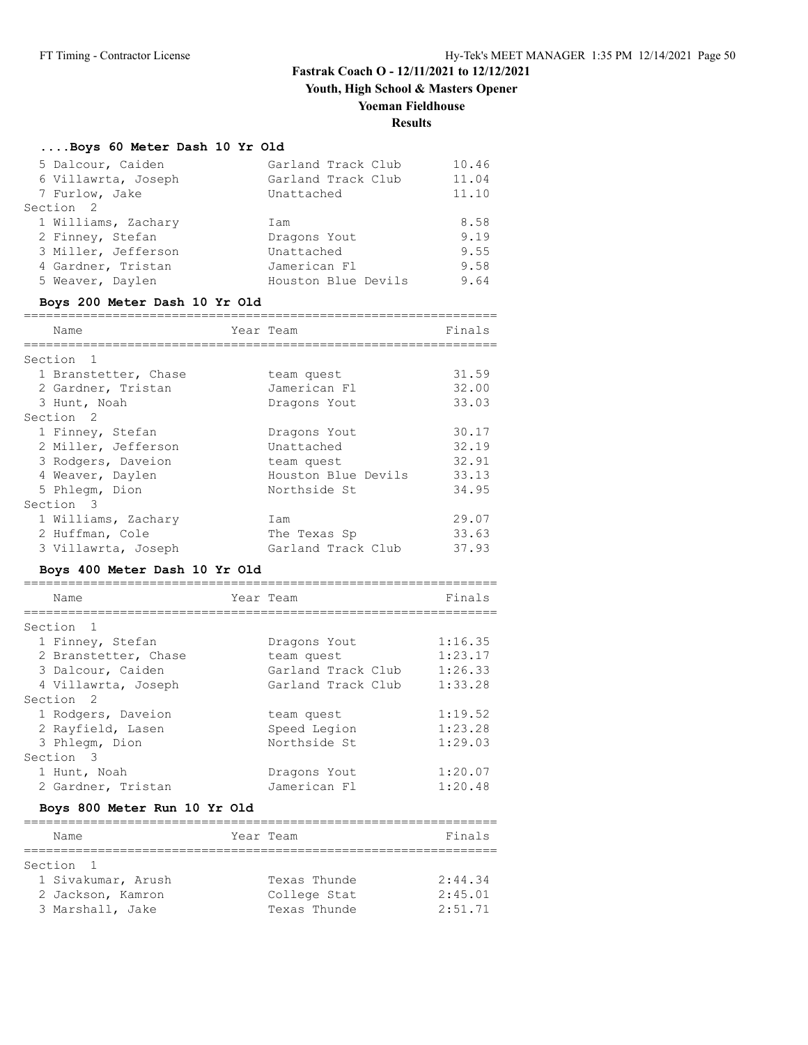# Fastrak Coach O - 12/11/2021 to 12/12/2021

## Youth, High School & Masters Opener

## Yoeman Fieldhouse

## Results

### ....Boys 60 Meter Dash 10 Yr Old

| Place | Name | Team | Finals |
|---|---|---|---|
| 5 | Dalcour, Caiden | Garland Track Club | 10.46 |
| 6 | Villawrta, Joseph | Garland Track Club | 11.04 |
| 7 | Furlow, Jake | Unattached | 11.10 |
| **Section 2** | | | |
| 1 | Williams, Zachary | Iam | 8.58 |
| 2 | Finney, Stefan | Dragons Yout | 9.19 |
| 3 | Miller, Jefferson | Unattached | 9.55 |
| 4 | Gardner, Tristan | Jamerican Fl | 9.58 |
| 5 | Weaver, Daylen | Houston Blue Devils | 9.64 |

### Boys 200 Meter Dash 10 Yr Old

| Place | Name | Year | Team | Finals |
|---|---|---|---|---|
| **Section 1** | | | | |
| 1 | Branstetter, Chase | | team quest | 31.59 |
| 2 | Gardner, Tristan | | Jamerican Fl | 32.00 |
| 3 | Hunt, Noah | | Dragons Yout | 33.03 |
| **Section 2** | | | | |
| 1 | Finney, Stefan | | Dragons Yout | 30.17 |
| 2 | Miller, Jefferson | | Unattached | 32.19 |
| 3 | Rodgers, Daveion | | team quest | 32.91 |
| 4 | Weaver, Daylen | | Houston Blue Devils | 33.13 |
| 5 | Phlegm, Dion | | Northside St | 34.95 |
| **Section 3** | | | | |
| 1 | Williams, Zachary | | Iam | 29.07 |
| 2 | Huffman, Cole | | The Texas Sp | 33.63 |
| 3 | Villawrta, Joseph | | Garland Track Club | 37.93 |

### Boys 400 Meter Dash 10 Yr Old

| Place | Name | Year | Team | Finals |
|---|---|---|---|---|
| **Section 1** | | | | |
| 1 | Finney, Stefan | | Dragons Yout | 1:16.35 |
| 2 | Branstetter, Chase | | team quest | 1:23.17 |
| 3 | Dalcour, Caiden | | Garland Track Club | 1:26.33 |
| 4 | Villawrta, Joseph | | Garland Track Club | 1:33.28 |
| **Section 2** | | | | |
| 1 | Rodgers, Daveion | | team quest | 1:19.52 |
| 2 | Rayfield, Lasen | | Speed Legion | 1:23.28 |
| 3 | Phlegm, Dion | | Northside St | 1:29.03 |
| **Section 3** | | | | |
| 1 | Hunt, Noah | | Dragons Yout | 1:20.07 |
| 2 | Gardner, Tristan | | Jamerican Fl | 1:20.48 |

### Boys 800 Meter Run 10 Yr Old

| Place | Name | Year | Team | Finals |
|---|---|---|---|---|
| **Section 1** | | | | |
| 1 | Sivakumar, Arush | | Texas Thunde | 2:44.34 |
| 2 | Jackson, Kamron | | College Stat | 2:45.01 |
| 3 | Marshall, Jake | | Texas Thunde | 2:51.71 |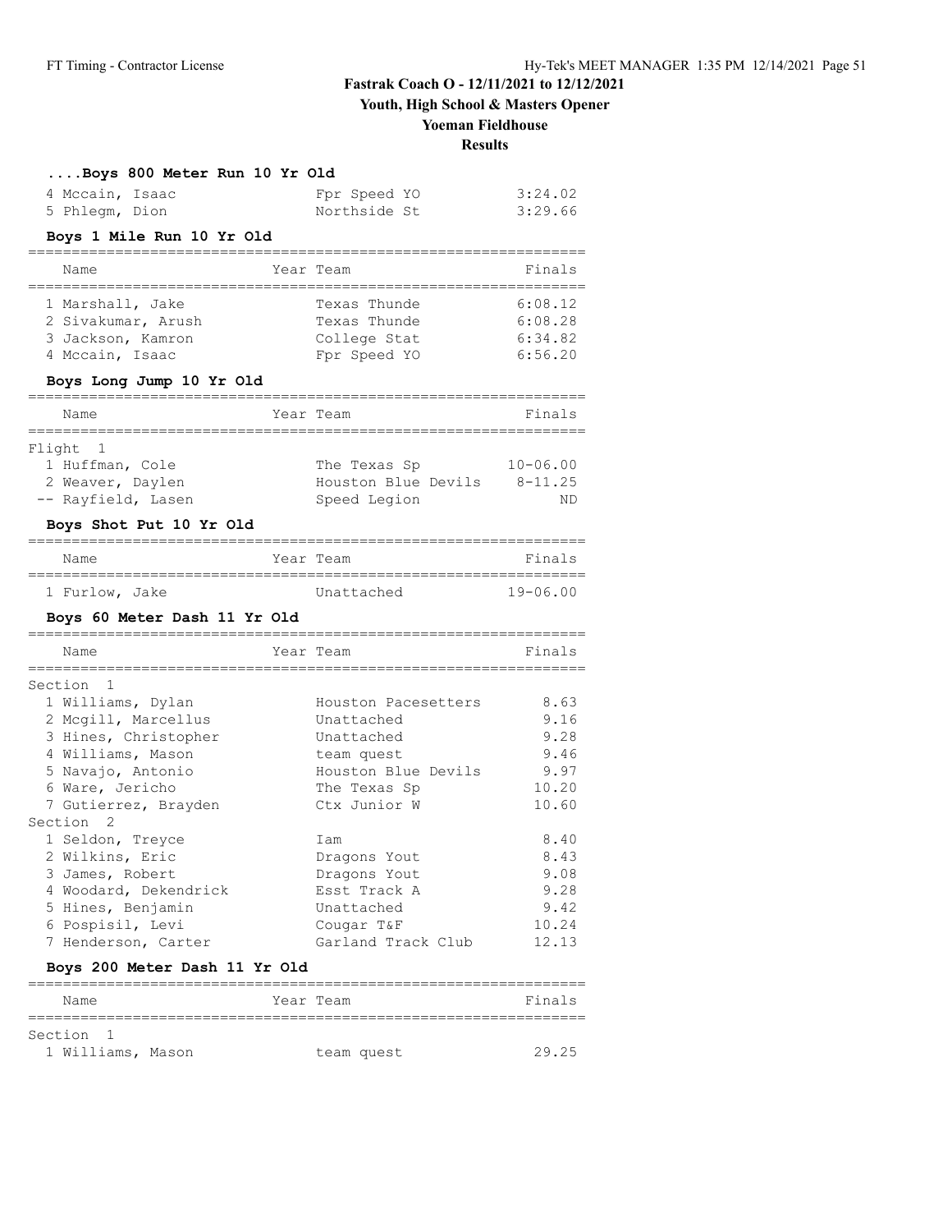# Fastrak Coach O - 12/11/2021 to 12/12/2021

## Youth, High School & Masters Opener

## Yoeman Fieldhouse

## Results

### ....Boys 800 Meter Run 10 Yr Old

| Place | Name | Team | Time |
|---|---|---|---|
| 4 | Mccain, Isaac | Fpr Speed YO | 3:24.02 |
| 5 | Phlegm, Dion | Northside St | 3:29.66 |

### Boys 1 Mile Run 10 Yr Old

| | Name | Year | Team | Finals |
|---|---|---|---|---|
| 1 | Marshall, Jake | | Texas Thunde | 6:08.12 |
| 2 | Sivakumar, Arush | | Texas Thunde | 6:08.28 |
| 3 | Jackson, Kamron | | College Stat | 6:34.82 |
| 4 | Mccain, Isaac | | Fpr Speed YO | 6:56.20 |

### Boys Long Jump 10 Yr Old

| | Name | Year | Team | Finals |
|---|---|---|---|---|
| Flight 1 | | | | |
| 1 | Huffman, Cole | | The Texas Sp | 10-06.00 |
| 2 | Weaver, Daylen | | Houston Blue Devils | 8-11.25 |
| -- | Rayfield, Lasen | | Speed Legion | ND |

### Boys Shot Put 10 Yr Old

| | Name | Year | Team | Finals |
|---|---|---|---|---|
| 1 | Furlow, Jake | | Unattached | 19-06.00 |

### Boys 60 Meter Dash 11 Yr Old

| | Name | Year | Team | Finals |
|---|---|---|---|---|
| Section 1 | | | | |
| 1 | Williams, Dylan | | Houston Pacesetters | 8.63 |
| 2 | Mcgill, Marcellus | | Unattached | 9.16 |
| 3 | Hines, Christopher | | Unattached | 9.28 |
| 4 | Williams, Mason | | team quest | 9.46 |
| 5 | Navajo, Antonio | | Houston Blue Devils | 9.97 |
| 6 | Ware, Jericho | | The Texas Sp | 10.20 |
| 7 | Gutierrez, Brayden | | Ctx Junior W | 10.60 |
| Section 2 | | | | |
| 1 | Seldon, Treyce | | Iam | 8.40 |
| 2 | Wilkins, Eric | | Dragons Yout | 8.43 |
| 3 | James, Robert | | Dragons Yout | 9.08 |
| 4 | Woodard, Dekendrick | | Esst Track A | 9.28 |
| 5 | Hines, Benjamin | | Unattached | 9.42 |
| 6 | Pospisil, Levi | | Cougar T&F | 10.24 |
| 7 | Henderson, Carter | | Garland Track Club | 12.13 |

### Boys 200 Meter Dash 11 Yr Old

| | Name | Year | Team | Finals |
|---|---|---|---|---|
| Section 1 | | | | |
| 1 | Williams, Mason | | team quest | 29.25 |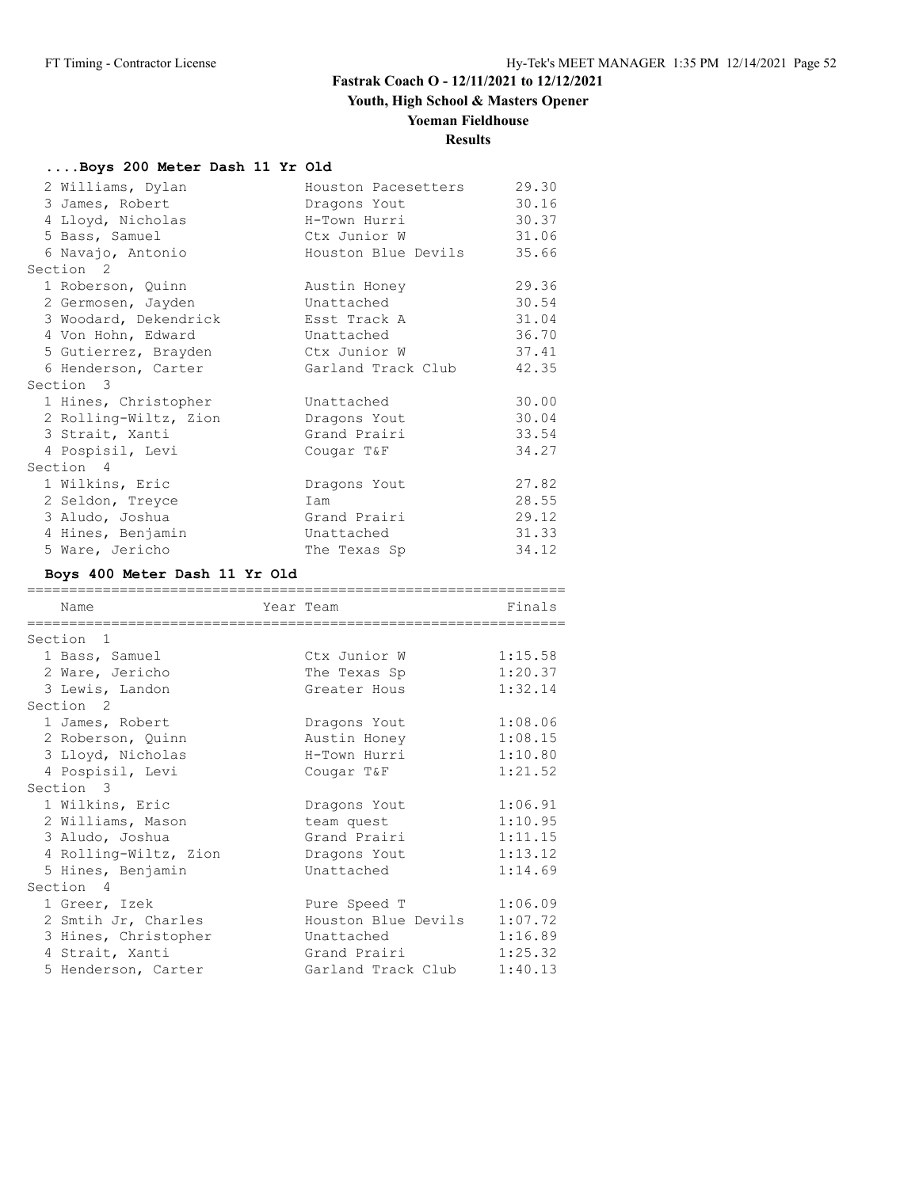# Fastrak Coach O - 12/11/2021 to 12/12/2021

## Youth, High School & Masters Opener

## Yoeman Fieldhouse

## Results

### ....Boys 200 Meter Dash 11 Yr Old

| Place | Name | Team | Finals |
|---|---|---|---|
| 2 | Williams, Dylan | Houston Pacesetters | 29.30 |
| 3 | James, Robert | Dragons Yout | 30.16 |
| 4 | Lloyd, Nicholas | H-Town Hurri | 30.37 |
| 5 | Bass, Samuel | Ctx Junior W | 31.06 |
| 6 | Navajo, Antonio | Houston Blue Devils | 35.66 |
| **Section 2** | | | |
| 1 | Roberson, Quinn | Austin Honey | 29.36 |
| 2 | Germosen, Jayden | Unattached | 30.54 |
| 3 | Woodard, Dekendrick | Esst Track A | 31.04 |
| 4 | Von Hohn, Edward | Unattached | 36.70 |
| 5 | Gutierrez, Brayden | Ctx Junior W | 37.41 |
| 6 | Henderson, Carter | Garland Track Club | 42.35 |
| **Section 3** | | | |
| 1 | Hines, Christopher | Unattached | 30.00 |
| 2 | Rolling-Wiltz, Zion | Dragons Yout | 30.04 |
| 3 | Strait, Xanti | Grand Prairi | 33.54 |
| 4 | Pospisil, Levi | Cougar T&F | 34.27 |
| **Section 4** | | | |
| 1 | Wilkins, Eric | Dragons Yout | 27.82 |
| 2 | Seldon, Treyce | Iam | 28.55 |
| 3 | Aludo, Joshua | Grand Prairi | 29.12 |
| 4 | Hines, Benjamin | Unattached | 31.33 |
| 5 | Ware, Jericho | The Texas Sp | 34.12 |

### Boys 400 Meter Dash 11 Yr Old

| Place | Name | Year Team | Finals |
|---|---|---|---|
| **Section 1** | | | |
| 1 | Bass, Samuel | Ctx Junior W | 1:15.58 |
| 2 | Ware, Jericho | The Texas Sp | 1:20.37 |
| 3 | Lewis, Landon | Greater Hous | 1:32.14 |
| **Section 2** | | | |
| 1 | James, Robert | Dragons Yout | 1:08.06 |
| 2 | Roberson, Quinn | Austin Honey | 1:08.15 |
| 3 | Lloyd, Nicholas | H-Town Hurri | 1:10.80 |
| 4 | Pospisil, Levi | Cougar T&F | 1:21.52 |
| **Section 3** | | | |
| 1 | Wilkins, Eric | Dragons Yout | 1:06.91 |
| 2 | Williams, Mason | team quest | 1:10.95 |
| 3 | Aludo, Joshua | Grand Prairi | 1:11.15 |
| 4 | Rolling-Wiltz, Zion | Dragons Yout | 1:13.12 |
| 5 | Hines, Benjamin | Unattached | 1:14.69 |
| **Section 4** | | | |
| 1 | Greer, Izek | Pure Speed T | 1:06.09 |
| 2 | Smtih Jr, Charles | Houston Blue Devils | 1:07.72 |
| 3 | Hines, Christopher | Unattached | 1:16.89 |
| 4 | Strait, Xanti | Grand Prairi | 1:25.32 |
| 5 | Henderson, Carter | Garland Track Club | 1:40.13 |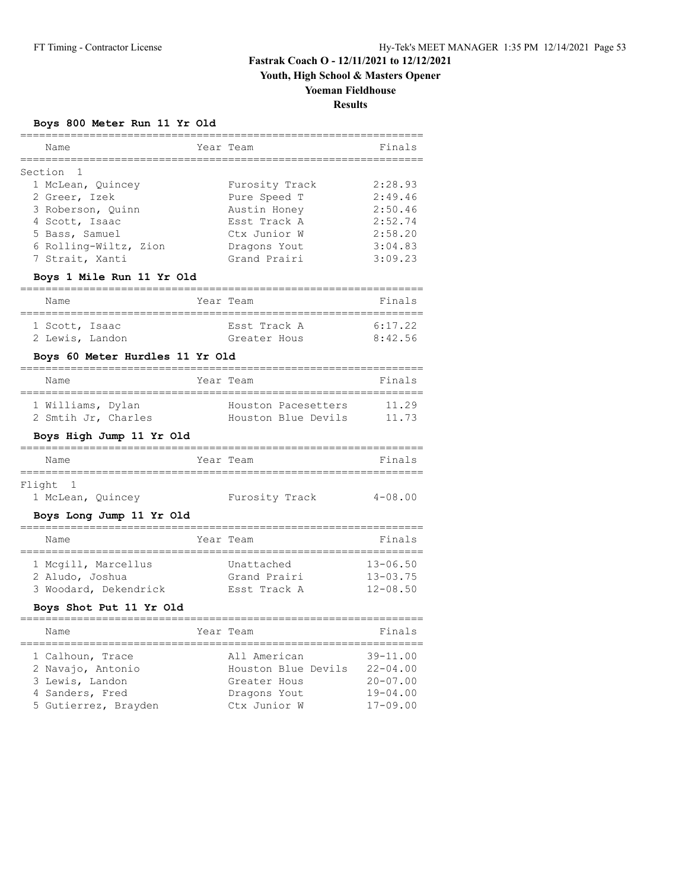# Fastrak Coach O - 12/11/2021 to 12/12/2021

## Youth, High School & Masters Opener

## Yoeman Fieldhouse

## Results

### Boys 800 Meter Run 11 Yr Old

| Name | Year | Team | Finals |
|---|---|---|---|
| **Section 1** | | | |
| 1 McLean, Quincey | | Furosity Track | 2:28.93 |
| 2 Greer, Izek | | Pure Speed T | 2:49.46 |
| 3 Roberson, Quinn | | Austin Honey | 2:50.46 |
| 4 Scott, Isaac | | Esst Track A | 2:52.74 |
| 5 Bass, Samuel | | Ctx Junior W | 2:58.20 |
| 6 Rolling-Wiltz, Zion | | Dragons Yout | 3:04.83 |
| 7 Strait, Xanti | | Grand Prairi | 3:09.23 |

### Boys 1 Mile Run 11 Yr Old

| Name | Year | Team | Finals |
|---|---|---|---|
| 1 Scott, Isaac | | Esst Track A | 6:17.22 |
| 2 Lewis, Landon | | Greater Hous | 8:42.56 |

### Boys 60 Meter Hurdles 11 Yr Old

| Name | Year | Team | Finals |
|---|---|---|---|
| 1 Williams, Dylan | | Houston Pacesetters | 11.29 |
| 2 Smtih Jr, Charles | | Houston Blue Devils | 11.73 |

### Boys High Jump 11 Yr Old

| Name | Year | Team | Finals |
|---|---|---|---|
| **Flight 1** | | | |
| 1 McLean, Quincey | | Furosity Track | 4-08.00 |

### Boys Long Jump 11 Yr Old

| Name | Year | Team | Finals |
|---|---|---|---|
| 1 Mcgill, Marcellus | | Unattached | 13-06.50 |
| 2 Aludo, Joshua | | Grand Prairi | 13-03.75 |
| 3 Woodard, Dekendrick | | Esst Track A | 12-08.50 |

### Boys Shot Put 11 Yr Old

| Name | Year | Team | Finals |
|---|---|---|---|
| 1 Calhoun, Trace | | All American | 39-11.00 |
| 2 Navajo, Antonio | | Houston Blue Devils | 22-04.00 |
| 3 Lewis, Landon | | Greater Hous | 20-07.00 |
| 4 Sanders, Fred | | Dragons Yout | 19-04.00 |
| 5 Gutierrez, Brayden | | Ctx Junior W | 17-09.00 |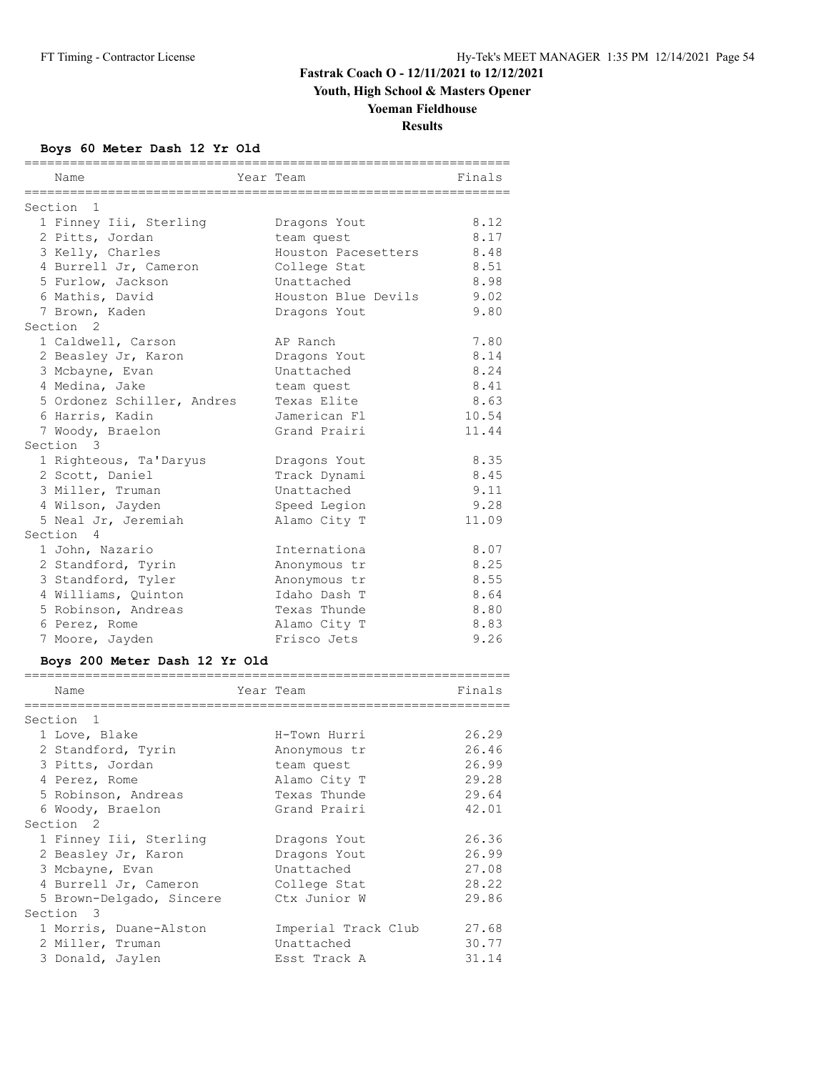# Fastrak Coach O - 12/11/2021 to 12/12/2021

## Youth, High School & Masters Opener

## Yoeman Fieldhouse

## Results

### Boys 60 Meter Dash 12 Yr Old

| Name | Year | Team | Finals |
|---|---|---|---|
| **Section 1** | | | |
| 1 Finney Iii, Sterling | | Dragons Yout | 8.12 |
| 2 Pitts, Jordan | | team quest | 8.17 |
| 3 Kelly, Charles | | Houston Pacesetters | 8.48 |
| 4 Burrell Jr, Cameron | | College Stat | 8.51 |
| 5 Furlow, Jackson | | Unattached | 8.98 |
| 6 Mathis, David | | Houston Blue Devils | 9.02 |
| 7 Brown, Kaden | | Dragons Yout | 9.80 |
| **Section 2** | | | |
| 1 Caldwell, Carson | | AP Ranch | 7.80 |
| 2 Beasley Jr, Karon | | Dragons Yout | 8.14 |
| 3 Mcbayne, Evan | | Unattached | 8.24 |
| 4 Medina, Jake | | team quest | 8.41 |
| 5 Ordonez Schiller, Andres | | Texas Elite | 8.63 |
| 6 Harris, Kadin | | Jamerican Fl | 10.54 |
| 7 Woody, Braelon | | Grand Prairi | 11.44 |
| **Section 3** | | | |
| 1 Righteous, Ta'Daryus | | Dragons Yout | 8.35 |
| 2 Scott, Daniel | | Track Dynami | 8.45 |
| 3 Miller, Truman | | Unattached | 9.11 |
| 4 Wilson, Jayden | | Speed Legion | 9.28 |
| 5 Neal Jr, Jeremiah | | Alamo City T | 11.09 |
| **Section 4** | | | |
| 1 John, Nazario | | Internationa | 8.07 |
| 2 Standford, Tyrin | | Anonymous tr | 8.25 |
| 3 Standford, Tyler | | Anonymous tr | 8.55 |
| 4 Williams, Quinton | | Idaho Dash T | 8.64 |
| 5 Robinson, Andreas | | Texas Thunde | 8.80 |
| 6 Perez, Rome | | Alamo City T | 8.83 |
| 7 Moore, Jayden | | Frisco Jets | 9.26 |

### Boys 200 Meter Dash 12 Yr Old

| Name | Year | Team | Finals |
|---|---|---|---|
| **Section 1** | | | |
| 1 Love, Blake | | H-Town Hurri | 26.29 |
| 2 Standford, Tyrin | | Anonymous tr | 26.46 |
| 3 Pitts, Jordan | | team quest | 26.99 |
| 4 Perez, Rome | | Alamo City T | 29.28 |
| 5 Robinson, Andreas | | Texas Thunde | 29.64 |
| 6 Woody, Braelon | | Grand Prairi | 42.01 |
| **Section 2** | | | |
| 1 Finney Iii, Sterling | | Dragons Yout | 26.36 |
| 2 Beasley Jr, Karon | | Dragons Yout | 26.99 |
| 3 Mcbayne, Evan | | Unattached | 27.08 |
| 4 Burrell Jr, Cameron | | College Stat | 28.22 |
| 5 Brown-Delgado, Sincere | | Ctx Junior W | 29.86 |
| **Section 3** | | | |
| 1 Morris, Duane-Alston | | Imperial Track Club | 27.68 |
| 2 Miller, Truman | | Unattached | 30.77 |
| 3 Donald, Jaylen | | Esst Track A | 31.14 |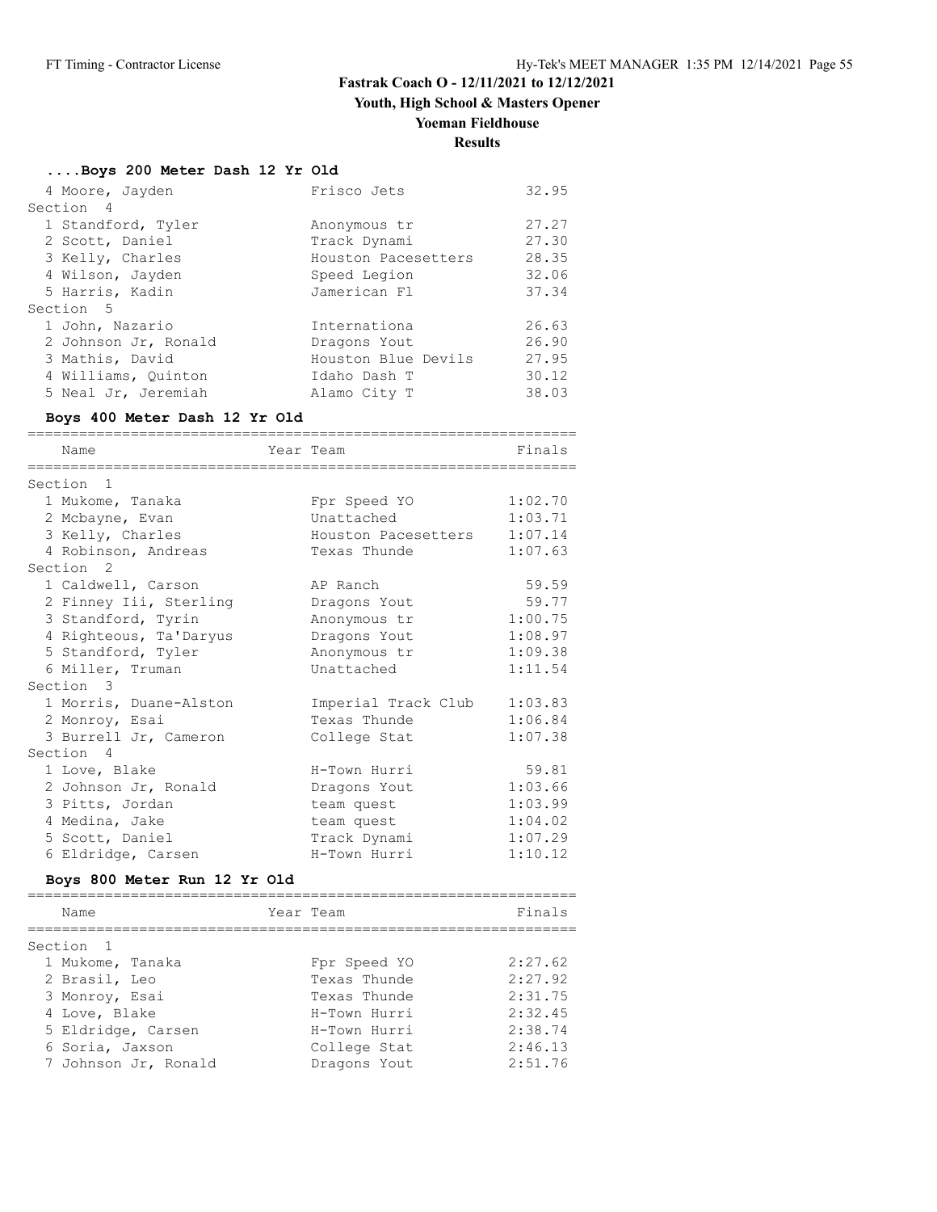# Fastrak Coach O - 12/11/2021 to 12/12/2021

## Youth, High School & Masters Opener

## Yoeman Fieldhouse

## Results

### ....Boys 200 Meter Dash 12 Yr Old

| Name | Year | Team | Finals |
|---|---|---|---|
| 4 Moore, Jayden | | Frisco Jets | 32.95 |
| **Section 4** | | | |
| 1 Standford, Tyler | | Anonymous tr | 27.27 |
| 2 Scott, Daniel | | Track Dynami | 27.30 |
| 3 Kelly, Charles | | Houston Pacesetters | 28.35 |
| 4 Wilson, Jayden | | Speed Legion | 32.06 |
| 5 Harris, Kadin | | Jamerican Fl | 37.34 |
| **Section 5** | | | |
| 1 John, Nazario | | Internationa | 26.63 |
| 2 Johnson Jr, Ronald | | Dragons Yout | 26.90 |
| 3 Mathis, David | | Houston Blue Devils | 27.95 |
| 4 Williams, Quinton | | Idaho Dash T | 30.12 |
| 5 Neal Jr, Jeremiah | | Alamo City T | 38.03 |

### Boys 400 Meter Dash 12 Yr Old

| Name | Year | Team | Finals |
|---|---|---|---|
| **Section 1** | | | |
| 1 Mukome, Tanaka | | Fpr Speed YO | 1:02.70 |
| 2 Mcbayne, Evan | | Unattached | 1:03.71 |
| 3 Kelly, Charles | | Houston Pacesetters | 1:07.14 |
| 4 Robinson, Andreas | | Texas Thunde | 1:07.63 |
| **Section 2** | | | |
| 1 Caldwell, Carson | | AP Ranch | 59.59 |
| 2 Finney Iii, Sterling | | Dragons Yout | 59.77 |
| 3 Standford, Tyrin | | Anonymous tr | 1:00.75 |
| 4 Righteous, Ta'Daryus | | Dragons Yout | 1:08.97 |
| 5 Standford, Tyler | | Anonymous tr | 1:09.38 |
| 6 Miller, Truman | | Unattached | 1:11.54 |
| **Section 3** | | | |
| 1 Morris, Duane-Alston | | Imperial Track Club | 1:03.83 |
| 2 Monroy, Esai | | Texas Thunde | 1:06.84 |
| 3 Burrell Jr, Cameron | | College Stat | 1:07.38 |
| **Section 4** | | | |
| 1 Love, Blake | | H-Town Hurri | 59.81 |
| 2 Johnson Jr, Ronald | | Dragons Yout | 1:03.66 |
| 3 Pitts, Jordan | | team quest | 1:03.99 |
| 4 Medina, Jake | | team quest | 1:04.02 |
| 5 Scott, Daniel | | Track Dynami | 1:07.29 |
| 6 Eldridge, Carsen | | H-Town Hurri | 1:10.12 |

### Boys 800 Meter Run 12 Yr Old

| Name | Year | Team | Finals |
|---|---|---|---|
| **Section 1** | | | |
| 1 Mukome, Tanaka | | Fpr Speed YO | 2:27.62 |
| 2 Brasil, Leo | | Texas Thunde | 2:27.92 |
| 3 Monroy, Esai | | Texas Thunde | 2:31.75 |
| 4 Love, Blake | | H-Town Hurri | 2:32.45 |
| 5 Eldridge, Carsen | | H-Town Hurri | 2:38.74 |
| 6 Soria, Jaxson | | College Stat | 2:46.13 |
| 7 Johnson Jr, Ronald | | Dragons Yout | 2:51.76 |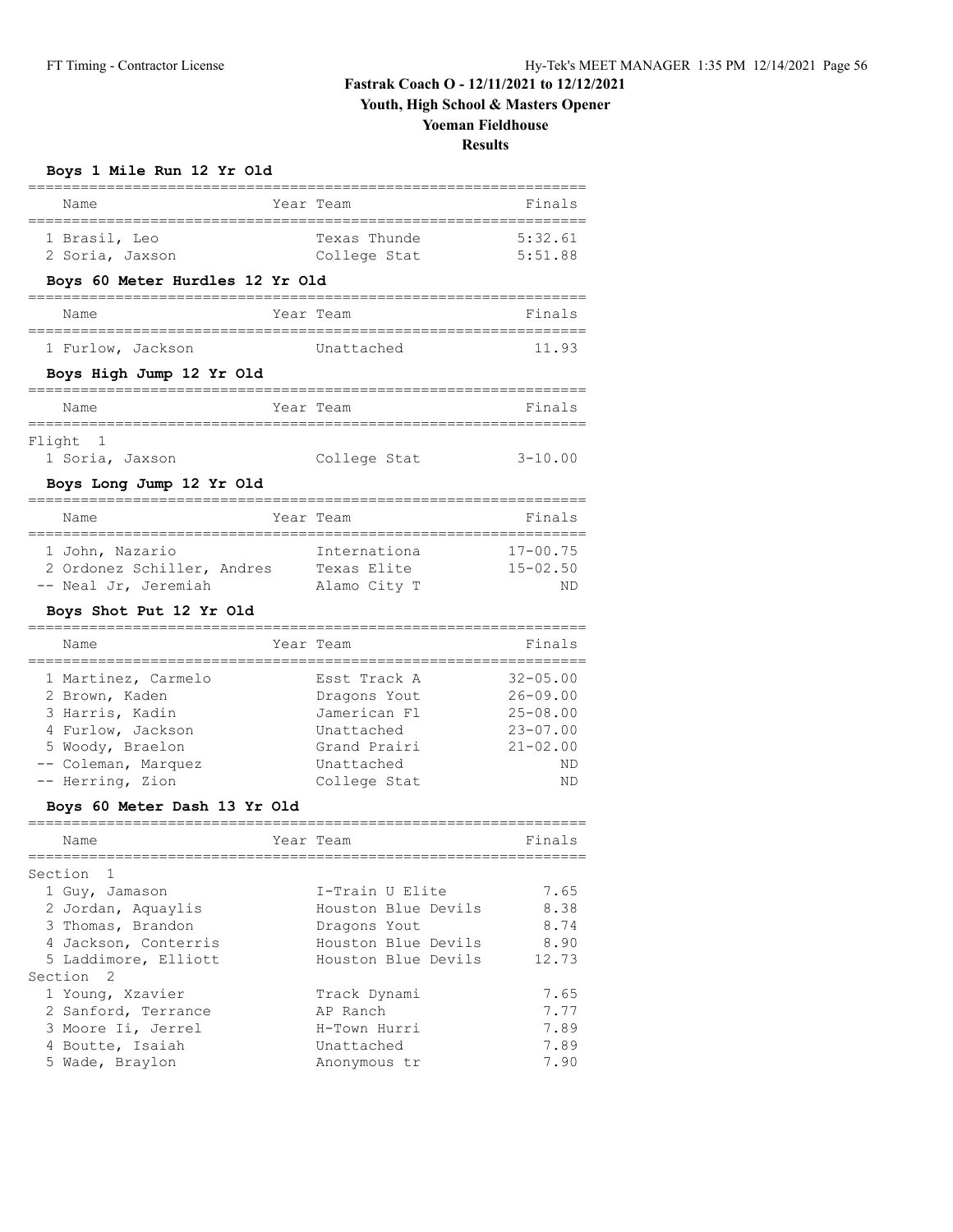**Fastrak Coach O - 12/11/2021 to 12/12/2021**
**Youth, High School & Masters Opener**
**Yoeman Fieldhouse**
**Results**

### Boys 1 Mile Run 12 Yr Old

| | Name | Year | Team | Finals |
|---|---|---|---|---|
| 1 | Brasil, Leo | | Texas Thunde | 5:32.61 |
| 2 | Soria, Jaxson | | College Stat | 5:51.88 |

### Boys 60 Meter Hurdles 12 Yr Old

| | Name | Year | Team | Finals |
|---|---|---|---|---|
| 1 | Furlow, Jackson | | Unattached | 11.93 |

### Boys High Jump 12 Yr Old

| | Name | Year | Team | Finals |
|---|---|---|---|---|
| Flight 1 | | | | |
| 1 | Soria, Jaxson | | College Stat | 3-10.00 |

### Boys Long Jump 12 Yr Old

| | Name | Year | Team | Finals |
|---|---|---|---|---|
| 1 | John, Nazario | | Internationa | 17-00.75 |
| 2 | Ordonez Schiller, Andres | | Texas Elite | 15-02.50 |
| -- | Neal Jr, Jeremiah | | Alamo City T | ND |

### Boys Shot Put 12 Yr Old

| | Name | Year | Team | Finals |
|---|---|---|---|---|
| 1 | Martinez, Carmelo | | Esst Track A | 32-05.00 |
| 2 | Brown, Kaden | | Dragons Yout | 26-09.00 |
| 3 | Harris, Kadin | | Jamerican Fl | 25-08.00 |
| 4 | Furlow, Jackson | | Unattached | 23-07.00 |
| 5 | Woody, Braelon | | Grand Prairi | 21-02.00 |
| -- | Coleman, Marquez | | Unattached | ND |
| -- | Herring, Zion | | College Stat | ND |

### Boys 60 Meter Dash 13 Yr Old

| | Name | Year | Team | Finals |
|---|---|---|---|---|
| Section 1 | | | | |
| 1 | Guy, Jamason | | I-Train U Elite | 7.65 |
| 2 | Jordan, Aquaylis | | Houston Blue Devils | 8.38 |
| 3 | Thomas, Brandon | | Dragons Yout | 8.74 |
| 4 | Jackson, Conterris | | Houston Blue Devils | 8.90 |
| 5 | Laddimore, Elliott | | Houston Blue Devils | 12.73 |
| Section 2 | | | | |
| 1 | Young, Xzavier | | Track Dynami | 7.65 |
| 2 | Sanford, Terrance | | AP Ranch | 7.77 |
| 3 | Moore Ii, Jerrel | | H-Town Hurri | 7.89 |
| 4 | Boutte, Isaiah | | Unattached | 7.89 |
| 5 | Wade, Braylon | | Anonymous tr | 7.90 |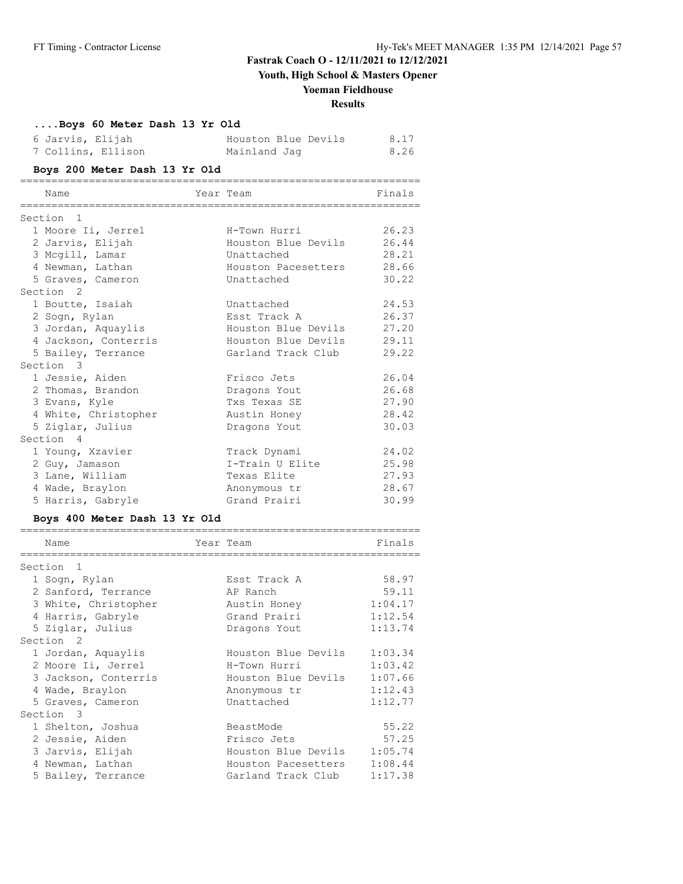# Fastrak Coach O - 12/11/2021 to 12/12/2021

## Youth, High School & Masters Opener

## Yoeman Fieldhouse

## Results

### ....Boys 60 Meter Dash 13 Yr Old

| Place | Name | Year | Team | Finals |
|---|---|---|---|---|
| 6 | Jarvis, Elijah | | Houston Blue Devils | 8.17 |
| 7 | Collins, Ellison | | Mainland Jag | 8.26 |

### Boys 200 Meter Dash 13 Yr Old

| Place | Name | Year | Team | Finals |
|---|---|---|---|---|
| **Section 1** | | | | |
| 1 | Moore Ii, Jerrel | | H-Town Hurri | 26.23 |
| 2 | Jarvis, Elijah | | Houston Blue Devils | 26.44 |
| 3 | Mcgill, Lamar | | Unattached | 28.21 |
| 4 | Newman, Lathan | | Houston Pacesetters | 28.66 |
| 5 | Graves, Cameron | | Unattached | 30.22 |
| **Section 2** | | | | |
| 1 | Boutte, Isaiah | | Unattached | 24.53 |
| 2 | Sogn, Rylan | | Esst Track A | 26.37 |
| 3 | Jordan, Aquaylis | | Houston Blue Devils | 27.20 |
| 4 | Jackson, Conterris | | Houston Blue Devils | 29.11 |
| 5 | Bailey, Terrance | | Garland Track Club | 29.22 |
| **Section 3** | | | | |
| 1 | Jessie, Aiden | | Frisco Jets | 26.04 |
| 2 | Thomas, Brandon | | Dragons Yout | 26.68 |
| 3 | Evans, Kyle | | Txs Texas SE | 27.90 |
| 4 | White, Christopher | | Austin Honey | 28.42 |
| 5 | Ziglar, Julius | | Dragons Yout | 30.03 |
| **Section 4** | | | | |
| 1 | Young, Xzavier | | Track Dynami | 24.02 |
| 2 | Guy, Jamason | | I-Train U Elite | 25.98 |
| 3 | Lane, William | | Texas Elite | 27.93 |
| 4 | Wade, Braylon | | Anonymous tr | 28.67 |
| 5 | Harris, Gabryle | | Grand Prairi | 30.99 |

### Boys 400 Meter Dash 13 Yr Old

| Place | Name | Year | Team | Finals |
|---|---|---|---|---|
| **Section 1** | | | | |
| 1 | Sogn, Rylan | | Esst Track A | 58.97 |
| 2 | Sanford, Terrance | | AP Ranch | 59.11 |
| 3 | White, Christopher | | Austin Honey | 1:04.17 |
| 4 | Harris, Gabryle | | Grand Prairi | 1:12.54 |
| 5 | Ziglar, Julius | | Dragons Yout | 1:13.74 |
| **Section 2** | | | | |
| 1 | Jordan, Aquaylis | | Houston Blue Devils | 1:03.34 |
| 2 | Moore Ii, Jerrel | | H-Town Hurri | 1:03.42 |
| 3 | Jackson, Conterris | | Houston Blue Devils | 1:07.66 |
| 4 | Wade, Braylon | | Anonymous tr | 1:12.43 |
| 5 | Graves, Cameron | | Unattached | 1:12.77 |
| **Section 3** | | | | |
| 1 | Shelton, Joshua | | BeastMode | 55.22 |
| 2 | Jessie, Aiden | | Frisco Jets | 57.25 |
| 3 | Jarvis, Elijah | | Houston Blue Devils | 1:05.74 |
| 4 | Newman, Lathan | | Houston Pacesetters | 1:08.44 |
| 5 | Bailey, Terrance | | Garland Track Club | 1:17.38 |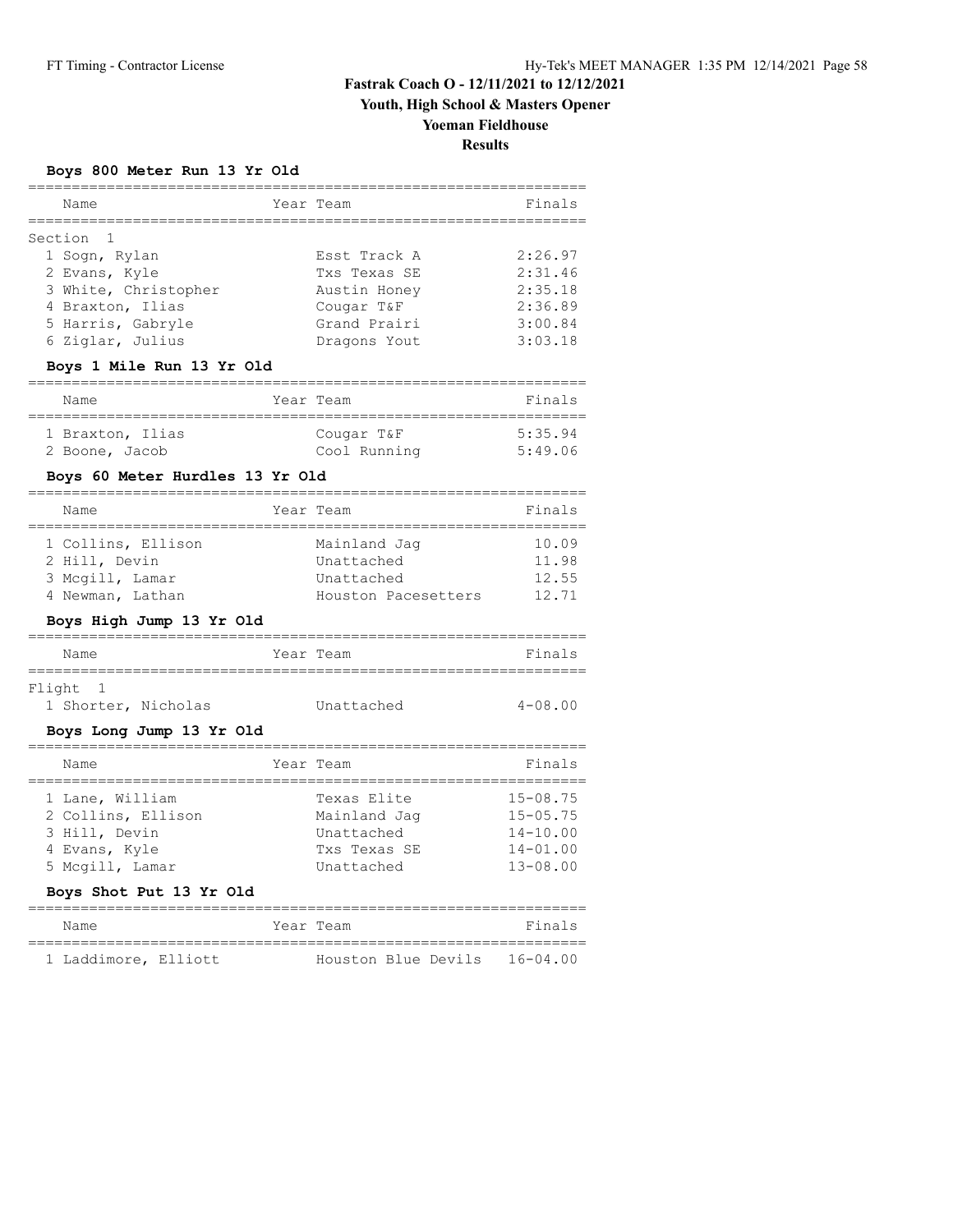## Fastrak Coach O - 12/11/2021 to 12/12/2021
## Youth, High School & Masters Opener
## Yoeman Fieldhouse
## Results

### Boys 800 Meter Run 13 Yr Old

| Name | Year | Team | Finals |
|---|---|---|---|
| **Section 1** | | | |
| 1 Sogn, Rylan | | Esst Track A | 2:26.97 |
| 2 Evans, Kyle | | Txs Texas SE | 2:31.46 |
| 3 White, Christopher | | Austin Honey | 2:35.18 |
| 4 Braxton, Ilias | | Cougar T&F | 2:36.89 |
| 5 Harris, Gabryle | | Grand Prairi | 3:00.84 |
| 6 Ziglar, Julius | | Dragons Yout | 3:03.18 |

### Boys 1 Mile Run 13 Yr Old

| Name | Year | Team | Finals |
|---|---|---|---|
| 1 Braxton, Ilias | | Cougar T&F | 5:35.94 |
| 2 Boone, Jacob | | Cool Running | 5:49.06 |

### Boys 60 Meter Hurdles 13 Yr Old

| Name | Year | Team | Finals |
|---|---|---|---|
| 1 Collins, Ellison | | Mainland Jag | 10.09 |
| 2 Hill, Devin | | Unattached | 11.98 |
| 3 Mcgill, Lamar | | Unattached | 12.55 |
| 4 Newman, Lathan | | Houston Pacesetters | 12.71 |

### Boys High Jump 13 Yr Old

| Name | Year | Team | Finals |
|---|---|---|---|
| **Flight 1** | | | |
| 1 Shorter, Nicholas | | Unattached | 4-08.00 |

### Boys Long Jump 13 Yr Old

| Name | Year | Team | Finals |
|---|---|---|---|
| 1 Lane, William | | Texas Elite | 15-08.75 |
| 2 Collins, Ellison | | Mainland Jag | 15-05.75 |
| 3 Hill, Devin | | Unattached | 14-10.00 |
| 4 Evans, Kyle | | Txs Texas SE | 14-01.00 |
| 5 Mcgill, Lamar | | Unattached | 13-08.00 |

### Boys Shot Put 13 Yr Old

| Name | Year | Team | Finals |
|---|---|---|---|
| 1 Laddimore, Elliott | | Houston Blue Devils | 16-04.00 |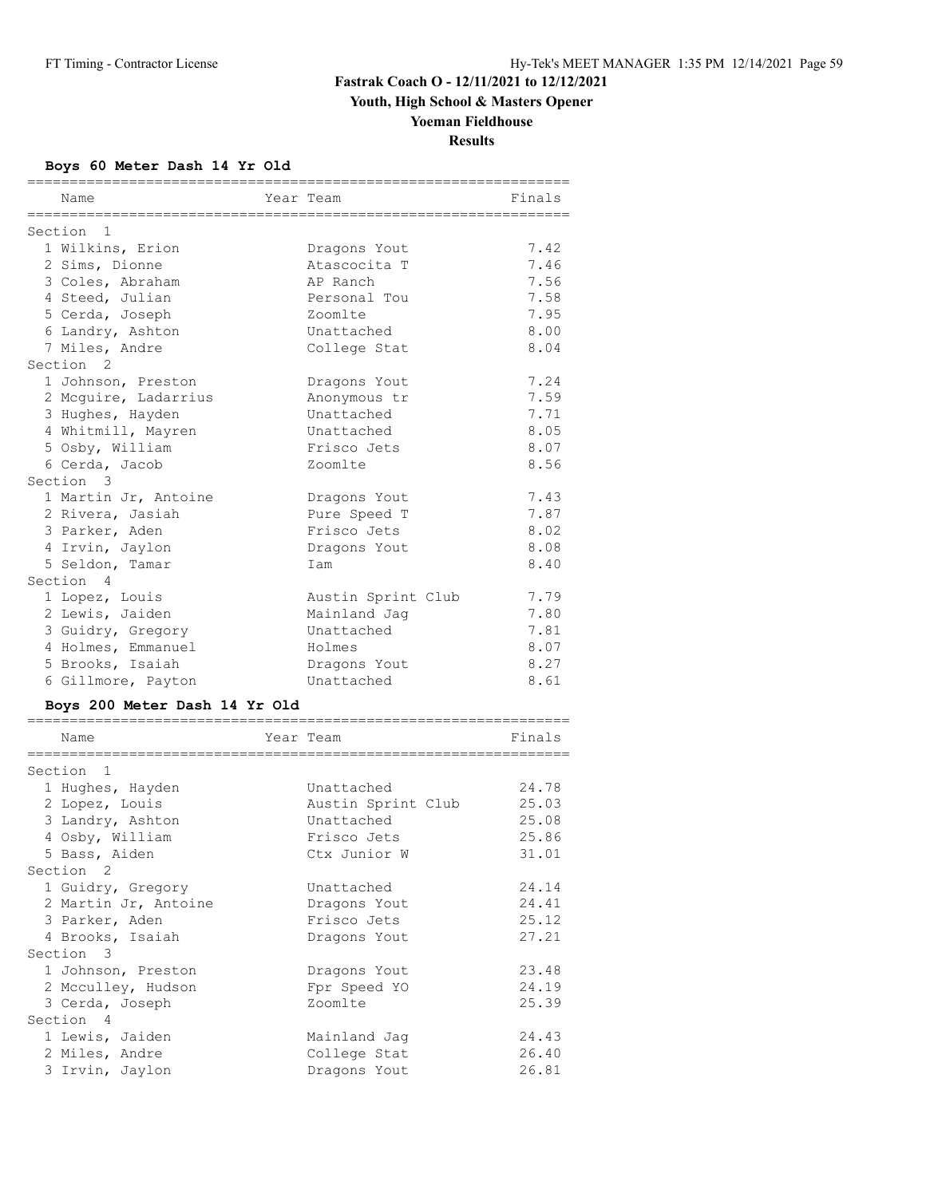# Fastrak Coach O - 12/11/2021 to 12/12/2021

## Youth, High School & Masters Opener

## Yoeman Fieldhouse

## Results

### Boys 60 Meter Dash 14 Yr Old

| Name | Year | Team | Finals |
|---|---|---|---|
| **Section 1** | | | |
| 1 Wilkins, Erion | | Dragons Yout | 7.42 |
| 2 Sims, Dionne | | Atascocita T | 7.46 |
| 3 Coles, Abraham | | AP Ranch | 7.56 |
| 4 Steed, Julian | | Personal Tou | 7.58 |
| 5 Cerda, Joseph | | Zoomlte | 7.95 |
| 6 Landry, Ashton | | Unattached | 8.00 |
| 7 Miles, Andre | | College Stat | 8.04 |
| **Section 2** | | | |
| 1 Johnson, Preston | | Dragons Yout | 7.24 |
| 2 Mcguire, Ladarrius | | Anonymous tr | 7.59 |
| 3 Hughes, Hayden | | Unattached | 7.71 |
| 4 Whitmill, Mayren | | Unattached | 8.05 |
| 5 Osby, William | | Frisco Jets | 8.07 |
| 6 Cerda, Jacob | | Zoomlte | 8.56 |
| **Section 3** | | | |
| 1 Martin Jr, Antoine | | Dragons Yout | 7.43 |
| 2 Rivera, Jasiah | | Pure Speed T | 7.87 |
| 3 Parker, Aden | | Frisco Jets | 8.02 |
| 4 Irvin, Jaylon | | Dragons Yout | 8.08 |
| 5 Seldon, Tamar | | Iam | 8.40 |
| **Section 4** | | | |
| 1 Lopez, Louis | | Austin Sprint Club | 7.79 |
| 2 Lewis, Jaiden | | Mainland Jag | 7.80 |
| 3 Guidry, Gregory | | Unattached | 7.81 |
| 4 Holmes, Emmanuel | | Holmes | 8.07 |
| 5 Brooks, Isaiah | | Dragons Yout | 8.27 |
| 6 Gillmore, Payton | | Unattached | 8.61 |

### Boys 200 Meter Dash 14 Yr Old

| Name | Year | Team | Finals |
|---|---|---|---|
| **Section 1** | | | |
| 1 Hughes, Hayden | | Unattached | 24.78 |
| 2 Lopez, Louis | | Austin Sprint Club | 25.03 |
| 3 Landry, Ashton | | Unattached | 25.08 |
| 4 Osby, William | | Frisco Jets | 25.86 |
| 5 Bass, Aiden | | Ctx Junior W | 31.01 |
| **Section 2** | | | |
| 1 Guidry, Gregory | | Unattached | 24.14 |
| 2 Martin Jr, Antoine | | Dragons Yout | 24.41 |
| 3 Parker, Aden | | Frisco Jets | 25.12 |
| 4 Brooks, Isaiah | | Dragons Yout | 27.21 |
| **Section 3** | | | |
| 1 Johnson, Preston | | Dragons Yout | 23.48 |
| 2 Mcculley, Hudson | | Fpr Speed YO | 24.19 |
| 3 Cerda, Joseph | | Zoomlte | 25.39 |
| **Section 4** | | | |
| 1 Lewis, Jaiden | | Mainland Jag | 24.43 |
| 2 Miles, Andre | | College Stat | 26.40 |
| 3 Irvin, Jaylon | | Dragons Yout | 26.81 |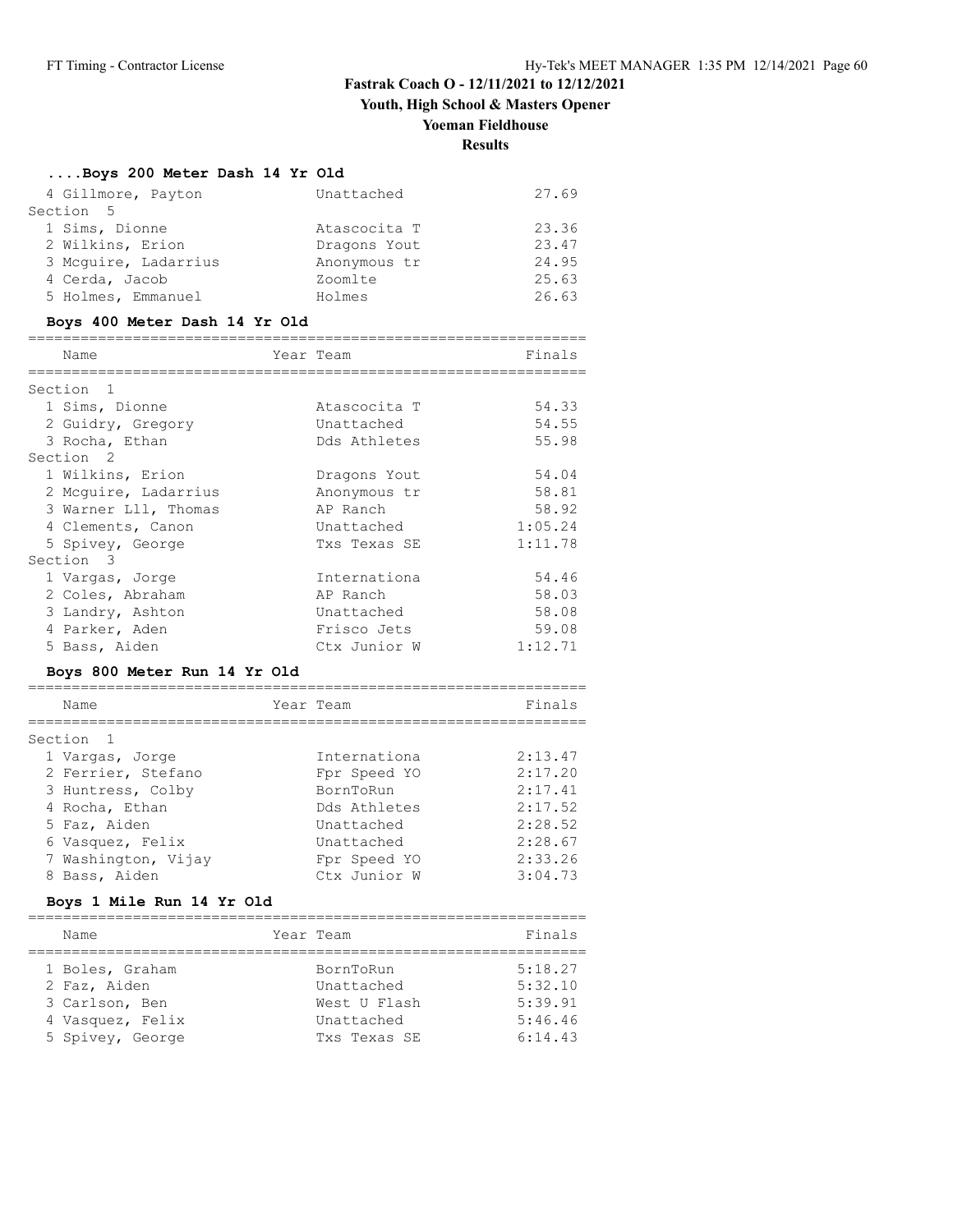Fastrak Coach O - 12/11/2021 to 12/12/2021

Youth, High School & Masters Opener

Yoeman Fieldhouse

Results

### ....Boys 200 Meter Dash 14 Yr Old

| Name | Year Team | Finals |
|---|---|---|
| 4 Gillmore, Payton | Unattached | 27.69 |
| **Section 5** | | |
| 1 Sims, Dionne | Atascocita T | 23.36 |
| 2 Wilkins, Erion | Dragons Yout | 23.47 |
| 3 Mcguire, Ladarrius | Anonymous tr | 24.95 |
| 4 Cerda, Jacob | Zoomlte | 25.63 |
| 5 Holmes, Emmanuel | Holmes | 26.63 |

### Boys 400 Meter Dash 14 Yr Old

| Name | Year Team | Finals |
|---|---|---|
| **Section 1** | | |
| 1 Sims, Dionne | Atascocita T | 54.33 |
| 2 Guidry, Gregory | Unattached | 54.55 |
| 3 Rocha, Ethan | Dds Athletes | 55.98 |
| **Section 2** | | |
| 1 Wilkins, Erion | Dragons Yout | 54.04 |
| 2 Mcguire, Ladarrius | Anonymous tr | 58.81 |
| 3 Warner Lll, Thomas | AP Ranch | 58.92 |
| 4 Clements, Canon | Unattached | 1:05.24 |
| 5 Spivey, George | Txs Texas SE | 1:11.78 |
| **Section 3** | | |
| 1 Vargas, Jorge | Internationa | 54.46 |
| 2 Coles, Abraham | AP Ranch | 58.03 |
| 3 Landry, Ashton | Unattached | 58.08 |
| 4 Parker, Aden | Frisco Jets | 59.08 |
| 5 Bass, Aiden | Ctx Junior W | 1:12.71 |

### Boys 800 Meter Run 14 Yr Old

| Name | Year Team | Finals |
|---|---|---|
| **Section 1** | | |
| 1 Vargas, Jorge | Internationa | 2:13.47 |
| 2 Ferrier, Stefano | Fpr Speed YO | 2:17.20 |
| 3 Huntress, Colby | BornToRun | 2:17.41 |
| 4 Rocha, Ethan | Dds Athletes | 2:17.52 |
| 5 Faz, Aiden | Unattached | 2:28.52 |
| 6 Vasquez, Felix | Unattached | 2:28.67 |
| 7 Washington, Vijay | Fpr Speed YO | 2:33.26 |
| 8 Bass, Aiden | Ctx Junior W | 3:04.73 |

### Boys 1 Mile Run 14 Yr Old

| Name | Year Team | Finals |
|---|---|---|
| 1 Boles, Graham | BornToRun | 5:18.27 |
| 2 Faz, Aiden | Unattached | 5:32.10 |
| 3 Carlson, Ben | West U Flash | 5:39.91 |
| 4 Vasquez, Felix | Unattached | 5:46.46 |
| 5 Spivey, George | Txs Texas SE | 6:14.43 |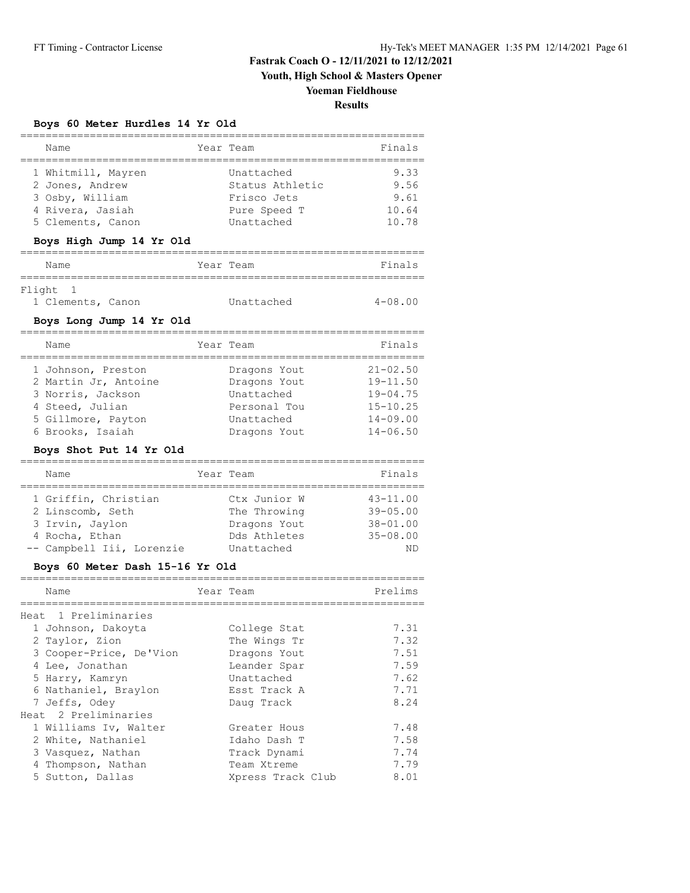# Fastrak Coach O - 12/11/2021 to 12/12/2021

## Youth, High School & Masters Opener

## Yoeman Fieldhouse

## Results

### Boys 60 Meter Hurdles 14 Yr Old

| | Name | Year | Team | Finals |
|---|---|---|---|---|
| 1 | Whitmill, Mayren | | Unattached | 9.33 |
| 2 | Jones, Andrew | | Status Athletic | 9.56 |
| 3 | Osby, William | | Frisco Jets | 9.61 |
| 4 | Rivera, Jasiah | | Pure Speed T | 10.64 |
| 5 | Clements, Canon | | Unattached | 10.78 |

### Boys High Jump 14 Yr Old

| | Name | Year | Team | Finals |
|---|---|---|---|---|
| Flight 1 | | | | |
| 1 | Clements, Canon | | Unattached | 4-08.00 |

### Boys Long Jump 14 Yr Old

| | Name | Year | Team | Finals |
|---|---|---|---|---|
| 1 | Johnson, Preston | | Dragons Yout | 21-02.50 |
| 2 | Martin Jr, Antoine | | Dragons Yout | 19-11.50 |
| 3 | Norris, Jackson | | Unattached | 19-04.75 |
| 4 | Steed, Julian | | Personal Tou | 15-10.25 |
| 5 | Gillmore, Payton | | Unattached | 14-09.00 |
| 6 | Brooks, Isaiah | | Dragons Yout | 14-06.50 |

### Boys Shot Put 14 Yr Old

| | Name | Year | Team | Finals |
|---|---|---|---|---|
| 1 | Griffin, Christian | | Ctx Junior W | 43-11.00 |
| 2 | Linscomb, Seth | | The Throwing | 39-05.00 |
| 3 | Irvin, Jaylon | | Dragons Yout | 38-01.00 |
| 4 | Rocha, Ethan | | Dds Athletes | 35-08.00 |
| -- | Campbell Iii, Lorenzie | | Unattached | ND |

### Boys 60 Meter Dash 15-16 Yr Old

| | Name | Year | Team | Prelims |
|---|---|---|---|---|
| Heat 1 Preliminaries | | | | |
| 1 | Johnson, Dakoyta | | College Stat | 7.31 |
| 2 | Taylor, Zion | | The Wings Tr | 7.32 |
| 3 | Cooper-Price, De'Vion | | Dragons Yout | 7.51 |
| 4 | Lee, Jonathan | | Leander Spar | 7.59 |
| 5 | Harry, Kamryn | | Unattached | 7.62 |
| 6 | Nathaniel, Braylon | | Esst Track A | 7.71 |
| 7 | Jeffs, Odey | | Daug Track | 8.24 |
| Heat 2 Preliminaries | | | | |
| 1 | Williams Iv, Walter | | Greater Hous | 7.48 |
| 2 | White, Nathaniel | | Idaho Dash T | 7.58 |
| 3 | Vasquez, Nathan | | Track Dynami | 7.74 |
| 4 | Thompson, Nathan | | Team Xtreme | 7.79 |
| 5 | Sutton, Dallas | | Xpress Track Club | 8.01 |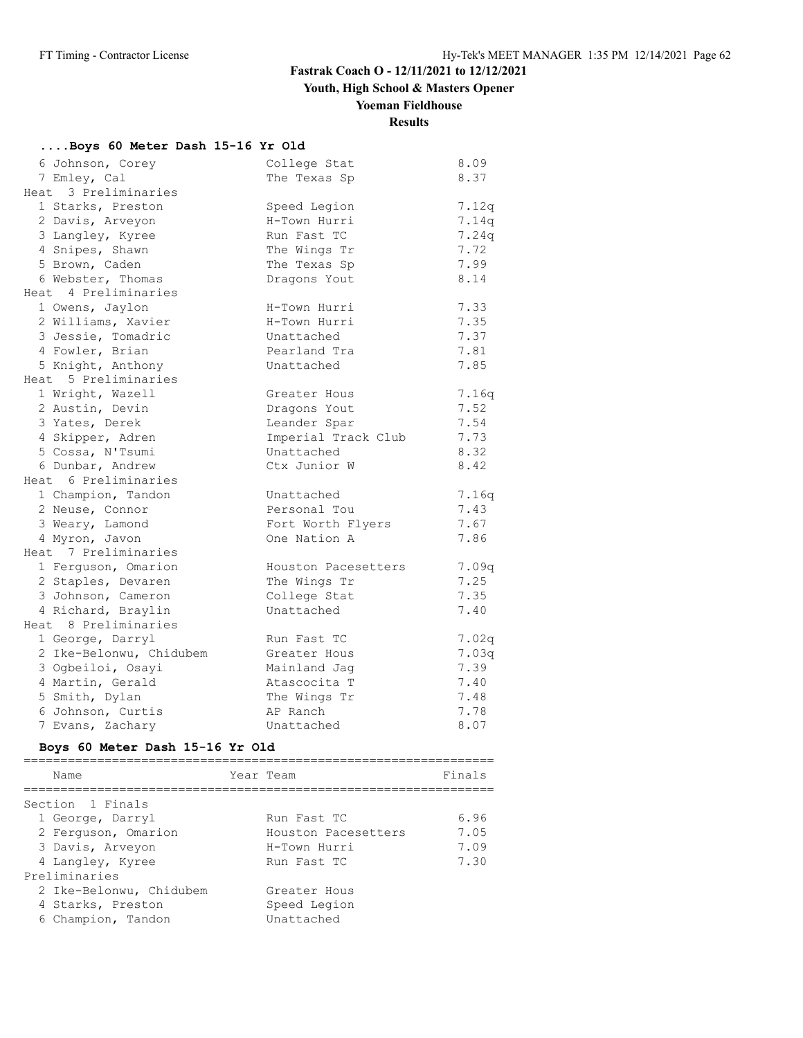# Fastrak Coach O - 12/11/2021 to 12/12/2021

## Youth, High School & Masters Opener

## Yoeman Fieldhouse

## Results

### ....Boys 60 Meter Dash 15-16 Yr Old

| Place | Name | Team | Time |
|---|---|---|---|
| 6 | Johnson, Corey | College Stat | 8.09 |
| 7 | Emley, Cal | The Texas Sp | 8.37 |
| **Heat 3 Preliminaries** | | | |
| 1 | Starks, Preston | Speed Legion | 7.12q |
| 2 | Davis, Arveyon | H-Town Hurri | 7.14q |
| 3 | Langley, Kyree | Run Fast TC | 7.24q |
| 4 | Snipes, Shawn | The Wings Tr | 7.72 |
| 5 | Brown, Caden | The Texas Sp | 7.99 |
| 6 | Webster, Thomas | Dragons Yout | 8.14 |
| **Heat 4 Preliminaries** | | | |
| 1 | Owens, Jaylon | H-Town Hurri | 7.33 |
| 2 | Williams, Xavier | H-Town Hurri | 7.35 |
| 3 | Jessie, Tomadric | Unattached | 7.37 |
| 4 | Fowler, Brian | Pearland Tra | 7.81 |
| 5 | Knight, Anthony | Unattached | 7.85 |
| **Heat 5 Preliminaries** | | | |
| 1 | Wright, Wazell | Greater Hous | 7.16q |
| 2 | Austin, Devin | Dragons Yout | 7.52 |
| 3 | Yates, Derek | Leander Spar | 7.54 |
| 4 | Skipper, Adren | Imperial Track Club | 7.73 |
| 5 | Cossa, N'Tsumi | Unattached | 8.32 |
| 6 | Dunbar, Andrew | Ctx Junior W | 8.42 |
| **Heat 6 Preliminaries** | | | |
| 1 | Champion, Tandon | Unattached | 7.16q |
| 2 | Neuse, Connor | Personal Tou | 7.43 |
| 3 | Weary, Lamond | Fort Worth Flyers | 7.67 |
| 4 | Myron, Javon | One Nation A | 7.86 |
| **Heat 7 Preliminaries** | | | |
| 1 | Ferguson, Omarion | Houston Pacesetters | 7.09q |
| 2 | Staples, Devaren | The Wings Tr | 7.25 |
| 3 | Johnson, Cameron | College Stat | 7.35 |
| 4 | Richard, Braylin | Unattached | 7.40 |
| **Heat 8 Preliminaries** | | | |
| 1 | George, Darryl | Run Fast TC | 7.02q |
| 2 | Ike-Belonwu, Chidubem | Greater Hous | 7.03q |
| 3 | Ogbeiloi, Osayi | Mainland Jag | 7.39 |
| 4 | Martin, Gerald | Atascocita T | 7.40 |
| 5 | Smith, Dylan | The Wings Tr | 7.48 |
| 6 | Johnson, Curtis | AP Ranch | 7.78 |
| 7 | Evans, Zachary | Unattached | 8.07 |

### Boys 60 Meter Dash 15-16 Yr Old

| Place | Name | Year | Team | Finals |
|---|---|---|---|---|
| **Section 1 Finals** | | | | |
| 1 | George, Darryl | | Run Fast TC | 6.96 |
| 2 | Ferguson, Omarion | | Houston Pacesetters | 7.05 |
| 3 | Davis, Arveyon | | H-Town Hurri | 7.09 |
| 4 | Langley, Kyree | | Run Fast TC | 7.30 |
| **Preliminaries** | | | | |
| 2 | Ike-Belonwu, Chidubem | | Greater Hous | |
| 4 | Starks, Preston | | Speed Legion | |
| 6 | Champion, Tandon | | Unattached | |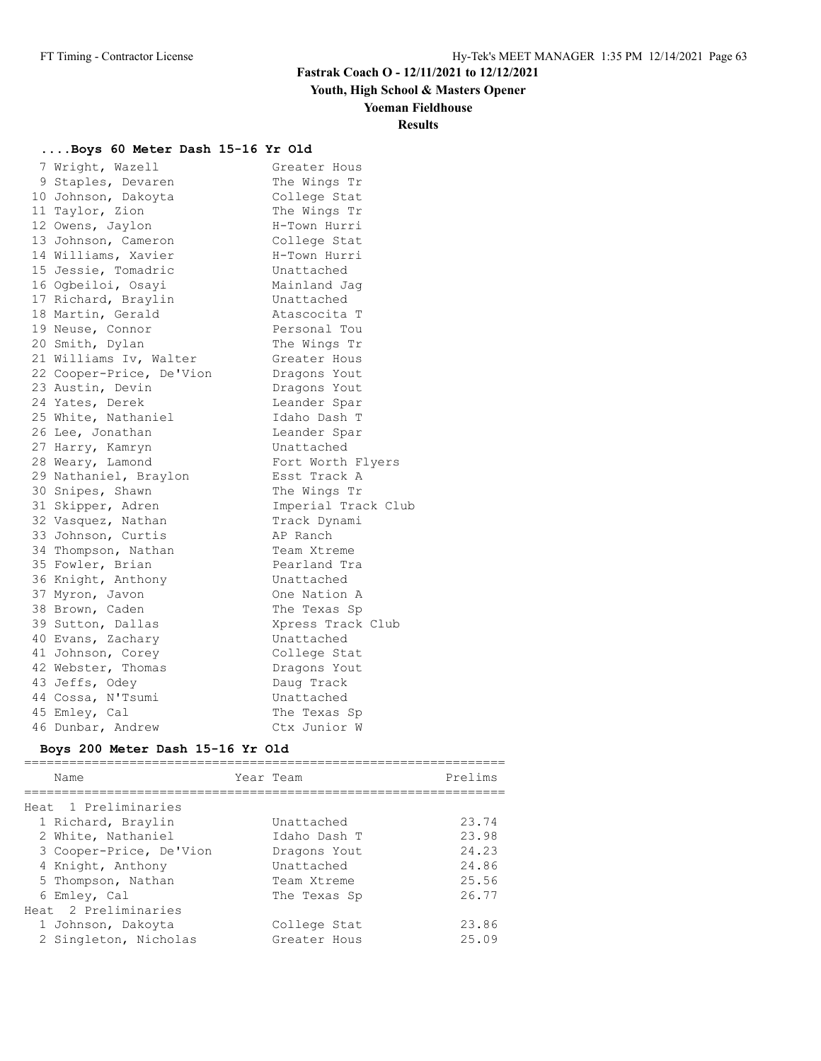# Fastrak Coach O - 12/11/2021 to 12/12/2021

## Youth, High School & Masters Opener

## Yoeman Fieldhouse

## Results

### ....Boys 60 Meter Dash 15-16 Yr Old

| Place | Name | Team |
|---|---|---|
| 7 | Wright, Wazell | Greater Hous |
| 9 | Staples, Devaren | The Wings Tr |
| 10 | Johnson, Dakoyta | College Stat |
| 11 | Taylor, Zion | The Wings Tr |
| 12 | Owens, Jaylon | H-Town Hurri |
| 13 | Johnson, Cameron | College Stat |
| 14 | Williams, Xavier | H-Town Hurri |
| 15 | Jessie, Tomadric | Unattached |
| 16 | Ogbeiloi, Osayi | Mainland Jag |
| 17 | Richard, Braylin | Unattached |
| 18 | Martin, Gerald | Atascocita T |
| 19 | Neuse, Connor | Personal Tou |
| 20 | Smith, Dylan | The Wings Tr |
| 21 | Williams Iv, Walter | Greater Hous |
| 22 | Cooper-Price, De'Vion | Dragons Yout |
| 23 | Austin, Devin | Dragons Yout |
| 24 | Yates, Derek | Leander Spar |
| 25 | White, Nathaniel | Idaho Dash T |
| 26 | Lee, Jonathan | Leander Spar |
| 27 | Harry, Kamryn | Unattached |
| 28 | Weary, Lamond | Fort Worth Flyers |
| 29 | Nathaniel, Braylon | Esst Track A |
| 30 | Snipes, Shawn | The Wings Tr |
| 31 | Skipper, Adren | Imperial Track Club |
| 32 | Vasquez, Nathan | Track Dynami |
| 33 | Johnson, Curtis | AP Ranch |
| 34 | Thompson, Nathan | Team Xtreme |
| 35 | Fowler, Brian | Pearland Tra |
| 36 | Knight, Anthony | Unattached |
| 37 | Myron, Javon | One Nation A |
| 38 | Brown, Caden | The Texas Sp |
| 39 | Sutton, Dallas | Xpress Track Club |
| 40 | Evans, Zachary | Unattached |
| 41 | Johnson, Corey | College Stat |
| 42 | Webster, Thomas | Dragons Yout |
| 43 | Jeffs, Odey | Daug Track |
| 44 | Cossa, N'Tsumi | Unattached |
| 45 | Emley, Cal | The Texas Sp |
| 46 | Dunbar, Andrew | Ctx Junior W |

### Boys 200 Meter Dash 15-16 Yr Old

| Place | Name | Year | Team | Prelims |
|---|---|---|---|---|
| **Heat 1 Preliminaries** | | | | |
| 1 | Richard, Braylin | | Unattached | 23.74 |
| 2 | White, Nathaniel | | Idaho Dash T | 23.98 |
| 3 | Cooper-Price, De'Vion | | Dragons Yout | 24.23 |
| 4 | Knight, Anthony | | Unattached | 24.86 |
| 5 | Thompson, Nathan | | Team Xtreme | 25.56 |
| 6 | Emley, Cal | | The Texas Sp | 26.77 |
| **Heat 2 Preliminaries** | | | | |
| 1 | Johnson, Dakoyta | | College Stat | 23.86 |
| 2 | Singleton, Nicholas | | Greater Hous | 25.09 |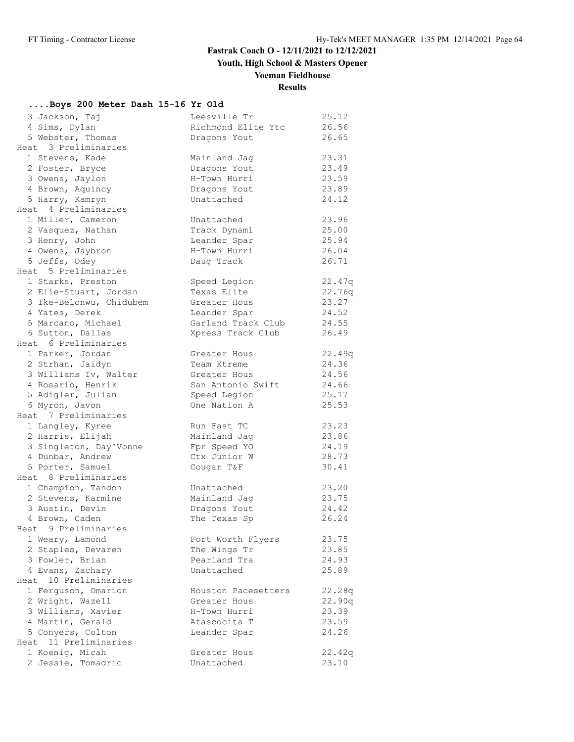# Fastrak Coach O - 12/11/2021 to 12/12/2021

## Youth, High School & Masters Opener

## Yoeman Fieldhouse

## Results

### ....Boys 200 Meter Dash 15-16 Yr Old

| | Name | Team | Time |
|---|---|---|---|
| 3 | Jackson, Taj | Leesville Tr | 25.12 |
| 4 | Sims, Dylan | Richmond Elite Ytc | 26.56 |
| 5 | Webster, Thomas | Dragons Yout | 26.65 |
| **Heat 3 Preliminaries** | | | |
| 1 | Stevens, Kade | Mainland Jag | 23.31 |
| 2 | Foster, Bryce | Dragons Yout | 23.49 |
| 3 | Owens, Jaylon | H-Town Hurri | 23.59 |
| 4 | Brown, Aquincy | Dragons Yout | 23.89 |
| 5 | Harry, Kamryn | Unattached | 24.12 |
| **Heat 4 Preliminaries** | | | |
| 1 | Miller, Cameron | Unattached | 23.96 |
| 2 | Vasquez, Nathan | Track Dynami | 25.00 |
| 3 | Henry, John | Leander Spar | 25.94 |
| 4 | Owens, Jaybron | H-Town Hurri | 26.04 |
| 5 | Jeffs, Odey | Daug Track | 26.71 |
| **Heat 5 Preliminaries** | | | |
| 1 | Starks, Preston | Speed Legion | 22.47q |
| 2 | Elie-Stuart, Jordan | Texas Elite | 22.76q |
| 3 | Ike-Belonwu, Chidubem | Greater Hous | 23.27 |
| 4 | Yates, Derek | Leander Spar | 24.52 |
| 5 | Marcano, Michael | Garland Track Club | 24.55 |
| 6 | Sutton, Dallas | Xpress Track Club | 26.49 |
| **Heat 6 Preliminaries** | | | |
| 1 | Parker, Jordan | Greater Hous | 22.49q |
| 2 | Strhan, Jaidyn | Team Xtreme | 24.36 |
| 3 | Williams Iv, Walter | Greater Hous | 24.56 |
| 4 | Rosario, Henrik | San Antonio Swift | 24.66 |
| 5 | Adigler, Julian | Speed Legion | 25.17 |
| 6 | Myron, Javon | One Nation A | 25.53 |
| **Heat 7 Preliminaries** | | | |
| 1 | Langley, Kyree | Run Fast TC | 23.23 |
| 2 | Harris, Elijah | Mainland Jag | 23.86 |
| 3 | Singleton, Day'Vonne | Fpr Speed YO | 24.19 |
| 4 | Dunbar, Andrew | Ctx Junior W | 28.73 |
| 5 | Porter, Samuel | Cougar T&F | 30.41 |
| **Heat 8 Preliminaries** | | | |
| 1 | Champion, Tandon | Unattached | 23.20 |
| 2 | Stevens, Karmine | Mainland Jag | 23.75 |
| 3 | Austin, Devin | Dragons Yout | 24.42 |
| 4 | Brown, Caden | The Texas Sp | 26.24 |
| **Heat 9 Preliminaries** | | | |
| 1 | Weary, Lamond | Fort Worth Flyers | 23.75 |
| 2 | Staples, Devaren | The Wings Tr | 23.85 |
| 3 | Fowler, Brian | Pearland Tra | 24.93 |
| 4 | Evans, Zachary | Unattached | 25.89 |
| **Heat 10 Preliminaries** | | | |
| 1 | Ferguson, Omarion | Houston Pacesetters | 22.28q |
| 2 | Wright, Wazell | Greater Hous | 22.90q |
| 3 | Williams, Xavier | H-Town Hurri | 23.39 |
| 4 | Martin, Gerald | Atascocita T | 23.59 |
| 5 | Conyers, Colton | Leander Spar | 24.26 |
| **Heat 11 Preliminaries** | | | |
| 1 | Koenig, Micah | Greater Hous | 22.42q |
| 2 | Jessie, Tomadric | Unattached | 23.10 |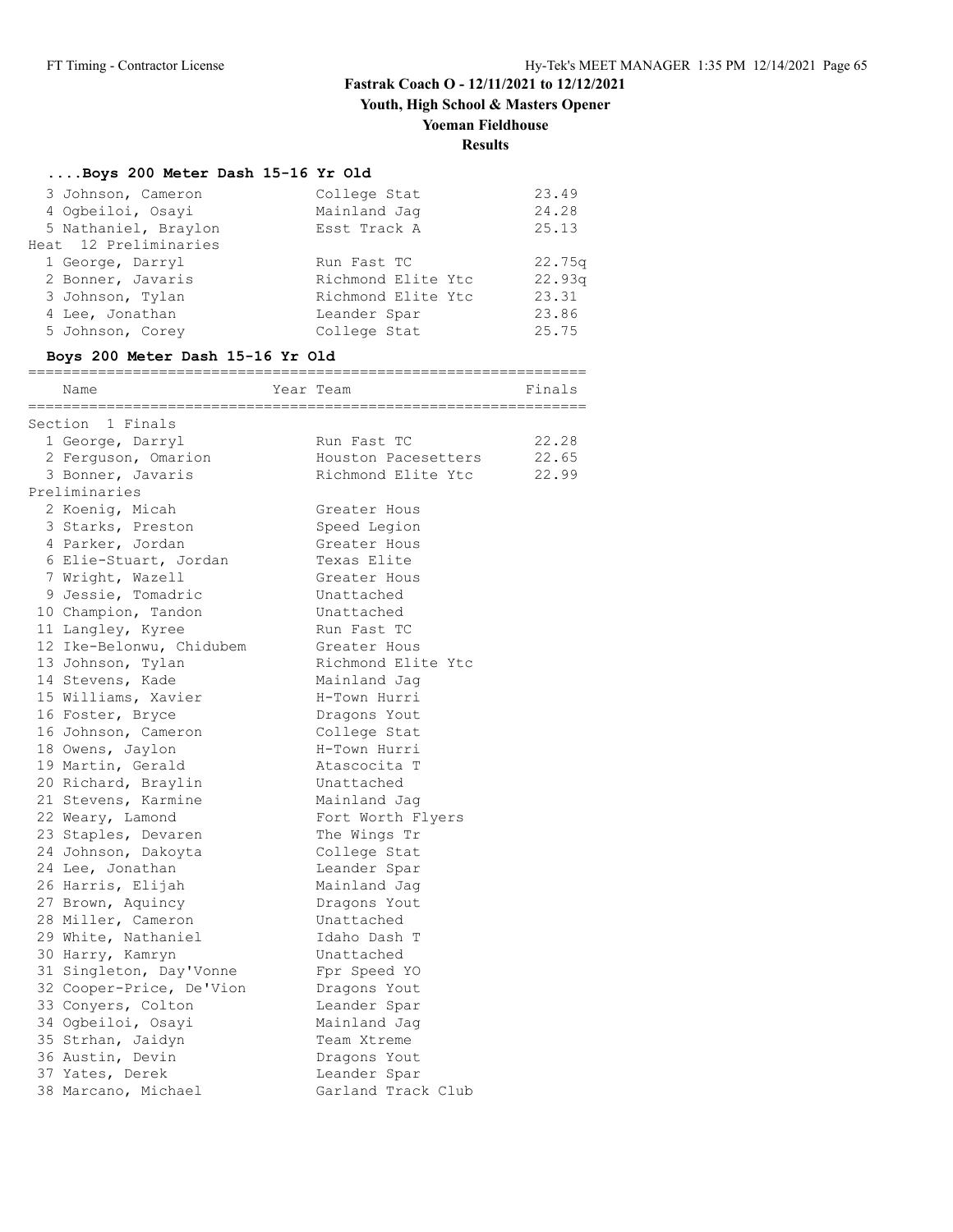# Fastrak Coach O - 12/11/2021 to 12/12/2021

## Youth, High School & Masters Opener

## Yoeman Fieldhouse

## Results

### ....Boys 200 Meter Dash 15-16 Yr Old

| Place | Name | Team | Time |
|---|---|---|---|
| 3 | Johnson, Cameron | College Stat | 23.49 |
| 4 | Ogbeiloi, Osayi | Mainland Jag | 24.28 |
| 5 | Nathaniel, Braylon | Esst Track A | 25.13 |
| **Heat 12 Preliminaries** | | | |
| 1 | George, Darryl | Run Fast TC | 22.75q |
| 2 | Bonner, Javaris | Richmond Elite Ytc | 22.93q |
| 3 | Johnson, Tylan | Richmond Elite Ytc | 23.31 |
| 4 | Lee, Jonathan | Leander Spar | 23.86 |
| 5 | Johnson, Corey | College Stat | 25.75 |

### Boys 200 Meter Dash 15-16 Yr Old

| Place | Name | Year | Team | Finals |
|---|---|---|---|---|
| **Section 1 Finals** | | | | |
| 1 | George, Darryl | | Run Fast TC | 22.28 |
| 2 | Ferguson, Omarion | | Houston Pacesetters | 22.65 |
| 3 | Bonner, Javaris | | Richmond Elite Ytc | 22.99 |
| **Preliminaries** | | | | |
| 2 | Koenig, Micah | | Greater Hous | |
| 3 | Starks, Preston | | Speed Legion | |
| 4 | Parker, Jordan | | Greater Hous | |
| 6 | Elie-Stuart, Jordan | | Texas Elite | |
| 7 | Wright, Wazell | | Greater Hous | |
| 9 | Jessie, Tomadric | | Unattached | |
| 10 | Champion, Tandon | | Unattached | |
| 11 | Langley, Kyree | | Run Fast TC | |
| 12 | Ike-Belonwu, Chidubem | | Greater Hous | |
| 13 | Johnson, Tylan | | Richmond Elite Ytc | |
| 14 | Stevens, Kade | | Mainland Jag | |
| 15 | Williams, Xavier | | H-Town Hurri | |
| 16 | Foster, Bryce | | Dragons Yout | |
| 16 | Johnson, Cameron | | College Stat | |
| 18 | Owens, Jaylon | | H-Town Hurri | |
| 19 | Martin, Gerald | | Atascocita T | |
| 20 | Richard, Braylin | | Unattached | |
| 21 | Stevens, Karmine | | Mainland Jag | |
| 22 | Weary, Lamond | | Fort Worth Flyers | |
| 23 | Staples, Devaren | | The Wings Tr | |
| 24 | Johnson, Dakoyta | | College Stat | |
| 24 | Lee, Jonathan | | Leander Spar | |
| 26 | Harris, Elijah | | Mainland Jag | |
| 27 | Brown, Aquincy | | Dragons Yout | |
| 28 | Miller, Cameron | | Unattached | |
| 29 | White, Nathaniel | | Idaho Dash T | |
| 30 | Harry, Kamryn | | Unattached | |
| 31 | Singleton, Day'Vonne | | Fpr Speed YO | |
| 32 | Cooper-Price, De'Vion | | Dragons Yout | |
| 33 | Conyers, Colton | | Leander Spar | |
| 34 | Ogbeiloi, Osayi | | Mainland Jag | |
| 35 | Strhan, Jaidyn | | Team Xtreme | |
| 36 | Austin, Devin | | Dragons Yout | |
| 37 | Yates, Derek | | Leander Spar | |
| 38 | Marcano, Michael | | Garland Track Club | |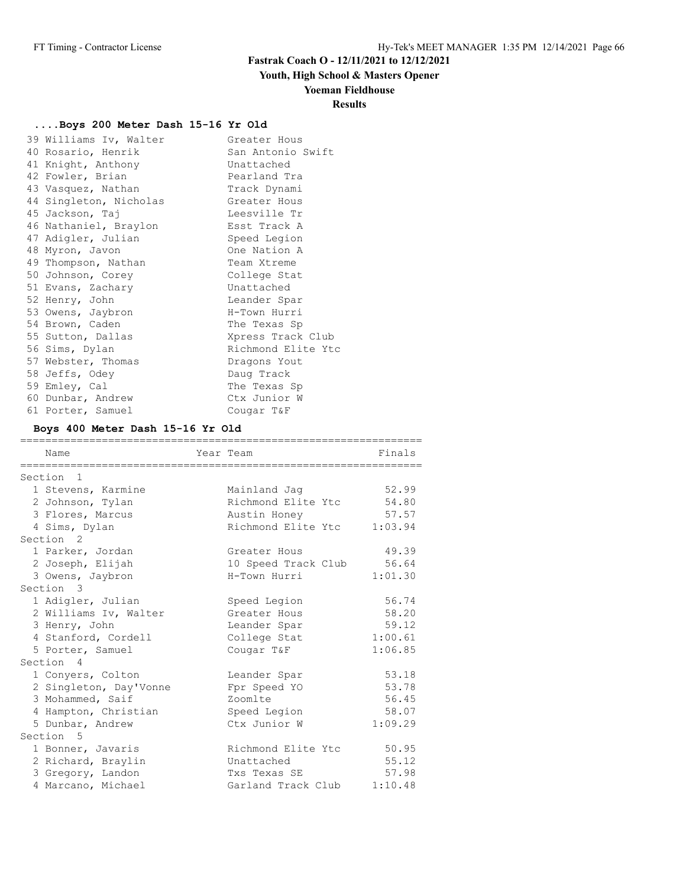# Fastrak Coach O - 12/11/2021 to 12/12/2021

## Youth, High School & Masters Opener

## Yoeman Fieldhouse

## Results

### ....Boys 200 Meter Dash 15-16 Yr Old

| Place | Name | Team |
|---|---|---|
| 39 | Williams Iv, Walter | Greater Hous |
| 40 | Rosario, Henrik | San Antonio Swift |
| 41 | Knight, Anthony | Unattached |
| 42 | Fowler, Brian | Pearland Tra |
| 43 | Vasquez, Nathan | Track Dynami |
| 44 | Singleton, Nicholas | Greater Hous |
| 45 | Jackson, Taj | Leesville Tr |
| 46 | Nathaniel, Braylon | Esst Track A |
| 47 | Adigler, Julian | Speed Legion |
| 48 | Myron, Javon | One Nation A |
| 49 | Thompson, Nathan | Team Xtreme |
| 50 | Johnson, Corey | College Stat |
| 51 | Evans, Zachary | Unattached |
| 52 | Henry, John | Leander Spar |
| 53 | Owens, Jaybron | H-Town Hurri |
| 54 | Brown, Caden | The Texas Sp |
| 55 | Sutton, Dallas | Xpress Track Club |
| 56 | Sims, Dylan | Richmond Elite Ytc |
| 57 | Webster, Thomas | Dragons Yout |
| 58 | Jeffs, Odey | Daug Track |
| 59 | Emley, Cal | The Texas Sp |
| 60 | Dunbar, Andrew | Ctx Junior W |
| 61 | Porter, Samuel | Cougar T&F |

### Boys 400 Meter Dash 15-16 Yr Old

| Place | Name | Year | Team | Finals |
|---|---|---|---|---|
| **Section 1** | | | | |
| 1 | Stevens, Karmine | | Mainland Jag | 52.99 |
| 2 | Johnson, Tylan | | Richmond Elite Ytc | 54.80 |
| 3 | Flores, Marcus | | Austin Honey | 57.57 |
| 4 | Sims, Dylan | | Richmond Elite Ytc | 1:03.94 |
| **Section 2** | | | | |
| 1 | Parker, Jordan | | Greater Hous | 49.39 |
| 2 | Joseph, Elijah | | 10 Speed Track Club | 56.64 |
| 3 | Owens, Jaybron | | H-Town Hurri | 1:01.30 |
| **Section 3** | | | | |
| 1 | Adigler, Julian | | Speed Legion | 56.74 |
| 2 | Williams Iv, Walter | | Greater Hous | 58.20 |
| 3 | Henry, John | | Leander Spar | 59.12 |
| 4 | Stanford, Cordell | | College Stat | 1:00.61 |
| 5 | Porter, Samuel | | Cougar T&F | 1:06.85 |
| **Section 4** | | | | |
| 1 | Conyers, Colton | | Leander Spar | 53.18 |
| 2 | Singleton, Day'Vonne | | Fpr Speed YO | 53.78 |
| 3 | Mohammed, Saif | | Zoomlte | 56.45 |
| 4 | Hampton, Christian | | Speed Legion | 58.07 |
| 5 | Dunbar, Andrew | | Ctx Junior W | 1:09.29 |
| **Section 5** | | | | |
| 1 | Bonner, Javaris | | Richmond Elite Ytc | 50.95 |
| 2 | Richard, Braylin | | Unattached | 55.12 |
| 3 | Gregory, Landon | | Txs Texas SE | 57.98 |
| 4 | Marcano, Michael | | Garland Track Club | 1:10.48 |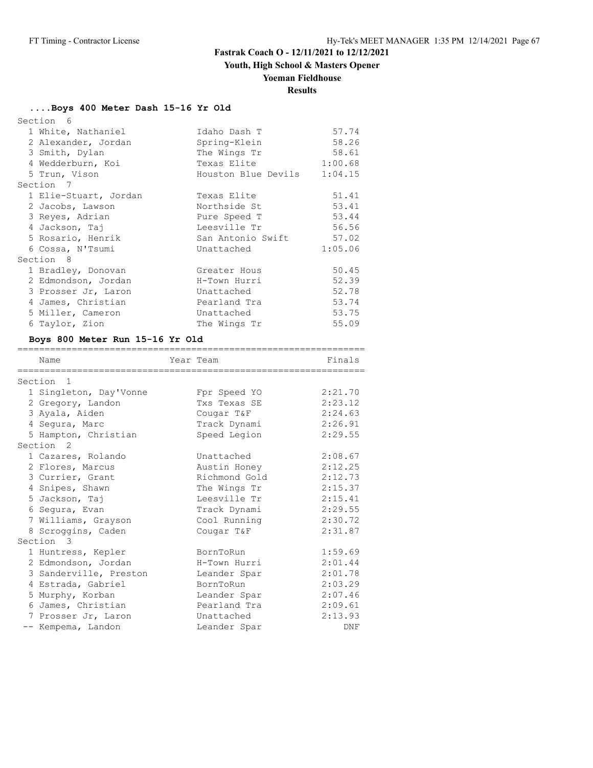# Fastrak Coach O - 12/11/2021 to 12/12/2021

## Youth, High School & Masters Opener

## Yoeman Fieldhouse

## Results

### ....Boys 400 Meter Dash 15-16 Yr Old

| Place | Name | Team | Finals |
|---|---|---|---|
| **Section 6** | | | |
| 1 | White, Nathaniel | Idaho Dash T | 57.74 |
| 2 | Alexander, Jordan | Spring-Klein | 58.26 |
| 3 | Smith, Dylan | The Wings Tr | 58.61 |
| 4 | Wedderburn, Koi | Texas Elite | 1:00.68 |
| 5 | Trun, Vison | Houston Blue Devils | 1:04.15 |
| **Section 7** | | | |
| 1 | Elie-Stuart, Jordan | Texas Elite | 51.41 |
| 2 | Jacobs, Lawson | Northside St | 53.41 |
| 3 | Reyes, Adrian | Pure Speed T | 53.44 |
| 4 | Jackson, Taj | Leesville Tr | 56.56 |
| 5 | Rosario, Henrik | San Antonio Swift | 57.02 |
| 6 | Cossa, N'Tsumi | Unattached | 1:05.06 |
| **Section 8** | | | |
| 1 | Bradley, Donovan | Greater Hous | 50.45 |
| 2 | Edmondson, Jordan | H-Town Hurri | 52.39 |
| 3 | Prosser Jr, Laron | Unattached | 52.78 |
| 4 | James, Christian | Pearland Tra | 53.74 |
| 5 | Miller, Cameron | Unattached | 53.75 |
| 6 | Taylor, Zion | The Wings Tr | 55.09 |

### Boys 800 Meter Run 15-16 Yr Old

| Place | Name | Year Team | Finals |
|---|---|---|---|
| **Section 1** | | | |
| 1 | Singleton, Day'Vonne | Fpr Speed YO | 2:21.70 |
| 2 | Gregory, Landon | Txs Texas SE | 2:23.12 |
| 3 | Ayala, Aiden | Cougar T&F | 2:24.63 |
| 4 | Segura, Marc | Track Dynami | 2:26.91 |
| 5 | Hampton, Christian | Speed Legion | 2:29.55 |
| **Section 2** | | | |
| 1 | Cazares, Rolando | Unattached | 2:08.67 |
| 2 | Flores, Marcus | Austin Honey | 2:12.25 |
| 3 | Currier, Grant | Richmond Gold | 2:12.73 |
| 4 | Snipes, Shawn | The Wings Tr | 2:15.37 |
| 5 | Jackson, Taj | Leesville Tr | 2:15.41 |
| 6 | Segura, Evan | Track Dynami | 2:29.55 |
| 7 | Williams, Grayson | Cool Running | 2:30.72 |
| 8 | Scroggins, Caden | Cougar T&F | 2:31.87 |
| **Section 3** | | | |
| 1 | Huntress, Kepler | BornToRun | 1:59.69 |
| 2 | Edmondson, Jordan | H-Town Hurri | 2:01.44 |
| 3 | Sanderville, Preston | Leander Spar | 2:01.78 |
| 4 | Estrada, Gabriel | BornToRun | 2:03.29 |
| 5 | Murphy, Korban | Leander Spar | 2:07.46 |
| 6 | James, Christian | Pearland Tra | 2:09.61 |
| 7 | Prosser Jr, Laron | Unattached | 2:13.93 |
| -- | Kempema, Landon | Leander Spar | DNF |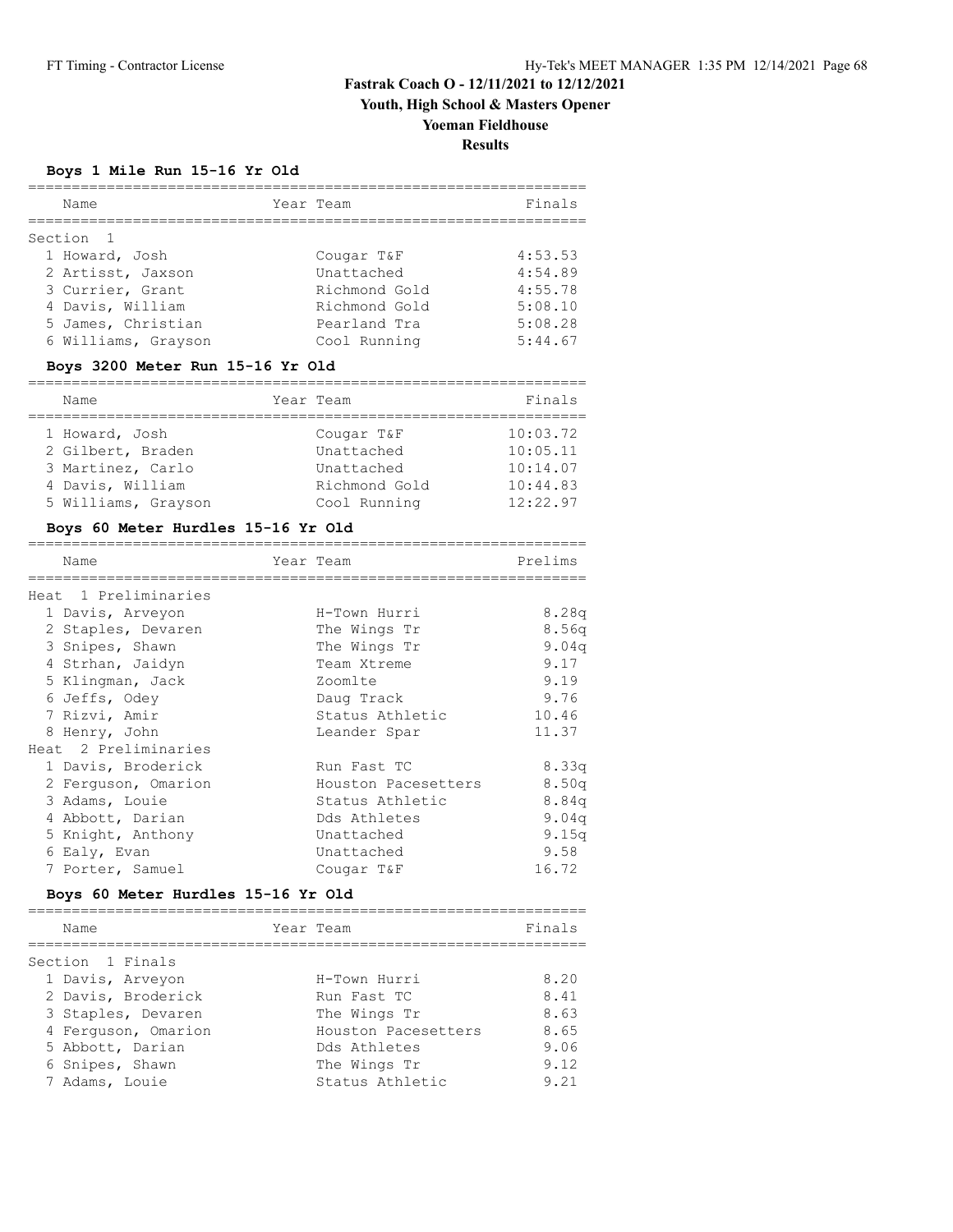# Fastrak Coach O - 12/11/2021 to 12/12/2021

## Youth, High School & Masters Opener

## Yoeman Fieldhouse

## Results

### Boys 1 Mile Run 15-16 Yr Old

| Name | Year | Team | Finals |
|---|---|---|---|
| **Section 1** | | | |
| 1 Howard, Josh | | Cougar T&F | 4:53.53 |
| 2 Artisst, Jaxson | | Unattached | 4:54.89 |
| 3 Currier, Grant | | Richmond Gold | 4:55.78 |
| 4 Davis, William | | Richmond Gold | 5:08.10 |
| 5 James, Christian | | Pearland Tra | 5:08.28 |
| 6 Williams, Grayson | | Cool Running | 5:44.67 |

### Boys 3200 Meter Run 15-16 Yr Old

| Name | Year | Team | Finals |
|---|---|---|---|
| 1 Howard, Josh | | Cougar T&F | 10:03.72 |
| 2 Gilbert, Braden | | Unattached | 10:05.11 |
| 3 Martinez, Carlo | | Unattached | 10:14.07 |
| 4 Davis, William | | Richmond Gold | 10:44.83 |
| 5 Williams, Grayson | | Cool Running | 12:22.97 |

### Boys 60 Meter Hurdles 15-16 Yr Old

| Name | Year | Team | Prelims |
|---|---|---|---|
| **Heat 1 Preliminaries** | | | |
| 1 Davis, Arveyon | | H-Town Hurri | 8.28q |
| 2 Staples, Devaren | | The Wings Tr | 8.56q |
| 3 Snipes, Shawn | | The Wings Tr | 9.04q |
| 4 Strhan, Jaidyn | | Team Xtreme | 9.17 |
| 5 Klingman, Jack | | Zoomlte | 9.19 |
| 6 Jeffs, Odey | | Daug Track | 9.76 |
| 7 Rizvi, Amir | | Status Athletic | 10.46 |
| 8 Henry, John | | Leander Spar | 11.37 |
| **Heat 2 Preliminaries** | | | |
| 1 Davis, Broderick | | Run Fast TC | 8.33q |
| 2 Ferguson, Omarion | | Houston Pacesetters | 8.50q |
| 3 Adams, Louie | | Status Athletic | 8.84q |
| 4 Abbott, Darian | | Dds Athletes | 9.04q |
| 5 Knight, Anthony | | Unattached | 9.15q |
| 6 Ealy, Evan | | Unattached | 9.58 |
| 7 Porter, Samuel | | Cougar T&F | 16.72 |

### Boys 60 Meter Hurdles 15-16 Yr Old

| Name | Year | Team | Finals |
|---|---|---|---|
| **Section 1 Finals** | | | |
| 1 Davis, Arveyon | | H-Town Hurri | 8.20 |
| 2 Davis, Broderick | | Run Fast TC | 8.41 |
| 3 Staples, Devaren | | The Wings Tr | 8.63 |
| 4 Ferguson, Omarion | | Houston Pacesetters | 8.65 |
| 5 Abbott, Darian | | Dds Athletes | 9.06 |
| 6 Snipes, Shawn | | The Wings Tr | 9.12 |
| 7 Adams, Louie | | Status Athletic | 9.21 |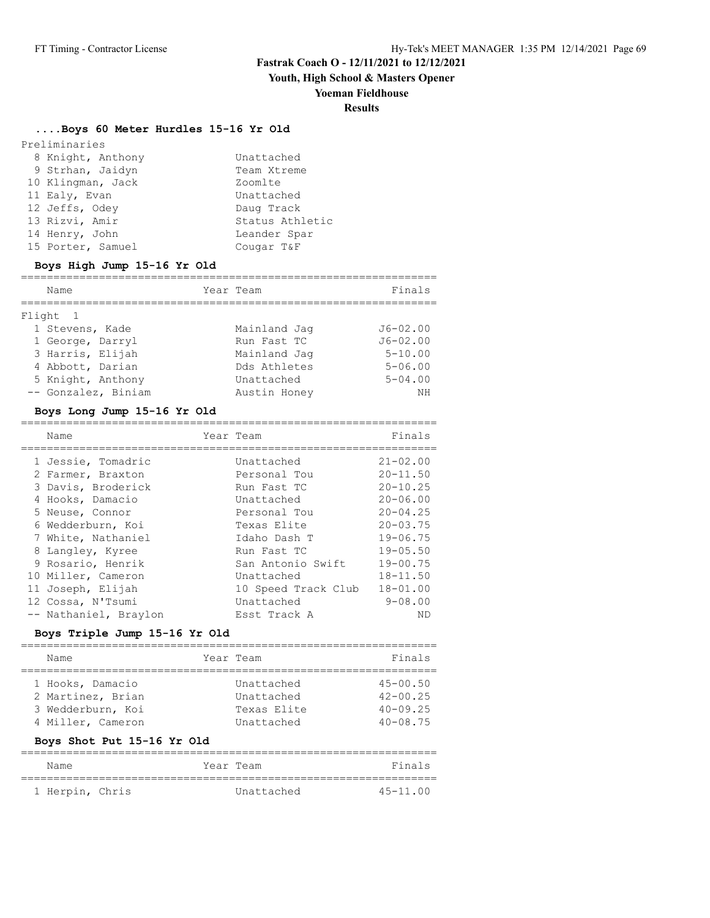# Fastrak Coach O - 12/11/2021 to 12/12/2021

## Youth, High School & Masters Opener

## Yoeman Fieldhouse

## Results

### ....Boys 60 Meter Hurdles 15-16 Yr Old

Preliminaries

| Place | Name | Team |
|---|---|---|
| 8 | Knight, Anthony | Unattached |
| 9 | Strhan, Jaidyn | Team Xtreme |
| 10 | Klingman, Jack | Zoomlte |
| 11 | Ealy, Evan | Unattached |
| 12 | Jeffs, Odey | Daug Track |
| 13 | Rizvi, Amir | Status Athletic |
| 14 | Henry, John | Leander Spar |
| 15 | Porter, Samuel | Cougar T&F |

### Boys High Jump 15-16 Yr Old

Flight 1

| Place | Name | Year | Team | Finals |
|---|---|---|---|---|
| 1 | Stevens, Kade | | Mainland Jag | J6-02.00 |
| 1 | George, Darryl | | Run Fast TC | J6-02.00 |
| 3 | Harris, Elijah | | Mainland Jag | 5-10.00 |
| 4 | Abbott, Darian | | Dds Athletes | 5-06.00 |
| 5 | Knight, Anthony | | Unattached | 5-04.00 |
| -- | Gonzalez, Biniam | | Austin Honey | NH |

### Boys Long Jump 15-16 Yr Old

| Place | Name | Year | Team | Finals |
|---|---|---|---|---|
| 1 | Jessie, Tomadric | | Unattached | 21-02.00 |
| 2 | Farmer, Braxton | | Personal Tou | 20-11.50 |
| 3 | Davis, Broderick | | Run Fast TC | 20-10.25 |
| 4 | Hooks, Damacio | | Unattached | 20-06.00 |
| 5 | Neuse, Connor | | Personal Tou | 20-04.25 |
| 6 | Wedderburn, Koi | | Texas Elite | 20-03.75 |
| 7 | White, Nathaniel | | Idaho Dash T | 19-06.75 |
| 8 | Langley, Kyree | | Run Fast TC | 19-05.50 |
| 9 | Rosario, Henrik | | San Antonio Swift | 19-00.75 |
| 10 | Miller, Cameron | | Unattached | 18-11.50 |
| 11 | Joseph, Elijah | | 10 Speed Track Club | 18-01.00 |
| 12 | Cossa, N'Tsumi | | Unattached | 9-08.00 |
| -- | Nathaniel, Braylon | | Esst Track A | ND |

### Boys Triple Jump 15-16 Yr Old

| Place | Name | Year | Team | Finals |
|---|---|---|---|---|
| 1 | Hooks, Damacio | | Unattached | 45-00.50 |
| 2 | Martinez, Brian | | Unattached | 42-00.25 |
| 3 | Wedderburn, Koi | | Texas Elite | 40-09.25 |
| 4 | Miller, Cameron | | Unattached | 40-08.75 |

### Boys Shot Put 15-16 Yr Old

| Place | Name | Year | Team | Finals |
|---|---|---|---|---|
| 1 | Herpin, Chris | | Unattached | 45-11.00 |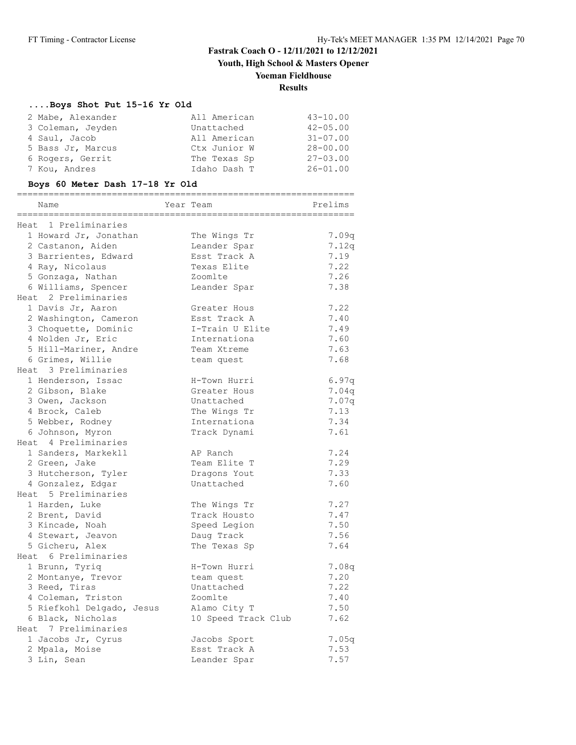# Fastrak Coach O - 12/11/2021 to 12/12/2021

## Youth, High School & Masters Opener

## Yoeman Fieldhouse

## Results

### ....Boys Shot Put 15-16 Yr Old

| Place | Name | Team | Mark |
|---|---|---|---|
| 2 | Mabe, Alexander | All American | 43-10.00 |
| 3 | Coleman, Jeyden | Unattached | 42-05.00 |
| 4 | Saul, Jacob | All American | 31-07.00 |
| 5 | Bass Jr, Marcus | Ctx Junior W | 28-00.00 |
| 6 | Rogers, Gerrit | The Texas Sp | 27-03.00 |
| 7 | Kou, Andres | Idaho Dash T | 26-01.00 |

### Boys 60 Meter Dash 17-18 Yr Old

| Place | Name | Year | Team | Prelims |
|---|---|---|---|---|
| **Heat 1 Preliminaries** | | | | |
| 1 | Howard Jr, Jonathan | | The Wings Tr | 7.09q |
| 2 | Castanon, Aiden | | Leander Spar | 7.12q |
| 3 | Barrientes, Edward | | Esst Track A | 7.19 |
| 4 | Ray, Nicolaus | | Texas Elite | 7.22 |
| 5 | Gonzaga, Nathan | | Zoomlte | 7.26 |
| 6 | Williams, Spencer | | Leander Spar | 7.38 |
| **Heat 2 Preliminaries** | | | | |
| 1 | Davis Jr, Aaron | | Greater Hous | 7.22 |
| 2 | Washington, Cameron | | Esst Track A | 7.40 |
| 3 | Choquette, Dominic | | I-Train U Elite | 7.49 |
| 4 | Nolden Jr, Eric | | Internationa | 7.60 |
| 5 | Hill-Mariner, Andre | | Team Xtreme | 7.63 |
| 6 | Grimes, Willie | | team quest | 7.68 |
| **Heat 3 Preliminaries** | | | | |
| 1 | Henderson, Issac | | H-Town Hurri | 6.97q |
| 2 | Gibson, Blake | | Greater Hous | 7.04q |
| 3 | Owen, Jackson | | Unattached | 7.07q |
| 4 | Brock, Caleb | | The Wings Tr | 7.13 |
| 5 | Webber, Rodney | | Internationa | 7.34 |
| 6 | Johnson, Myron | | Track Dynami | 7.61 |
| **Heat 4 Preliminaries** | | | | |
| 1 | Sanders, Markekll | | AP Ranch | 7.24 |
| 2 | Green, Jake | | Team Elite T | 7.29 |
| 3 | Hutcherson, Tyler | | Dragons Yout | 7.33 |
| 4 | Gonzalez, Edgar | | Unattached | 7.60 |
| **Heat 5 Preliminaries** | | | | |
| 1 | Harden, Luke | | The Wings Tr | 7.27 |
| 2 | Brent, David | | Track Housto | 7.47 |
| 3 | Kincade, Noah | | Speed Legion | 7.50 |
| 4 | Stewart, Jeavon | | Daug Track | 7.56 |
| 5 | Gicheru, Alex | | The Texas Sp | 7.64 |
| **Heat 6 Preliminaries** | | | | |
| 1 | Brunn, Tyriq | | H-Town Hurri | 7.08q |
| 2 | Montanye, Trevor | | team quest | 7.20 |
| 3 | Reed, Tiras | | Unattached | 7.22 |
| 4 | Coleman, Triston | | Zoomlte | 7.40 |
| 5 | Riefkohl Delgado, Jesus | | Alamo City T | 7.50 |
| 6 | Black, Nicholas | | 10 Speed Track Club | 7.62 |
| **Heat 7 Preliminaries** | | | | |
| 1 | Jacobs Jr, Cyrus | | Jacobs Sport | 7.05q |
| 2 | Mpala, Moise | | Esst Track A | 7.53 |
| 3 | Lin, Sean | | Leander Spar | 7.57 |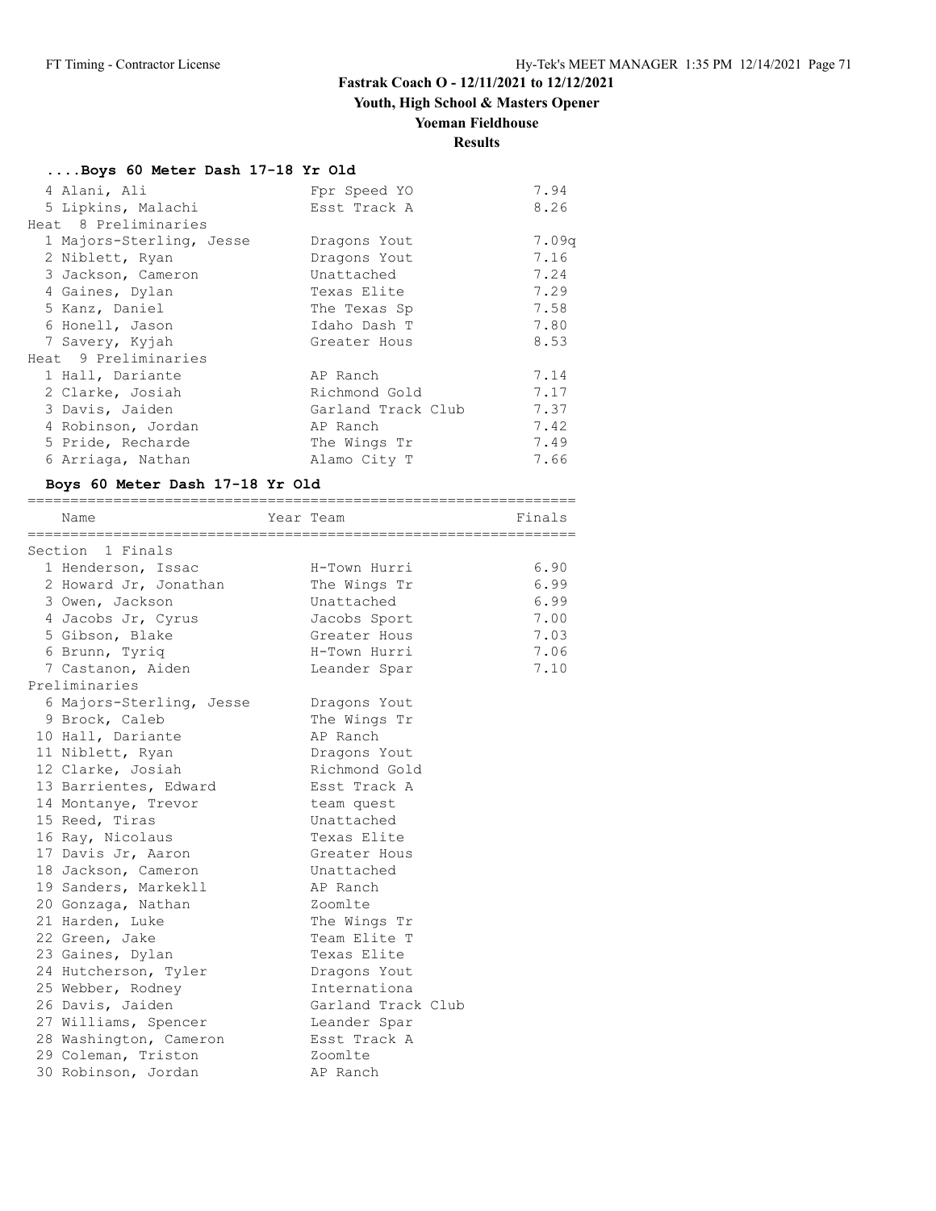## Fastrak Coach O - 12/11/2021 to 12/12/2021

### Youth, High School & Masters Opener

### Yoeman Fieldhouse

### Results

#### ....Boys 60 Meter Dash 17-18 Yr Old

| Place | Name | Team | Time |
|---|---|---|---|
| 4 | Alani, Ali | Fpr Speed YO | 7.94 |
| 5 | Lipkins, Malachi | Esst Track A | 8.26 |
| **Heat 8 Preliminaries** | | | |
| 1 | Majors-Sterling, Jesse | Dragons Yout | 7.09q |
| 2 | Niblett, Ryan | Dragons Yout | 7.16 |
| 3 | Jackson, Cameron | Unattached | 7.24 |
| 4 | Gaines, Dylan | Texas Elite | 7.29 |
| 5 | Kanz, Daniel | The Texas Sp | 7.58 |
| 6 | Honell, Jason | Idaho Dash T | 7.80 |
| 7 | Savery, Kyjah | Greater Hous | 8.53 |
| **Heat 9 Preliminaries** | | | |
| 1 | Hall, Dariante | AP Ranch | 7.14 |
| 2 | Clarke, Josiah | Richmond Gold | 7.17 |
| 3 | Davis, Jaiden | Garland Track Club | 7.37 |
| 4 | Robinson, Jordan | AP Ranch | 7.42 |
| 5 | Pride, Recharde | The Wings Tr | 7.49 |
| 6 | Arriaga, Nathan | Alamo City T | 7.66 |

#### Boys 60 Meter Dash 17-18 Yr Old

| Place | Name | Year Team | Finals |
|---|---|---|---|
| **Section 1 Finals** | | | |
| 1 | Henderson, Issac | H-Town Hurri | 6.90 |
| 2 | Howard Jr, Jonathan | The Wings Tr | 6.99 |
| 3 | Owen, Jackson | Unattached | 6.99 |
| 4 | Jacobs Jr, Cyrus | Jacobs Sport | 7.00 |
| 5 | Gibson, Blake | Greater Hous | 7.03 |
| 6 | Brunn, Tyriq | H-Town Hurri | 7.06 |
| 7 | Castanon, Aiden | Leander Spar | 7.10 |
| **Preliminaries** | | | |
| 6 | Majors-Sterling, Jesse | Dragons Yout | |
| 9 | Brock, Caleb | The Wings Tr | |
| 10 | Hall, Dariante | AP Ranch | |
| 11 | Niblett, Ryan | Dragons Yout | |
| 12 | Clarke, Josiah | Richmond Gold | |
| 13 | Barrientes, Edward | Esst Track A | |
| 14 | Montanye, Trevor | team quest | |
| 15 | Reed, Tiras | Unattached | |
| 16 | Ray, Nicolaus | Texas Elite | |
| 17 | Davis Jr, Aaron | Greater Hous | |
| 18 | Jackson, Cameron | Unattached | |
| 19 | Sanders, Markekll | AP Ranch | |
| 20 | Gonzaga, Nathan | Zoomlte | |
| 21 | Harden, Luke | The Wings Tr | |
| 22 | Green, Jake | Team Elite T | |
| 23 | Gaines, Dylan | Texas Elite | |
| 24 | Hutcherson, Tyler | Dragons Yout | |
| 25 | Webber, Rodney | Internationa | |
| 26 | Davis, Jaiden | Garland Track Club | |
| 27 | Williams, Spencer | Leander Spar | |
| 28 | Washington, Cameron | Esst Track A | |
| 29 | Coleman, Triston | Zoomlte | |
| 30 | Robinson, Jordan | AP Ranch | |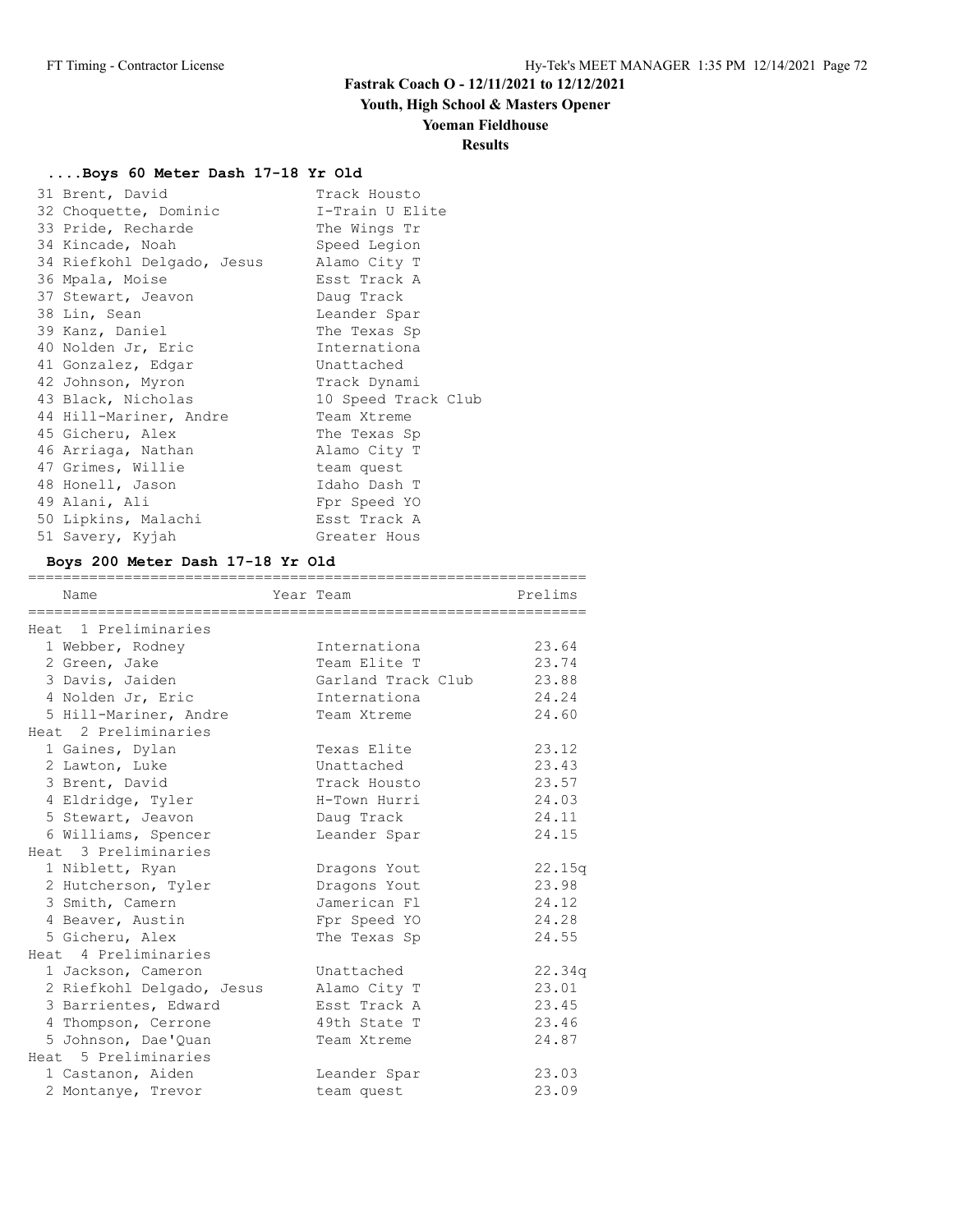# Fastrak Coach O - 12/11/2021 to 12/12/2021

## Youth, High School & Masters Opener

## Yoeman Fieldhouse

## Results

### ....Boys 60 Meter Dash 17-18 Yr Old

| Place | Name | Team |
|---|---|---|
| 31 | Brent, David | Track Housto |
| 32 | Choquette, Dominic | I-Train U Elite |
| 33 | Pride, Recharde | The Wings Tr |
| 34 | Kincade, Noah | Speed Legion |
| 34 | Riefkohl Delgado, Jesus | Alamo City T |
| 36 | Mpala, Moise | Esst Track A |
| 37 | Stewart, Jeavon | Daug Track |
| 38 | Lin, Sean | Leander Spar |
| 39 | Kanz, Daniel | The Texas Sp |
| 40 | Nolden Jr, Eric | Internationa |
| 41 | Gonzalez, Edgar | Unattached |
| 42 | Johnson, Myron | Track Dynami |
| 43 | Black, Nicholas | 10 Speed Track Club |
| 44 | Hill-Mariner, Andre | Team Xtreme |
| 45 | Gicheru, Alex | The Texas Sp |
| 46 | Arriaga, Nathan | Alamo City T |
| 47 | Grimes, Willie | team quest |
| 48 | Honell, Jason | Idaho Dash T |
| 49 | Alani, Ali | Fpr Speed YO |
| 50 | Lipkins, Malachi | Esst Track A |
| 51 | Savery, Kyjah | Greater Hous |

### Boys 200 Meter Dash 17-18 Yr Old

| Place | Name | Year | Team | Prelims |
|---|---|---|---|---|
| **Heat 1 Preliminaries** | | | | |
| 1 | Webber, Rodney | | Internationa | 23.64 |
| 2 | Green, Jake | | Team Elite T | 23.74 |
| 3 | Davis, Jaiden | | Garland Track Club | 23.88 |
| 4 | Nolden Jr, Eric | | Internationa | 24.24 |
| 5 | Hill-Mariner, Andre | | Team Xtreme | 24.60 |
| **Heat 2 Preliminaries** | | | | |
| 1 | Gaines, Dylan | | Texas Elite | 23.12 |
| 2 | Lawton, Luke | | Unattached | 23.43 |
| 3 | Brent, David | | Track Housto | 23.57 |
| 4 | Eldridge, Tyler | | H-Town Hurri | 24.03 |
| 5 | Stewart, Jeavon | | Daug Track | 24.11 |
| 6 | Williams, Spencer | | Leander Spar | 24.15 |
| **Heat 3 Preliminaries** | | | | |
| 1 | Niblett, Ryan | | Dragons Yout | 22.15q |
| 2 | Hutcherson, Tyler | | Dragons Yout | 23.98 |
| 3 | Smith, Camern | | Jamerican Fl | 24.12 |
| 4 | Beaver, Austin | | Fpr Speed YO | 24.28 |
| 5 | Gicheru, Alex | | The Texas Sp | 24.55 |
| **Heat 4 Preliminaries** | | | | |
| 1 | Jackson, Cameron | | Unattached | 22.34q |
| 2 | Riefkohl Delgado, Jesus | | Alamo City T | 23.01 |
| 3 | Barrientes, Edward | | Esst Track A | 23.45 |
| 4 | Thompson, Cerrone | | 49th State T | 23.46 |
| 5 | Johnson, Dae'Quan | | Team Xtreme | 24.87 |
| **Heat 5 Preliminaries** | | | | |
| 1 | Castanon, Aiden | | Leander Spar | 23.03 |
| 2 | Montanye, Trevor | | team quest | 23.09 |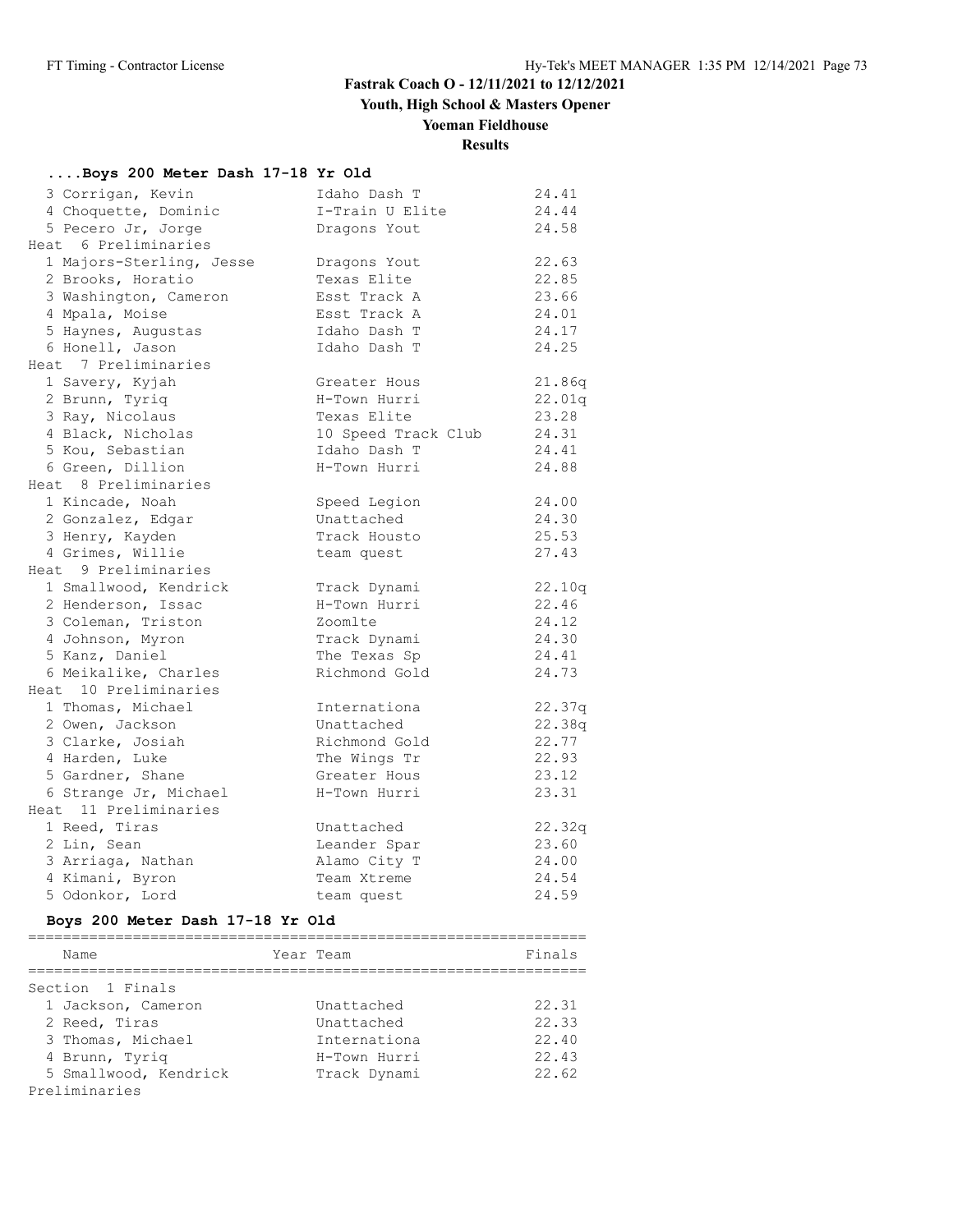Fastrak Coach O - 12/11/2021 to 12/12/2021

Youth, High School & Masters Opener

Yoeman Fieldhouse

Results

### ....Boys 200 Meter Dash 17-18 Yr Old

| Name | Team | Prelims |
|---|---|---|
| 3 Corrigan, Kevin | Idaho Dash T | 24.41 |
| 4 Choquette, Dominic | I-Train U Elite | 24.44 |
| 5 Pecero Jr, Jorge | Dragons Yout | 24.58 |
| **Heat 6 Preliminaries** | | |
| 1 Majors-Sterling, Jesse | Dragons Yout | 22.63 |
| 2 Brooks, Horatio | Texas Elite | 22.85 |
| 3 Washington, Cameron | Esst Track A | 23.66 |
| 4 Mpala, Moise | Esst Track A | 24.01 |
| 5 Haynes, Augustas | Idaho Dash T | 24.17 |
| 6 Honell, Jason | Idaho Dash T | 24.25 |
| **Heat 7 Preliminaries** | | |
| 1 Savery, Kyjah | Greater Hous | 21.86q |
| 2 Brunn, Tyriq | H-Town Hurri | 22.01q |
| 3 Ray, Nicolaus | Texas Elite | 23.28 |
| 4 Black, Nicholas | 10 Speed Track Club | 24.31 |
| 5 Kou, Sebastian | Idaho Dash T | 24.41 |
| 6 Green, Dillion | H-Town Hurri | 24.88 |
| **Heat 8 Preliminaries** | | |
| 1 Kincade, Noah | Speed Legion | 24.00 |
| 2 Gonzalez, Edgar | Unattached | 24.30 |
| 3 Henry, Kayden | Track Housto | 25.53 |
| 4 Grimes, Willie | team quest | 27.43 |
| **Heat 9 Preliminaries** | | |
| 1 Smallwood, Kendrick | Track Dynami | 22.10q |
| 2 Henderson, Issac | H-Town Hurri | 22.46 |
| 3 Coleman, Triston | Zoomlte | 24.12 |
| 4 Johnson, Myron | Track Dynami | 24.30 |
| 5 Kanz, Daniel | The Texas Sp | 24.41 |
| 6 Meikalike, Charles | Richmond Gold | 24.73 |
| **Heat 10 Preliminaries** | | |
| 1 Thomas, Michael | Internationa | 22.37q |
| 2 Owen, Jackson | Unattached | 22.38q |
| 3 Clarke, Josiah | Richmond Gold | 22.77 |
| 4 Harden, Luke | The Wings Tr | 22.93 |
| 5 Gardner, Shane | Greater Hous | 23.12 |
| 6 Strange Jr, Michael | H-Town Hurri | 23.31 |
| **Heat 11 Preliminaries** | | |
| 1 Reed, Tiras | Unattached | 22.32q |
| 2 Lin, Sean | Leander Spar | 23.60 |
| 3 Arriaga, Nathan | Alamo City T | 24.00 |
| 4 Kimani, Byron | Team Xtreme | 24.54 |
| 5 Odonkor, Lord | team quest | 24.59 |

### Boys 200 Meter Dash 17-18 Yr Old

| Name | Year Team | Finals |
|---|---|---|
| **Section 1 Finals** | | |
| 1 Jackson, Cameron | Unattached | 22.31 |
| 2 Reed, Tiras | Unattached | 22.33 |
| 3 Thomas, Michael | Internationa | 22.40 |
| 4 Brunn, Tyriq | H-Town Hurri | 22.43 |
| 5 Smallwood, Kendrick | Track Dynami | 22.62 |

Preliminaries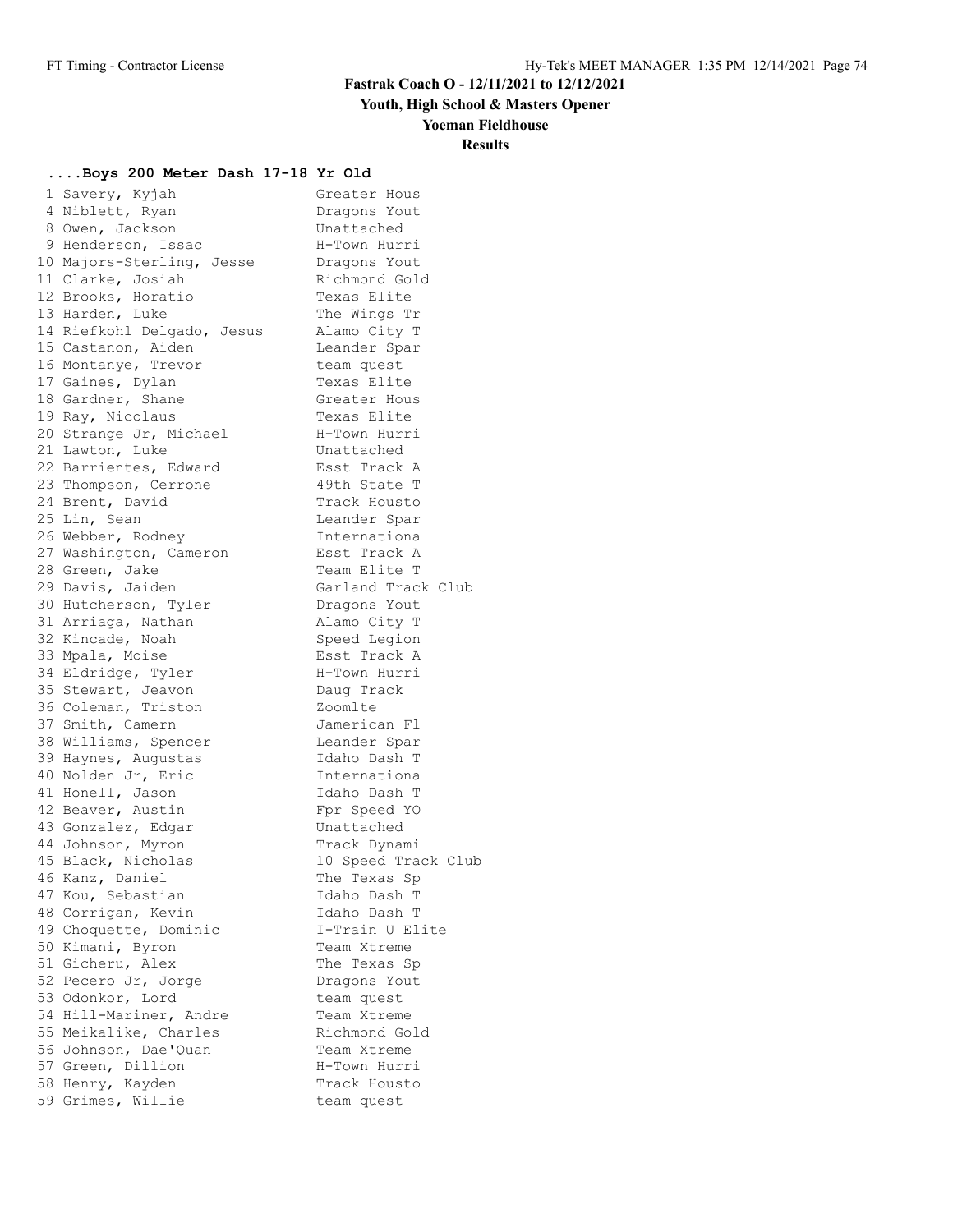**Fastrak Coach O - 12/11/2021 to 12/12/2021**

**Youth, High School & Masters Opener**

**Yoeman Fieldhouse**

**Results**

### ....Boys 200 Meter Dash 17-18 Yr Old

| Place | Name | Team |
|---|---|---|
| 1 | Savery, Kyjah | Greater Hous |
| 4 | Niblett, Ryan | Dragons Yout |
| 8 | Owen, Jackson | Unattached |
| 9 | Henderson, Issac | H-Town Hurri |
| 10 | Majors-Sterling, Jesse | Dragons Yout |
| 11 | Clarke, Josiah | Richmond Gold |
| 12 | Brooks, Horatio | Texas Elite |
| 13 | Harden, Luke | The Wings Tr |
| 14 | Riefkohl Delgado, Jesus | Alamo City T |
| 15 | Castanon, Aiden | Leander Spar |
| 16 | Montanye, Trevor | team quest |
| 17 | Gaines, Dylan | Texas Elite |
| 18 | Gardner, Shane | Greater Hous |
| 19 | Ray, Nicolaus | Texas Elite |
| 20 | Strange Jr, Michael | H-Town Hurri |
| 21 | Lawton, Luke | Unattached |
| 22 | Barrientes, Edward | Esst Track A |
| 23 | Thompson, Cerrone | 49th State T |
| 24 | Brent, David | Track Housto |
| 25 | Lin, Sean | Leander Spar |
| 26 | Webber, Rodney | Internationa |
| 27 | Washington, Cameron | Esst Track A |
| 28 | Green, Jake | Team Elite T |
| 29 | Davis, Jaiden | Garland Track Club |
| 30 | Hutcherson, Tyler | Dragons Yout |
| 31 | Arriaga, Nathan | Alamo City T |
| 32 | Kincade, Noah | Speed Legion |
| 33 | Mpala, Moise | Esst Track A |
| 34 | Eldridge, Tyler | H-Town Hurri |
| 35 | Stewart, Jeavon | Daug Track |
| 36 | Coleman, Triston | Zoomlte |
| 37 | Smith, Camern | Jamerican Fl |
| 38 | Williams, Spencer | Leander Spar |
| 39 | Haynes, Augustas | Idaho Dash T |
| 40 | Nolden Jr, Eric | Internationa |
| 41 | Honell, Jason | Idaho Dash T |
| 42 | Beaver, Austin | Fpr Speed YO |
| 43 | Gonzalez, Edgar | Unattached |
| 44 | Johnson, Myron | Track Dynami |
| 45 | Black, Nicholas | 10 Speed Track Club |
| 46 | Kanz, Daniel | The Texas Sp |
| 47 | Kou, Sebastian | Idaho Dash T |
| 48 | Corrigan, Kevin | Idaho Dash T |
| 49 | Choquette, Dominic | I-Train U Elite |
| 50 | Kimani, Byron | Team Xtreme |
| 51 | Gicheru, Alex | The Texas Sp |
| 52 | Pecero Jr, Jorge | Dragons Yout |
| 53 | Odonkor, Lord | team quest |
| 54 | Hill-Mariner, Andre | Team Xtreme |
| 55 | Meikalike, Charles | Richmond Gold |
| 56 | Johnson, Dae'Quan | Team Xtreme |
| 57 | Green, Dillion | H-Town Hurri |
| 58 | Henry, Kayden | Track Housto |
| 59 | Grimes, Willie | team quest |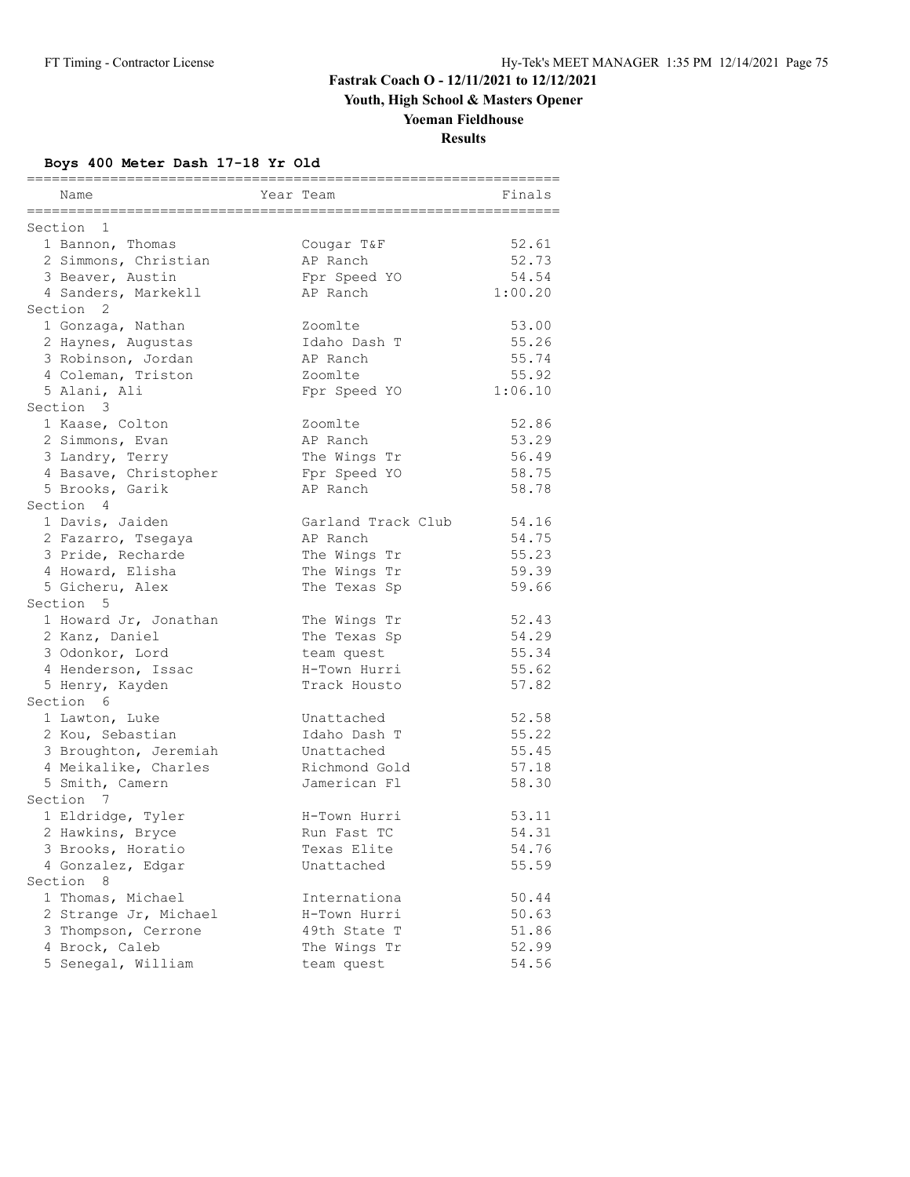# Fastrak Coach O - 12/11/2021 to 12/12/2021

## Youth, High School & Masters Opener

## Yoeman Fieldhouse

## Results

### Boys 400 Meter Dash 17-18 Yr Old

| Name | Year Team | Finals |
|---|---|---|
| **Section 1** | | |
| 1 Bannon, Thomas | Cougar T&F | 52.61 |
| 2 Simmons, Christian | AP Ranch | 52.73 |
| 3 Beaver, Austin | Fpr Speed YO | 54.54 |
| 4 Sanders, Markekll | AP Ranch | 1:00.20 |
| **Section 2** | | |
| 1 Gonzaga, Nathan | Zoomlte | 53.00 |
| 2 Haynes, Augustas | Idaho Dash T | 55.26 |
| 3 Robinson, Jordan | AP Ranch | 55.74 |
| 4 Coleman, Triston | Zoomlte | 55.92 |
| 5 Alani, Ali | Fpr Speed YO | 1:06.10 |
| **Section 3** | | |
| 1 Kaase, Colton | Zoomlte | 52.86 |
| 2 Simmons, Evan | AP Ranch | 53.29 |
| 3 Landry, Terry | The Wings Tr | 56.49 |
| 4 Basave, Christopher | Fpr Speed YO | 58.75 |
| 5 Brooks, Garik | AP Ranch | 58.78 |
| **Section 4** | | |
| 1 Davis, Jaiden | Garland Track Club | 54.16 |
| 2 Fazarro, Tsegaya | AP Ranch | 54.75 |
| 3 Pride, Recharde | The Wings Tr | 55.23 |
| 4 Howard, Elisha | The Wings Tr | 59.39 |
| 5 Gicheru, Alex | The Texas Sp | 59.66 |
| **Section 5** | | |
| 1 Howard Jr, Jonathan | The Wings Tr | 52.43 |
| 2 Kanz, Daniel | The Texas Sp | 54.29 |
| 3 Odonkor, Lord | team quest | 55.34 |
| 4 Henderson, Issac | H-Town Hurri | 55.62 |
| 5 Henry, Kayden | Track Housto | 57.82 |
| **Section 6** | | |
| 1 Lawton, Luke | Unattached | 52.58 |
| 2 Kou, Sebastian | Idaho Dash T | 55.22 |
| 3 Broughton, Jeremiah | Unattached | 55.45 |
| 4 Meikalike, Charles | Richmond Gold | 57.18 |
| 5 Smith, Camern | Jamerican Fl | 58.30 |
| **Section 7** | | |
| 1 Eldridge, Tyler | H-Town Hurri | 53.11 |
| 2 Hawkins, Bryce | Run Fast TC | 54.31 |
| 3 Brooks, Horatio | Texas Elite | 54.76 |
| 4 Gonzalez, Edgar | Unattached | 55.59 |
| **Section 8** | | |
| 1 Thomas, Michael | Internationa | 50.44 |
| 2 Strange Jr, Michael | H-Town Hurri | 50.63 |
| 3 Thompson, Cerrone | 49th State T | 51.86 |
| 4 Brock, Caleb | The Wings Tr | 52.99 |
| 5 Senegal, William | team quest | 54.56 |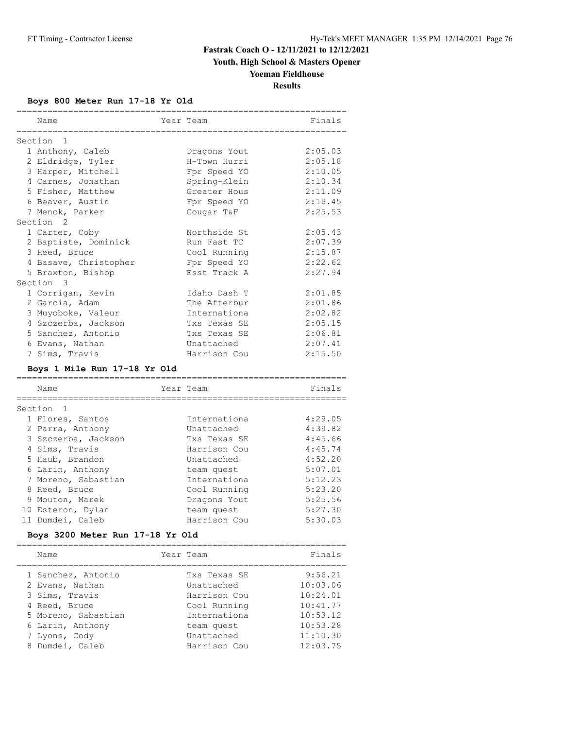# Fastrak Coach O - 12/11/2021 to 12/12/2021

## Youth, High School & Masters Opener

## Yoeman Fieldhouse

## Results

### Boys 800 Meter Run 17-18 Yr Old

| Name | Year | Team | Finals |
|---|---|---|---|
| **Section 1** | | | |
| 1 Anthony, Caleb | | Dragons Yout | 2:05.03 |
| 2 Eldridge, Tyler | | H-Town Hurri | 2:05.18 |
| 3 Harper, Mitchell | | Fpr Speed YO | 2:10.05 |
| 4 Carnes, Jonathan | | Spring-Klein | 2:10.34 |
| 5 Fisher, Matthew | | Greater Hous | 2:11.09 |
| 6 Beaver, Austin | | Fpr Speed YO | 2:16.45 |
| 7 Menck, Parker | | Cougar T&F | 2:25.53 |
| **Section 2** | | | |
| 1 Carter, Coby | | Northside St | 2:05.43 |
| 2 Baptiste, Dominick | | Run Fast TC | 2:07.39 |
| 3 Reed, Bruce | | Cool Running | 2:15.87 |
| 4 Basave, Christopher | | Fpr Speed YO | 2:22.62 |
| 5 Braxton, Bishop | | Esst Track A | 2:27.94 |
| **Section 3** | | | |
| 1 Corrigan, Kevin | | Idaho Dash T | 2:01.85 |
| 2 Garcia, Adam | | The Afterbur | 2:01.86 |
| 3 Muyoboke, Valeur | | Internationa | 2:02.82 |
| 4 Szczerba, Jackson | | Txs Texas SE | 2:05.15 |
| 5 Sanchez, Antonio | | Txs Texas SE | 2:06.81 |
| 6 Evans, Nathan | | Unattached | 2:07.41 |
| 7 Sims, Travis | | Harrison Cou | 2:15.50 |

### Boys 1 Mile Run 17-18 Yr Old

| Name | Year | Team | Finals |
|---|---|---|---|
| **Section 1** | | | |
| 1 Flores, Santos | | Internationa | 4:29.05 |
| 2 Parra, Anthony | | Unattached | 4:39.82 |
| 3 Szczerba, Jackson | | Txs Texas SE | 4:45.66 |
| 4 Sims, Travis | | Harrison Cou | 4:45.74 |
| 5 Haub, Brandon | | Unattached | 4:52.20 |
| 6 Larin, Anthony | | team quest | 5:07.01 |
| 7 Moreno, Sabastian | | Internationa | 5:12.23 |
| 8 Reed, Bruce | | Cool Running | 5:23.20 |
| 9 Mouton, Marek | | Dragons Yout | 5:25.56 |
| 10 Esteron, Dylan | | team quest | 5:27.30 |
| 11 Dumdei, Caleb | | Harrison Cou | 5:30.03 |

### Boys 3200 Meter Run 17-18 Yr Old

| Name | Year | Team | Finals |
|---|---|---|---|
| 1 Sanchez, Antonio | | Txs Texas SE | 9:56.21 |
| 2 Evans, Nathan | | Unattached | 10:03.06 |
| 3 Sims, Travis | | Harrison Cou | 10:24.01 |
| 4 Reed, Bruce | | Cool Running | 10:41.77 |
| 5 Moreno, Sabastian | | Internationa | 10:53.12 |
| 6 Larin, Anthony | | team quest | 10:53.28 |
| 7 Lyons, Cody | | Unattached | 11:10.30 |
| 8 Dumdei, Caleb | | Harrison Cou | 12:03.75 |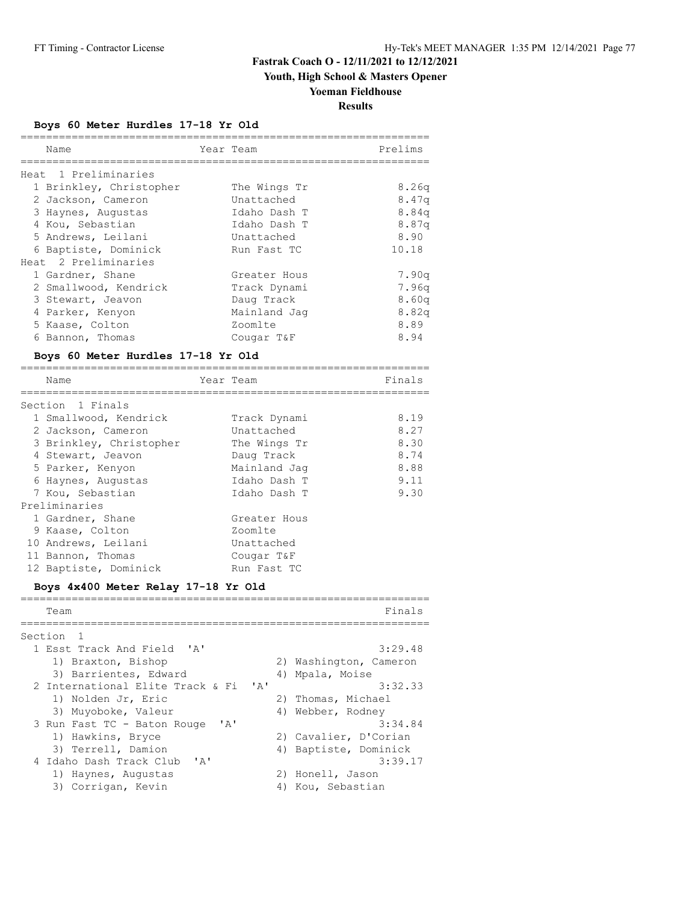## Fastrak Coach O - 12/11/2021 to 12/12/2021

## Youth, High School & Masters Opener

## Yoeman Fieldhouse

## Results

### Boys 60 Meter Hurdles 17-18 Yr Old

| | Name | Year | Team | Prelims |
|---|---|---|---|---|
| **Heat 1 Preliminaries** | | | | |
| 1 | Brinkley, Christopher | | The Wings Tr | 8.26q |
| 2 | Jackson, Cameron | | Unattached | 8.47q |
| 3 | Haynes, Augustas | | Idaho Dash T | 8.84q |
| 4 | Kou, Sebastian | | Idaho Dash T | 8.87q |
| 5 | Andrews, Leilani | | Unattached | 8.90 |
| 6 | Baptiste, Dominick | | Run Fast TC | 10.18 |
| **Heat 2 Preliminaries** | | | | |
| 1 | Gardner, Shane | | Greater Hous | 7.90q |
| 2 | Smallwood, Kendrick | | Track Dynami | 7.96q |
| 3 | Stewart, Jeavon | | Daug Track | 8.60q |
| 4 | Parker, Kenyon | | Mainland Jag | 8.82q |
| 5 | Kaase, Colton | | Zoomlte | 8.89 |
| 6 | Bannon, Thomas | | Cougar T&F | 8.94 |

### Boys 60 Meter Hurdles 17-18 Yr Old

| | Name | Year | Team | Finals |
|---|---|---|---|---|
| **Section 1 Finals** | | | | |
| 1 | Smallwood, Kendrick | | Track Dynami | 8.19 |
| 2 | Jackson, Cameron | | Unattached | 8.27 |
| 3 | Brinkley, Christopher | | The Wings Tr | 8.30 |
| 4 | Stewart, Jeavon | | Daug Track | 8.74 |
| 5 | Parker, Kenyon | | Mainland Jag | 8.88 |
| 6 | Haynes, Augustas | | Idaho Dash T | 9.11 |
| 7 | Kou, Sebastian | | Idaho Dash T | 9.30 |
| **Preliminaries** | | | | |
| 1 | Gardner, Shane | | Greater Hous | |
| 9 | Kaase, Colton | | Zoomlte | |
| 10 | Andrews, Leilani | | Unattached | |
| 11 | Bannon, Thomas | | Cougar T&F | |
| 12 | Baptiste, Dominick | | Run Fast TC | |

### Boys 4x400 Meter Relay 17-18 Yr Old

| | Team | Finals |
|---|---|---|
| **Section 1** | | |
| 1 | Esst Track And Field 'A' | 3:29.48 |
| | 1) Braxton, Bishop; 2) Washington, Cameron; 3) Barrientes, Edward; 4) Mpala, Moise | |
| 2 | International Elite Track & Fi 'A' | 3:32.33 |
| | 1) Nolden Jr, Eric; 2) Thomas, Michael; 3) Muyoboke, Valeur; 4) Webber, Rodney | |
| 3 | Run Fast TC - Baton Rouge 'A' | 3:34.84 |
| | 1) Hawkins, Bryce; 2) Cavalier, D'Corian; 3) Terrell, Damion; 4) Baptiste, Dominick | |
| 4 | Idaho Dash Track Club 'A' | 3:39.17 |
| | 1) Haynes, Augustas; 2) Honell, Jason; 3) Corrigan, Kevin; 4) Kou, Sebastian | |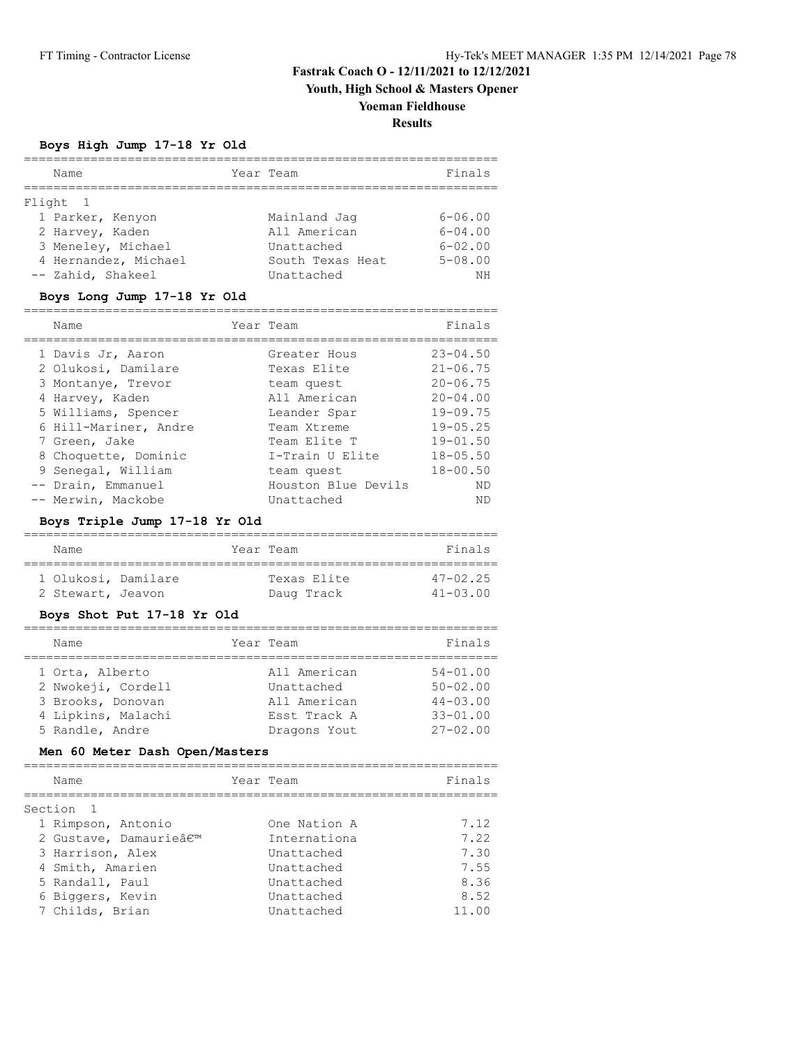# Fastrak Coach O - 12/11/2021 to 12/12/2021

## Youth, High School & Masters Opener

## Yoeman Fieldhouse

## Results

### Boys High Jump 17-18 Yr Old

| | Name | Year | Team | Finals |
|---|---|---|---|---|
| **Flight 1** | | | | |
| 1 | Parker, Kenyon | | Mainland Jag | 6-06.00 |
| 2 | Harvey, Kaden | | All American | 6-04.00 |
| 3 | Meneley, Michael | | Unattached | 6-02.00 |
| 4 | Hernandez, Michael | | South Texas Heat | 5-08.00 |
| -- | Zahid, Shakeel | | Unattached | NH |

### Boys Long Jump 17-18 Yr Old

| | Name | Year | Team | Finals |
|---|---|---|---|---|
| 1 | Davis Jr, Aaron | | Greater Hous | 23-04.50 |
| 2 | Olukosi, Damilare | | Texas Elite | 21-06.75 |
| 3 | Montanye, Trevor | | team quest | 20-06.75 |
| 4 | Harvey, Kaden | | All American | 20-04.00 |
| 5 | Williams, Spencer | | Leander Spar | 19-09.75 |
| 6 | Hill-Mariner, Andre | | Team Xtreme | 19-05.25 |
| 7 | Green, Jake | | Team Elite T | 19-01.50 |
| 8 | Choquette, Dominic | | I-Train U Elite | 18-05.50 |
| 9 | Senegal, William | | team quest | 18-00.50 |
| -- | Drain, Emmanuel | | Houston Blue Devils | ND |
| -- | Merwin, Mackobe | | Unattached | ND |

### Boys Triple Jump 17-18 Yr Old

| | Name | Year | Team | Finals |
|---|---|---|---|---|
| 1 | Olukosi, Damilare | | Texas Elite | 47-02.25 |
| 2 | Stewart, Jeavon | | Daug Track | 41-03.00 |

### Boys Shot Put 17-18 Yr Old

| | Name | Year | Team | Finals |
|---|---|---|---|---|
| 1 | Orta, Alberto | | All American | 54-01.00 |
| 2 | Nwokeji, Cordell | | Unattached | 50-02.00 |
| 3 | Brooks, Donovan | | All American | 44-03.00 |
| 4 | Lipkins, Malachi | | Esst Track A | 33-01.00 |
| 5 | Randle, Andre | | Dragons Yout | 27-02.00 |

### Men 60 Meter Dash Open/Masters

| | Name | Year | Team | Finals |
|---|---|---|---|---|
| **Section 1** | | | | |
| 1 | Rimpson, Antonio | | One Nation A | 7.12 |
| 2 | Gustave, Damaurieâ€™ | | Internationa | 7.22 |
| 3 | Harrison, Alex | | Unattached | 7.30 |
| 4 | Smith, Amarien | | Unattached | 7.55 |
| 5 | Randall, Paul | | Unattached | 8.36 |
| 6 | Biggers, Kevin | | Unattached | 8.52 |
| 7 | Childs, Brian | | Unattached | 11.00 |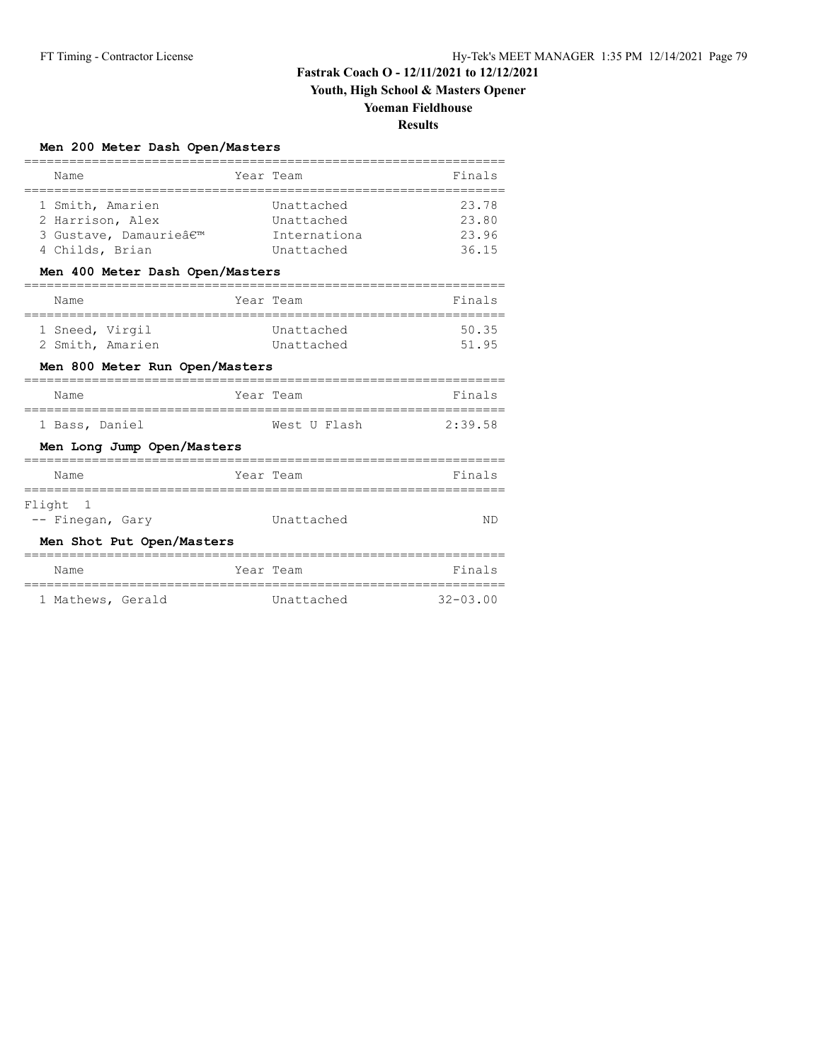# Fastrak Coach O - 12/11/2021 to 12/12/2021

## Youth, High School & Masters Opener

## Yoeman Fieldhouse

## Results

### Men 200 Meter Dash Open/Masters

| | Name | Year | Team | Finals |
|---|---|---|---|---|
| 1 | Smith, Amarien | | Unattached | 23.78 |
| 2 | Harrison, Alex | | Unattached | 23.80 |
| 3 | Gustave, Damaurieâ€™ | | Internationa | 23.96 |
| 4 | Childs, Brian | | Unattached | 36.15 |

### Men 400 Meter Dash Open/Masters

| | Name | Year | Team | Finals |
|---|---|---|---|---|
| 1 | Sneed, Virgil | | Unattached | 50.35 |
| 2 | Smith, Amarien | | Unattached | 51.95 |

### Men 800 Meter Run Open/Masters

| | Name | Year | Team | Finals |
|---|---|---|---|---|
| 1 | Bass, Daniel | | West U Flash | 2:39.58 |

### Men Long Jump Open/Masters

| | Name | Year | Team | Finals |
|---|---|---|---|---|
| Flight 1 | | | | |
| -- | Finegan, Gary | | Unattached | ND |

### Men Shot Put Open/Masters

| | Name | Year | Team | Finals |
|---|---|---|---|---|
| 1 | Mathews, Gerald | | Unattached | 32-03.00 |